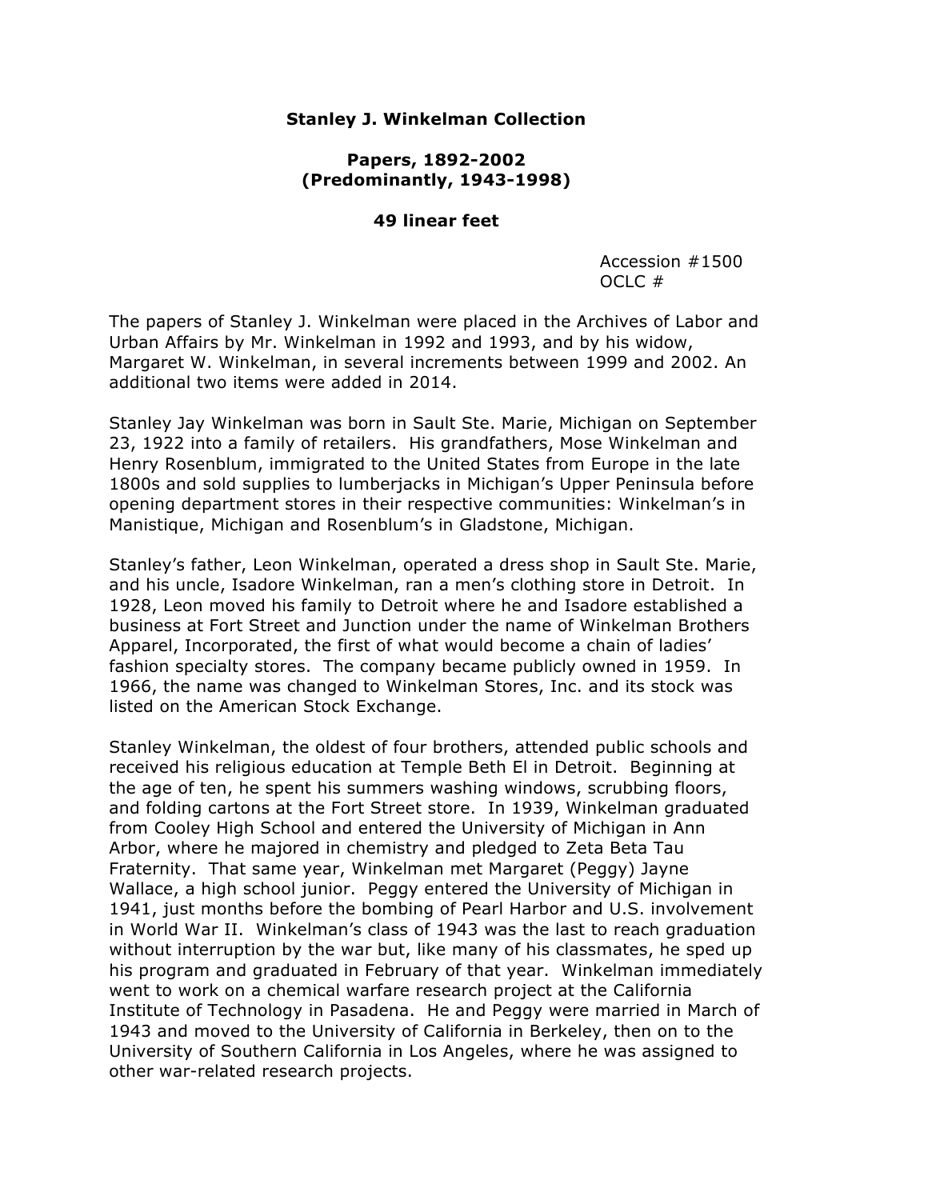# Stanley J. Winkelman Collection

## Papers, 1892-2002
## (Predominantly, 1943-1998)

### 49 linear feet

Accession #1500
OCLC #

The papers of Stanley J. Winkelman were placed in the Archives of Labor and Urban Affairs by Mr. Winkelman in 1992 and 1993, and by his widow, Margaret W. Winkelman, in several increments between 1999 and 2002. An additional two items were added in 2014.

Stanley Jay Winkelman was born in Sault Ste. Marie, Michigan on September 23, 1922 into a family of retailers. His grandfathers, Mose Winkelman and Henry Rosenblum, immigrated to the United States from Europe in the late 1800s and sold supplies to lumberjacks in Michigan's Upper Peninsula before opening department stores in their respective communities: Winkelman's in Manistique, Michigan and Rosenblum's in Gladstone, Michigan.

Stanley's father, Leon Winkelman, operated a dress shop in Sault Ste. Marie, and his uncle, Isadore Winkelman, ran a men's clothing store in Detroit. In 1928, Leon moved his family to Detroit where he and Isadore established a business at Fort Street and Junction under the name of Winkelman Brothers Apparel, Incorporated, the first of what would become a chain of ladies' fashion specialty stores. The company became publicly owned in 1959. In 1966, the name was changed to Winkelman Stores, Inc. and its stock was listed on the American Stock Exchange.

Stanley Winkelman, the oldest of four brothers, attended public schools and received his religious education at Temple Beth El in Detroit. Beginning at the age of ten, he spent his summers washing windows, scrubbing floors, and folding cartons at the Fort Street store. In 1939, Winkelman graduated from Cooley High School and entered the University of Michigan in Ann Arbor, where he majored in chemistry and pledged to Zeta Beta Tau Fraternity. That same year, Winkelman met Margaret (Peggy) Jayne Wallace, a high school junior. Peggy entered the University of Michigan in 1941, just months before the bombing of Pearl Harbor and U.S. involvement in World War II. Winkelman's class of 1943 was the last to reach graduation without interruption by the war but, like many of his classmates, he sped up his program and graduated in February of that year. Winkelman immediately went to work on a chemical warfare research project at the California Institute of Technology in Pasadena. He and Peggy were married in March of 1943 and moved to the University of California in Berkeley, then on to the University of Southern California in Los Angeles, where he was assigned to other war-related research projects.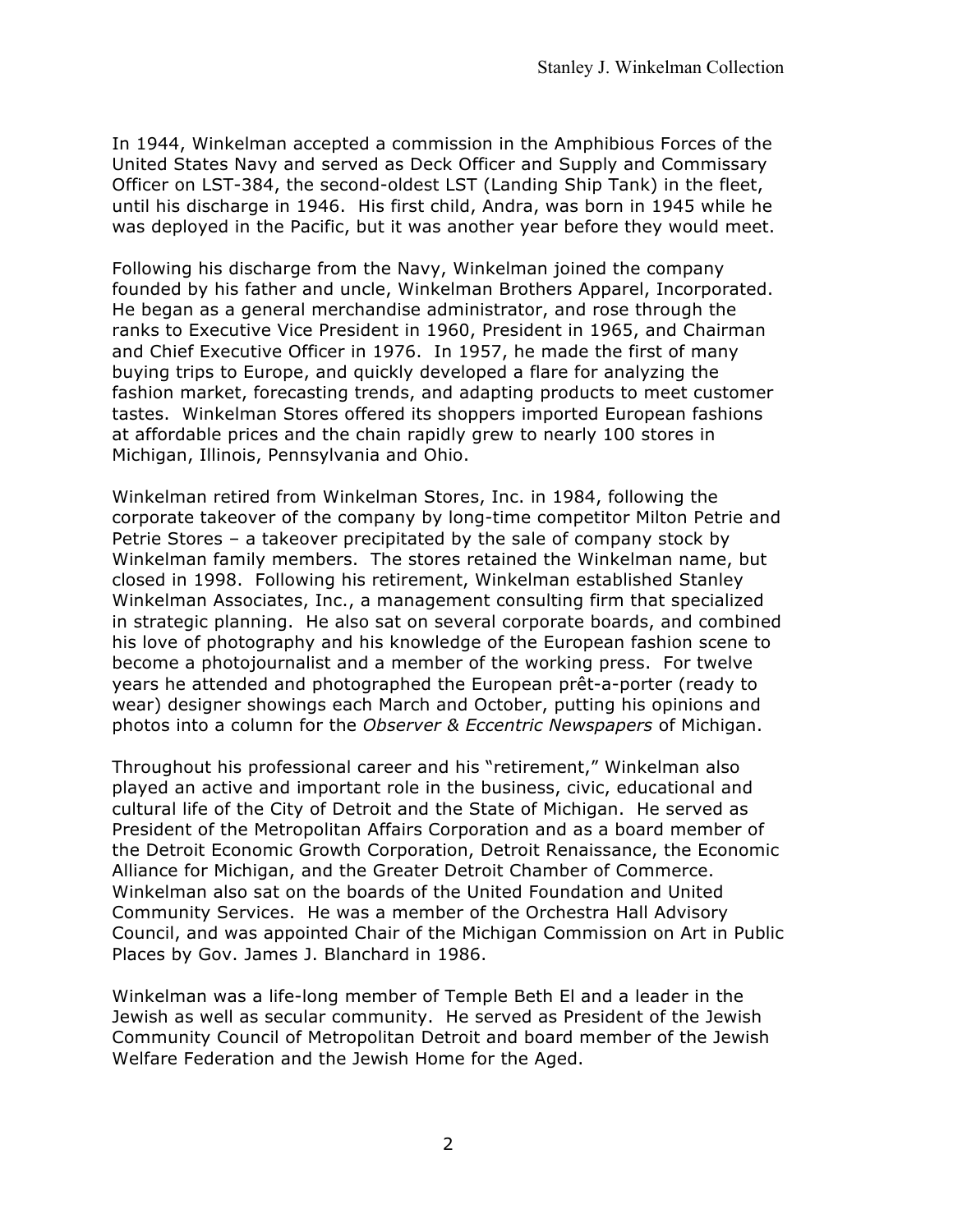In 1944, Winkelman accepted a commission in the Amphibious Forces of the United States Navy and served as Deck Officer and Supply and Commissary Officer on LST-384, the second-oldest LST (Landing Ship Tank) in the fleet, until his discharge in 1946. His first child, Andra, was born in 1945 while he was deployed in the Pacific, but it was another year before they would meet.

Following his discharge from the Navy, Winkelman joined the company founded by his father and uncle, Winkelman Brothers Apparel, Incorporated. He began as a general merchandise administrator, and rose through the ranks to Executive Vice President in 1960, President in 1965, and Chairman and Chief Executive Officer in 1976. In 1957, he made the first of many buying trips to Europe, and quickly developed a flare for analyzing the fashion market, forecasting trends, and adapting products to meet customer tastes. Winkelman Stores offered its shoppers imported European fashions at affordable prices and the chain rapidly grew to nearly 100 stores in Michigan, Illinois, Pennsylvania and Ohio.

Winkelman retired from Winkelman Stores, Inc. in 1984, following the corporate takeover of the company by long-time competitor Milton Petrie and Petrie Stores – a takeover precipitated by the sale of company stock by Winkelman family members. The stores retained the Winkelman name, but closed in 1998. Following his retirement, Winkelman established Stanley Winkelman Associates, Inc., a management consulting firm that specialized in strategic planning. He also sat on several corporate boards, and combined his love of photography and his knowledge of the European fashion scene to become a photojournalist and a member of the working press. For twelve years he attended and photographed the European prêt-a-porter (ready to wear) designer showings each March and October, putting his opinions and photos into a column for the *Observer & Eccentric Newspapers* of Michigan.

Throughout his professional career and his "retirement," Winkelman also played an active and important role in the business, civic, educational and cultural life of the City of Detroit and the State of Michigan. He served as President of the Metropolitan Affairs Corporation and as a board member of the Detroit Economic Growth Corporation, Detroit Renaissance, the Economic Alliance for Michigan, and the Greater Detroit Chamber of Commerce. Winkelman also sat on the boards of the United Foundation and United Community Services. He was a member of the Orchestra Hall Advisory Council, and was appointed Chair of the Michigan Commission on Art in Public Places by Gov. James J. Blanchard in 1986.

Winkelman was a life-long member of Temple Beth El and a leader in the Jewish as well as secular community. He served as President of the Jewish Community Council of Metropolitan Detroit and board member of the Jewish Welfare Federation and the Jewish Home for the Aged.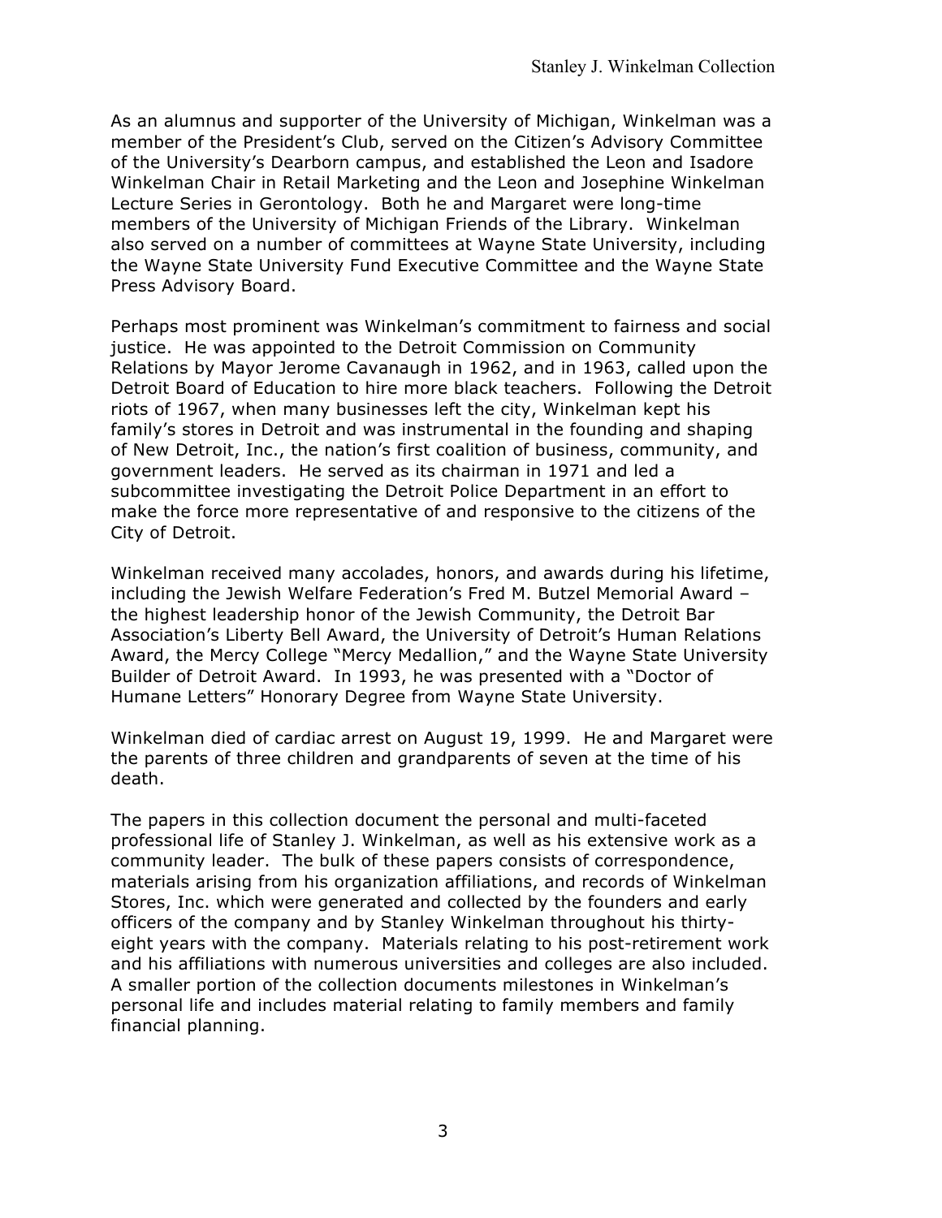As an alumnus and supporter of the University of Michigan, Winkelman was a member of the President's Club, served on the Citizen's Advisory Committee of the University's Dearborn campus, and established the Leon and Isadore Winkelman Chair in Retail Marketing and the Leon and Josephine Winkelman Lecture Series in Gerontology. Both he and Margaret were long-time members of the University of Michigan Friends of the Library. Winkelman also served on a number of committees at Wayne State University, including the Wayne State University Fund Executive Committee and the Wayne State Press Advisory Board.

Perhaps most prominent was Winkelman's commitment to fairness and social justice. He was appointed to the Detroit Commission on Community Relations by Mayor Jerome Cavanaugh in 1962, and in 1963, called upon the Detroit Board of Education to hire more black teachers. Following the Detroit riots of 1967, when many businesses left the city, Winkelman kept his family's stores in Detroit and was instrumental in the founding and shaping of New Detroit, Inc., the nation's first coalition of business, community, and government leaders. He served as its chairman in 1971 and led a subcommittee investigating the Detroit Police Department in an effort to make the force more representative of and responsive to the citizens of the City of Detroit.

Winkelman received many accolades, honors, and awards during his lifetime, including the Jewish Welfare Federation's Fred M. Butzel Memorial Award – the highest leadership honor of the Jewish Community, the Detroit Bar Association's Liberty Bell Award, the University of Detroit's Human Relations Award, the Mercy College "Mercy Medallion," and the Wayne State University Builder of Detroit Award. In 1993, he was presented with a "Doctor of Humane Letters" Honorary Degree from Wayne State University.

Winkelman died of cardiac arrest on August 19, 1999. He and Margaret were the parents of three children and grandparents of seven at the time of his death.

The papers in this collection document the personal and multi-faceted professional life of Stanley J. Winkelman, as well as his extensive work as a community leader. The bulk of these papers consists of correspondence, materials arising from his organization affiliations, and records of Winkelman Stores, Inc. which were generated and collected by the founders and early officers of the company and by Stanley Winkelman throughout his thirty-eight years with the company. Materials relating to his post-retirement work and his affiliations with numerous universities and colleges are also included. A smaller portion of the collection documents milestones in Winkelman's personal life and includes material relating to family members and family financial planning.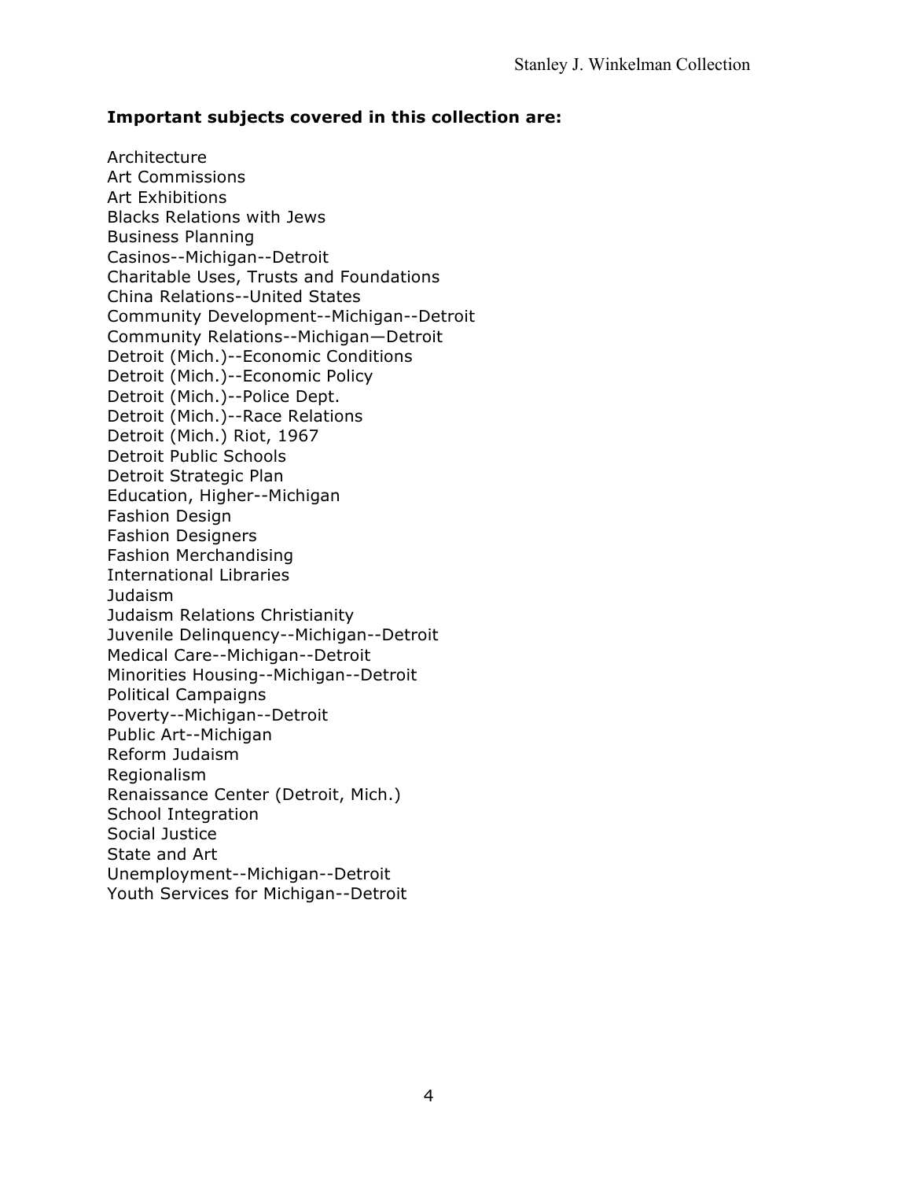**Important subjects covered in this collection are:**

Architecture
Art Commissions
Art Exhibitions
Blacks Relations with Jews
Business Planning
Casinos--Michigan--Detroit
Charitable Uses, Trusts and Foundations
China Relations--United States
Community Development--Michigan--Detroit
Community Relations--Michigan—Detroit
Detroit (Mich.)--Economic Conditions
Detroit (Mich.)--Economic Policy
Detroit (Mich.)--Police Dept.
Detroit (Mich.)--Race Relations
Detroit (Mich.) Riot, 1967
Detroit Public Schools
Detroit Strategic Plan
Education, Higher--Michigan
Fashion Design
Fashion Designers
Fashion Merchandising
International Libraries
Judaism
Judaism Relations Christianity
Juvenile Delinquency--Michigan--Detroit
Medical Care--Michigan--Detroit
Minorities Housing--Michigan--Detroit
Political Campaigns
Poverty--Michigan--Detroit
Public Art--Michigan
Reform Judaism
Regionalism
Renaissance Center (Detroit, Mich.)
School Integration
Social Justice
State and Art
Unemployment--Michigan--Detroit
Youth Services for Michigan--Detroit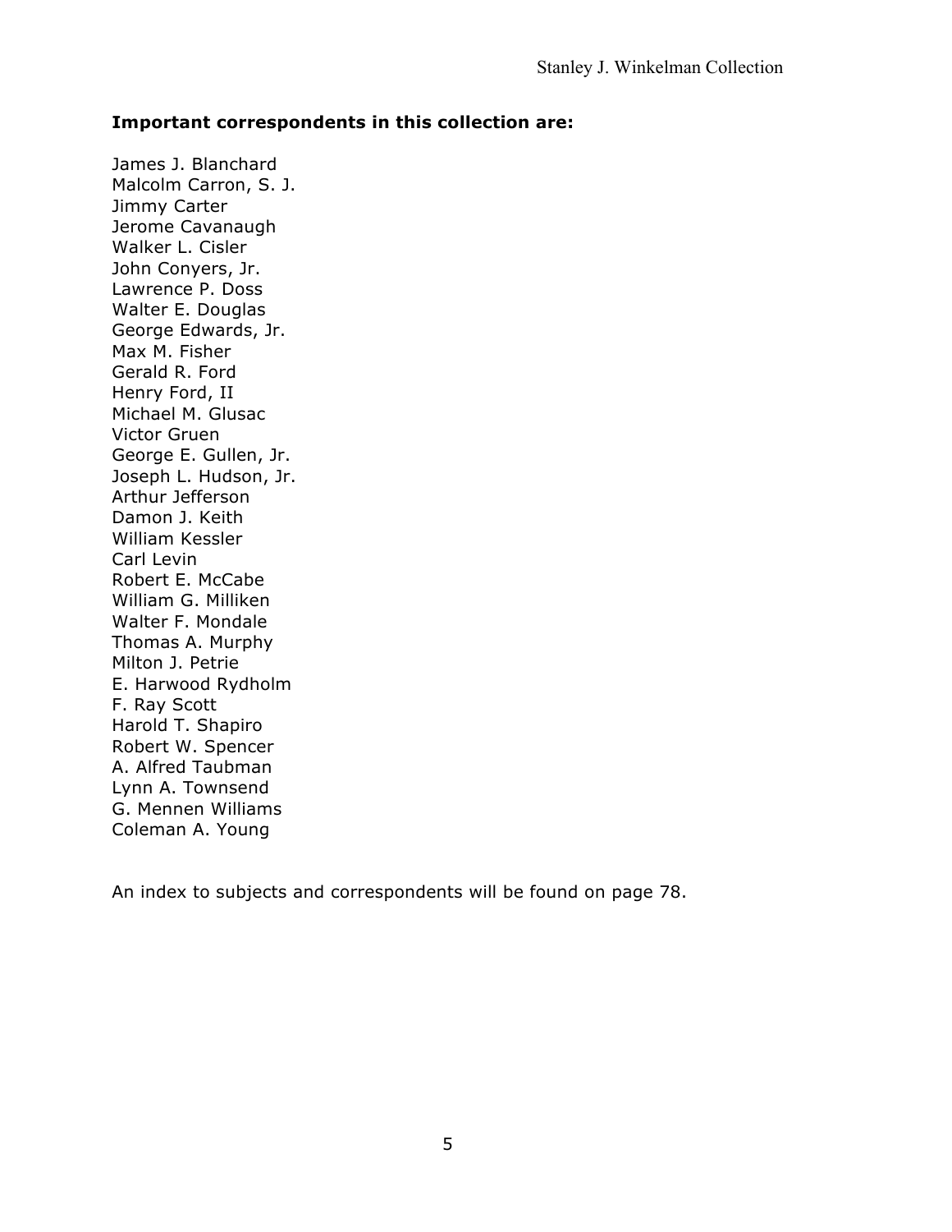**Important correspondents in this collection are:**

James J. Blanchard
Malcolm Carron, S. J.
Jimmy Carter
Jerome Cavanaugh
Walker L. Cisler
John Conyers, Jr.
Lawrence P. Doss
Walter E. Douglas
George Edwards, Jr.
Max M. Fisher
Gerald R. Ford
Henry Ford, II
Michael M. Glusac
Victor Gruen
George E. Gullen, Jr.
Joseph L. Hudson, Jr.
Arthur Jefferson
Damon J. Keith
William Kessler
Carl Levin
Robert E. McCabe
William G. Milliken
Walter F. Mondale
Thomas A. Murphy
Milton J. Petrie
E. Harwood Rydholm
F. Ray Scott
Harold T. Shapiro
Robert W. Spencer
A. Alfred Taubman
Lynn A. Townsend
G. Mennen Williams
Coleman A. Young

An index to subjects and correspondents will be found on page 78.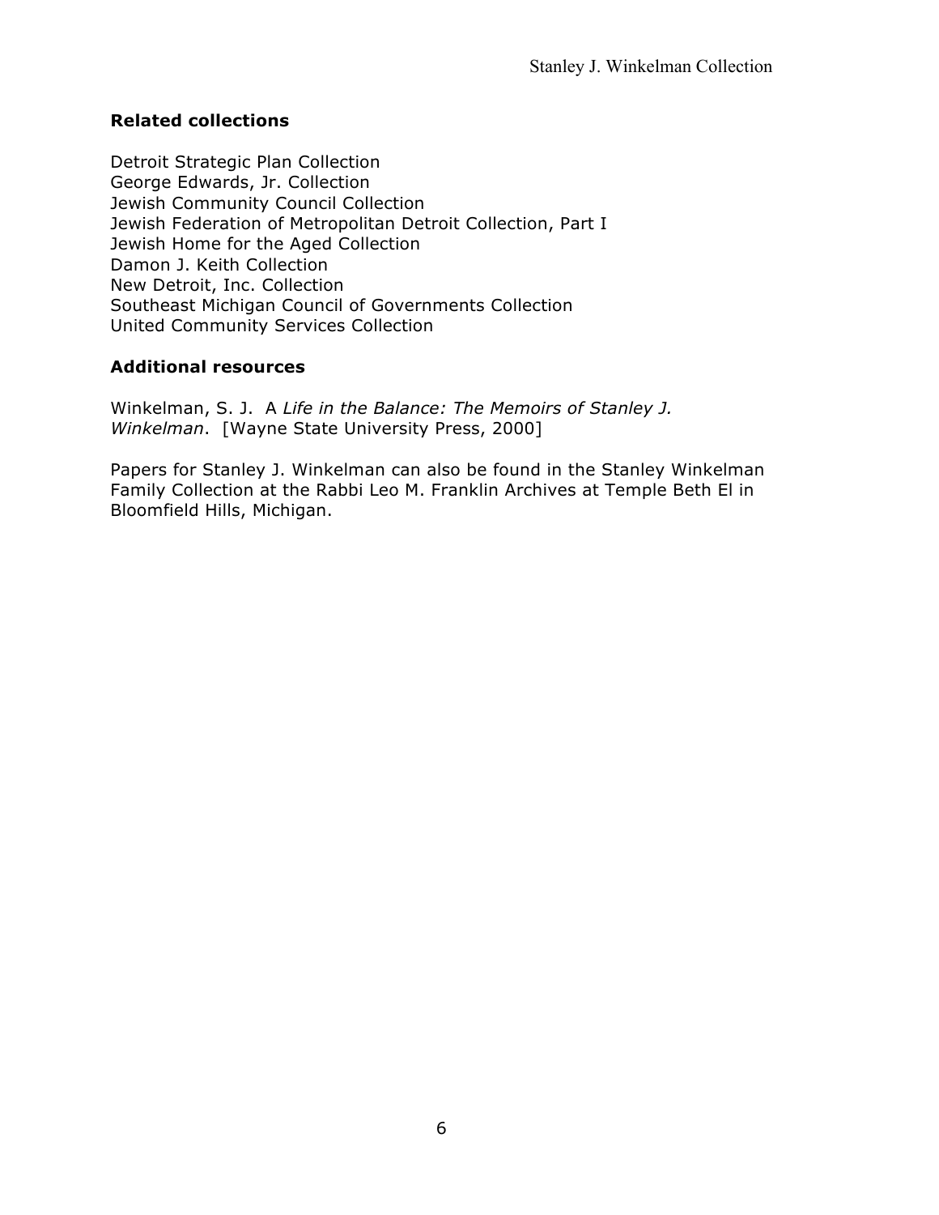### Related collections

Detroit Strategic Plan Collection
George Edwards, Jr. Collection
Jewish Community Council Collection
Jewish Federation of Metropolitan Detroit Collection, Part I
Jewish Home for the Aged Collection
Damon J. Keith Collection
New Detroit, Inc. Collection
Southeast Michigan Council of Governments Collection
United Community Services Collection

### Additional resources

Winkelman, S. J. A *Life in the Balance: The Memoirs of Stanley J. Winkelman*. [Wayne State University Press, 2000]

Papers for Stanley J. Winkelman can also be found in the Stanley Winkelman Family Collection at the Rabbi Leo M. Franklin Archives at Temple Beth El in Bloomfield Hills, Michigan.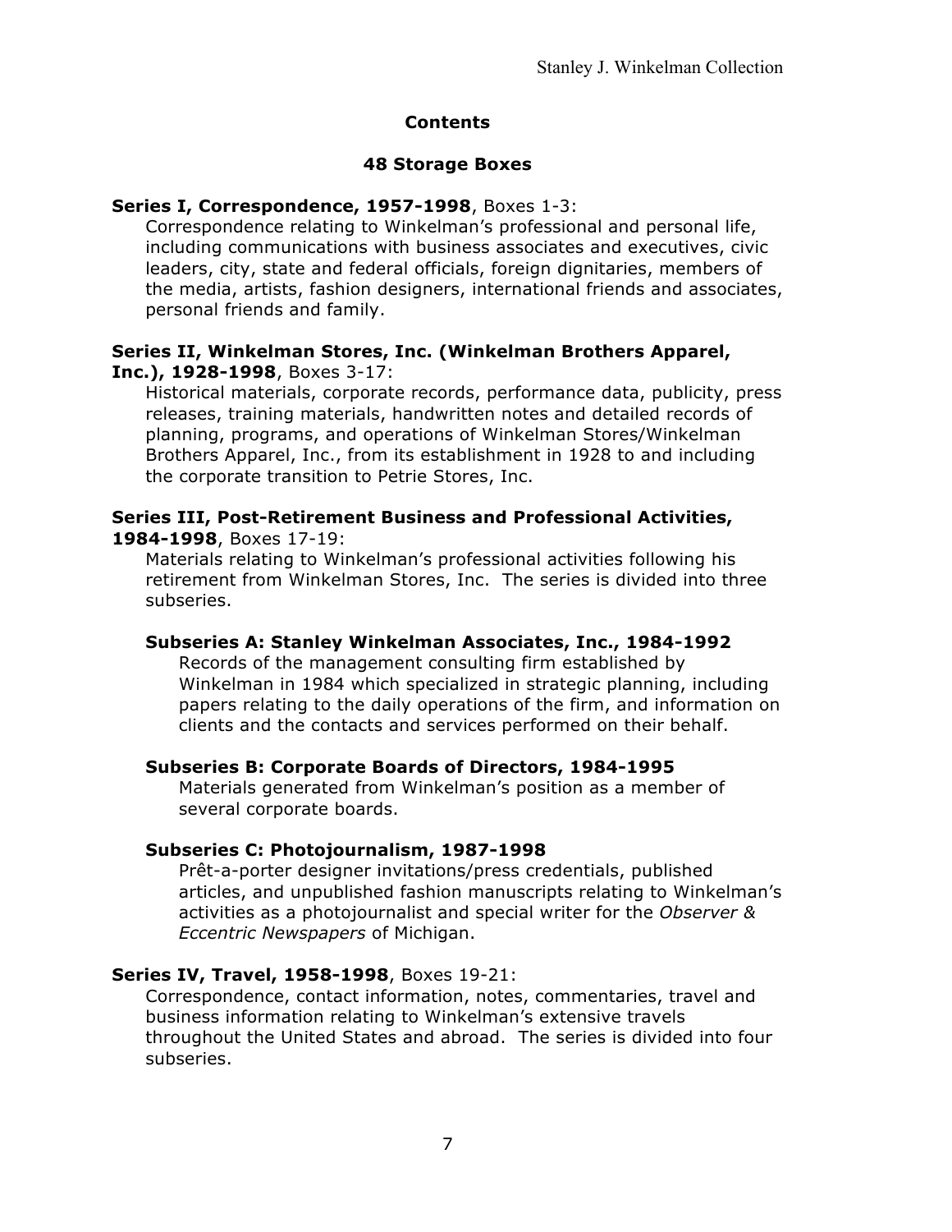## Contents

### 48 Storage Boxes

**Series I, Correspondence, 1957-1998**, Boxes 1-3:

Correspondence relating to Winkelman's professional and personal life, including communications with business associates and executives, civic leaders, city, state and federal officials, foreign dignitaries, members of the media, artists, fashion designers, international friends and associates, personal friends and family.

**Series II, Winkelman Stores, Inc. (Winkelman Brothers Apparel, Inc.), 1928-1998**, Boxes 3-17:

Historical materials, corporate records, performance data, publicity, press releases, training materials, handwritten notes and detailed records of planning, programs, and operations of Winkelman Stores/Winkelman Brothers Apparel, Inc., from its establishment in 1928 to and including the corporate transition to Petrie Stores, Inc.

**Series III, Post-Retirement Business and Professional Activities, 1984-1998**, Boxes 17-19:

Materials relating to Winkelman's professional activities following his retirement from Winkelman Stores, Inc. The series is divided into three subseries.

**Subseries A: Stanley Winkelman Associates, Inc., 1984-1992**

Records of the management consulting firm established by Winkelman in 1984 which specialized in strategic planning, including papers relating to the daily operations of the firm, and information on clients and the contacts and services performed on their behalf.

**Subseries B: Corporate Boards of Directors, 1984-1995**

Materials generated from Winkelman's position as a member of several corporate boards.

**Subseries C: Photojournalism, 1987-1998**

Prêt-a-porter designer invitations/press credentials, published articles, and unpublished fashion manuscripts relating to Winkelman's activities as a photojournalist and special writer for the *Observer & Eccentric Newspapers* of Michigan.

**Series IV, Travel, 1958-1998**, Boxes 19-21:

Correspondence, contact information, notes, commentaries, travel and business information relating to Winkelman's extensive travels throughout the United States and abroad. The series is divided into four subseries.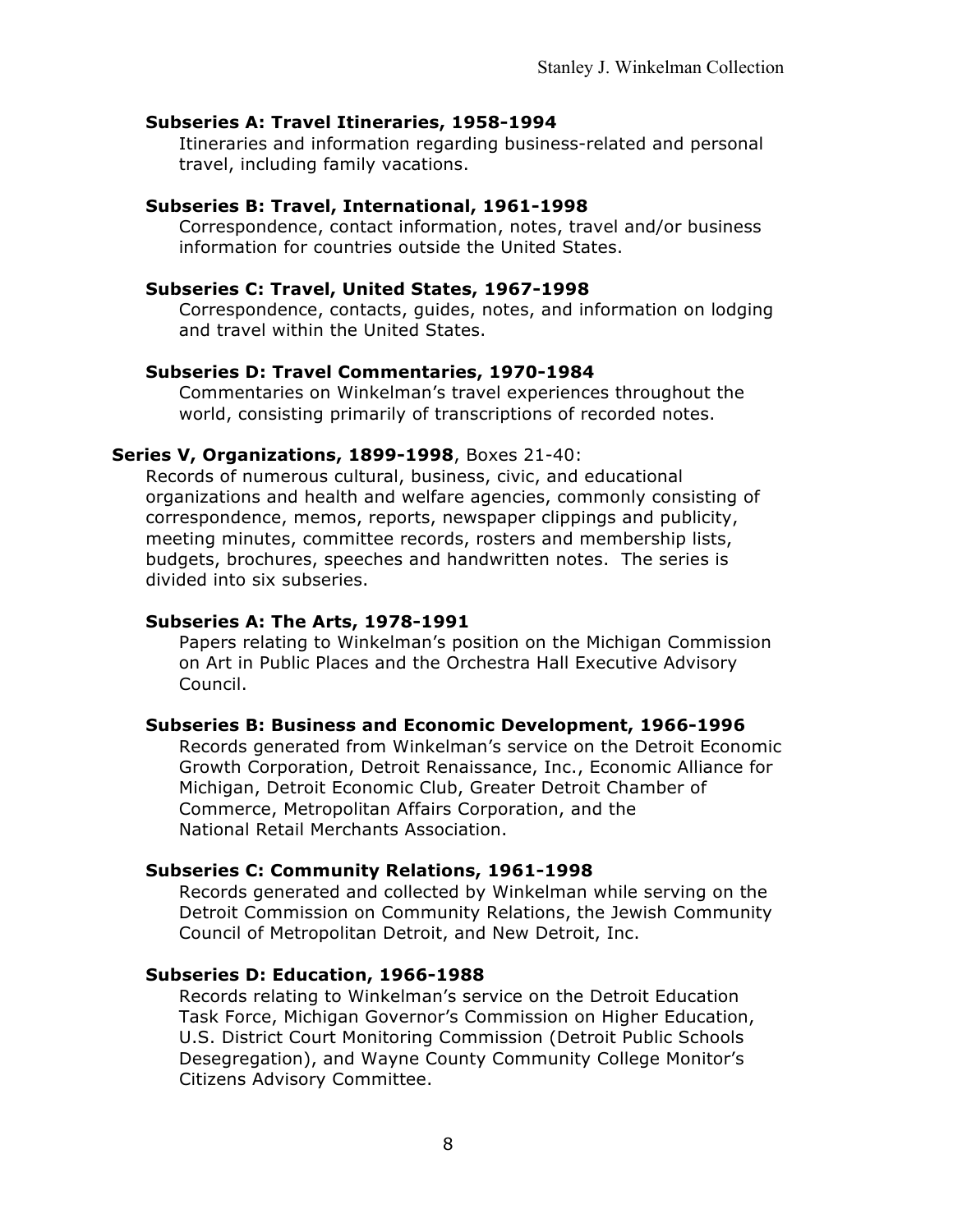**Subseries A: Travel Itineraries, 1958-1994**

Itineraries and information regarding business-related and personal travel, including family vacations.

**Subseries B: Travel, International, 1961-1998**

Correspondence, contact information, notes, travel and/or business information for countries outside the United States.

**Subseries C: Travel, United States, 1967-1998**

Correspondence, contacts, guides, notes, and information on lodging and travel within the United States.

**Subseries D: Travel Commentaries, 1970-1984**

Commentaries on Winkelman's travel experiences throughout the world, consisting primarily of transcriptions of recorded notes.

**Series V, Organizations, 1899-1998**, Boxes 21-40:

Records of numerous cultural, business, civic, and educational organizations and health and welfare agencies, commonly consisting of correspondence, memos, reports, newspaper clippings and publicity, meeting minutes, committee records, rosters and membership lists, budgets, brochures, speeches and handwritten notes. The series is divided into six subseries.

**Subseries A: The Arts, 1978-1991**

Papers relating to Winkelman's position on the Michigan Commission on Art in Public Places and the Orchestra Hall Executive Advisory Council.

**Subseries B: Business and Economic Development, 1966-1996**

Records generated from Winkelman's service on the Detroit Economic Growth Corporation, Detroit Renaissance, Inc., Economic Alliance for Michigan, Detroit Economic Club, Greater Detroit Chamber of Commerce, Metropolitan Affairs Corporation, and the National Retail Merchants Association.

**Subseries C: Community Relations, 1961-1998**

Records generated and collected by Winkelman while serving on the Detroit Commission on Community Relations, the Jewish Community Council of Metropolitan Detroit, and New Detroit, Inc.

**Subseries D: Education, 1966-1988**

Records relating to Winkelman's service on the Detroit Education Task Force, Michigan Governor's Commission on Higher Education, U.S. District Court Monitoring Commission (Detroit Public Schools Desegregation), and Wayne County Community College Monitor's Citizens Advisory Committee.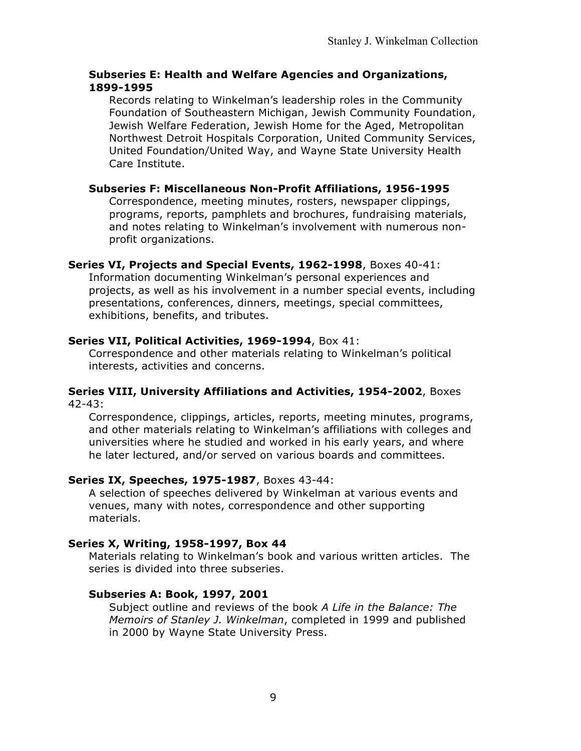**Subseries E: Health and Welfare Agencies and Organizations, 1899-1995**

Records relating to Winkelman's leadership roles in the Community Foundation of Southeastern Michigan, Jewish Community Foundation, Jewish Welfare Federation, Jewish Home for the Aged, Metropolitan Northwest Detroit Hospitals Corporation, United Community Services, United Foundation/United Way, and Wayne State University Health Care Institute.

**Subseries F: Miscellaneous Non-Profit Affiliations, 1956-1995**

Correspondence, meeting minutes, rosters, newspaper clippings, programs, reports, pamphlets and brochures, fundraising materials, and notes relating to Winkelman's involvement with numerous non-profit organizations.

**Series VI, Projects and Special Events, 1962-1998**, Boxes 40-41:

Information documenting Winkelman's personal experiences and projects, as well as his involvement in a number special events, including presentations, conferences, dinners, meetings, special committees, exhibitions, benefits, and tributes.

**Series VII, Political Activities, 1969-1994**, Box 41:

Correspondence and other materials relating to Winkelman's political interests, activities and concerns.

**Series VIII, University Affiliations and Activities, 1954-2002**, Boxes 42-43:

Correspondence, clippings, articles, reports, meeting minutes, programs, and other materials relating to Winkelman's affiliations with colleges and universities where he studied and worked in his early years, and where he later lectured, and/or served on various boards and committees.

**Series IX, Speeches, 1975-1987**, Boxes 43-44:

A selection of speeches delivered by Winkelman at various events and venues, many with notes, correspondence and other supporting materials.

**Series X, Writing, 1958-1997, Box 44**

Materials relating to Winkelman's book and various written articles. The series is divided into three subseries.

**Subseries A: Book, 1997, 2001**

Subject outline and reviews of the book *A Life in the Balance: The Memoirs of Stanley J. Winkelman*, completed in 1999 and published in 2000 by Wayne State University Press.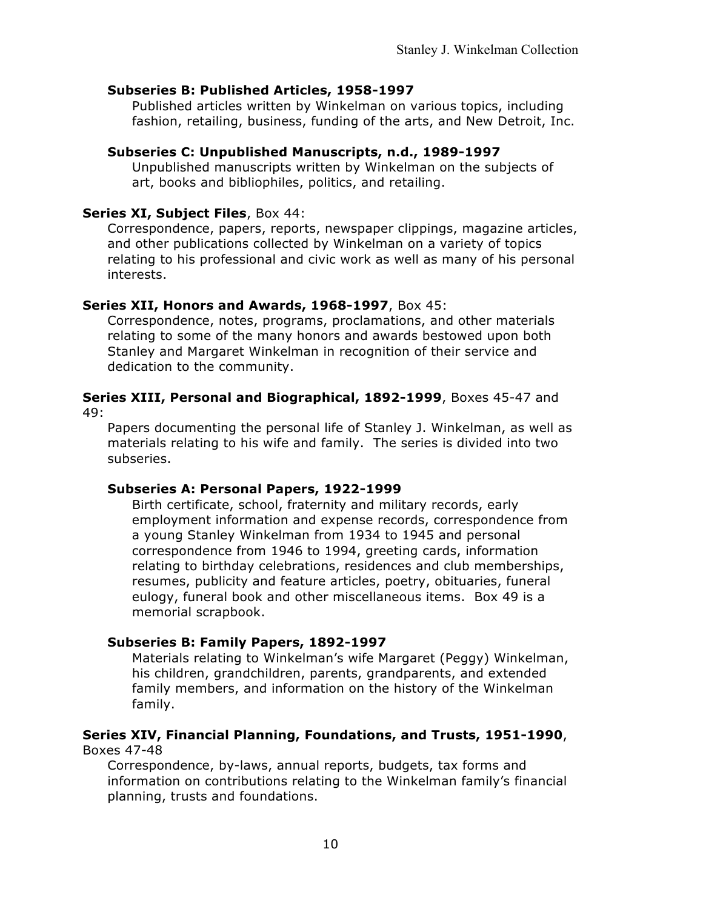**Subseries B: Published Articles, 1958-1997**

Published articles written by Winkelman on various topics, including fashion, retailing, business, funding of the arts, and New Detroit, Inc.

**Subseries C: Unpublished Manuscripts, n.d., 1989-1997**

Unpublished manuscripts written by Winkelman on the subjects of art, books and bibliophiles, politics, and retailing.

**Series XI, Subject Files**, Box 44:

Correspondence, papers, reports, newspaper clippings, magazine articles, and other publications collected by Winkelman on a variety of topics relating to his professional and civic work as well as many of his personal interests.

**Series XII, Honors and Awards, 1968-1997**, Box 45:

Correspondence, notes, programs, proclamations, and other materials relating to some of the many honors and awards bestowed upon both Stanley and Margaret Winkelman in recognition of their service and dedication to the community.

**Series XIII, Personal and Biographical, 1892-1999**, Boxes 45-47 and 49:

Papers documenting the personal life of Stanley J. Winkelman, as well as materials relating to his wife and family. The series is divided into two subseries.

**Subseries A: Personal Papers, 1922-1999**

Birth certificate, school, fraternity and military records, early employment information and expense records, correspondence from a young Stanley Winkelman from 1934 to 1945 and personal correspondence from 1946 to 1994, greeting cards, information relating to birthday celebrations, residences and club memberships, resumes, publicity and feature articles, poetry, obituaries, funeral eulogy, funeral book and other miscellaneous items. Box 49 is a memorial scrapbook.

**Subseries B: Family Papers, 1892-1997**

Materials relating to Winkelman's wife Margaret (Peggy) Winkelman, his children, grandchildren, parents, grandparents, and extended family members, and information on the history of the Winkelman family.

**Series XIV, Financial Planning, Foundations, and Trusts, 1951-1990**, Boxes 47-48

Correspondence, by-laws, annual reports, budgets, tax forms and information on contributions relating to the Winkelman family's financial planning, trusts and foundations.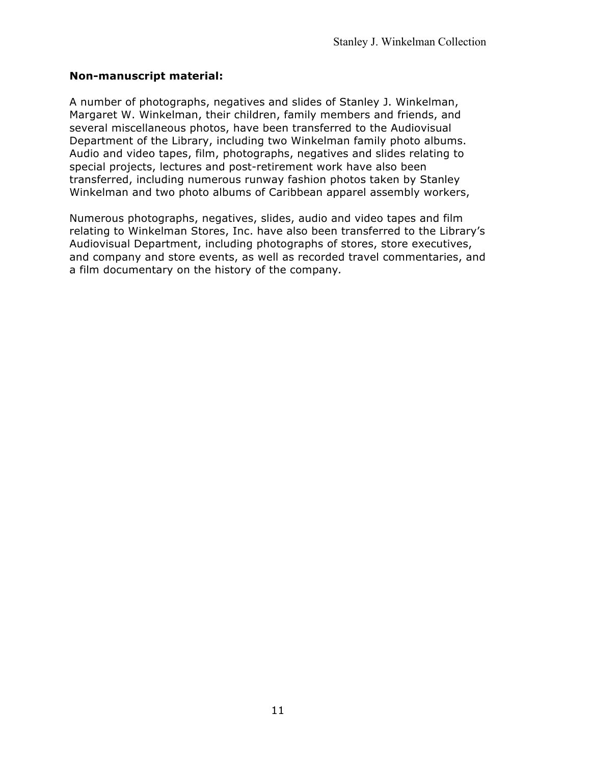**Non-manuscript material:**

A number of photographs, negatives and slides of Stanley J. Winkelman, Margaret W. Winkelman, their children, family members and friends, and several miscellaneous photos, have been transferred to the Audiovisual Department of the Library, including two Winkelman family photo albums. Audio and video tapes, film, photographs, negatives and slides relating to special projects, lectures and post-retirement work have also been transferred, including numerous runway fashion photos taken by Stanley Winkelman and two photo albums of Caribbean apparel assembly workers,

Numerous photographs, negatives, slides, audio and video tapes and film relating to Winkelman Stores, Inc. have also been transferred to the Library's Audiovisual Department, including photographs of stores, store executives, and company and store events, as well as recorded travel commentaries, and a film documentary on the history of the company.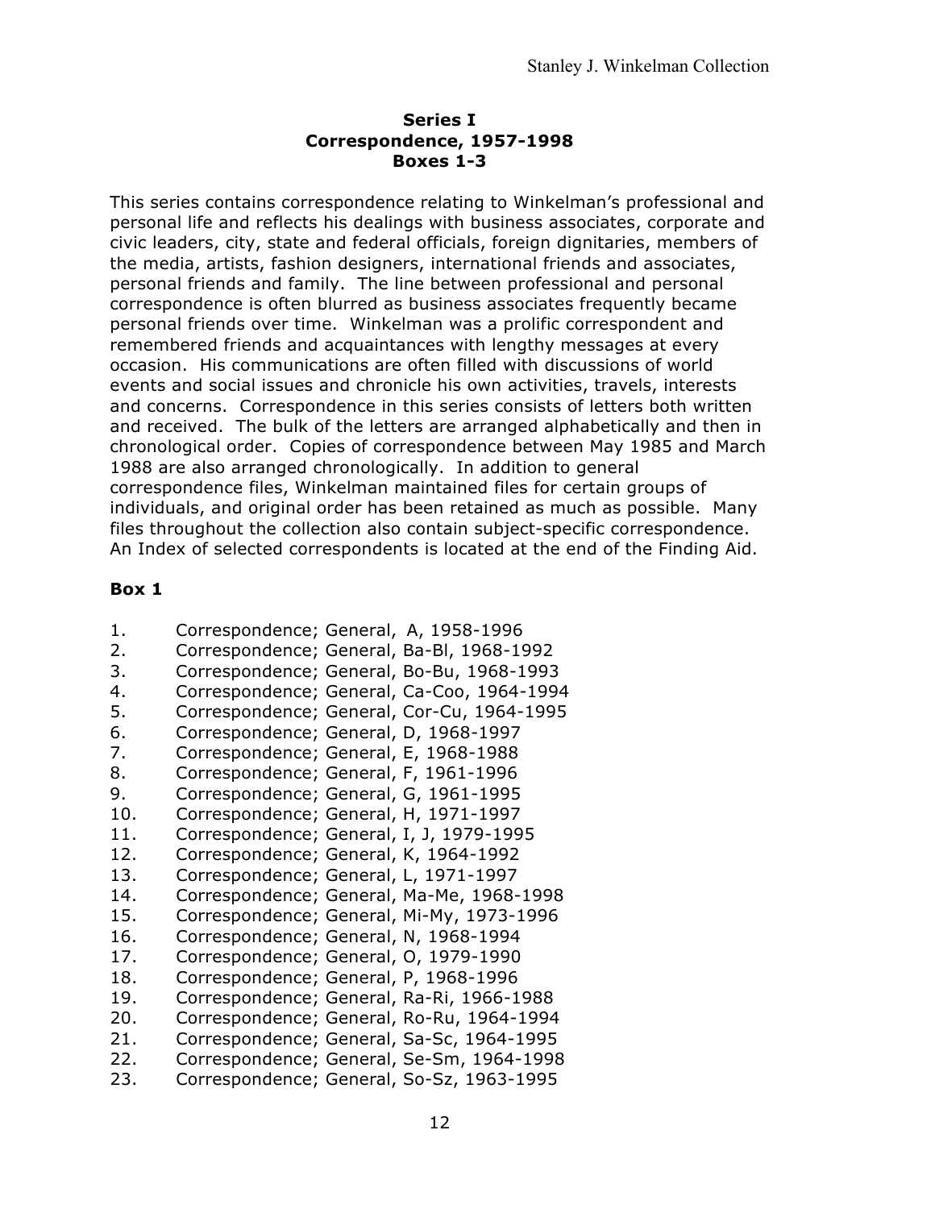**Series I**
**Correspondence, 1957-1998**
**Boxes 1-3**

This series contains correspondence relating to Winkelman's professional and personal life and reflects his dealings with business associates, corporate and civic leaders, city, state and federal officials, foreign dignitaries, members of the media, artists, fashion designers, international friends and associates, personal friends and family. The line between professional and personal correspondence is often blurred as business associates frequently became personal friends over time. Winkelman was a prolific correspondent and remembered friends and acquaintances with lengthy messages at every occasion. His communications are often filled with discussions of world events and social issues and chronicle his own activities, travels, interests and concerns. Correspondence in this series consists of letters both written and received. The bulk of the letters are arranged alphabetically and then in chronological order. Copies of correspondence between May 1985 and March 1988 are also arranged chronologically. In addition to general correspondence files, Winkelman maintained files for certain groups of individuals, and original order has been retained as much as possible. Many files throughout the collection also contain subject-specific correspondence. An Index of selected correspondents is located at the end of the Finding Aid.

**Box 1**

1. Correspondence; General, A, 1958-1996
2. Correspondence; General, Ba-Bl, 1968-1992
3. Correspondence; General, Bo-Bu, 1968-1993
4. Correspondence; General, Ca-Coo, 1964-1994
5. Correspondence; General, Cor-Cu, 1964-1995
6. Correspondence; General, D, 1968-1997
7. Correspondence; General, E, 1968-1988
8. Correspondence; General, F, 1961-1996
9. Correspondence; General, G, 1961-1995
10. Correspondence; General, H, 1971-1997
11. Correspondence; General, I, J, 1979-1995
12. Correspondence; General, K, 1964-1992
13. Correspondence; General, L, 1971-1997
14. Correspondence; General, Ma-Me, 1968-1998
15. Correspondence; General, Mi-My, 1973-1996
16. Correspondence; General, N, 1968-1994
17. Correspondence; General, O, 1979-1990
18. Correspondence; General, P, 1968-1996
19. Correspondence; General, Ra-Ri, 1966-1988
20. Correspondence; General, Ro-Ru, 1964-1994
21. Correspondence; General, Sa-Sc, 1964-1995
22. Correspondence; General, Se-Sm, 1964-1998
23. Correspondence; General, So-Sz, 1963-1995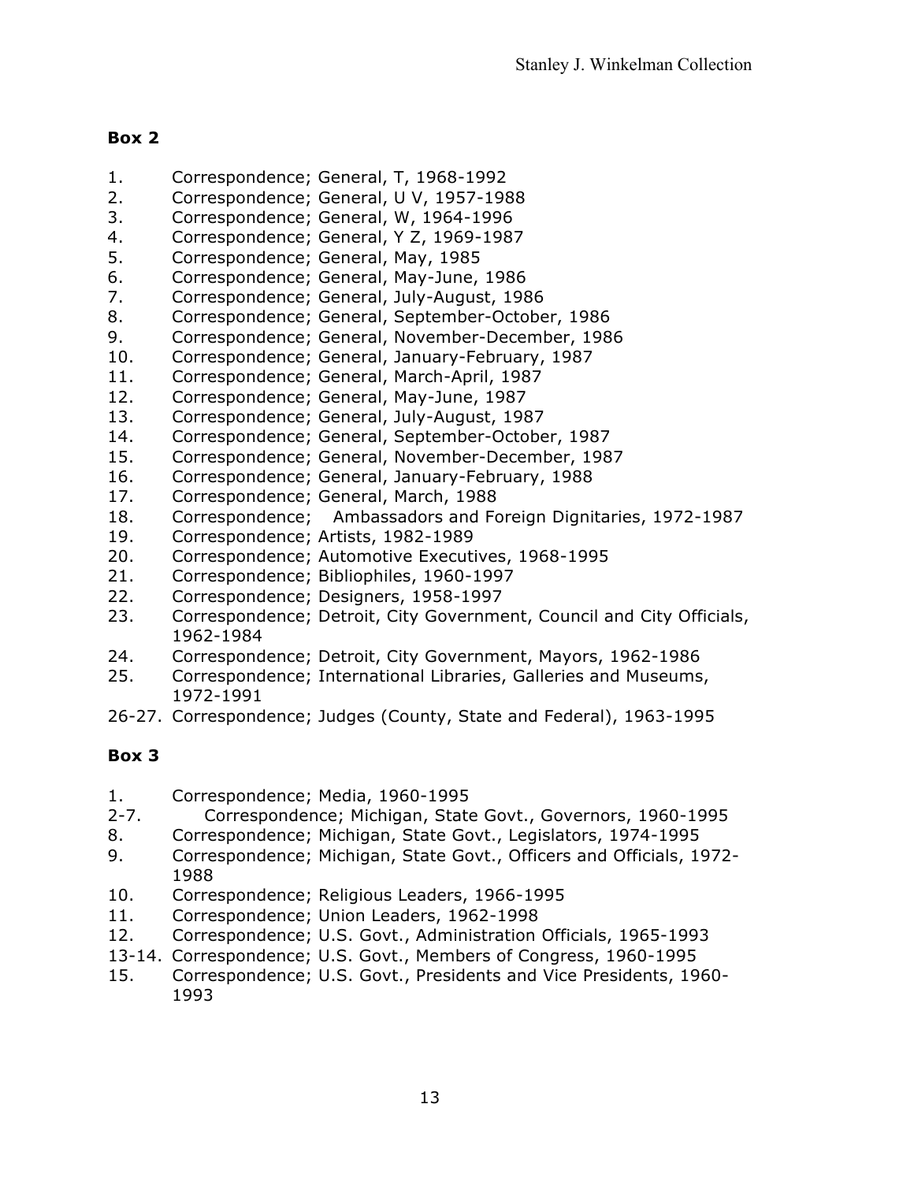**Box 2**

1. Correspondence; General, T, 1968-1992
2. Correspondence; General, U V, 1957-1988
3. Correspondence; General, W, 1964-1996
4. Correspondence; General, Y Z, 1969-1987
5. Correspondence; General, May, 1985
6. Correspondence; General, May-June, 1986
7. Correspondence; General, July-August, 1986
8. Correspondence; General, September-October, 1986
9. Correspondence; General, November-December, 1986
10. Correspondence; General, January-February, 1987
11. Correspondence; General, March-April, 1987
12. Correspondence; General, May-June, 1987
13. Correspondence; General, July-August, 1987
14. Correspondence; General, September-October, 1987
15. Correspondence; General, November-December, 1987
16. Correspondence; General, January-February, 1988
17. Correspondence; General, March, 1988
18. Correspondence; Ambassadors and Foreign Dignitaries, 1972-1987
19. Correspondence; Artists, 1982-1989
20. Correspondence; Automotive Executives, 1968-1995
21. Correspondence; Bibliophiles, 1960-1997
22. Correspondence; Designers, 1958-1997
23. Correspondence; Detroit, City Government, Council and City Officials, 1962-1984
24. Correspondence; Detroit, City Government, Mayors, 1962-1986
25. Correspondence; International Libraries, Galleries and Museums, 1972-1991

26-27. Correspondence; Judges (County, State and Federal), 1963-1995

**Box 3**

1. Correspondence; Media, 1960-1995

2-7. Correspondence; Michigan, State Govt., Governors, 1960-1995

8. Correspondence; Michigan, State Govt., Legislators, 1974-1995
9. Correspondence; Michigan, State Govt., Officers and Officials, 1972-1988
10. Correspondence; Religious Leaders, 1966-1995
11. Correspondence; Union Leaders, 1962-1998
12. Correspondence; U.S. Govt., Administration Officials, 1965-1993

13-14. Correspondence; U.S. Govt., Members of Congress, 1960-1995

15. Correspondence; U.S. Govt., Presidents and Vice Presidents, 1960-1993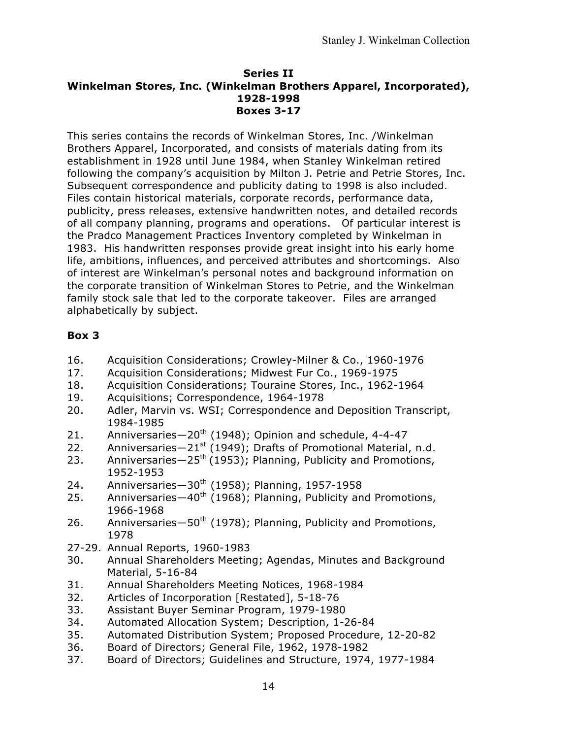## Series II
## Winkelman Stores, Inc. (Winkelman Brothers Apparel, Incorporated), 1928-1998
## Boxes 3-17

This series contains the records of Winkelman Stores, Inc. /Winkelman Brothers Apparel, Incorporated, and consists of materials dating from its establishment in 1928 until June 1984, when Stanley Winkelman retired following the company's acquisition by Milton J. Petrie and Petrie Stores, Inc. Subsequent correspondence and publicity dating to 1998 is also included. Files contain historical materials, corporate records, performance data, publicity, press releases, extensive handwritten notes, and detailed records of all company planning, programs and operations. Of particular interest is the Pradco Management Practices Inventory completed by Winkelman in 1983. His handwritten responses provide great insight into his early home life, ambitions, influences, and perceived attributes and shortcomings. Also of interest are Winkelman's personal notes and background information on the corporate transition of Winkelman Stores to Petrie, and the Winkelman family stock sale that led to the corporate takeover. Files are arranged alphabetically by subject.

### Box 3

16. Acquisition Considerations; Crowley-Milner & Co., 1960-1976
17. Acquisition Considerations; Midwest Fur Co., 1969-1975
18. Acquisition Considerations; Touraine Stores, Inc., 1962-1964
19. Acquisitions; Correspondence, 1964-1978
20. Adler, Marvin vs. WSI; Correspondence and Deposition Transcript, 1984-1985
21. Anniversaries—20th (1948); Opinion and schedule, 4-4-47
22. Anniversaries—21st (1949); Drafts of Promotional Material, n.d.
23. Anniversaries—25th (1953); Planning, Publicity and Promotions, 1952-1953
24. Anniversaries—30th (1958); Planning, 1957-1958
25. Anniversaries—40th (1968); Planning, Publicity and Promotions, 1966-1968
26. Anniversaries—50th (1978); Planning, Publicity and Promotions, 1978

27-29. Annual Reports, 1960-1983

30. Annual Shareholders Meeting; Agendas, Minutes and Background Material, 5-16-84
31. Annual Shareholders Meeting Notices, 1968-1984
32. Articles of Incorporation [Restated], 5-18-76
33. Assistant Buyer Seminar Program, 1979-1980
34. Automated Allocation System; Description, 1-26-84
35. Automated Distribution System; Proposed Procedure, 12-20-82
36. Board of Directors; General File, 1962, 1978-1982
37. Board of Directors; Guidelines and Structure, 1974, 1977-1984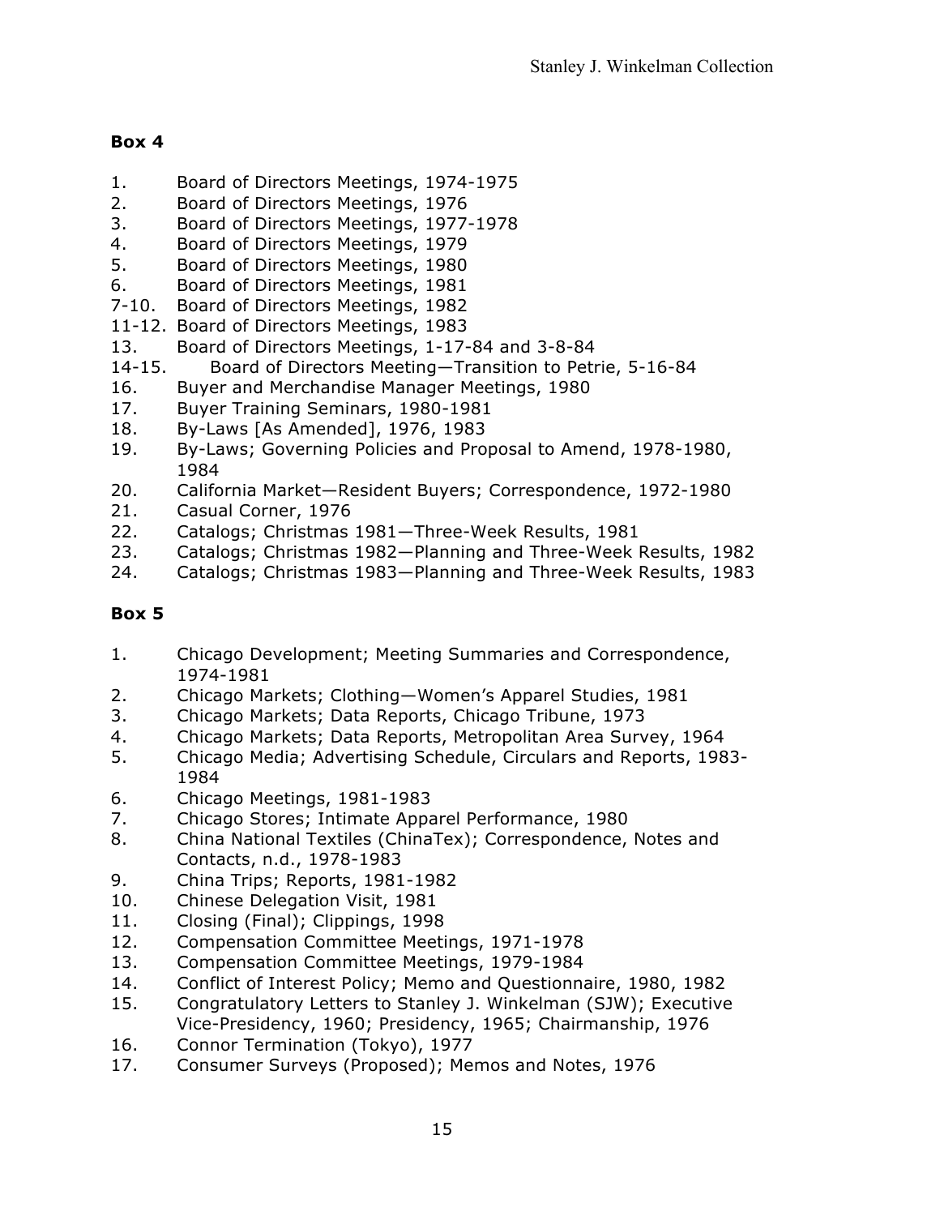**Box 4**

1. Board of Directors Meetings, 1974-1975
2. Board of Directors Meetings, 1976
3. Board of Directors Meetings, 1977-1978
4. Board of Directors Meetings, 1979
5. Board of Directors Meetings, 1980
6. Board of Directors Meetings, 1981

7-10. Board of Directors Meetings, 1982

11-12. Board of Directors Meetings, 1983

13. Board of Directors Meetings, 1-17-84 and 3-8-84

14-15. Board of Directors Meeting—Transition to Petrie, 5-16-84

16. Buyer and Merchandise Manager Meetings, 1980
17. Buyer Training Seminars, 1980-1981
18. By-Laws [As Amended], 1976, 1983
19. By-Laws; Governing Policies and Proposal to Amend, 1978-1980, 1984
20. California Market—Resident Buyers; Correspondence, 1972-1980
21. Casual Corner, 1976
22. Catalogs; Christmas 1981—Three-Week Results, 1981
23. Catalogs; Christmas 1982—Planning and Three-Week Results, 1982
24. Catalogs; Christmas 1983—Planning and Three-Week Results, 1983

**Box 5**

1. Chicago Development; Meeting Summaries and Correspondence, 1974-1981
2. Chicago Markets; Clothing—Women's Apparel Studies, 1981
3. Chicago Markets; Data Reports, Chicago Tribune, 1973
4. Chicago Markets; Data Reports, Metropolitan Area Survey, 1964
5. Chicago Media; Advertising Schedule, Circulars and Reports, 1983-1984
6. Chicago Meetings, 1981-1983
7. Chicago Stores; Intimate Apparel Performance, 1980
8. China National Textiles (ChinaTex); Correspondence, Notes and Contacts, n.d., 1978-1983
9. China Trips; Reports, 1981-1982
10. Chinese Delegation Visit, 1981
11. Closing (Final); Clippings, 1998
12. Compensation Committee Meetings, 1971-1978
13. Compensation Committee Meetings, 1979-1984
14. Conflict of Interest Policy; Memo and Questionnaire, 1980, 1982
15. Congratulatory Letters to Stanley J. Winkelman (SJW); Executive Vice-Presidency, 1960; Presidency, 1965; Chairmanship, 1976
16. Connor Termination (Tokyo), 1977
17. Consumer Surveys (Proposed); Memos and Notes, 1976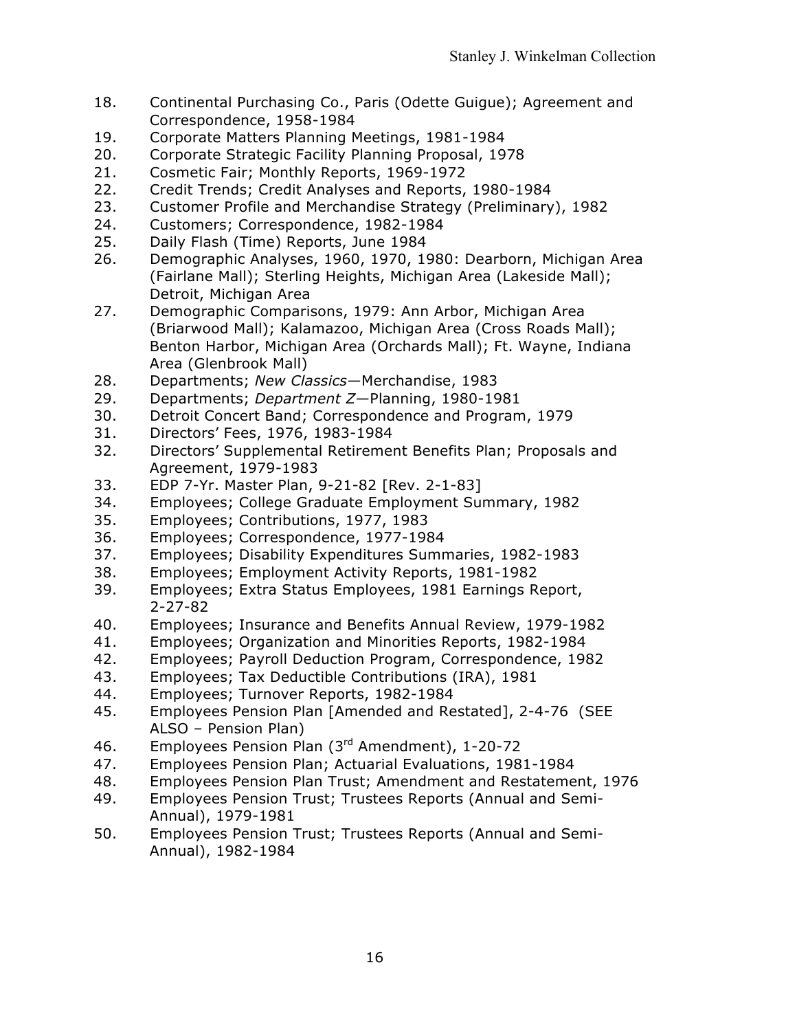18. Continental Purchasing Co., Paris (Odette Guigue); Agreement and Correspondence, 1958-1984
19. Corporate Matters Planning Meetings, 1981-1984
20. Corporate Strategic Facility Planning Proposal, 1978
21. Cosmetic Fair; Monthly Reports, 1969-1972
22. Credit Trends; Credit Analyses and Reports, 1980-1984
23. Customer Profile and Merchandise Strategy (Preliminary), 1982
24. Customers; Correspondence, 1982-1984
25. Daily Flash (Time) Reports, June 1984
26. Demographic Analyses, 1960, 1970, 1980: Dearborn, Michigan Area (Fairlane Mall); Sterling Heights, Michigan Area (Lakeside Mall); Detroit, Michigan Area
27. Demographic Comparisons, 1979: Ann Arbor, Michigan Area (Briarwood Mall); Kalamazoo, Michigan Area (Cross Roads Mall); Benton Harbor, Michigan Area (Orchards Mall); Ft. Wayne, Indiana Area (Glenbrook Mall)
28. Departments; *New Classics*—Merchandise, 1983
29. Departments; *Department Z*—Planning, 1980-1981
30. Detroit Concert Band; Correspondence and Program, 1979
31. Directors' Fees, 1976, 1983-1984
32. Directors' Supplemental Retirement Benefits Plan; Proposals and Agreement, 1979-1983
33. EDP 7-Yr. Master Plan, 9-21-82 [Rev. 2-1-83]
34. Employees; College Graduate Employment Summary, 1982
35. Employees; Contributions, 1977, 1983
36. Employees; Correspondence, 1977-1984
37. Employees; Disability Expenditures Summaries, 1982-1983
38. Employees; Employment Activity Reports, 1981-1982
39. Employees; Extra Status Employees, 1981 Earnings Report, 2-27-82
40. Employees; Insurance and Benefits Annual Review, 1979-1982
41. Employees; Organization and Minorities Reports, 1982-1984
42. Employees; Payroll Deduction Program, Correspondence, 1982
43. Employees; Tax Deductible Contributions (IRA), 1981
44. Employees; Turnover Reports, 1982-1984
45. Employees Pension Plan [Amended and Restated], 2-4-76 (SEE ALSO – Pension Plan)
46. Employees Pension Plan (3rd Amendment), 1-20-72
47. Employees Pension Plan; Actuarial Evaluations, 1981-1984
48. Employees Pension Plan Trust; Amendment and Restatement, 1976
49. Employees Pension Trust; Trustees Reports (Annual and Semi-Annual), 1979-1981
50. Employees Pension Trust; Trustees Reports (Annual and Semi-Annual), 1982-1984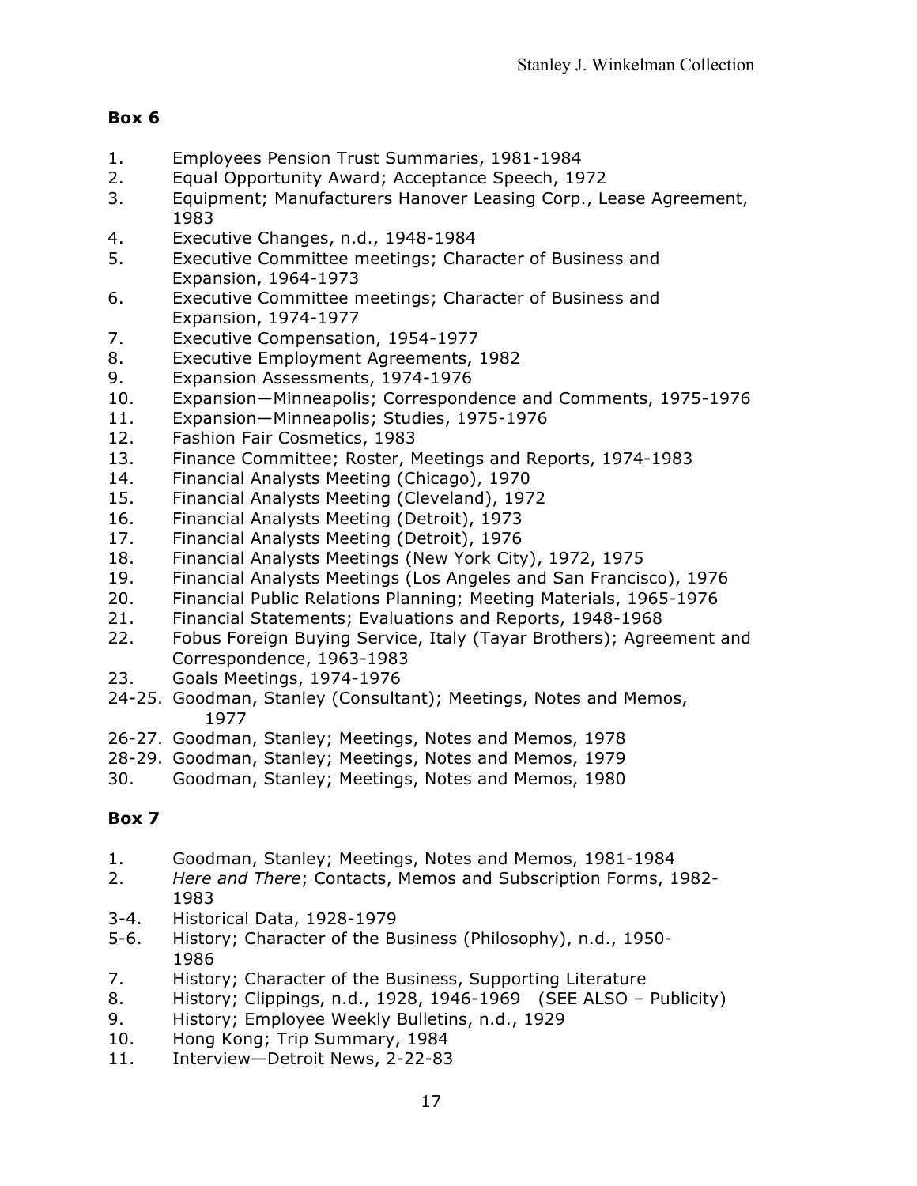## Box 6

1. Employees Pension Trust Summaries, 1981-1984
2. Equal Opportunity Award; Acceptance Speech, 1972
3. Equipment; Manufacturers Hanover Leasing Corp., Lease Agreement, 1983
4. Executive Changes, n.d., 1948-1984
5. Executive Committee meetings; Character of Business and Expansion, 1964-1973
6. Executive Committee meetings; Character of Business and Expansion, 1974-1977
7. Executive Compensation, 1954-1977
8. Executive Employment Agreements, 1982
9. Expansion Assessments, 1974-1976
10. Expansion—Minneapolis; Correspondence and Comments, 1975-1976
11. Expansion—Minneapolis; Studies, 1975-1976
12. Fashion Fair Cosmetics, 1983
13. Finance Committee; Roster, Meetings and Reports, 1974-1983
14. Financial Analysts Meeting (Chicago), 1970
15. Financial Analysts Meeting (Cleveland), 1972
16. Financial Analysts Meeting (Detroit), 1973
17. Financial Analysts Meeting (Detroit), 1976
18. Financial Analysts Meetings (New York City), 1972, 1975
19. Financial Analysts Meetings (Los Angeles and San Francisco), 1976
20. Financial Public Relations Planning; Meeting Materials, 1965-1976
21. Financial Statements; Evaluations and Reports, 1948-1968
22. Fobus Foreign Buying Service, Italy (Tayar Brothers); Agreement and Correspondence, 1963-1983
23. Goals Meetings, 1974-1976

24-25. Goodman, Stanley (Consultant); Meetings, Notes and Memos, 1977

26-27. Goodman, Stanley; Meetings, Notes and Memos, 1978

28-29. Goodman, Stanley; Meetings, Notes and Memos, 1979

30. Goodman, Stanley; Meetings, Notes and Memos, 1980

## Box 7

1. Goodman, Stanley; Meetings, Notes and Memos, 1981-1984
2. *Here and There*; Contacts, Memos and Subscription Forms, 1982-1983

3-4. Historical Data, 1928-1979

5-6. History; Character of the Business (Philosophy), n.d., 1950-1986

7. History; Character of the Business, Supporting Literature
8. History; Clippings, n.d., 1928, 1946-1969 (SEE ALSO – Publicity)
9. History; Employee Weekly Bulletins, n.d., 1929
10. Hong Kong; Trip Summary, 1984
11. Interview—Detroit News, 2-22-83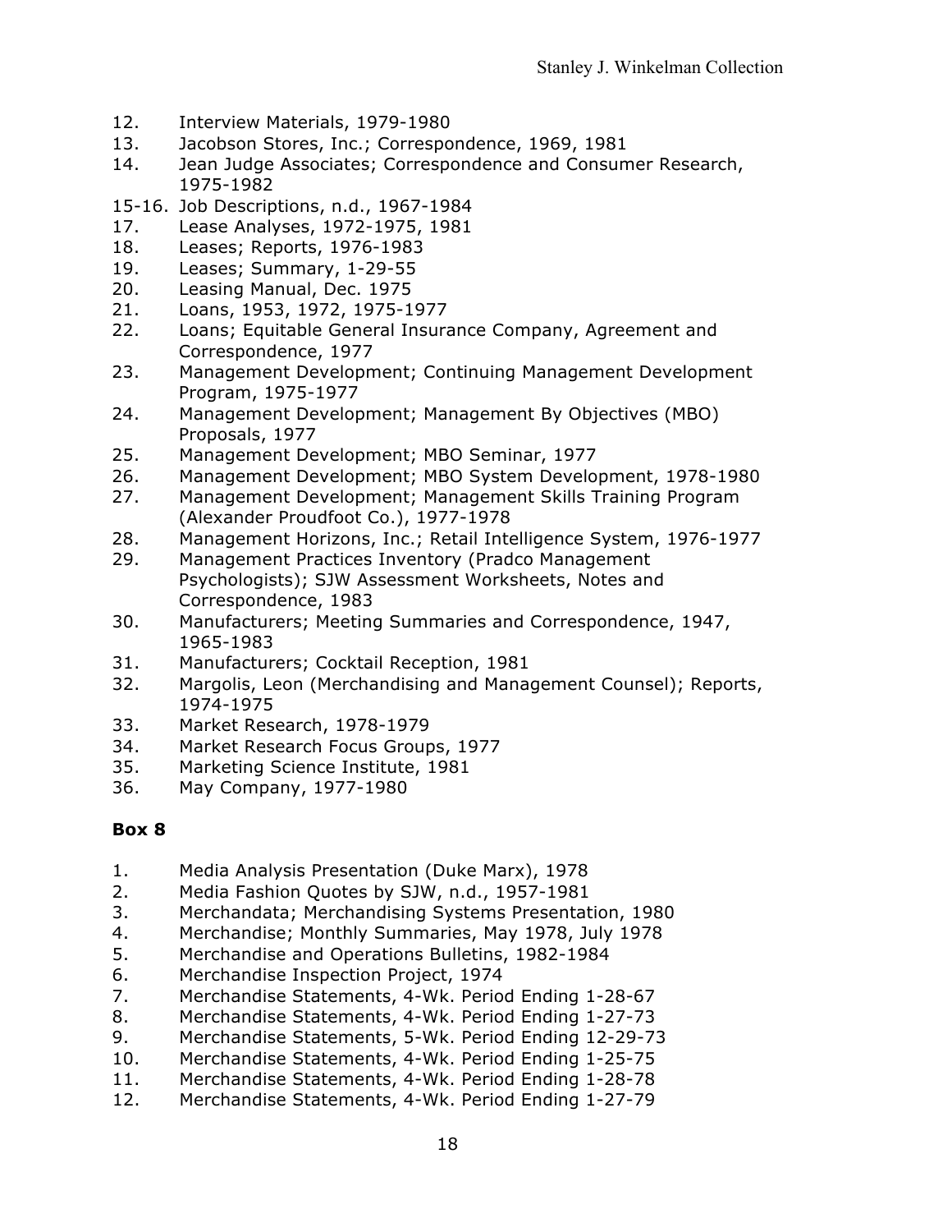12. Interview Materials, 1979-1980
13. Jacobson Stores, Inc.; Correspondence, 1969, 1981
14. Jean Judge Associates; Correspondence and Consumer Research, 1975-1982
15-16. Job Descriptions, n.d., 1967-1984
17. Lease Analyses, 1972-1975, 1981
18. Leases; Reports, 1976-1983
19. Leases; Summary, 1-29-55
20. Leasing Manual, Dec. 1975
21. Loans, 1953, 1972, 1975-1977
22. Loans; Equitable General Insurance Company, Agreement and Correspondence, 1977
23. Management Development; Continuing Management Development Program, 1975-1977
24. Management Development; Management By Objectives (MBO) Proposals, 1977
25. Management Development; MBO Seminar, 1977
26. Management Development; MBO System Development, 1978-1980
27. Management Development; Management Skills Training Program (Alexander Proudfoot Co.), 1977-1978
28. Management Horizons, Inc.; Retail Intelligence System, 1976-1977
29. Management Practices Inventory (Pradco Management Psychologists); SJW Assessment Worksheets, Notes and Correspondence, 1983
30. Manufacturers; Meeting Summaries and Correspondence, 1947, 1965-1983
31. Manufacturers; Cocktail Reception, 1981
32. Margolis, Leon (Merchandising and Management Counsel); Reports, 1974-1975
33. Market Research, 1978-1979
34. Market Research Focus Groups, 1977
35. Marketing Science Institute, 1981
36. May Company, 1977-1980

**Box 8**

1. Media Analysis Presentation (Duke Marx), 1978
2. Media Fashion Quotes by SJW, n.d., 1957-1981
3. Merchandata; Merchandising Systems Presentation, 1980
4. Merchandise; Monthly Summaries, May 1978, July 1978
5. Merchandise and Operations Bulletins, 1982-1984
6. Merchandise Inspection Project, 1974
7. Merchandise Statements, 4-Wk. Period Ending 1-28-67
8. Merchandise Statements, 4-Wk. Period Ending 1-27-73
9. Merchandise Statements, 5-Wk. Period Ending 12-29-73
10. Merchandise Statements, 4-Wk. Period Ending 1-25-75
11. Merchandise Statements, 4-Wk. Period Ending 1-28-78
12. Merchandise Statements, 4-Wk. Period Ending 1-27-79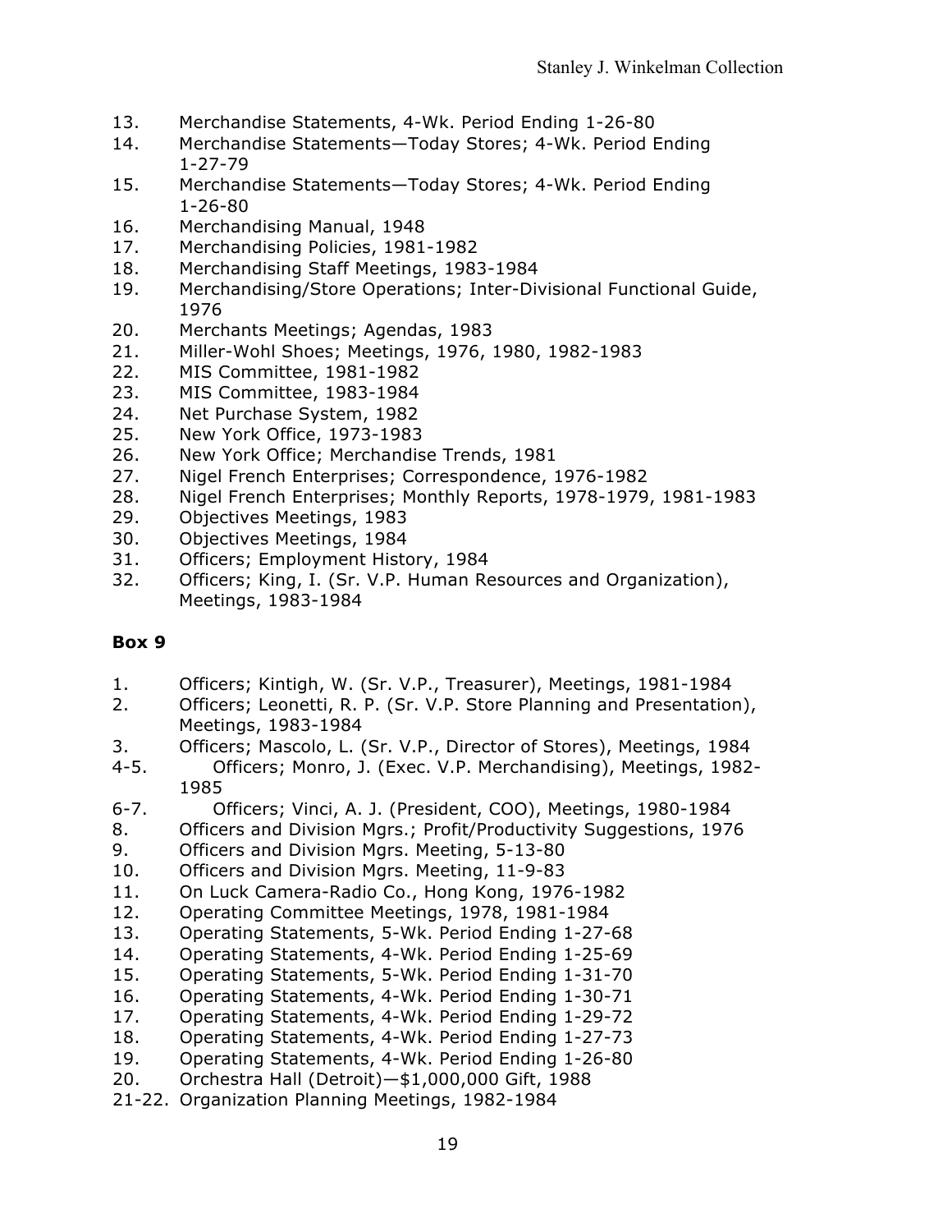13. Merchandise Statements, 4-Wk. Period Ending 1-26-80
14. Merchandise Statements—Today Stores; 4-Wk. Period Ending 1-27-79
15. Merchandise Statements—Today Stores; 4-Wk. Period Ending 1-26-80
16. Merchandising Manual, 1948
17. Merchandising Policies, 1981-1982
18. Merchandising Staff Meetings, 1983-1984
19. Merchandising/Store Operations; Inter-Divisional Functional Guide, 1976
20. Merchants Meetings; Agendas, 1983
21. Miller-Wohl Shoes; Meetings, 1976, 1980, 1982-1983
22. MIS Committee, 1981-1982
23. MIS Committee, 1983-1984
24. Net Purchase System, 1982
25. New York Office, 1973-1983
26. New York Office; Merchandise Trends, 1981
27. Nigel French Enterprises; Correspondence, 1976-1982
28. Nigel French Enterprises; Monthly Reports, 1978-1979, 1981-1983
29. Objectives Meetings, 1983
30. Objectives Meetings, 1984
31. Officers; Employment History, 1984
32. Officers; King, I. (Sr. V.P. Human Resources and Organization), Meetings, 1983-1984

**Box 9**

1. Officers; Kintigh, W. (Sr. V.P., Treasurer), Meetings, 1981-1984
2. Officers; Leonetti, R. P. (Sr. V.P. Store Planning and Presentation), Meetings, 1983-1984
3. Officers; Mascolo, L. (Sr. V.P., Director of Stores), Meetings, 1984

4-5. Officers; Monro, J. (Exec. V.P. Merchandising), Meetings, 1982-1985

6-7. Officers; Vinci, A. J. (President, COO), Meetings, 1980-1984

8. Officers and Division Mgrs.; Profit/Productivity Suggestions, 1976
9. Officers and Division Mgrs. Meeting, 5-13-80
10. Officers and Division Mgrs. Meeting, 11-9-83
11. On Luck Camera-Radio Co., Hong Kong, 1976-1982
12. Operating Committee Meetings, 1978, 1981-1984
13. Operating Statements, 5-Wk. Period Ending 1-27-68
14. Operating Statements, 4-Wk. Period Ending 1-25-69
15. Operating Statements, 5-Wk. Period Ending 1-31-70
16. Operating Statements, 4-Wk. Period Ending 1-30-71
17. Operating Statements, 4-Wk. Period Ending 1-29-72
18. Operating Statements, 4-Wk. Period Ending 1-27-73
19. Operating Statements, 4-Wk. Period Ending 1-26-80
20. Orchestra Hall (Detroit)—$1,000,000 Gift, 1988

21-22. Organization Planning Meetings, 1982-1984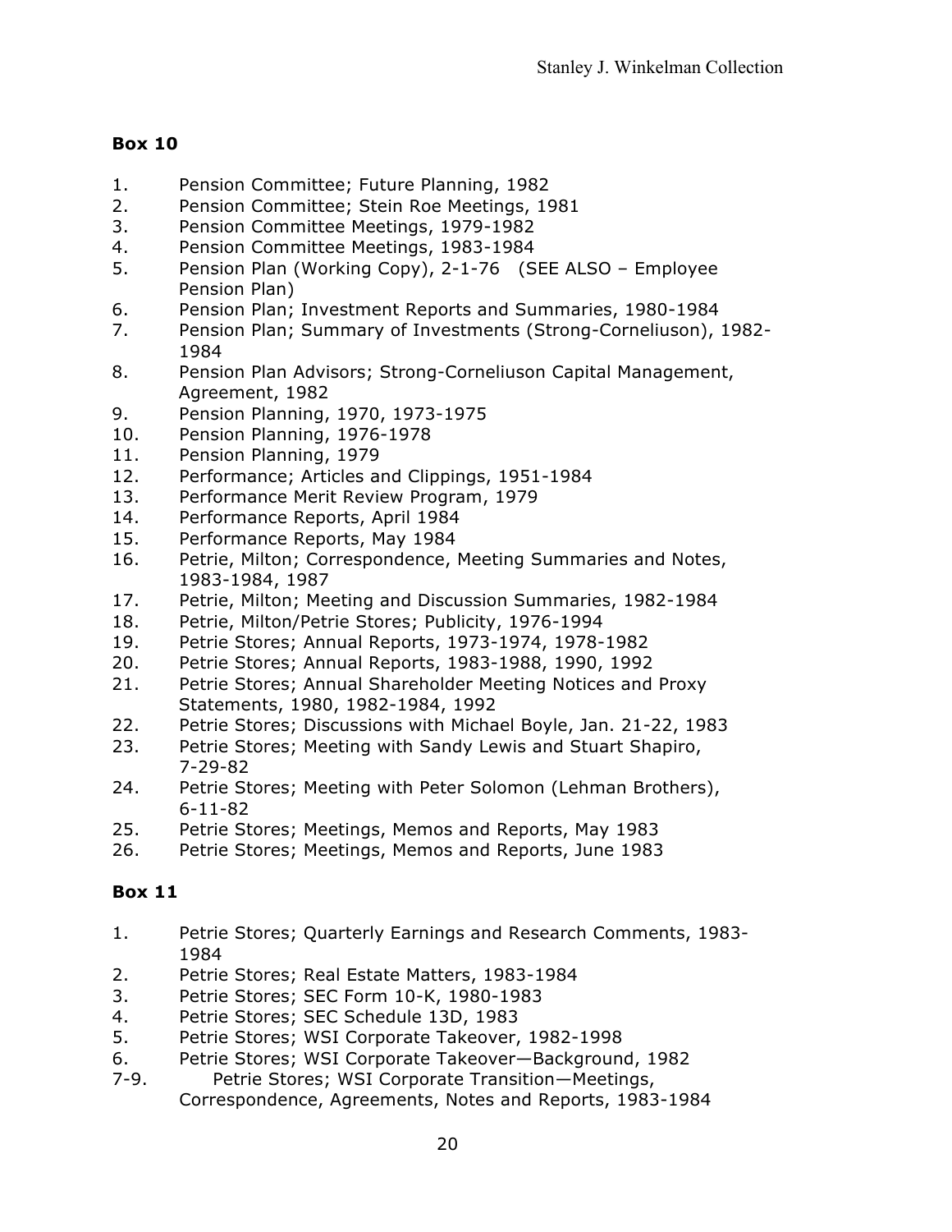**Box 10**

1. Pension Committee; Future Planning, 1982
2. Pension Committee; Stein Roe Meetings, 1981
3. Pension Committee Meetings, 1979-1982
4. Pension Committee Meetings, 1983-1984
5. Pension Plan (Working Copy), 2-1-76 (SEE ALSO – Employee Pension Plan)
6. Pension Plan; Investment Reports and Summaries, 1980-1984
7. Pension Plan; Summary of Investments (Strong-Corneliuson), 1982-1984
8. Pension Plan Advisors; Strong-Corneliuson Capital Management, Agreement, 1982
9. Pension Planning, 1970, 1973-1975
10. Pension Planning, 1976-1978
11. Pension Planning, 1979
12. Performance; Articles and Clippings, 1951-1984
13. Performance Merit Review Program, 1979
14. Performance Reports, April 1984
15. Performance Reports, May 1984
16. Petrie, Milton; Correspondence, Meeting Summaries and Notes, 1983-1984, 1987
17. Petrie, Milton; Meeting and Discussion Summaries, 1982-1984
18. Petrie, Milton/Petrie Stores; Publicity, 1976-1994
19. Petrie Stores; Annual Reports, 1973-1974, 1978-1982
20. Petrie Stores; Annual Reports, 1983-1988, 1990, 1992
21. Petrie Stores; Annual Shareholder Meeting Notices and Proxy Statements, 1980, 1982-1984, 1992
22. Petrie Stores; Discussions with Michael Boyle, Jan. 21-22, 1983
23. Petrie Stores; Meeting with Sandy Lewis and Stuart Shapiro, 7-29-82
24. Petrie Stores; Meeting with Peter Solomon (Lehman Brothers), 6-11-82
25. Petrie Stores; Meetings, Memos and Reports, May 1983
26. Petrie Stores; Meetings, Memos and Reports, June 1983

**Box 11**

1. Petrie Stores; Quarterly Earnings and Research Comments, 1983-1984
2. Petrie Stores; Real Estate Matters, 1983-1984
3. Petrie Stores; SEC Form 10-K, 1980-1983
4. Petrie Stores; SEC Schedule 13D, 1983
5. Petrie Stores; WSI Corporate Takeover, 1982-1998
6. Petrie Stores; WSI Corporate Takeover—Background, 1982

7-9. Petrie Stores; WSI Corporate Transition—Meetings, Correspondence, Agreements, Notes and Reports, 1983-1984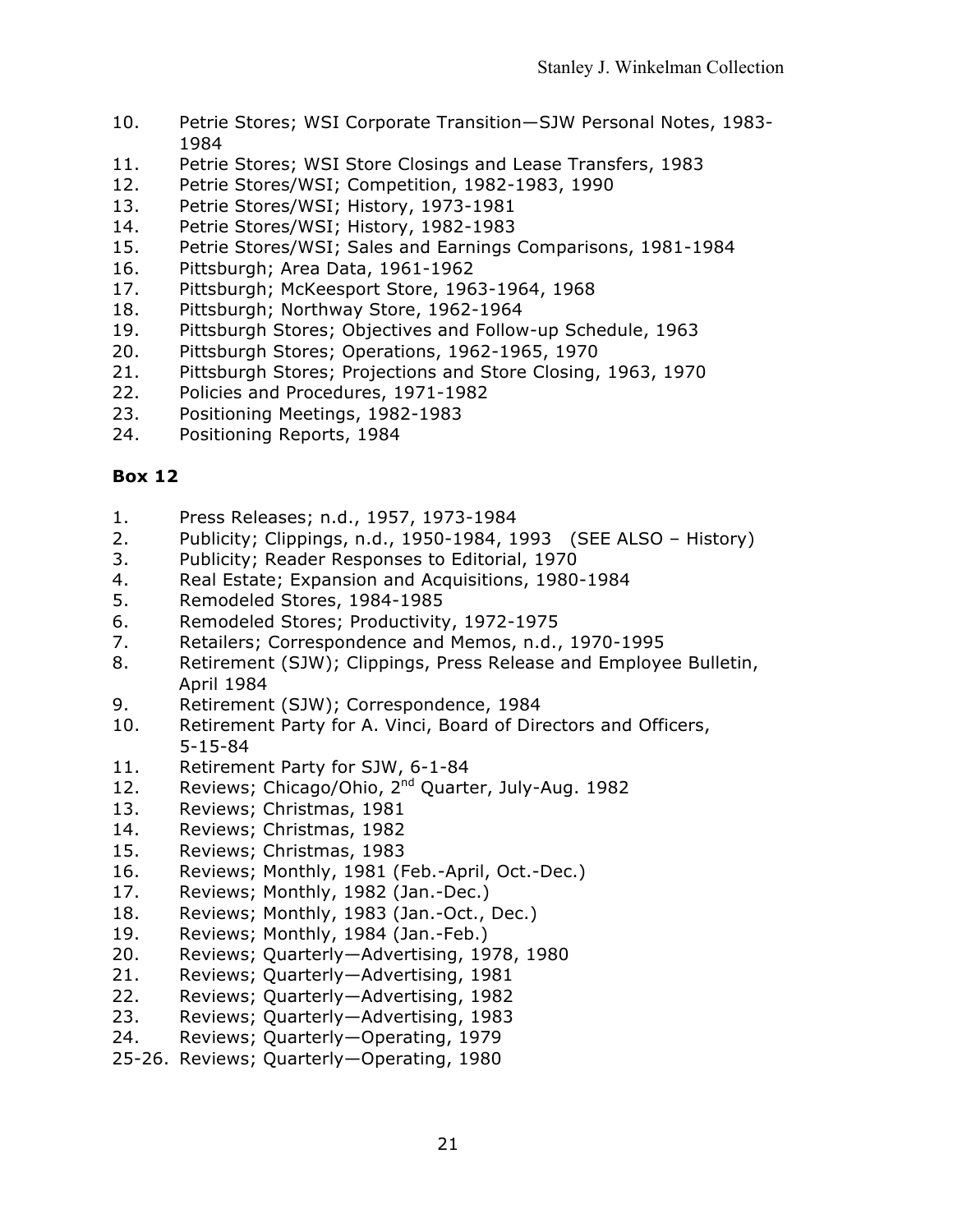10. Petrie Stores; WSI Corporate Transition—SJW Personal Notes, 1983-1984
11. Petrie Stores; WSI Store Closings and Lease Transfers, 1983
12. Petrie Stores/WSI; Competition, 1982-1983, 1990
13. Petrie Stores/WSI; History, 1973-1981
14. Petrie Stores/WSI; History, 1982-1983
15. Petrie Stores/WSI; Sales and Earnings Comparisons, 1981-1984
16. Pittsburgh; Area Data, 1961-1962
17. Pittsburgh; McKeesport Store, 1963-1964, 1968
18. Pittsburgh; Northway Store, 1962-1964
19. Pittsburgh Stores; Objectives and Follow-up Schedule, 1963
20. Pittsburgh Stores; Operations, 1962-1965, 1970
21. Pittsburgh Stores; Projections and Store Closing, 1963, 1970
22. Policies and Procedures, 1971-1982
23. Positioning Meetings, 1982-1983
24. Positioning Reports, 1984

**Box 12**

1. Press Releases; n.d., 1957, 1973-1984
2. Publicity; Clippings, n.d., 1950-1984, 1993 (SEE ALSO – History)
3. Publicity; Reader Responses to Editorial, 1970
4. Real Estate; Expansion and Acquisitions, 1980-1984
5. Remodeled Stores, 1984-1985
6. Remodeled Stores; Productivity, 1972-1975
7. Retailers; Correspondence and Memos, n.d., 1970-1995
8. Retirement (SJW); Clippings, Press Release and Employee Bulletin, April 1984
9. Retirement (SJW); Correspondence, 1984
10. Retirement Party for A. Vinci, Board of Directors and Officers, 5-15-84
11. Retirement Party for SJW, 6-1-84
12. Reviews; Chicago/Ohio, 2nd Quarter, July-Aug. 1982
13. Reviews; Christmas, 1981
14. Reviews; Christmas, 1982
15. Reviews; Christmas, 1983
16. Reviews; Monthly, 1981 (Feb.-April, Oct.-Dec.)
17. Reviews; Monthly, 1982 (Jan.-Dec.)
18. Reviews; Monthly, 1983 (Jan.-Oct., Dec.)
19. Reviews; Monthly, 1984 (Jan.-Feb.)
20. Reviews; Quarterly—Advertising, 1978, 1980
21. Reviews; Quarterly—Advertising, 1981
22. Reviews; Quarterly—Advertising, 1982
23. Reviews; Quarterly—Advertising, 1983
24. Reviews; Quarterly—Operating, 1979

25-26. Reviews; Quarterly—Operating, 1980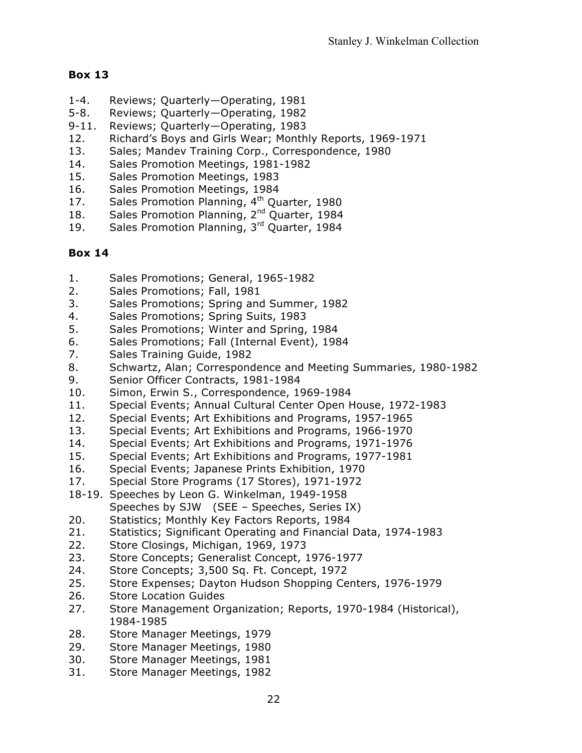**Box 13**

1-4. Reviews; Quarterly—Operating, 1981
5-8. Reviews; Quarterly—Operating, 1982
9-11. Reviews; Quarterly—Operating, 1983
12. Richard's Boys and Girls Wear; Monthly Reports, 1969-1971
13. Sales; Mandev Training Corp., Correspondence, 1980
14. Sales Promotion Meetings, 1981-1982
15. Sales Promotion Meetings, 1983
16. Sales Promotion Meetings, 1984
17. Sales Promotion Planning, 4th Quarter, 1980
18. Sales Promotion Planning, 2nd Quarter, 1984
19. Sales Promotion Planning, 3rd Quarter, 1984

**Box 14**

1. Sales Promotions; General, 1965-1982
2. Sales Promotions; Fall, 1981
3. Sales Promotions; Spring and Summer, 1982
4. Sales Promotions; Spring Suits, 1983
5. Sales Promotions; Winter and Spring, 1984
6. Sales Promotions; Fall (Internal Event), 1984
7. Sales Training Guide, 1982
8. Schwartz, Alan; Correspondence and Meeting Summaries, 1980-1982
9. Senior Officer Contracts, 1981-1984
10. Simon, Erwin S., Correspondence, 1969-1984
11. Special Events; Annual Cultural Center Open House, 1972-1983
12. Special Events; Art Exhibitions and Programs, 1957-1965
13. Special Events; Art Exhibitions and Programs, 1966-1970
14. Special Events; Art Exhibitions and Programs, 1971-1976
15. Special Events; Art Exhibitions and Programs, 1977-1981
16. Special Events; Japanese Prints Exhibition, 1970
17. Special Store Programs (17 Stores), 1971-1972
18-19. Speeches by Leon G. Winkelman, 1949-1958
 Speeches by SJW (SEE – Speeches, Series IX)
20. Statistics; Monthly Key Factors Reports, 1984
21. Statistics; Significant Operating and Financial Data, 1974-1983
22. Store Closings, Michigan, 1969, 1973
23. Store Concepts; Generalist Concept, 1976-1977
24. Store Concepts; 3,500 Sq. Ft. Concept, 1972
25. Store Expenses; Dayton Hudson Shopping Centers, 1976-1979
26. Store Location Guides
27. Store Management Organization; Reports, 1970-1984 (Historical), 1984-1985
28. Store Manager Meetings, 1979
29. Store Manager Meetings, 1980
30. Store Manager Meetings, 1981
31. Store Manager Meetings, 1982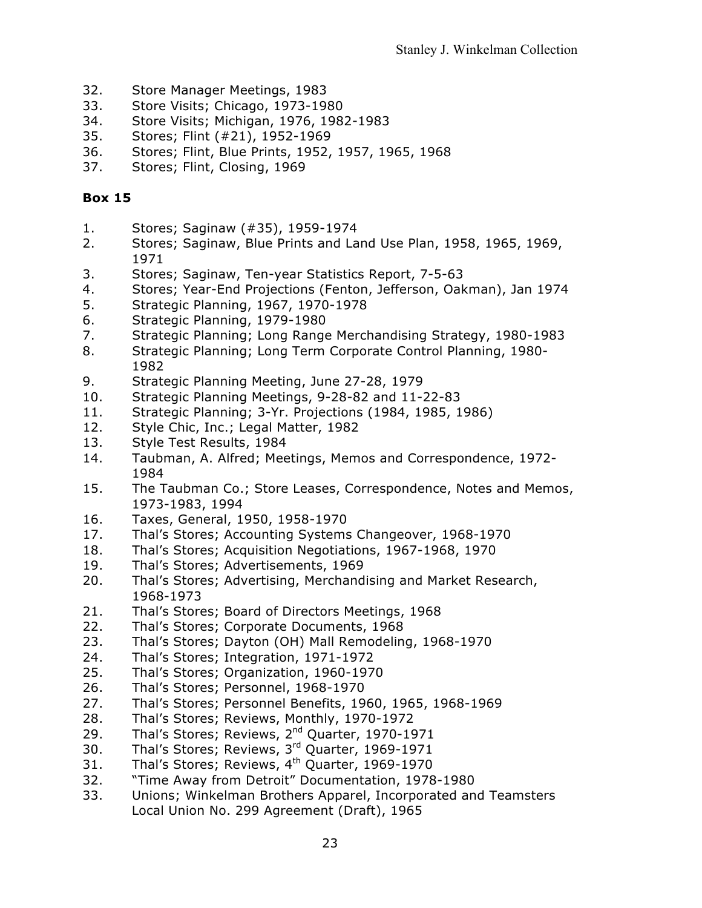32. Store Manager Meetings, 1983
33. Store Visits; Chicago, 1973-1980
34. Store Visits; Michigan, 1976, 1982-1983
35. Stores; Flint (#21), 1952-1969
36. Stores; Flint, Blue Prints, 1952, 1957, 1965, 1968
37. Stores; Flint, Closing, 1969

**Box 15**

1. Stores; Saginaw (#35), 1959-1974
2. Stores; Saginaw, Blue Prints and Land Use Plan, 1958, 1965, 1969, 1971
3. Stores; Saginaw, Ten-year Statistics Report, 7-5-63
4. Stores; Year-End Projections (Fenton, Jefferson, Oakman), Jan 1974
5. Strategic Planning, 1967, 1970-1978
6. Strategic Planning, 1979-1980
7. Strategic Planning; Long Range Merchandising Strategy, 1980-1983
8. Strategic Planning; Long Term Corporate Control Planning, 1980-1982
9. Strategic Planning Meeting, June 27-28, 1979
10. Strategic Planning Meetings, 9-28-82 and 11-22-83
11. Strategic Planning; 3-Yr. Projections (1984, 1985, 1986)
12. Style Chic, Inc.; Legal Matter, 1982
13. Style Test Results, 1984
14. Taubman, A. Alfred; Meetings, Memos and Correspondence, 1972-1984
15. The Taubman Co.; Store Leases, Correspondence, Notes and Memos, 1973-1983, 1994
16. Taxes, General, 1950, 1958-1970
17. Thal's Stores; Accounting Systems Changeover, 1968-1970
18. Thal's Stores; Acquisition Negotiations, 1967-1968, 1970
19. Thal's Stores; Advertisements, 1969
20. Thal's Stores; Advertising, Merchandising and Market Research, 1968-1973
21. Thal's Stores; Board of Directors Meetings, 1968
22. Thal's Stores; Corporate Documents, 1968
23. Thal's Stores; Dayton (OH) Mall Remodeling, 1968-1970
24. Thal's Stores; Integration, 1971-1972
25. Thal's Stores; Organization, 1960-1970
26. Thal's Stores; Personnel, 1968-1970
27. Thal's Stores; Personnel Benefits, 1960, 1965, 1968-1969
28. Thal's Stores; Reviews, Monthly, 1970-1972
29. Thal's Stores; Reviews, 2nd Quarter, 1970-1971
30. Thal's Stores; Reviews, 3rd Quarter, 1969-1971
31. Thal's Stores; Reviews, 4th Quarter, 1969-1970
32. "Time Away from Detroit" Documentation, 1978-1980
33. Unions; Winkelman Brothers Apparel, Incorporated and Teamsters Local Union No. 299 Agreement (Draft), 1965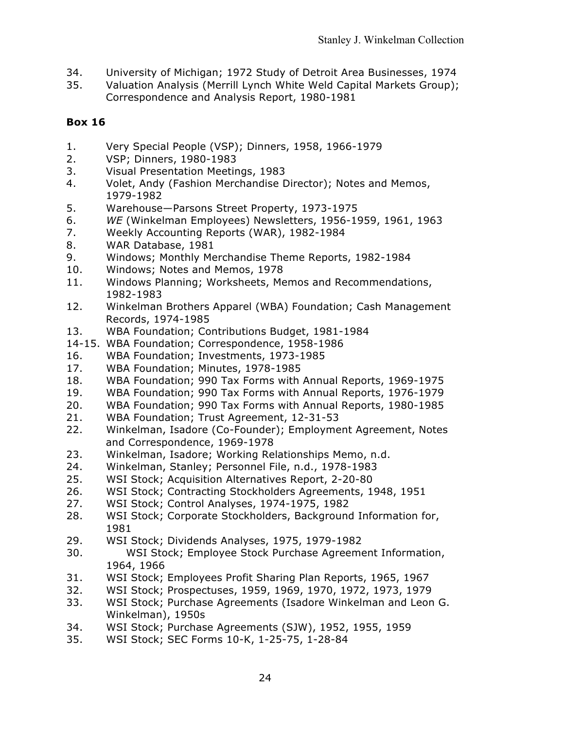34. University of Michigan; 1972 Study of Detroit Area Businesses, 1974
35. Valuation Analysis (Merrill Lynch White Weld Capital Markets Group); Correspondence and Analysis Report, 1980-1981

**Box 16**

1. Very Special People (VSP); Dinners, 1958, 1966-1979
2. VSP; Dinners, 1980-1983
3. Visual Presentation Meetings, 1983
4. Volet, Andy (Fashion Merchandise Director); Notes and Memos, 1979-1982
5. Warehouse—Parsons Street Property, 1973-1975
6. *WE* (Winkelman Employees) Newsletters, 1956-1959, 1961, 1963
7. Weekly Accounting Reports (WAR), 1982-1984
8. WAR Database, 1981
9. Windows; Monthly Merchandise Theme Reports, 1982-1984
10. Windows; Notes and Memos, 1978
11. Windows Planning; Worksheets, Memos and Recommendations, 1982-1983
12. Winkelman Brothers Apparel (WBA) Foundation; Cash Management Records, 1974-1985
13. WBA Foundation; Contributions Budget, 1981-1984
14-15. WBA Foundation; Correspondence, 1958-1986
16. WBA Foundation; Investments, 1973-1985
17. WBA Foundation; Minutes, 1978-1985
18. WBA Foundation; 990 Tax Forms with Annual Reports, 1969-1975
19. WBA Foundation; 990 Tax Forms with Annual Reports, 1976-1979
20. WBA Foundation; 990 Tax Forms with Annual Reports, 1980-1985
21. WBA Foundation; Trust Agreement, 12-31-53
22. Winkelman, Isadore (Co-Founder); Employment Agreement, Notes and Correspondence, 1969-1978
23. Winkelman, Isadore; Working Relationships Memo, n.d.
24. Winkelman, Stanley; Personnel File, n.d., 1978-1983
25. WSI Stock; Acquisition Alternatives Report, 2-20-80
26. WSI Stock; Contracting Stockholders Agreements, 1948, 1951
27. WSI Stock; Control Analyses, 1974-1975, 1982
28. WSI Stock; Corporate Stockholders, Background Information for, 1981
29. WSI Stock; Dividends Analyses, 1975, 1979-1982
30. WSI Stock; Employee Stock Purchase Agreement Information, 1964, 1966
31. WSI Stock; Employees Profit Sharing Plan Reports, 1965, 1967
32. WSI Stock; Prospectuses, 1959, 1969, 1970, 1972, 1973, 1979
33. WSI Stock; Purchase Agreements (Isadore Winkelman and Leon G. Winkelman), 1950s
34. WSI Stock; Purchase Agreements (SJW), 1952, 1955, 1959
35. WSI Stock; SEC Forms 10-K, 1-25-75, 1-28-84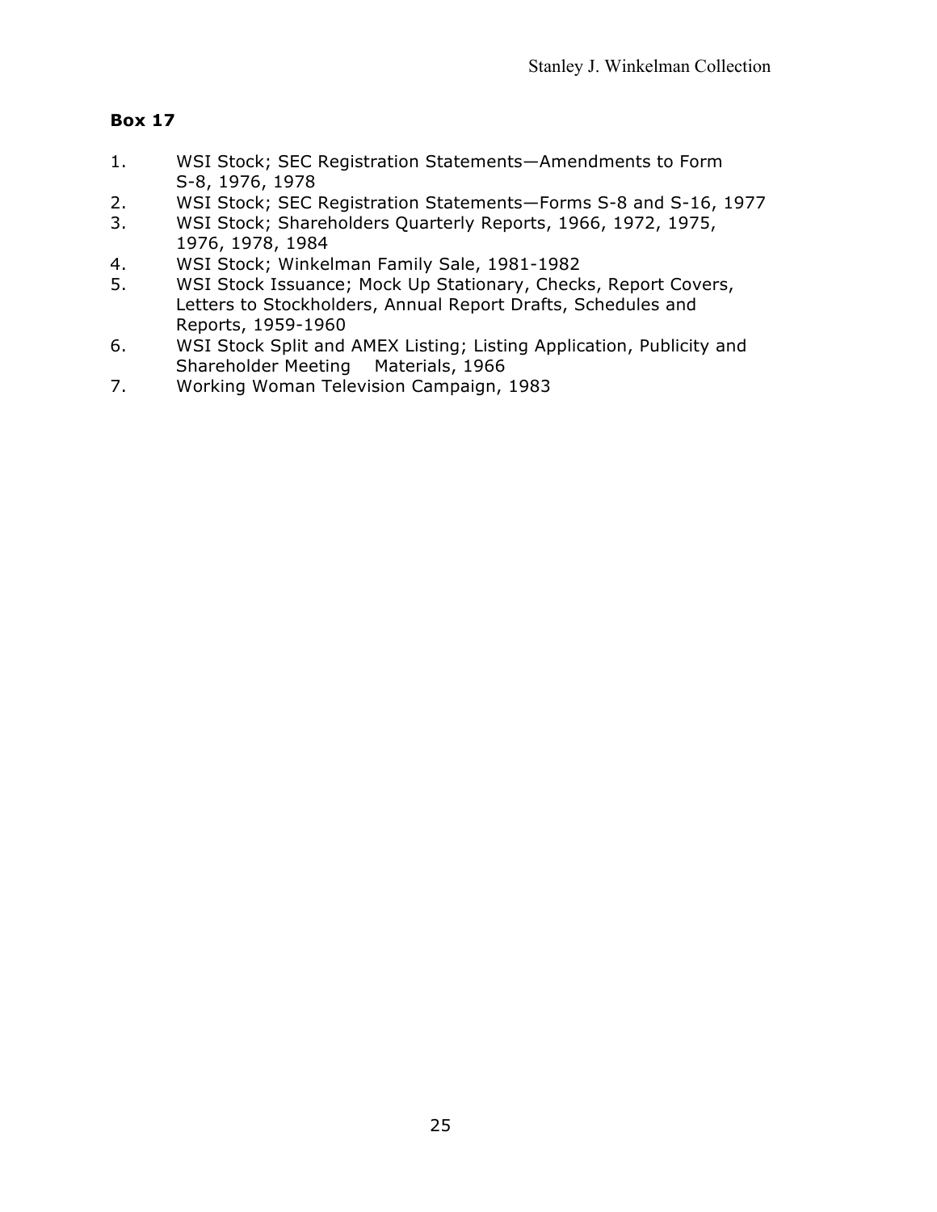**Box 17**

1. WSI Stock; SEC Registration Statements—Amendments to Form S-8, 1976, 1978
2. WSI Stock; SEC Registration Statements—Forms S-8 and S-16, 1977
3. WSI Stock; Shareholders Quarterly Reports, 1966, 1972, 1975, 1976, 1978, 1984
4. WSI Stock; Winkelman Family Sale, 1981-1982
5. WSI Stock Issuance; Mock Up Stationary, Checks, Report Covers, Letters to Stockholders, Annual Report Drafts, Schedules and Reports, 1959-1960
6. WSI Stock Split and AMEX Listing; Listing Application, Publicity and Shareholder Meeting Materials, 1966
7. Working Woman Television Campaign, 1983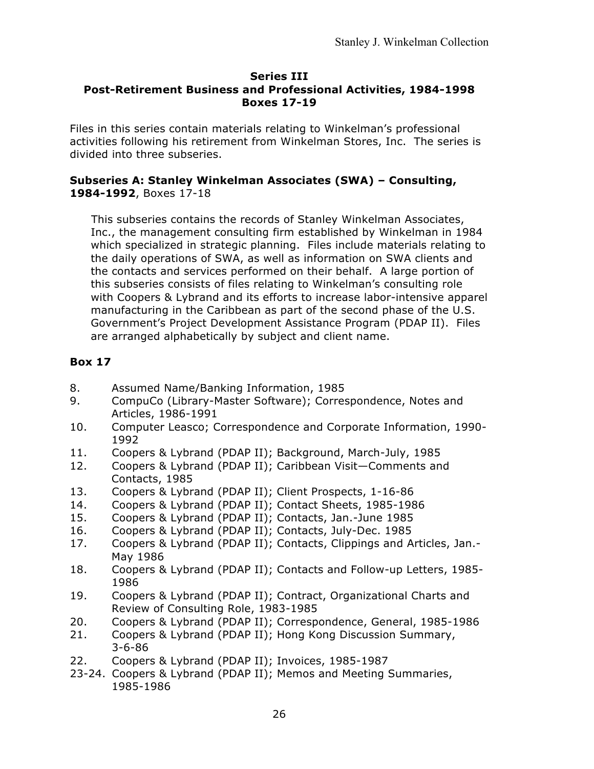**Series III**
**Post-Retirement Business and Professional Activities, 1984-1998**
**Boxes 17-19**

Files in this series contain materials relating to Winkelman's professional activities following his retirement from Winkelman Stores, Inc. The series is divided into three subseries.

**Subseries A: Stanley Winkelman Associates (SWA) – Consulting, 1984-1992**, Boxes 17-18

> This subseries contains the records of Stanley Winkelman Associates, Inc., the management consulting firm established by Winkelman in 1984 which specialized in strategic planning. Files include materials relating to the daily operations of SWA, as well as information on SWA clients and the contacts and services performed on their behalf. A large portion of this subseries consists of files relating to Winkelman's consulting role with Coopers & Lybrand and its efforts to increase labor-intensive apparel manufacturing in the Caribbean as part of the second phase of the U.S. Government's Project Development Assistance Program (PDAP II). Files are arranged alphabetically by subject and client name.

### Box 17

8. Assumed Name/Banking Information, 1985
9. CompuCo (Library-Master Software); Correspondence, Notes and Articles, 1986-1991
10. Computer Leasco; Correspondence and Corporate Information, 1990-1992
11. Coopers & Lybrand (PDAP II); Background, March-July, 1985
12. Coopers & Lybrand (PDAP II); Caribbean Visit—Comments and Contacts, 1985
13. Coopers & Lybrand (PDAP II); Client Prospects, 1-16-86
14. Coopers & Lybrand (PDAP II); Contact Sheets, 1985-1986
15. Coopers & Lybrand (PDAP II); Contacts, Jan.-June 1985
16. Coopers & Lybrand (PDAP II); Contacts, July-Dec. 1985
17. Coopers & Lybrand (PDAP II); Contacts, Clippings and Articles, Jan.-May 1986
18. Coopers & Lybrand (PDAP II); Contacts and Follow-up Letters, 1985-1986
19. Coopers & Lybrand (PDAP II); Contract, Organizational Charts and Review of Consulting Role, 1983-1985
20. Coopers & Lybrand (PDAP II); Correspondence, General, 1985-1986
21. Coopers & Lybrand (PDAP II); Hong Kong Discussion Summary, 3-6-86
22. Coopers & Lybrand (PDAP II); Invoices, 1985-1987

23-24. Coopers & Lybrand (PDAP II); Memos and Meeting Summaries, 1985-1986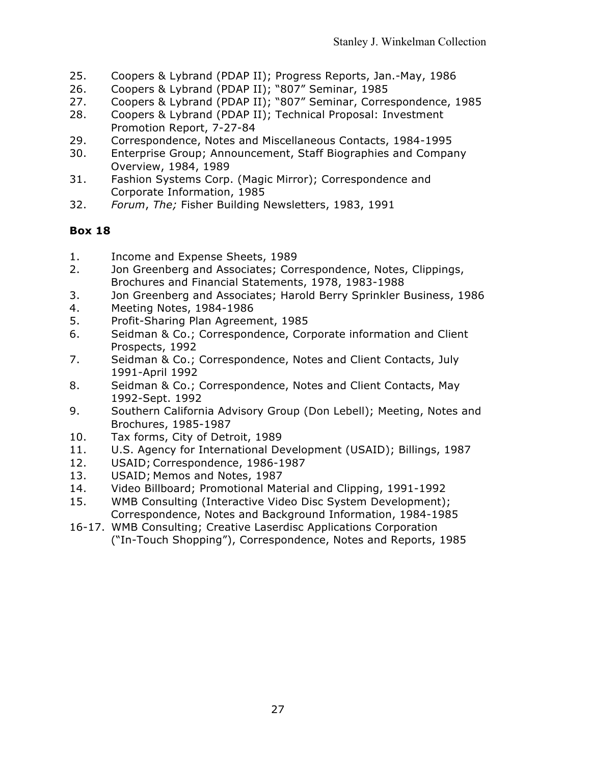25. Coopers & Lybrand (PDAP II); Progress Reports, Jan.-May, 1986
26. Coopers & Lybrand (PDAP II); "807" Seminar, 1985
27. Coopers & Lybrand (PDAP II); "807" Seminar, Correspondence, 1985
28. Coopers & Lybrand (PDAP II); Technical Proposal: Investment Promotion Report, 7-27-84
29. Correspondence, Notes and Miscellaneous Contacts, 1984-1995
30. Enterprise Group; Announcement, Staff Biographies and Company Overview, 1984, 1989
31. Fashion Systems Corp. (Magic Mirror); Correspondence and Corporate Information, 1985
32. *Forum*, *The;* Fisher Building Newsletters, 1983, 1991

**Box 18**

1. Income and Expense Sheets, 1989
2. Jon Greenberg and Associates; Correspondence, Notes, Clippings, Brochures and Financial Statements, 1978, 1983-1988
3. Jon Greenberg and Associates; Harold Berry Sprinkler Business, 1986
4. Meeting Notes, 1984-1986
5. Profit-Sharing Plan Agreement, 1985
6. Seidman & Co.; Correspondence, Corporate information and Client Prospects, 1992
7. Seidman & Co.; Correspondence, Notes and Client Contacts, July 1991-April 1992
8. Seidman & Co.; Correspondence, Notes and Client Contacts, May 1992-Sept. 1992
9. Southern California Advisory Group (Don Lebell); Meeting, Notes and Brochures, 1985-1987
10. Tax forms, City of Detroit, 1989
11. U.S. Agency for International Development (USAID); Billings, 1987
12. USAID; Correspondence, 1986-1987
13. USAID; Memos and Notes, 1987
14. Video Billboard; Promotional Material and Clipping, 1991-1992
15. WMB Consulting (Interactive Video Disc System Development); Correspondence, Notes and Background Information, 1984-1985

16-17. WMB Consulting; Creative Laserdisc Applications Corporation ("In-Touch Shopping"), Correspondence, Notes and Reports, 1985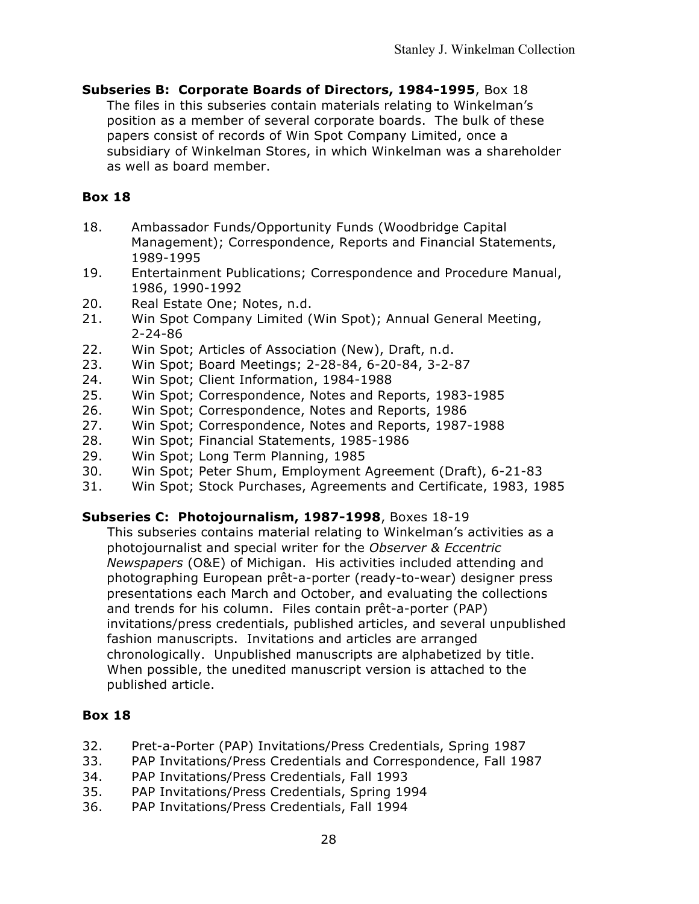**Subseries B: Corporate Boards of Directors, 1984-1995**, Box 18

The files in this subseries contain materials relating to Winkelman's position as a member of several corporate boards. The bulk of these papers consist of records of Win Spot Company Limited, once a subsidiary of Winkelman Stores, in which Winkelman was a shareholder as well as board member.

**Box 18**

18. Ambassador Funds/Opportunity Funds (Woodbridge Capital Management); Correspondence, Reports and Financial Statements, 1989-1995
19. Entertainment Publications; Correspondence and Procedure Manual, 1986, 1990-1992
20. Real Estate One; Notes, n.d.
21. Win Spot Company Limited (Win Spot); Annual General Meeting, 2-24-86
22. Win Spot; Articles of Association (New), Draft, n.d.
23. Win Spot; Board Meetings; 2-28-84, 6-20-84, 3-2-87
24. Win Spot; Client Information, 1984-1988
25. Win Spot; Correspondence, Notes and Reports, 1983-1985
26. Win Spot; Correspondence, Notes and Reports, 1986
27. Win Spot; Correspondence, Notes and Reports, 1987-1988
28. Win Spot; Financial Statements, 1985-1986
29. Win Spot; Long Term Planning, 1985
30. Win Spot; Peter Shum, Employment Agreement (Draft), 6-21-83
31. Win Spot; Stock Purchases, Agreements and Certificate, 1983, 1985

**Subseries C: Photojournalism, 1987-1998**, Boxes 18-19

This subseries contains material relating to Winkelman's activities as a photojournalist and special writer for the *Observer & Eccentric Newspapers* (O&E) of Michigan. His activities included attending and photographing European prêt-a-porter (ready-to-wear) designer press presentations each March and October, and evaluating the collections and trends for his column. Files contain prêt-a-porter (PAP) invitations/press credentials, published articles, and several unpublished fashion manuscripts. Invitations and articles are arranged chronologically. Unpublished manuscripts are alphabetized by title. When possible, the unedited manuscript version is attached to the published article.

**Box 18**

32. Pret-a-Porter (PAP) Invitations/Press Credentials, Spring 1987
33. PAP Invitations/Press Credentials and Correspondence, Fall 1987
34. PAP Invitations/Press Credentials, Fall 1993
35. PAP Invitations/Press Credentials, Spring 1994
36. PAP Invitations/Press Credentials, Fall 1994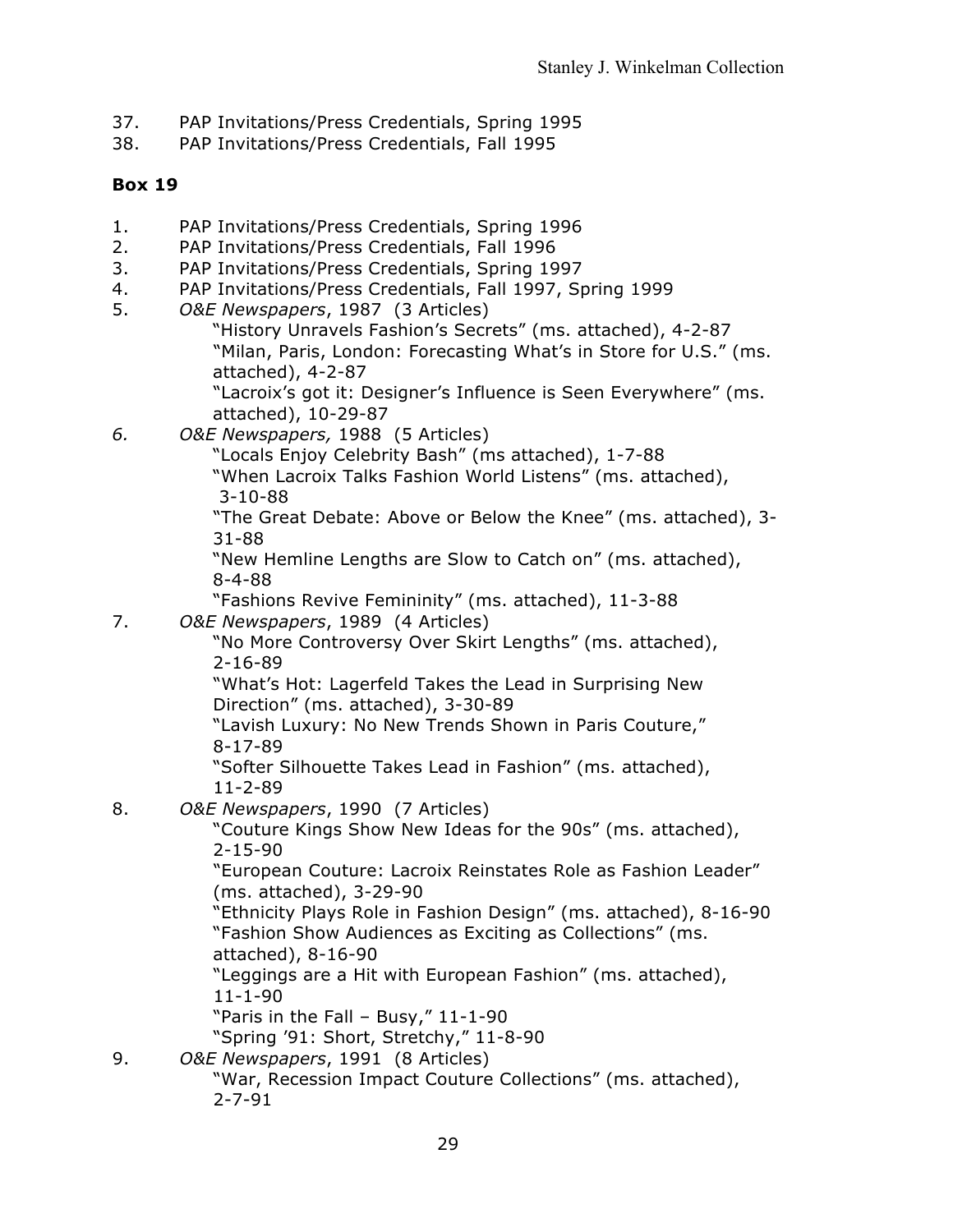37. PAP Invitations/Press Credentials, Spring 1995
38. PAP Invitations/Press Credentials, Fall 1995

**Box 19**

1. PAP Invitations/Press Credentials, Spring 1996
2. PAP Invitations/Press Credentials, Fall 1996
3. PAP Invitations/Press Credentials, Spring 1997
4. PAP Invitations/Press Credentials, Fall 1997, Spring 1999
5. *O&E Newspapers*, 1987 (3 Articles)
   "History Unravels Fashion's Secrets" (ms. attached), 4-2-87
   "Milan, Paris, London: Forecasting What's in Store for U.S." (ms. attached), 4-2-87
   "Lacroix's got it: Designer's Influence is Seen Everywhere" (ms. attached), 10-29-87
6. *O&E Newspapers,* 1988 (5 Articles)
   "Locals Enjoy Celebrity Bash" (ms attached), 1-7-88
   "When Lacroix Talks Fashion World Listens" (ms. attached), 3-10-88
   "The Great Debate: Above or Below the Knee" (ms. attached), 3-31-88
   "New Hemline Lengths are Slow to Catch on" (ms. attached), 8-4-88
   "Fashions Revive Femininity" (ms. attached), 11-3-88
7. *O&E Newspapers*, 1989 (4 Articles)
   "No More Controversy Over Skirt Lengths" (ms. attached), 2-16-89
   "What's Hot: Lagerfeld Takes the Lead in Surprising New Direction" (ms. attached), 3-30-89
   "Lavish Luxury: No New Trends Shown in Paris Couture," 8-17-89
   "Softer Silhouette Takes Lead in Fashion" (ms. attached), 11-2-89
8. *O&E Newspapers*, 1990 (7 Articles)
   "Couture Kings Show New Ideas for the 90s" (ms. attached), 2-15-90
   "European Couture: Lacroix Reinstates Role as Fashion Leader" (ms. attached), 3-29-90
   "Ethnicity Plays Role in Fashion Design" (ms. attached), 8-16-90
   "Fashion Show Audiences as Exciting as Collections" (ms. attached), 8-16-90
   "Leggings are a Hit with European Fashion" (ms. attached), 11-1-90
   "Paris in the Fall – Busy," 11-1-90
   "Spring '91: Short, Stretchy," 11-8-90
9. *O&E Newspapers*, 1991 (8 Articles)
   "War, Recession Impact Couture Collections" (ms. attached), 2-7-91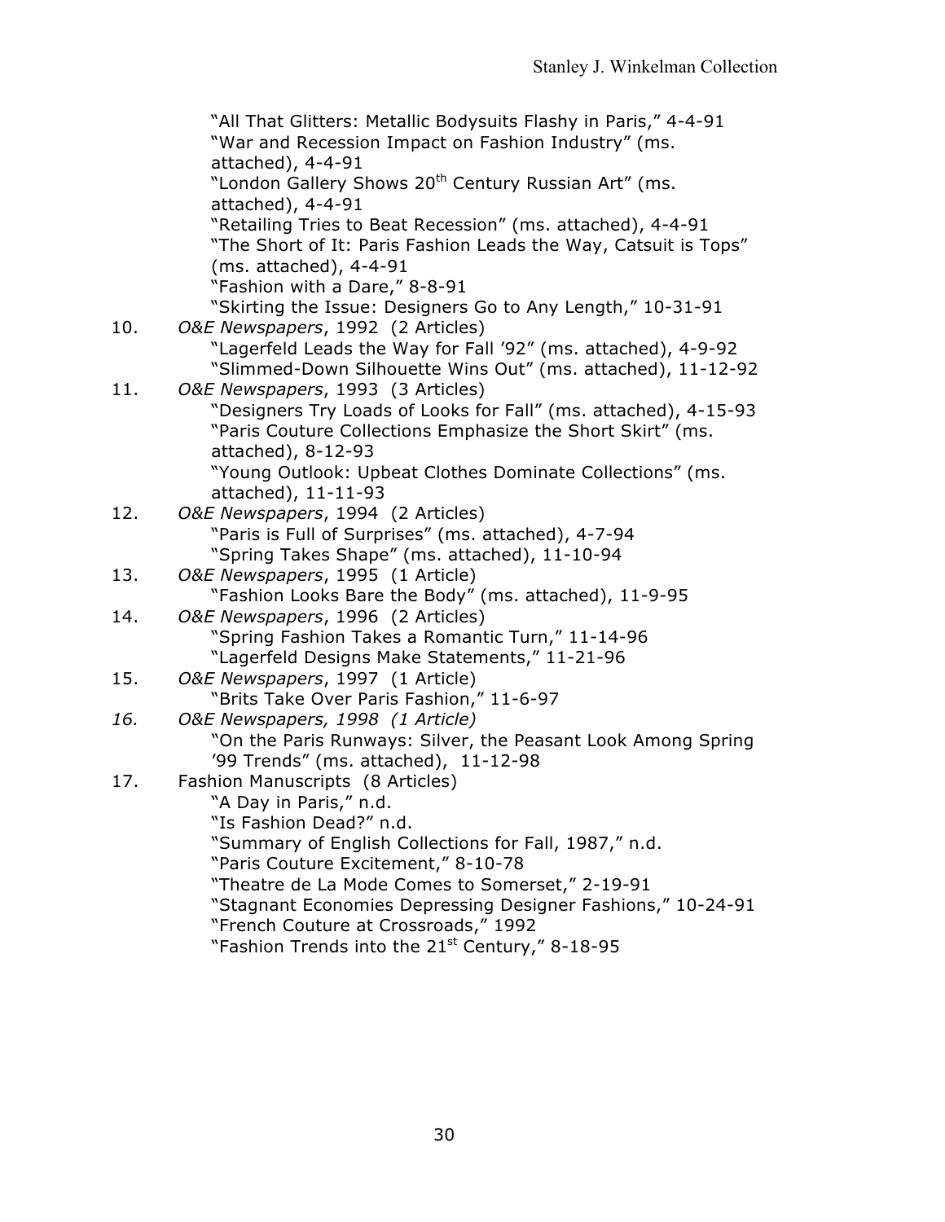"All That Glitters: Metallic Bodysuits Flashy in Paris," 4-4-91
"War and Recession Impact on Fashion Industry" (ms. attached), 4-4-91
"London Gallery Shows 20th Century Russian Art" (ms. attached), 4-4-91
"Retailing Tries to Beat Recession" (ms. attached), 4-4-91
"The Short of It: Paris Fashion Leads the Way, Catsuit is Tops" (ms. attached), 4-4-91
"Fashion with a Dare," 8-8-91
"Skirting the Issue: Designers Go to Any Length," 10-31-91

10. *O&E Newspapers*, 1992 (2 Articles)
    "Lagerfeld Leads the Way for Fall '92" (ms. attached), 4-9-92
    "Slimmed-Down Silhouette Wins Out" (ms. attached), 11-12-92
11. *O&E Newspapers*, 1993 (3 Articles)
    "Designers Try Loads of Looks for Fall" (ms. attached), 4-15-93
    "Paris Couture Collections Emphasize the Short Skirt" (ms. attached), 8-12-93
    "Young Outlook: Upbeat Clothes Dominate Collections" (ms. attached), 11-11-93
12. *O&E Newspapers*, 1994 (2 Articles)
    "Paris is Full of Surprises" (ms. attached), 4-7-94
    "Spring Takes Shape" (ms. attached), 11-10-94
13. *O&E Newspapers*, 1995 (1 Article)
    "Fashion Looks Bare the Body" (ms. attached), 11-9-95
14. *O&E Newspapers*, 1996 (2 Articles)
    "Spring Fashion Takes a Romantic Turn," 11-14-96
    "Lagerfeld Designs Make Statements," 11-21-96
15. *O&E Newspapers*, 1997 (1 Article)
    "Brits Take Over Paris Fashion," 11-6-97
16. *O&E Newspapers, 1998 (1 Article)*
    "On the Paris Runways: Silver, the Peasant Look Among Spring '99 Trends" (ms. attached), 11-12-98
17. Fashion Manuscripts (8 Articles)
    "A Day in Paris," n.d.
    "Is Fashion Dead?" n.d.
    "Summary of English Collections for Fall, 1987," n.d.
    "Paris Couture Excitement," 8-10-78
    "Theatre de La Mode Comes to Somerset," 2-19-91
    "Stagnant Economies Depressing Designer Fashions," 10-24-91
    "French Couture at Crossroads," 1992
    "Fashion Trends into the 21st Century," 8-18-95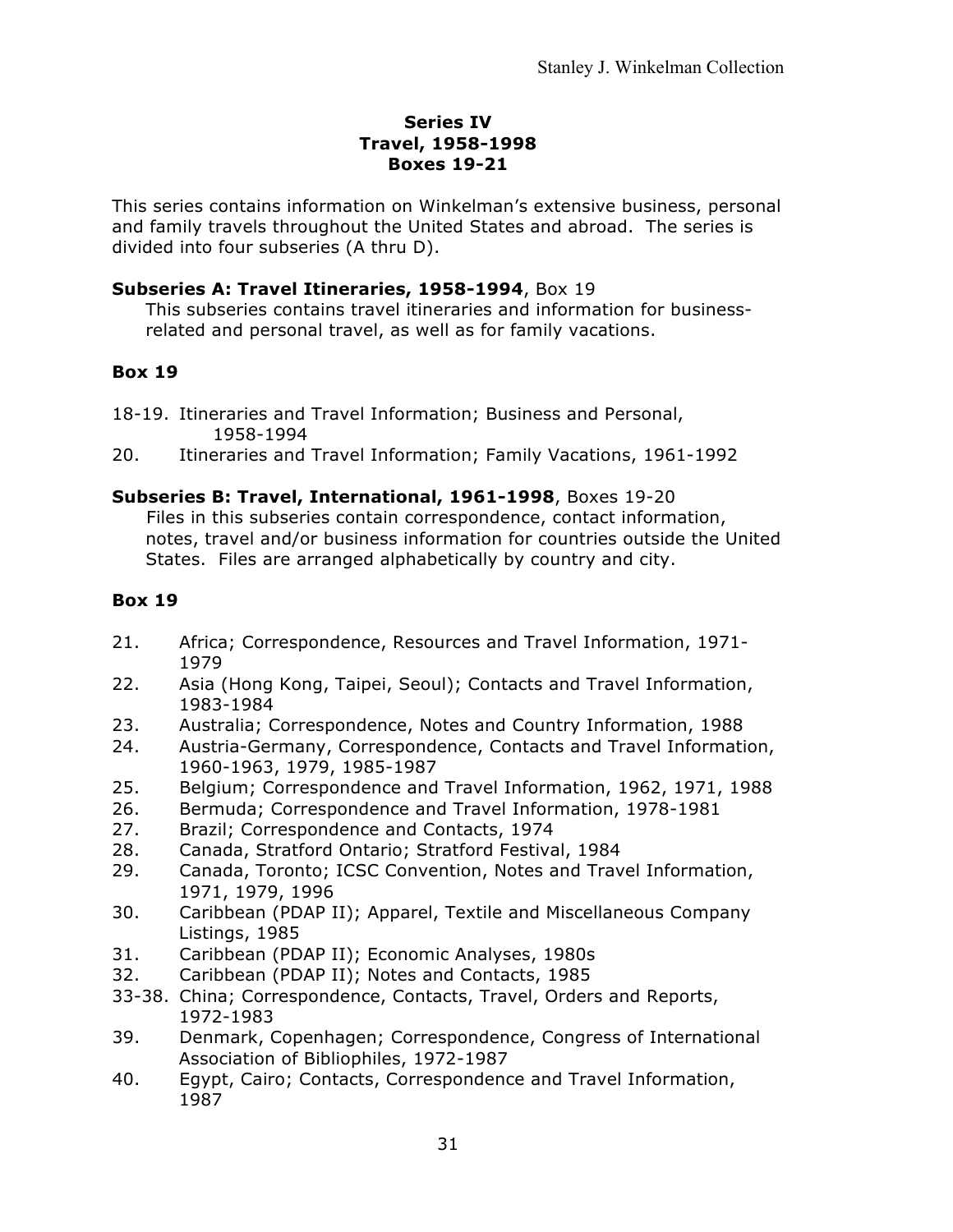## Series IV
## Travel, 1958-1998
## Boxes 19-21

This series contains information on Winkelman's extensive business, personal and family travels throughout the United States and abroad. The series is divided into four subseries (A thru D).

**Subseries A: Travel Itineraries, 1958-1994**, Box 19

This subseries contains travel itineraries and information for business-related and personal travel, as well as for family vacations.

### Box 19

18-19. Itineraries and Travel Information; Business and Personal, 1958-1994
20. Itineraries and Travel Information; Family Vacations, 1961-1992

**Subseries B: Travel, International, 1961-1998**, Boxes 19-20

Files in this subseries contain correspondence, contact information, notes, travel and/or business information for countries outside the United States. Files are arranged alphabetically by country and city.

### Box 19

21. Africa; Correspondence, Resources and Travel Information, 1971-1979
22. Asia (Hong Kong, Taipei, Seoul); Contacts and Travel Information, 1983-1984
23. Australia; Correspondence, Notes and Country Information, 1988
24. Austria-Germany, Correspondence, Contacts and Travel Information, 1960-1963, 1979, 1985-1987
25. Belgium; Correspondence and Travel Information, 1962, 1971, 1988
26. Bermuda; Correspondence and Travel Information, 1978-1981
27. Brazil; Correspondence and Contacts, 1974
28. Canada, Stratford Ontario; Stratford Festival, 1984
29. Canada, Toronto; ICSC Convention, Notes and Travel Information, 1971, 1979, 1996
30. Caribbean (PDAP II); Apparel, Textile and Miscellaneous Company Listings, 1985
31. Caribbean (PDAP II); Economic Analyses, 1980s
32. Caribbean (PDAP II); Notes and Contacts, 1985

33-38. China; Correspondence, Contacts, Travel, Orders and Reports, 1972-1983

39. Denmark, Copenhagen; Correspondence, Congress of International Association of Bibliophiles, 1972-1987
40. Egypt, Cairo; Contacts, Correspondence and Travel Information, 1987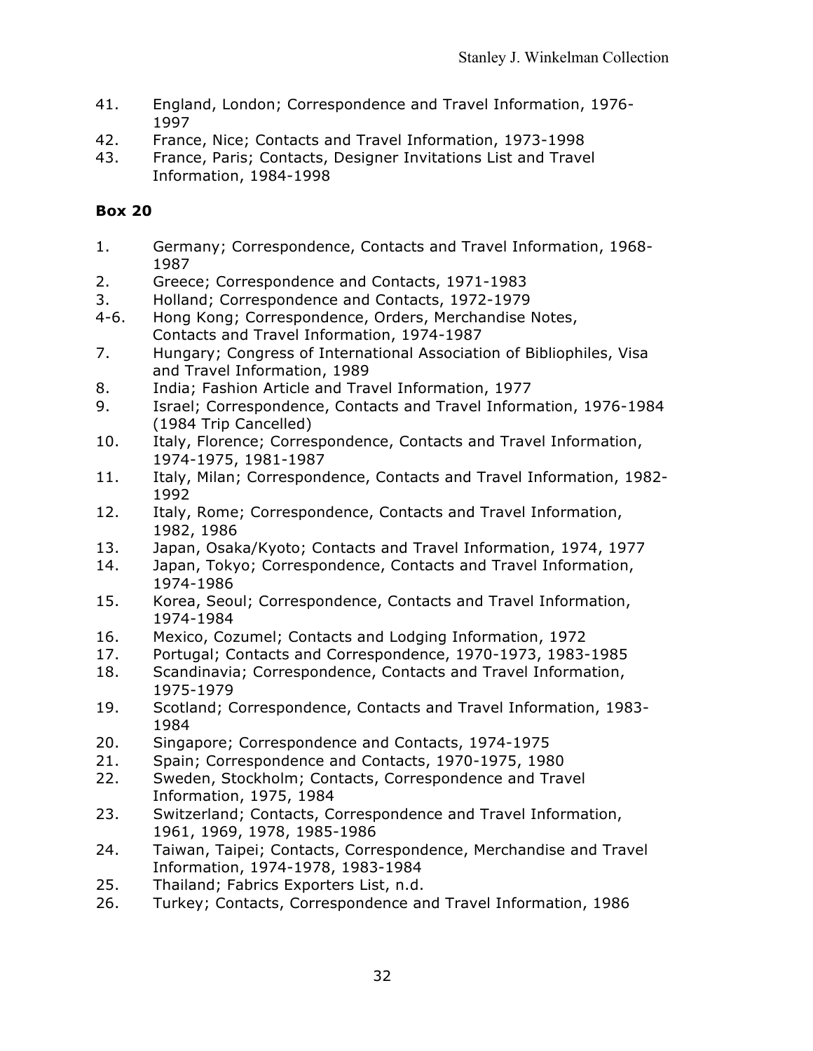41. England, London; Correspondence and Travel Information, 1976-1997
42. France, Nice; Contacts and Travel Information, 1973-1998
43. France, Paris; Contacts, Designer Invitations List and Travel Information, 1984-1998

**Box 20**

1. Germany; Correspondence, Contacts and Travel Information, 1968-1987
2. Greece; Correspondence and Contacts, 1971-1983
3. Holland; Correspondence and Contacts, 1972-1979

4-6. Hong Kong; Correspondence, Orders, Merchandise Notes, Contacts and Travel Information, 1974-1987

7. Hungary; Congress of International Association of Bibliophiles, Visa and Travel Information, 1989
8. India; Fashion Article and Travel Information, 1977
9. Israel; Correspondence, Contacts and Travel Information, 1976-1984 (1984 Trip Cancelled)
10. Italy, Florence; Correspondence, Contacts and Travel Information, 1974-1975, 1981-1987
11. Italy, Milan; Correspondence, Contacts and Travel Information, 1982-1992
12. Italy, Rome; Correspondence, Contacts and Travel Information, 1982, 1986
13. Japan, Osaka/Kyoto; Contacts and Travel Information, 1974, 1977
14. Japan, Tokyo; Correspondence, Contacts and Travel Information, 1974-1986
15. Korea, Seoul; Correspondence, Contacts and Travel Information, 1974-1984
16. Mexico, Cozumel; Contacts and Lodging Information, 1972
17. Portugal; Contacts and Correspondence, 1970-1973, 1983-1985
18. Scandinavia; Correspondence, Contacts and Travel Information, 1975-1979
19. Scotland; Correspondence, Contacts and Travel Information, 1983-1984
20. Singapore; Correspondence and Contacts, 1974-1975
21. Spain; Correspondence and Contacts, 1970-1975, 1980
22. Sweden, Stockholm; Contacts, Correspondence and Travel Information, 1975, 1984
23. Switzerland; Contacts, Correspondence and Travel Information, 1961, 1969, 1978, 1985-1986
24. Taiwan, Taipei; Contacts, Correspondence, Merchandise and Travel Information, 1974-1978, 1983-1984
25. Thailand; Fabrics Exporters List, n.d.
26. Turkey; Contacts, Correspondence and Travel Information, 1986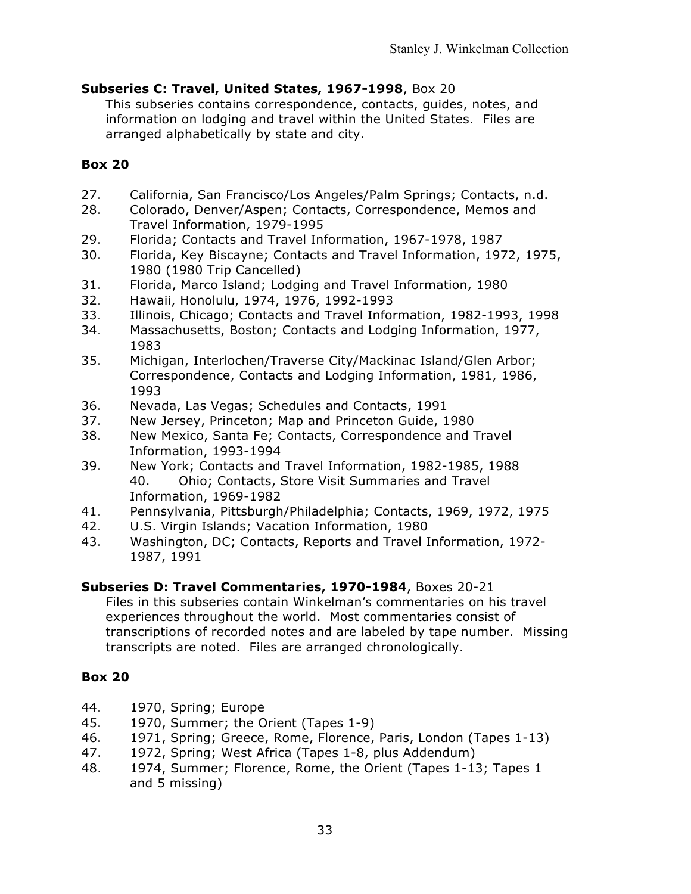**Subseries C: Travel, United States, 1967-1998**, Box 20

This subseries contains correspondence, contacts, guides, notes, and information on lodging and travel within the United States. Files are arranged alphabetically by state and city.

**Box 20**

27. California, San Francisco/Los Angeles/Palm Springs; Contacts, n.d.
28. Colorado, Denver/Aspen; Contacts, Correspondence, Memos and Travel Information, 1979-1995
29. Florida; Contacts and Travel Information, 1967-1978, 1987
30. Florida, Key Biscayne; Contacts and Travel Information, 1972, 1975, 1980 (1980 Trip Cancelled)
31. Florida, Marco Island; Lodging and Travel Information, 1980
32. Hawaii, Honolulu, 1974, 1976, 1992-1993
33. Illinois, Chicago; Contacts and Travel Information, 1982-1993, 1998
34. Massachusetts, Boston; Contacts and Lodging Information, 1977, 1983
35. Michigan, Interlochen/Traverse City/Mackinac Island/Glen Arbor; Correspondence, Contacts and Lodging Information, 1981, 1986, 1993
36. Nevada, Las Vegas; Schedules and Contacts, 1991
37. New Jersey, Princeton; Map and Princeton Guide, 1980
38. New Mexico, Santa Fe; Contacts, Correspondence and Travel Information, 1993-1994
39. New York; Contacts and Travel Information, 1982-1985, 1988
40. Ohio; Contacts, Store Visit Summaries and Travel Information, 1969-1982
41. Pennsylvania, Pittsburgh/Philadelphia; Contacts, 1969, 1972, 1975
42. U.S. Virgin Islands; Vacation Information, 1980
43. Washington, DC; Contacts, Reports and Travel Information, 1972-1987, 1991

**Subseries D: Travel Commentaries, 1970-1984**, Boxes 20-21

Files in this subseries contain Winkelman's commentaries on his travel experiences throughout the world. Most commentaries consist of transcriptions of recorded notes and are labeled by tape number. Missing transcripts are noted. Files are arranged chronologically.

**Box 20**

44. 1970, Spring; Europe
45. 1970, Summer; the Orient (Tapes 1-9)
46. 1971, Spring; Greece, Rome, Florence, Paris, London (Tapes 1-13)
47. 1972, Spring; West Africa (Tapes 1-8, plus Addendum)
48. 1974, Summer; Florence, Rome, the Orient (Tapes 1-13; Tapes 1 and 5 missing)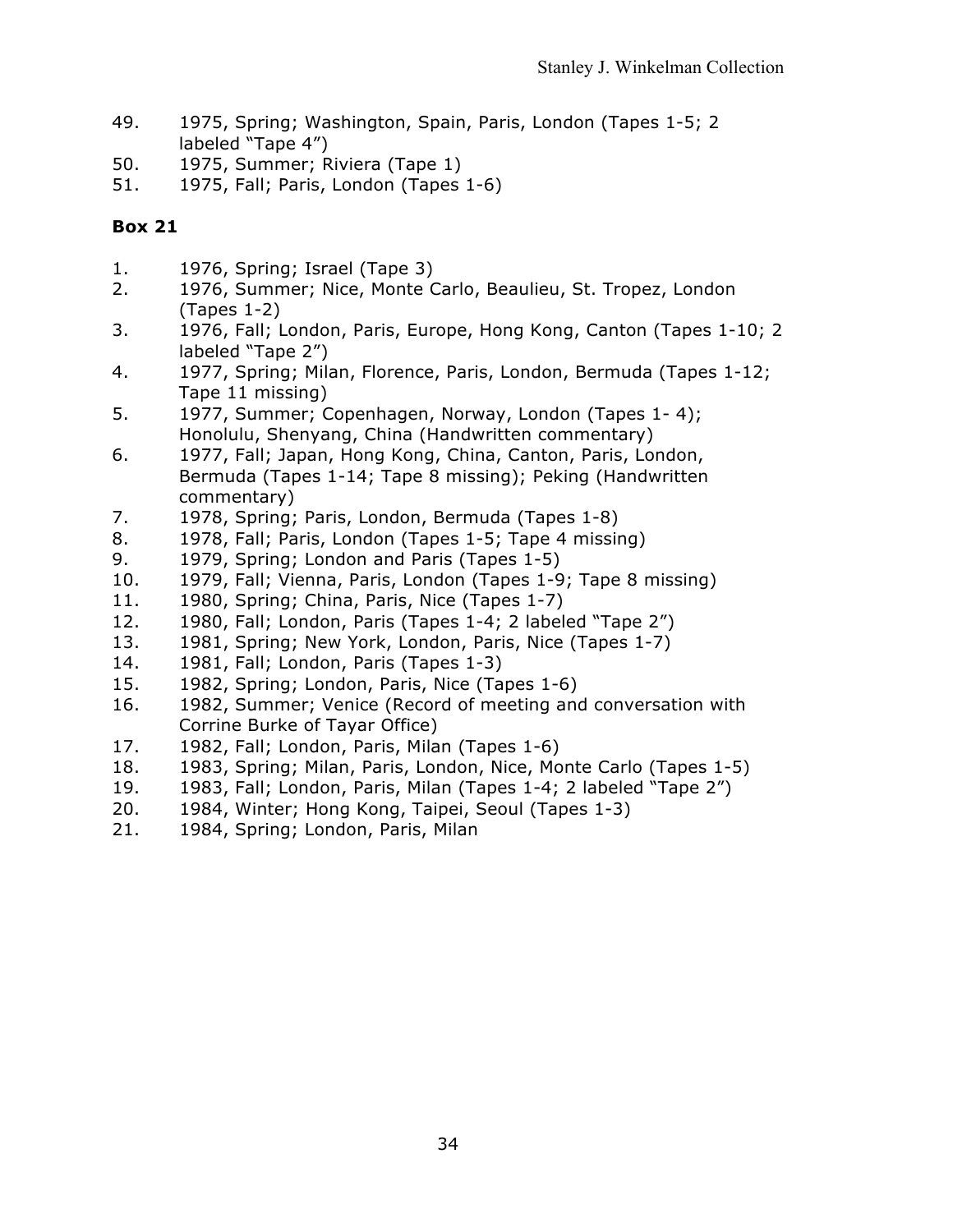49. 1975, Spring; Washington, Spain, Paris, London (Tapes 1-5; 2 labeled "Tape 4")
50. 1975, Summer; Riviera (Tape 1)
51. 1975, Fall; Paris, London (Tapes 1-6)

**Box 21**

1. 1976, Spring; Israel (Tape 3)
2. 1976, Summer; Nice, Monte Carlo, Beaulieu, St. Tropez, London (Tapes 1-2)
3. 1976, Fall; London, Paris, Europe, Hong Kong, Canton (Tapes 1-10; 2 labeled "Tape 2")
4. 1977, Spring; Milan, Florence, Paris, London, Bermuda (Tapes 1-12; Tape 11 missing)
5. 1977, Summer; Copenhagen, Norway, London (Tapes 1- 4); Honolulu, Shenyang, China (Handwritten commentary)
6. 1977, Fall; Japan, Hong Kong, China, Canton, Paris, London, Bermuda (Tapes 1-14; Tape 8 missing); Peking (Handwritten commentary)
7. 1978, Spring; Paris, London, Bermuda (Tapes 1-8)
8. 1978, Fall; Paris, London (Tapes 1-5; Tape 4 missing)
9. 1979, Spring; London and Paris (Tapes 1-5)
10. 1979, Fall; Vienna, Paris, London (Tapes 1-9; Tape 8 missing)
11. 1980, Spring; China, Paris, Nice (Tapes 1-7)
12. 1980, Fall; London, Paris (Tapes 1-4; 2 labeled "Tape 2")
13. 1981, Spring; New York, London, Paris, Nice (Tapes 1-7)
14. 1981, Fall; London, Paris (Tapes 1-3)
15. 1982, Spring; London, Paris, Nice (Tapes 1-6)
16. 1982, Summer; Venice (Record of meeting and conversation with Corrine Burke of Tayar Office)
17. 1982, Fall; London, Paris, Milan (Tapes 1-6)
18. 1983, Spring; Milan, Paris, London, Nice, Monte Carlo (Tapes 1-5)
19. 1983, Fall; London, Paris, Milan (Tapes 1-4; 2 labeled "Tape 2")
20. 1984, Winter; Hong Kong, Taipei, Seoul (Tapes 1-3)
21. 1984, Spring; London, Paris, Milan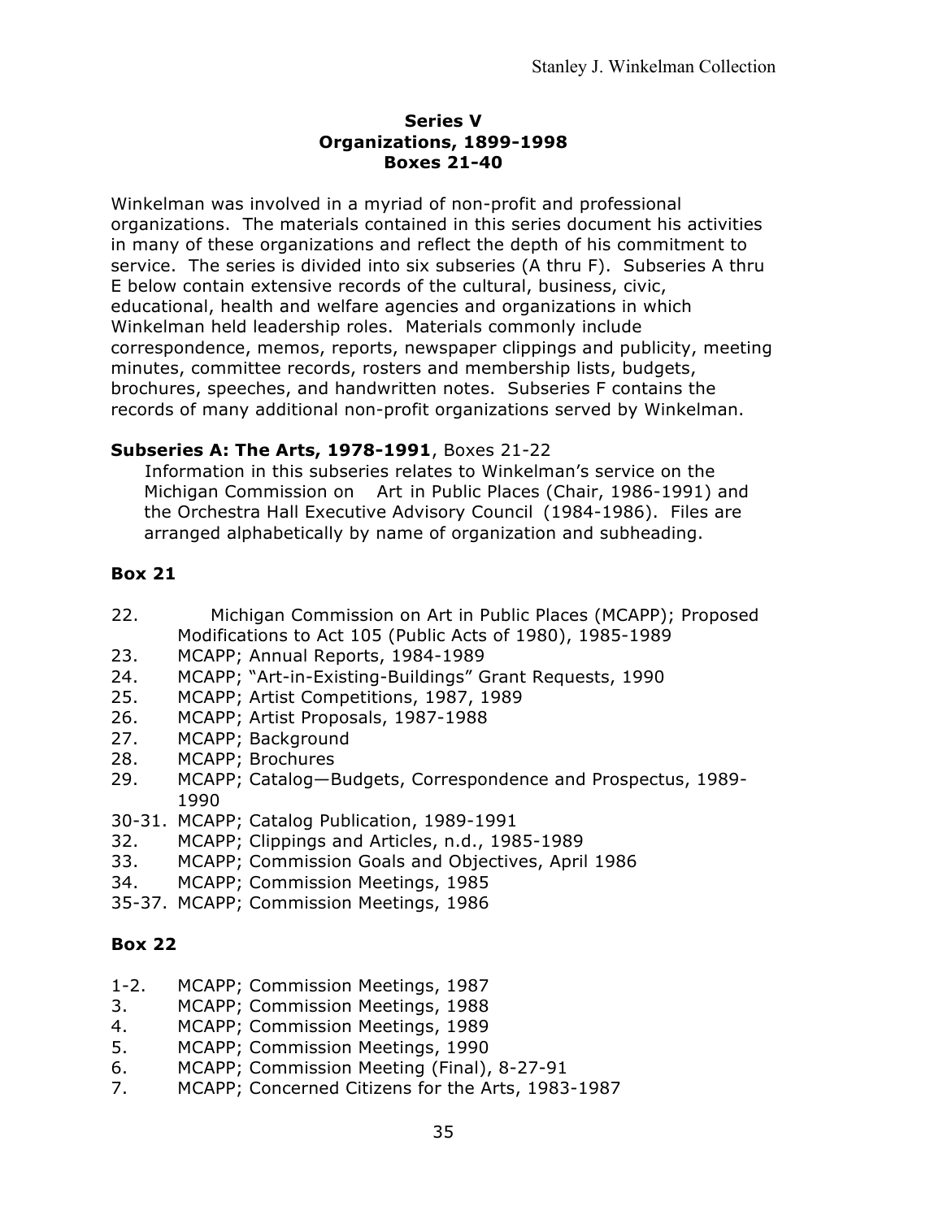### Series V
### Organizations, 1899-1998
### Boxes 21-40

Winkelman was involved in a myriad of non-profit and professional organizations. The materials contained in this series document his activities in many of these organizations and reflect the depth of his commitment to service. The series is divided into six subseries (A thru F). Subseries A thru E below contain extensive records of the cultural, business, civic, educational, health and welfare agencies and organizations in which Winkelman held leadership roles. Materials commonly include correspondence, memos, reports, newspaper clippings and publicity, meeting minutes, committee records, rosters and membership lists, budgets, brochures, speeches, and handwritten notes. Subseries F contains the records of many additional non-profit organizations served by Winkelman.

**Subseries A: The Arts, 1978-1991**, Boxes 21-22

Information in this subseries relates to Winkelman's service on the Michigan Commission on Art in Public Places (Chair, 1986-1991) and the Orchestra Hall Executive Advisory Council (1984-1986). Files are arranged alphabetically by name of organization and subheading.

**Box 21**

22. Michigan Commission on Art in Public Places (MCAPP); Proposed Modifications to Act 105 (Public Acts of 1980), 1985-1989
23. MCAPP; Annual Reports, 1984-1989
24. MCAPP; "Art-in-Existing-Buildings" Grant Requests, 1990
25. MCAPP; Artist Competitions, 1987, 1989
26. MCAPP; Artist Proposals, 1987-1988
27. MCAPP; Background
28. MCAPP; Brochures
29. MCAPP; Catalog—Budgets, Correspondence and Prospectus, 1989-1990

30-31. MCAPP; Catalog Publication, 1989-1991

32. MCAPP; Clippings and Articles, n.d., 1985-1989
33. MCAPP; Commission Goals and Objectives, April 1986
34. MCAPP; Commission Meetings, 1985

35-37. MCAPP; Commission Meetings, 1986

**Box 22**

1-2. MCAPP; Commission Meetings, 1987

3. MCAPP; Commission Meetings, 1988
4. MCAPP; Commission Meetings, 1989
5. MCAPP; Commission Meetings, 1990
6. MCAPP; Commission Meeting (Final), 8-27-91
7. MCAPP; Concerned Citizens for the Arts, 1983-1987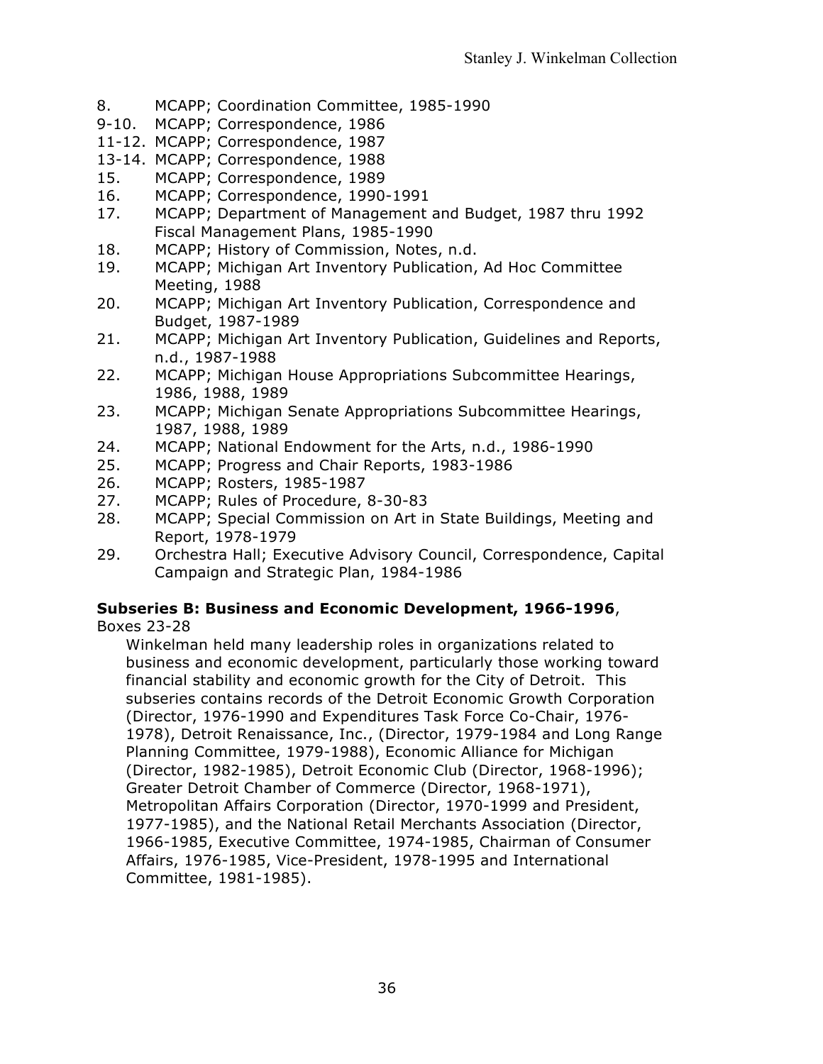8. MCAPP; Coordination Committee, 1985-1990
9-10. MCAPP; Correspondence, 1986
11-12. MCAPP; Correspondence, 1987
13-14. MCAPP; Correspondence, 1988
15. MCAPP; Correspondence, 1989
16. MCAPP; Correspondence, 1990-1991
17. MCAPP; Department of Management and Budget, 1987 thru 1992 Fiscal Management Plans, 1985-1990
18. MCAPP; History of Commission, Notes, n.d.
19. MCAPP; Michigan Art Inventory Publication, Ad Hoc Committee Meeting, 1988
20. MCAPP; Michigan Art Inventory Publication, Correspondence and Budget, 1987-1989
21. MCAPP; Michigan Art Inventory Publication, Guidelines and Reports, n.d., 1987-1988
22. MCAPP; Michigan House Appropriations Subcommittee Hearings, 1986, 1988, 1989
23. MCAPP; Michigan Senate Appropriations Subcommittee Hearings, 1987, 1988, 1989
24. MCAPP; National Endowment for the Arts, n.d., 1986-1990
25. MCAPP; Progress and Chair Reports, 1983-1986
26. MCAPP; Rosters, 1985-1987
27. MCAPP; Rules of Procedure, 8-30-83
28. MCAPP; Special Commission on Art in State Buildings, Meeting and Report, 1978-1979
29. Orchestra Hall; Executive Advisory Council, Correspondence, Capital Campaign and Strategic Plan, 1984-1986

**Subseries B: Business and Economic Development, 1966-1996**, Boxes 23-28

Winkelman held many leadership roles in organizations related to business and economic development, particularly those working toward financial stability and economic growth for the City of Detroit. This subseries contains records of the Detroit Economic Growth Corporation (Director, 1976-1990 and Expenditures Task Force Co-Chair, 1976-1978), Detroit Renaissance, Inc., (Director, 1979-1984 and Long Range Planning Committee, 1979-1988), Economic Alliance for Michigan (Director, 1982-1985), Detroit Economic Club (Director, 1968-1996); Greater Detroit Chamber of Commerce (Director, 1968-1971), Metropolitan Affairs Corporation (Director, 1970-1999 and President, 1977-1985), and the National Retail Merchants Association (Director, 1966-1985, Executive Committee, 1974-1985, Chairman of Consumer Affairs, 1976-1985, Vice-President, 1978-1995 and International Committee, 1981-1985).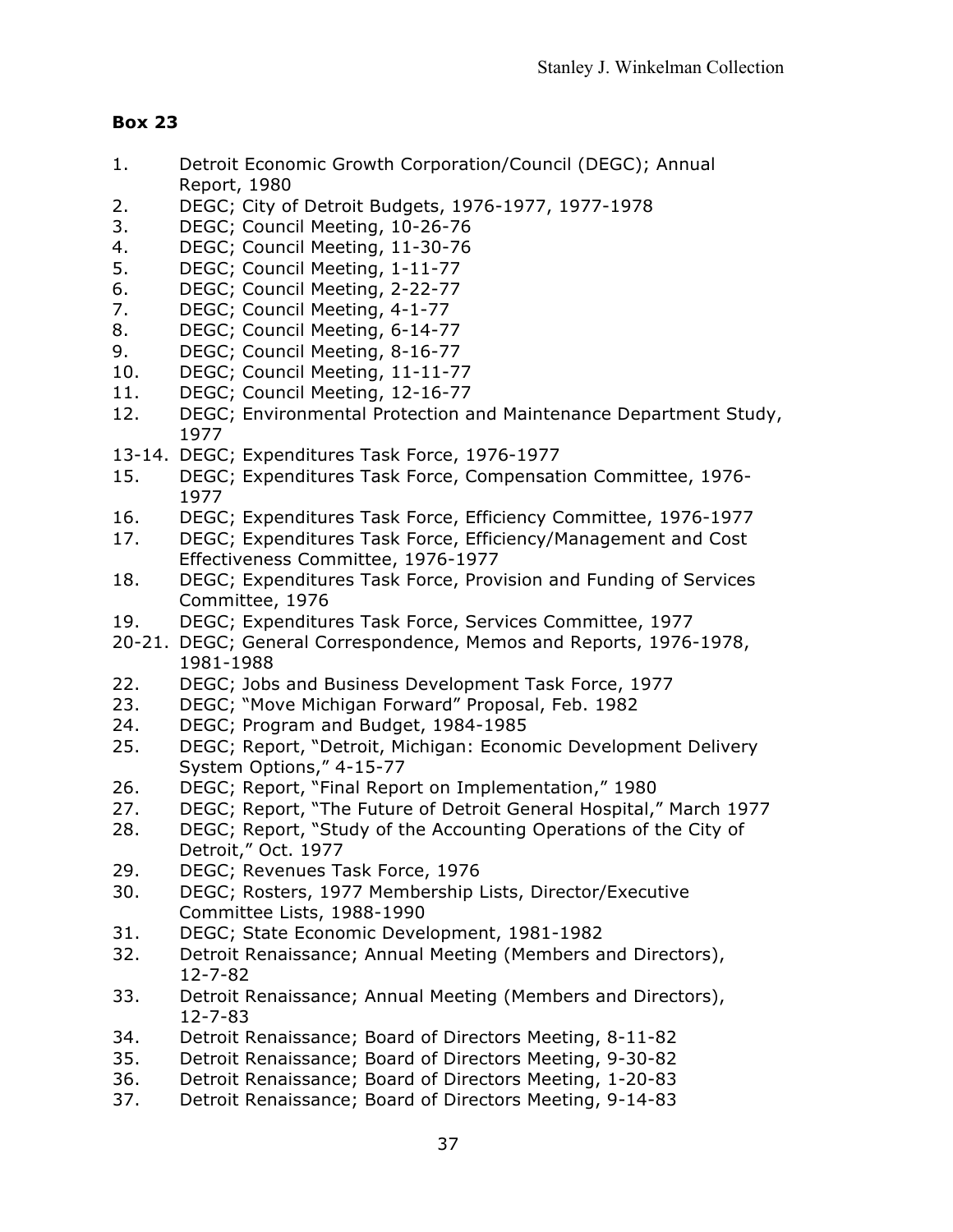**Box 23**

1. Detroit Economic Growth Corporation/Council (DEGC); Annual Report, 1980
2. DEGC; City of Detroit Budgets, 1976-1977, 1977-1978
3. DEGC; Council Meeting, 10-26-76
4. DEGC; Council Meeting, 11-30-76
5. DEGC; Council Meeting, 1-11-77
6. DEGC; Council Meeting, 2-22-77
7. DEGC; Council Meeting, 4-1-77
8. DEGC; Council Meeting, 6-14-77
9. DEGC; Council Meeting, 8-16-77
10. DEGC; Council Meeting, 11-11-77
11. DEGC; Council Meeting, 12-16-77
12. DEGC; Environmental Protection and Maintenance Department Study, 1977

13-14. DEGC; Expenditures Task Force, 1976-1977

15. DEGC; Expenditures Task Force, Compensation Committee, 1976-1977
16. DEGC; Expenditures Task Force, Efficiency Committee, 1976-1977
17. DEGC; Expenditures Task Force, Efficiency/Management and Cost Effectiveness Committee, 1976-1977
18. DEGC; Expenditures Task Force, Provision and Funding of Services Committee, 1976
19. DEGC; Expenditures Task Force, Services Committee, 1977

20-21. DEGC; General Correspondence, Memos and Reports, 1976-1978, 1981-1988

22. DEGC; Jobs and Business Development Task Force, 1977
23. DEGC; "Move Michigan Forward" Proposal, Feb. 1982
24. DEGC; Program and Budget, 1984-1985
25. DEGC; Report, "Detroit, Michigan: Economic Development Delivery System Options," 4-15-77
26. DEGC; Report, "Final Report on Implementation," 1980
27. DEGC; Report, "The Future of Detroit General Hospital," March 1977
28. DEGC; Report, "Study of the Accounting Operations of the City of Detroit," Oct. 1977
29. DEGC; Revenues Task Force, 1976
30. DEGC; Rosters, 1977 Membership Lists, Director/Executive Committee Lists, 1988-1990
31. DEGC; State Economic Development, 1981-1982
32. Detroit Renaissance; Annual Meeting (Members and Directors), 12-7-82
33. Detroit Renaissance; Annual Meeting (Members and Directors), 12-7-83
34. Detroit Renaissance; Board of Directors Meeting, 8-11-82
35. Detroit Renaissance; Board of Directors Meeting, 9-30-82
36. Detroit Renaissance; Board of Directors Meeting, 1-20-83
37. Detroit Renaissance; Board of Directors Meeting, 9-14-83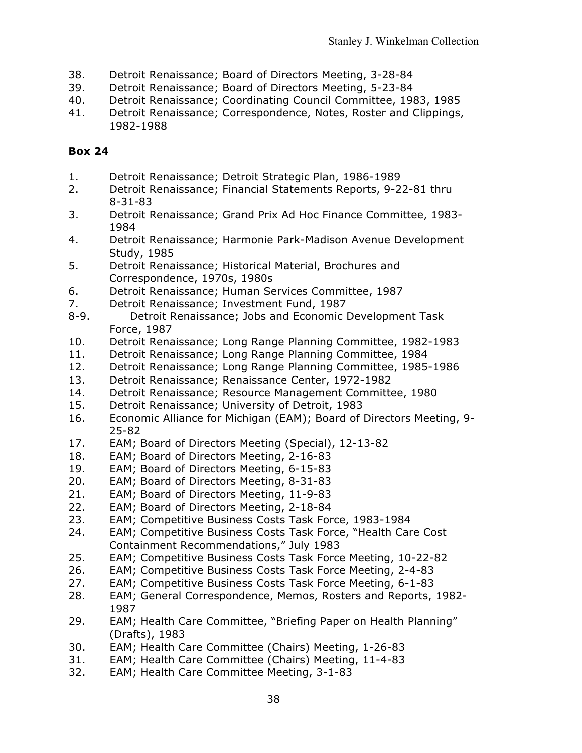38. Detroit Renaissance; Board of Directors Meeting, 3-28-84
39. Detroit Renaissance; Board of Directors Meeting, 5-23-84
40. Detroit Renaissance; Coordinating Council Committee, 1983, 1985
41. Detroit Renaissance; Correspondence, Notes, Roster and Clippings, 1982-1988

**Box 24**

1. Detroit Renaissance; Detroit Strategic Plan, 1986-1989
2. Detroit Renaissance; Financial Statements Reports, 9-22-81 thru 8-31-83
3. Detroit Renaissance; Grand Prix Ad Hoc Finance Committee, 1983-1984
4. Detroit Renaissance; Harmonie Park-Madison Avenue Development Study, 1985
5. Detroit Renaissance; Historical Material, Brochures and Correspondence, 1970s, 1980s
6. Detroit Renaissance; Human Services Committee, 1987
7. Detroit Renaissance; Investment Fund, 1987

8-9. Detroit Renaissance; Jobs and Economic Development Task Force, 1987

10. Detroit Renaissance; Long Range Planning Committee, 1982-1983
11. Detroit Renaissance; Long Range Planning Committee, 1984
12. Detroit Renaissance; Long Range Planning Committee, 1985-1986
13. Detroit Renaissance; Renaissance Center, 1972-1982
14. Detroit Renaissance; Resource Management Committee, 1980
15. Detroit Renaissance; University of Detroit, 1983
16. Economic Alliance for Michigan (EAM); Board of Directors Meeting, 9-25-82
17. EAM; Board of Directors Meeting (Special), 12-13-82
18. EAM; Board of Directors Meeting, 2-16-83
19. EAM; Board of Directors Meeting, 6-15-83
20. EAM; Board of Directors Meeting, 8-31-83
21. EAM; Board of Directors Meeting, 11-9-83
22. EAM; Board of Directors Meeting, 2-18-84
23. EAM; Competitive Business Costs Task Force, 1983-1984
24. EAM; Competitive Business Costs Task Force, "Health Care Cost Containment Recommendations," July 1983
25. EAM; Competitive Business Costs Task Force Meeting, 10-22-82
26. EAM; Competitive Business Costs Task Force Meeting, 2-4-83
27. EAM; Competitive Business Costs Task Force Meeting, 6-1-83
28. EAM; General Correspondence, Memos, Rosters and Reports, 1982-1987
29. EAM; Health Care Committee, "Briefing Paper on Health Planning" (Drafts), 1983
30. EAM; Health Care Committee (Chairs) Meeting, 1-26-83
31. EAM; Health Care Committee (Chairs) Meeting, 11-4-83
32. EAM; Health Care Committee Meeting, 3-1-83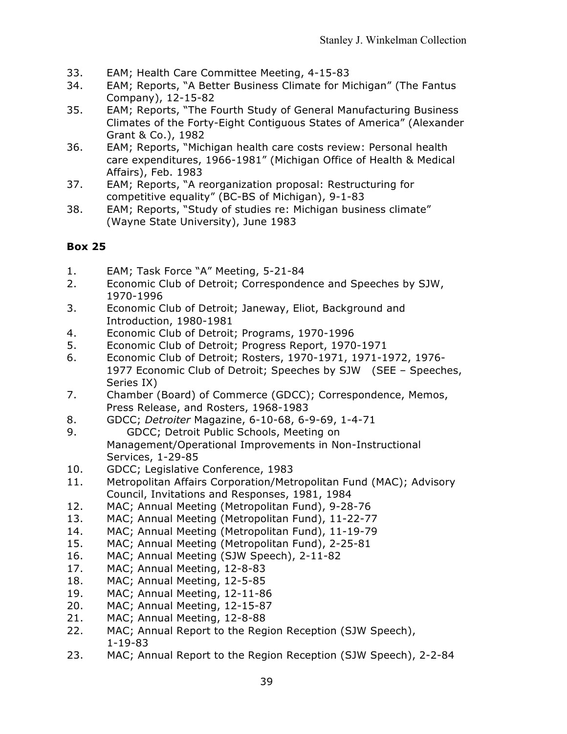33. EAM; Health Care Committee Meeting, 4-15-83
34. EAM; Reports, "A Better Business Climate for Michigan" (The Fantus Company), 12-15-82
35. EAM; Reports, "The Fourth Study of General Manufacturing Business Climates of the Forty-Eight Contiguous States of America" (Alexander Grant & Co.), 1982
36. EAM; Reports, "Michigan health care costs review: Personal health care expenditures, 1966-1981" (Michigan Office of Health & Medical Affairs), Feb. 1983
37. EAM; Reports, "A reorganization proposal: Restructuring for competitive equality" (BC-BS of Michigan), 9-1-83
38. EAM; Reports, "Study of studies re: Michigan business climate" (Wayne State University), June 1983

**Box 25**

1. EAM; Task Force "A" Meeting, 5-21-84
2. Economic Club of Detroit; Correspondence and Speeches by SJW, 1970-1996
3. Economic Club of Detroit; Janeway, Eliot, Background and Introduction, 1980-1981
4. Economic Club of Detroit; Programs, 1970-1996
5. Economic Club of Detroit; Progress Report, 1970-1971
6. Economic Club of Detroit; Rosters, 1970-1971, 1971-1972, 1976-1977 Economic Club of Detroit; Speeches by SJW (SEE – Speeches, Series IX)
7. Chamber (Board) of Commerce (GDCC); Correspondence, Memos, Press Release, and Rosters, 1968-1983
8. GDCC; *Detroiter* Magazine, 6-10-68, 6-9-69, 1-4-71
9. GDCC; Detroit Public Schools, Meeting on Management/Operational Improvements in Non-Instructional Services, 1-29-85
10. GDCC; Legislative Conference, 1983
11. Metropolitan Affairs Corporation/Metropolitan Fund (MAC); Advisory Council, Invitations and Responses, 1981, 1984
12. MAC; Annual Meeting (Metropolitan Fund), 9-28-76
13. MAC; Annual Meeting (Metropolitan Fund), 11-22-77
14. MAC; Annual Meeting (Metropolitan Fund), 11-19-79
15. MAC; Annual Meeting (Metropolitan Fund), 2-25-81
16. MAC; Annual Meeting (SJW Speech), 2-11-82
17. MAC; Annual Meeting, 12-8-83
18. MAC; Annual Meeting, 12-5-85
19. MAC; Annual Meeting, 12-11-86
20. MAC; Annual Meeting, 12-15-87
21. MAC; Annual Meeting, 12-8-88
22. MAC; Annual Report to the Region Reception (SJW Speech), 1-19-83
23. MAC; Annual Report to the Region Reception (SJW Speech), 2-2-84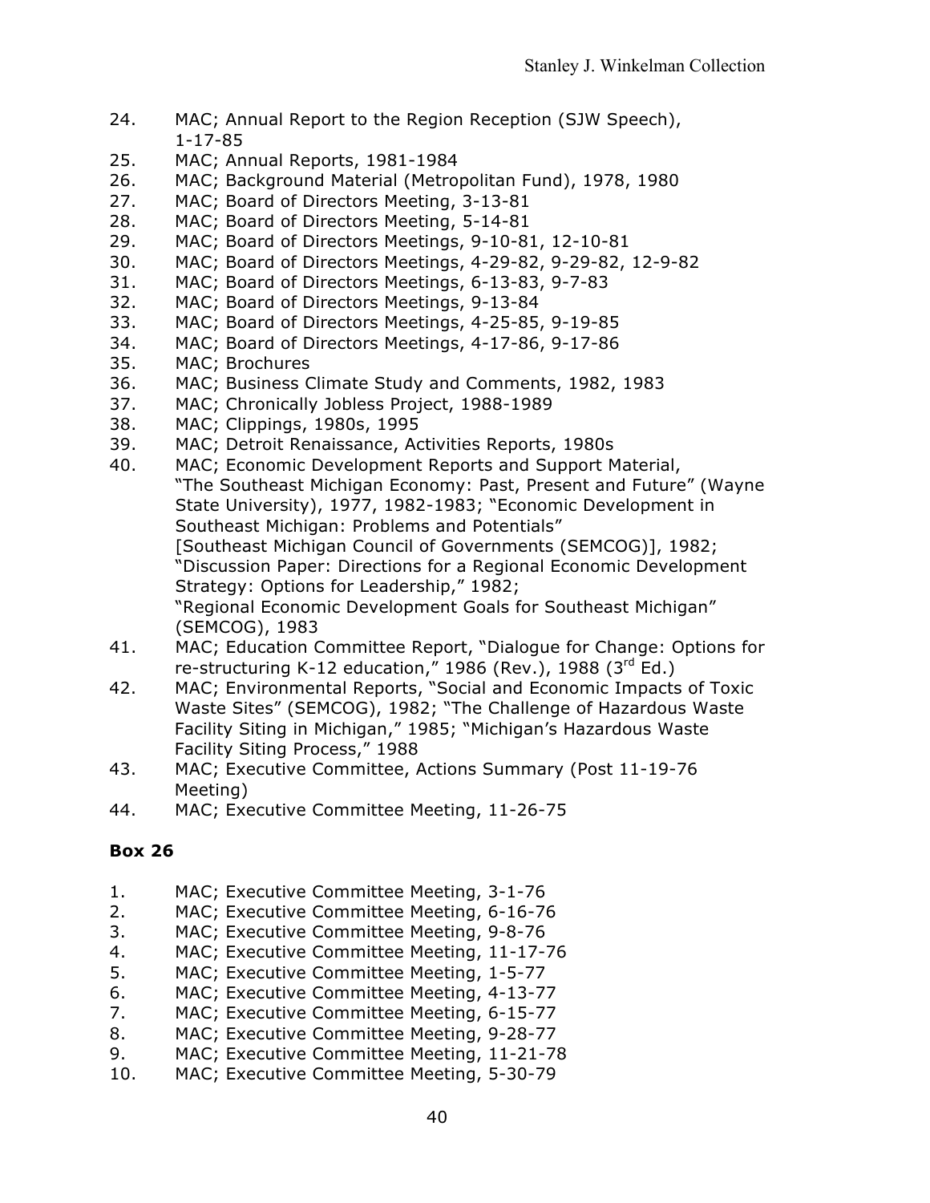24. MAC; Annual Report to the Region Reception (SJW Speech), 1-17-85
25. MAC; Annual Reports, 1981-1984
26. MAC; Background Material (Metropolitan Fund), 1978, 1980
27. MAC; Board of Directors Meeting, 3-13-81
28. MAC; Board of Directors Meeting, 5-14-81
29. MAC; Board of Directors Meetings, 9-10-81, 12-10-81
30. MAC; Board of Directors Meetings, 4-29-82, 9-29-82, 12-9-82
31. MAC; Board of Directors Meetings, 6-13-83, 9-7-83
32. MAC; Board of Directors Meetings, 9-13-84
33. MAC; Board of Directors Meetings, 4-25-85, 9-19-85
34. MAC; Board of Directors Meetings, 4-17-86, 9-17-86
35. MAC; Brochures
36. MAC; Business Climate Study and Comments, 1982, 1983
37. MAC; Chronically Jobless Project, 1988-1989
38. MAC; Clippings, 1980s, 1995
39. MAC; Detroit Renaissance, Activities Reports, 1980s
40. MAC; Economic Development Reports and Support Material, "The Southeast Michigan Economy: Past, Present and Future" (Wayne State University), 1977, 1982-1983; "Economic Development in Southeast Michigan: Problems and Potentials" [Southeast Michigan Council of Governments (SEMCOG)], 1982; "Discussion Paper: Directions for a Regional Economic Development Strategy: Options for Leadership," 1982; "Regional Economic Development Goals for Southeast Michigan" (SEMCOG), 1983
41. MAC; Education Committee Report, "Dialogue for Change: Options for re-structuring K-12 education," 1986 (Rev.), 1988 (3rd Ed.)
42. MAC; Environmental Reports, "Social and Economic Impacts of Toxic Waste Sites" (SEMCOG), 1982; "The Challenge of Hazardous Waste Facility Siting in Michigan," 1985; "Michigan's Hazardous Waste Facility Siting Process," 1988
43. MAC; Executive Committee, Actions Summary (Post 11-19-76 Meeting)
44. MAC; Executive Committee Meeting, 11-26-75

**Box 26**

1. MAC; Executive Committee Meeting, 3-1-76
2. MAC; Executive Committee Meeting, 6-16-76
3. MAC; Executive Committee Meeting, 9-8-76
4. MAC; Executive Committee Meeting, 11-17-76
5. MAC; Executive Committee Meeting, 1-5-77
6. MAC; Executive Committee Meeting, 4-13-77
7. MAC; Executive Committee Meeting, 6-15-77
8. MAC; Executive Committee Meeting, 9-28-77
9. MAC; Executive Committee Meeting, 11-21-78
10. MAC; Executive Committee Meeting, 5-30-79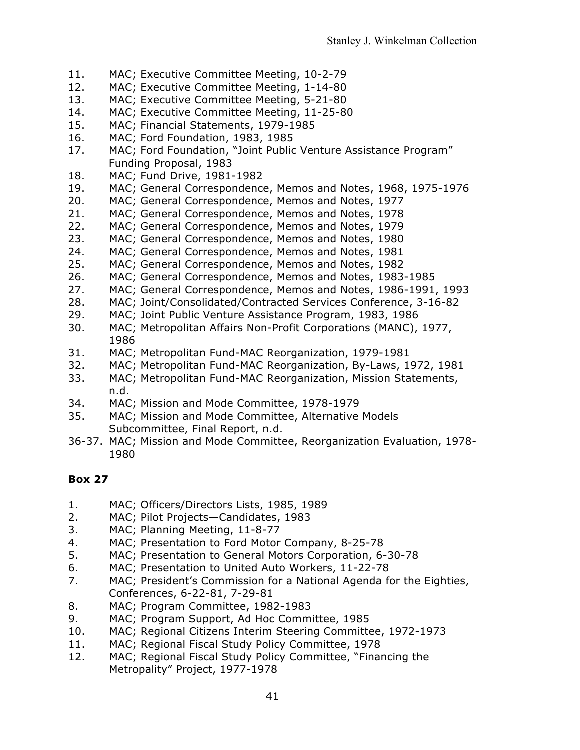11. MAC; Executive Committee Meeting, 10-2-79
12. MAC; Executive Committee Meeting, 1-14-80
13. MAC; Executive Committee Meeting, 5-21-80
14. MAC; Executive Committee Meeting, 11-25-80
15. MAC; Financial Statements, 1979-1985
16. MAC; Ford Foundation, 1983, 1985
17. MAC; Ford Foundation, "Joint Public Venture Assistance Program" Funding Proposal, 1983
18. MAC; Fund Drive, 1981-1982
19. MAC; General Correspondence, Memos and Notes, 1968, 1975-1976
20. MAC; General Correspondence, Memos and Notes, 1977
21. MAC; General Correspondence, Memos and Notes, 1978
22. MAC; General Correspondence, Memos and Notes, 1979
23. MAC; General Correspondence, Memos and Notes, 1980
24. MAC; General Correspondence, Memos and Notes, 1981
25. MAC; General Correspondence, Memos and Notes, 1982
26. MAC; General Correspondence, Memos and Notes, 1983-1985
27. MAC; General Correspondence, Memos and Notes, 1986-1991, 1993
28. MAC; Joint/Consolidated/Contracted Services Conference, 3-16-82
29. MAC; Joint Public Venture Assistance Program, 1983, 1986
30. MAC; Metropolitan Affairs Non-Profit Corporations (MANC), 1977, 1986
31. MAC; Metropolitan Fund-MAC Reorganization, 1979-1981
32. MAC; Metropolitan Fund-MAC Reorganization, By-Laws, 1972, 1981
33. MAC; Metropolitan Fund-MAC Reorganization, Mission Statements, n.d.
34. MAC; Mission and Mode Committee, 1978-1979
35. MAC; Mission and Mode Committee, Alternative Models Subcommittee, Final Report, n.d.

36-37. MAC; Mission and Mode Committee, Reorganization Evaluation, 1978-1980

**Box 27**

1. MAC; Officers/Directors Lists, 1985, 1989
2. MAC; Pilot Projects—Candidates, 1983
3. MAC; Planning Meeting, 11-8-77
4. MAC; Presentation to Ford Motor Company, 8-25-78
5. MAC; Presentation to General Motors Corporation, 6-30-78
6. MAC; Presentation to United Auto Workers, 11-22-78
7. MAC; President's Commission for a National Agenda for the Eighties, Conferences, 6-22-81, 7-29-81
8. MAC; Program Committee, 1982-1983
9. MAC; Program Support, Ad Hoc Committee, 1985
10. MAC; Regional Citizens Interim Steering Committee, 1972-1973
11. MAC; Regional Fiscal Study Policy Committee, 1978
12. MAC; Regional Fiscal Study Policy Committee, "Financing the Metropality" Project, 1977-1978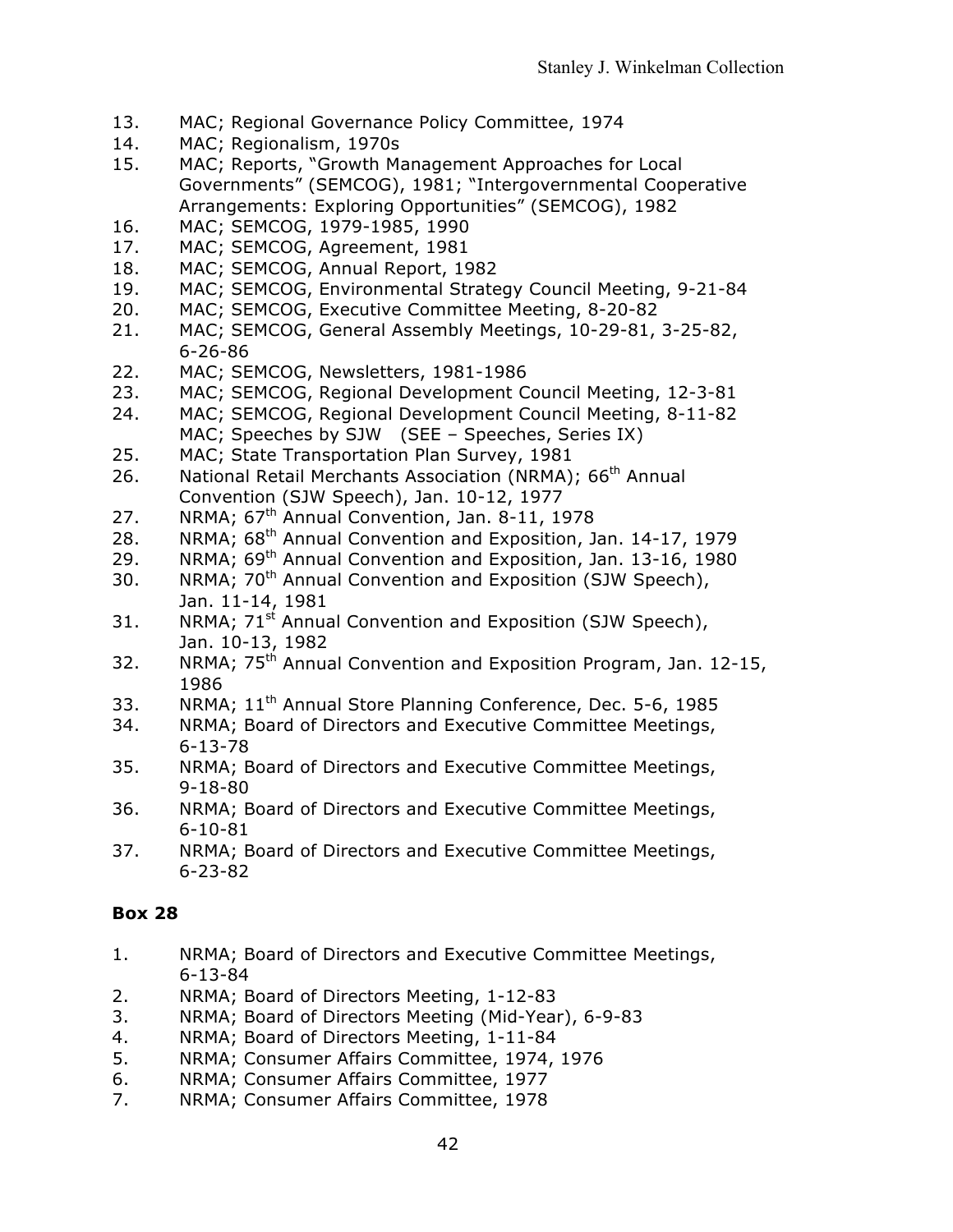13. MAC; Regional Governance Policy Committee, 1974
14. MAC; Regionalism, 1970s
15. MAC; Reports, "Growth Management Approaches for Local Governments" (SEMCOG), 1981; "Intergovernmental Cooperative Arrangements: Exploring Opportunities" (SEMCOG), 1982
16. MAC; SEMCOG, 1979-1985, 1990
17. MAC; SEMCOG, Agreement, 1981
18. MAC; SEMCOG, Annual Report, 1982
19. MAC; SEMCOG, Environmental Strategy Council Meeting, 9-21-84
20. MAC; SEMCOG, Executive Committee Meeting, 8-20-82
21. MAC; SEMCOG, General Assembly Meetings, 10-29-81, 3-25-82, 6-26-86
22. MAC; SEMCOG, Newsletters, 1981-1986
23. MAC; SEMCOG, Regional Development Council Meeting, 12-3-81
24. MAC; SEMCOG, Regional Development Council Meeting, 8-11-82
    MAC; Speeches by SJW (SEE – Speeches, Series IX)
25. MAC; State Transportation Plan Survey, 1981
26. National Retail Merchants Association (NRMA); 66th Annual Convention (SJW Speech), Jan. 10-12, 1977
27. NRMA; 67th Annual Convention, Jan. 8-11, 1978
28. NRMA; 68th Annual Convention and Exposition, Jan. 14-17, 1979
29. NRMA; 69th Annual Convention and Exposition, Jan. 13-16, 1980
30. NRMA; 70th Annual Convention and Exposition (SJW Speech), Jan. 11-14, 1981
31. NRMA; 71st Annual Convention and Exposition (SJW Speech), Jan. 10-13, 1982
32. NRMA; 75th Annual Convention and Exposition Program, Jan. 12-15, 1986
33. NRMA; 11th Annual Store Planning Conference, Dec. 5-6, 1985
34. NRMA; Board of Directors and Executive Committee Meetings, 6-13-78
35. NRMA; Board of Directors and Executive Committee Meetings, 9-18-80
36. NRMA; Board of Directors and Executive Committee Meetings, 6-10-81
37. NRMA; Board of Directors and Executive Committee Meetings, 6-23-82

**Box 28**

1. NRMA; Board of Directors and Executive Committee Meetings, 6-13-84
2. NRMA; Board of Directors Meeting, 1-12-83
3. NRMA; Board of Directors Meeting (Mid-Year), 6-9-83
4. NRMA; Board of Directors Meeting, 1-11-84
5. NRMA; Consumer Affairs Committee, 1974, 1976
6. NRMA; Consumer Affairs Committee, 1977
7. NRMA; Consumer Affairs Committee, 1978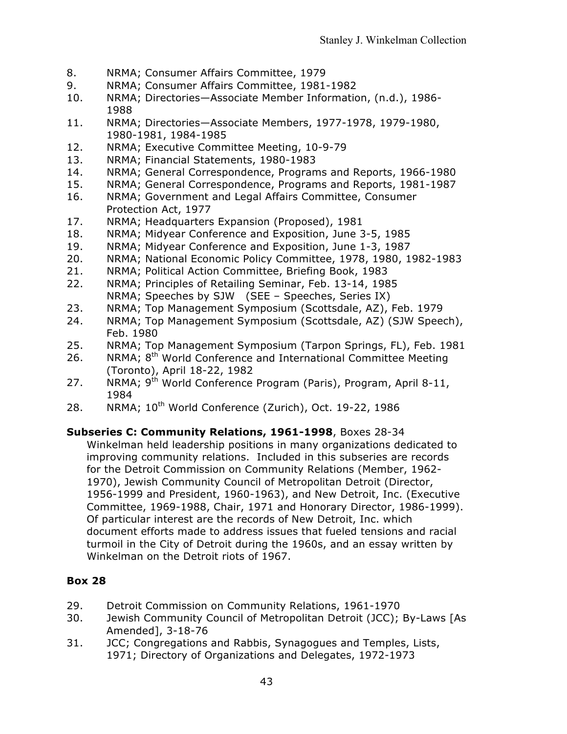8. NRMA; Consumer Affairs Committee, 1979
9. NRMA; Consumer Affairs Committee, 1981-1982
10. NRMA; Directories—Associate Member Information, (n.d.), 1986-1988
11. NRMA; Directories—Associate Members, 1977-1978, 1979-1980, 1980-1981, 1984-1985
12. NRMA; Executive Committee Meeting, 10-9-79
13. NRMA; Financial Statements, 1980-1983
14. NRMA; General Correspondence, Programs and Reports, 1966-1980
15. NRMA; General Correspondence, Programs and Reports, 1981-1987
16. NRMA; Government and Legal Affairs Committee, Consumer Protection Act, 1977
17. NRMA; Headquarters Expansion (Proposed), 1981
18. NRMA; Midyear Conference and Exposition, June 3-5, 1985
19. NRMA; Midyear Conference and Exposition, June 1-3, 1987
20. NRMA; National Economic Policy Committee, 1978, 1980, 1982-1983
21. NRMA; Political Action Committee, Briefing Book, 1983
22. NRMA; Principles of Retailing Seminar, Feb. 13-14, 1985

    NRMA; Speeches by SJW (SEE – Speeches, Series IX)
23. NRMA; Top Management Symposium (Scottsdale, AZ), Feb. 1979
24. NRMA; Top Management Symposium (Scottsdale, AZ) (SJW Speech), Feb. 1980
25. NRMA; Top Management Symposium (Tarpon Springs, FL), Feb. 1981
26. NRMA; 8th World Conference and International Committee Meeting (Toronto), April 18-22, 1982
27. NRMA; 9th World Conference Program (Paris), Program, April 8-11, 1984
28. NRMA; 10th World Conference (Zurich), Oct. 19-22, 1986

**Subseries C: Community Relations, 1961-1998**, Boxes 28-34

Winkelman held leadership positions in many organizations dedicated to improving community relations. Included in this subseries are records for the Detroit Commission on Community Relations (Member, 1962-1970), Jewish Community Council of Metropolitan Detroit (Director, 1956-1999 and President, 1960-1963), and New Detroit, Inc. (Executive Committee, 1969-1988, Chair, 1971 and Honorary Director, 1986-1999). Of particular interest are the records of New Detroit, Inc. which document efforts made to address issues that fueled tensions and racial turmoil in the City of Detroit during the 1960s, and an essay written by Winkelman on the Detroit riots of 1967.

**Box 28**

29. Detroit Commission on Community Relations, 1961-1970
30. Jewish Community Council of Metropolitan Detroit (JCC); By-Laws [As Amended], 3-18-76
31. JCC; Congregations and Rabbis, Synagogues and Temples, Lists, 1971; Directory of Organizations and Delegates, 1972-1973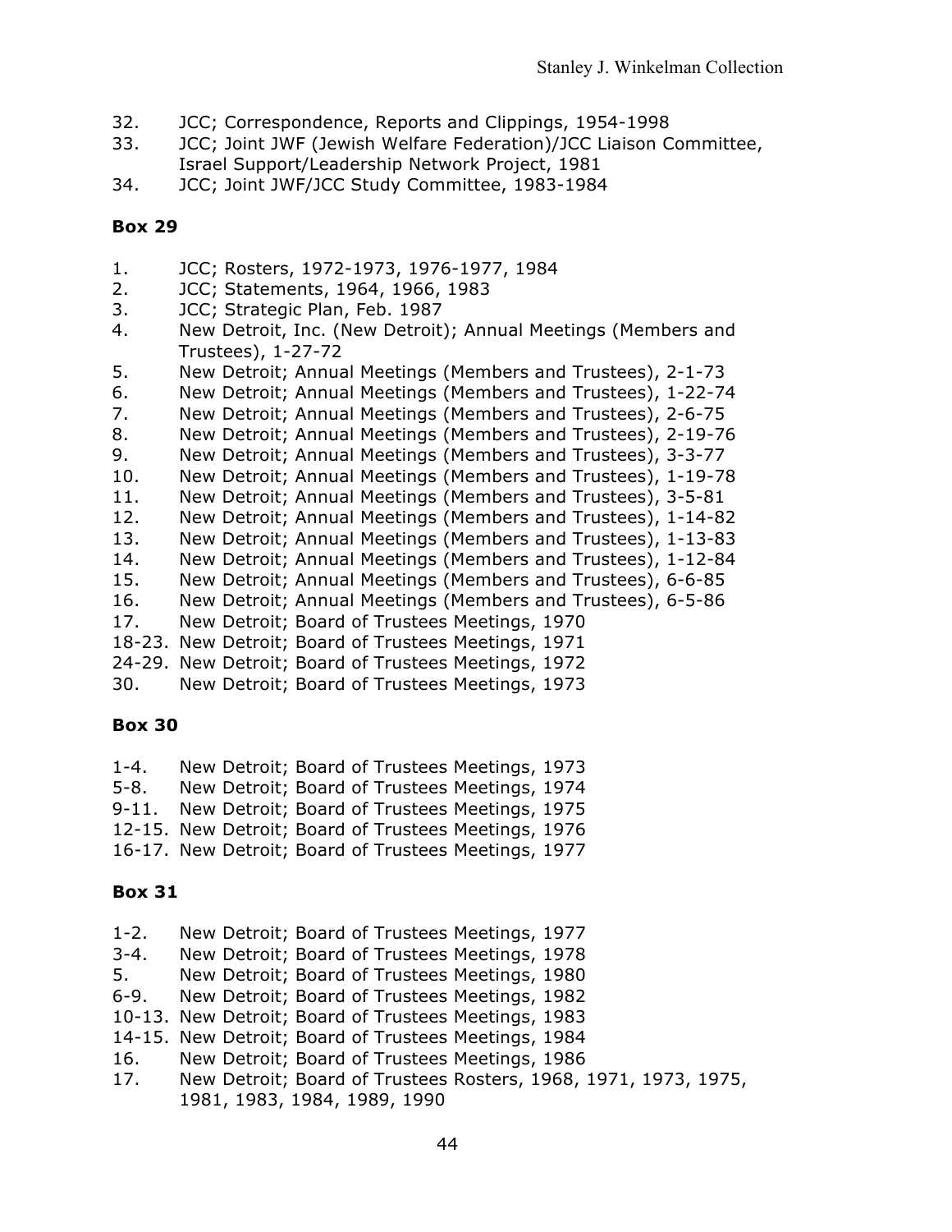32. JCC; Correspondence, Reports and Clippings, 1954-1998
33. JCC; Joint JWF (Jewish Welfare Federation)/JCC Liaison Committee, Israel Support/Leadership Network Project, 1981
34. JCC; Joint JWF/JCC Study Committee, 1983-1984

**Box 29**

1. JCC; Rosters, 1972-1973, 1976-1977, 1984
2. JCC; Statements, 1964, 1966, 1983
3. JCC; Strategic Plan, Feb. 1987
4. New Detroit, Inc. (New Detroit); Annual Meetings (Members and Trustees), 1-27-72
5. New Detroit; Annual Meetings (Members and Trustees), 2-1-73
6. New Detroit; Annual Meetings (Members and Trustees), 1-22-74
7. New Detroit; Annual Meetings (Members and Trustees), 2-6-75
8. New Detroit; Annual Meetings (Members and Trustees), 2-19-76
9. New Detroit; Annual Meetings (Members and Trustees), 3-3-77
10. New Detroit; Annual Meetings (Members and Trustees), 1-19-78
11. New Detroit; Annual Meetings (Members and Trustees), 3-5-81
12. New Detroit; Annual Meetings (Members and Trustees), 1-14-82
13. New Detroit; Annual Meetings (Members and Trustees), 1-13-83
14. New Detroit; Annual Meetings (Members and Trustees), 1-12-84
15. New Detroit; Annual Meetings (Members and Trustees), 6-6-85
16. New Detroit; Annual Meetings (Members and Trustees), 6-5-86
17. New Detroit; Board of Trustees Meetings, 1970

18-23. New Detroit; Board of Trustees Meetings, 1971
24-29. New Detroit; Board of Trustees Meetings, 1972
30. New Detroit; Board of Trustees Meetings, 1973

**Box 30**

1-4. New Detroit; Board of Trustees Meetings, 1973
5-8. New Detroit; Board of Trustees Meetings, 1974
9-11. New Detroit; Board of Trustees Meetings, 1975
12-15. New Detroit; Board of Trustees Meetings, 1976
16-17. New Detroit; Board of Trustees Meetings, 1977

**Box 31**

1-2. New Detroit; Board of Trustees Meetings, 1977
3-4. New Detroit; Board of Trustees Meetings, 1978
5. New Detroit; Board of Trustees Meetings, 1980
6-9. New Detroit; Board of Trustees Meetings, 1982
10-13. New Detroit; Board of Trustees Meetings, 1983
14-15. New Detroit; Board of Trustees Meetings, 1984
16. New Detroit; Board of Trustees Meetings, 1986
17. New Detroit; Board of Trustees Rosters, 1968, 1971, 1973, 1975, 1981, 1983, 1984, 1989, 1990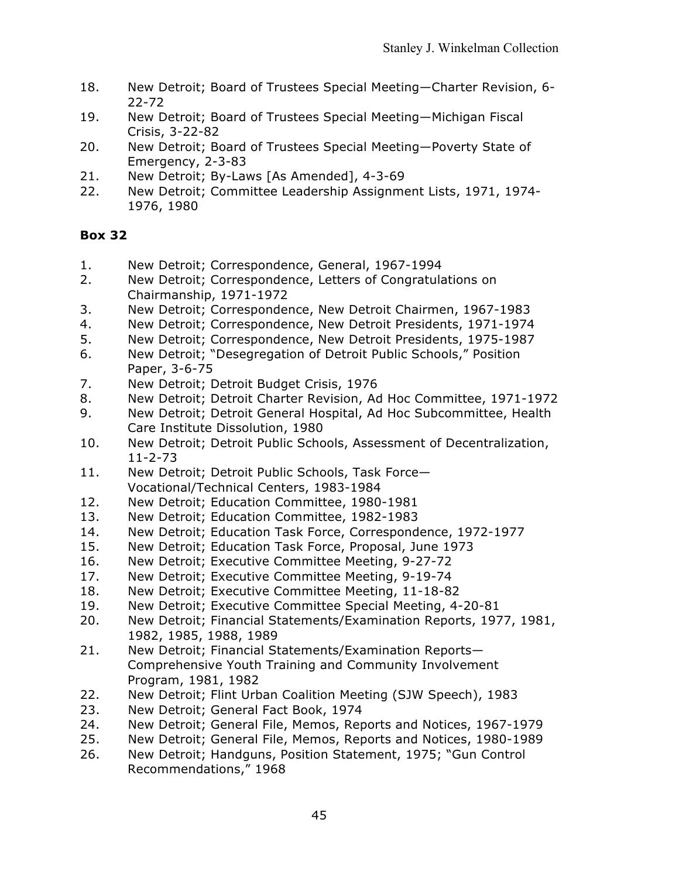18. New Detroit; Board of Trustees Special Meeting—Charter Revision, 6-22-72
19. New Detroit; Board of Trustees Special Meeting—Michigan Fiscal Crisis, 3-22-82
20. New Detroit; Board of Trustees Special Meeting—Poverty State of Emergency, 2-3-83
21. New Detroit; By-Laws [As Amended], 4-3-69
22. New Detroit; Committee Leadership Assignment Lists, 1971, 1974-1976, 1980

**Box 32**

1. New Detroit; Correspondence, General, 1967-1994
2. New Detroit; Correspondence, Letters of Congratulations on Chairmanship, 1971-1972
3. New Detroit; Correspondence, New Detroit Chairmen, 1967-1983
4. New Detroit; Correspondence, New Detroit Presidents, 1971-1974
5. New Detroit; Correspondence, New Detroit Presidents, 1975-1987
6. New Detroit; "Desegregation of Detroit Public Schools," Position Paper, 3-6-75
7. New Detroit; Detroit Budget Crisis, 1976
8. New Detroit; Detroit Charter Revision, Ad Hoc Committee, 1971-1972
9. New Detroit; Detroit General Hospital, Ad Hoc Subcommittee, Health Care Institute Dissolution, 1980
10. New Detroit; Detroit Public Schools, Assessment of Decentralization, 11-2-73
11. New Detroit; Detroit Public Schools, Task Force—Vocational/Technical Centers, 1983-1984
12. New Detroit; Education Committee, 1980-1981
13. New Detroit; Education Committee, 1982-1983
14. New Detroit; Education Task Force, Correspondence, 1972-1977
15. New Detroit; Education Task Force, Proposal, June 1973
16. New Detroit; Executive Committee Meeting, 9-27-72
17. New Detroit; Executive Committee Meeting, 9-19-74
18. New Detroit; Executive Committee Meeting, 11-18-82
19. New Detroit; Executive Committee Special Meeting, 4-20-81
20. New Detroit; Financial Statements/Examination Reports, 1977, 1981, 1982, 1985, 1988, 1989
21. New Detroit; Financial Statements/Examination Reports—Comprehensive Youth Training and Community Involvement Program, 1981, 1982
22. New Detroit; Flint Urban Coalition Meeting (SJW Speech), 1983
23. New Detroit; General Fact Book, 1974
24. New Detroit; General File, Memos, Reports and Notices, 1967-1979
25. New Detroit; General File, Memos, Reports and Notices, 1980-1989
26. New Detroit; Handguns, Position Statement, 1975; "Gun Control Recommendations," 1968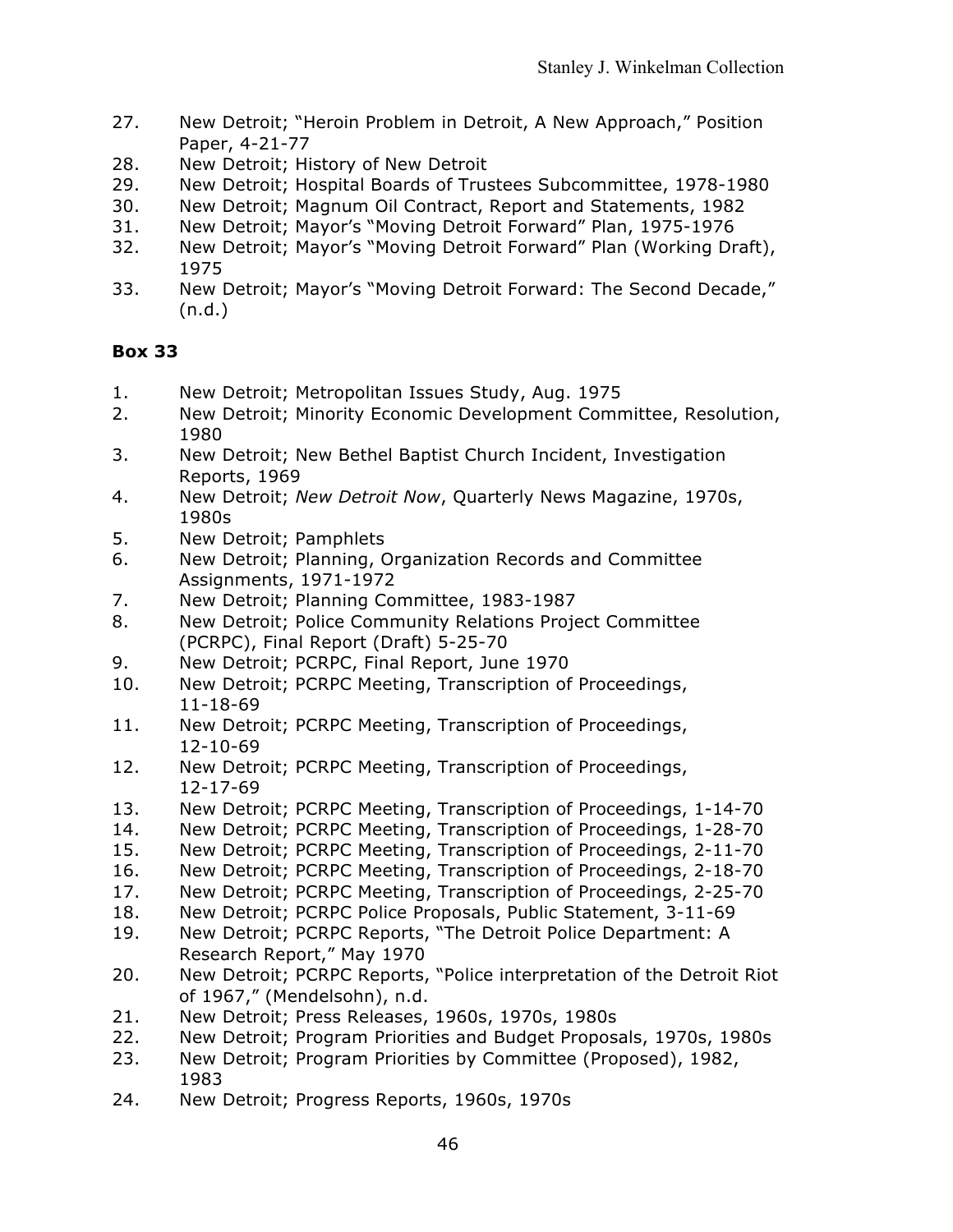27. New Detroit; "Heroin Problem in Detroit, A New Approach," Position Paper, 4-21-77
28. New Detroit; History of New Detroit
29. New Detroit; Hospital Boards of Trustees Subcommittee, 1978-1980
30. New Detroit; Magnum Oil Contract, Report and Statements, 1982
31. New Detroit; Mayor's "Moving Detroit Forward" Plan, 1975-1976
32. New Detroit; Mayor's "Moving Detroit Forward" Plan (Working Draft), 1975
33. New Detroit; Mayor's "Moving Detroit Forward: The Second Decade," (n.d.)

**Box 33**

1. New Detroit; Metropolitan Issues Study, Aug. 1975
2. New Detroit; Minority Economic Development Committee, Resolution, 1980
3. New Detroit; New Bethel Baptist Church Incident, Investigation Reports, 1969
4. New Detroit; *New Detroit Now*, Quarterly News Magazine, 1970s, 1980s
5. New Detroit; Pamphlets
6. New Detroit; Planning, Organization Records and Committee Assignments, 1971-1972
7. New Detroit; Planning Committee, 1983-1987
8. New Detroit; Police Community Relations Project Committee (PCRPC), Final Report (Draft) 5-25-70
9. New Detroit; PCRPC, Final Report, June 1970
10. New Detroit; PCRPC Meeting, Transcription of Proceedings, 11-18-69
11. New Detroit; PCRPC Meeting, Transcription of Proceedings, 12-10-69
12. New Detroit; PCRPC Meeting, Transcription of Proceedings, 12-17-69
13. New Detroit; PCRPC Meeting, Transcription of Proceedings, 1-14-70
14. New Detroit; PCRPC Meeting, Transcription of Proceedings, 1-28-70
15. New Detroit; PCRPC Meeting, Transcription of Proceedings, 2-11-70
16. New Detroit; PCRPC Meeting, Transcription of Proceedings, 2-18-70
17. New Detroit; PCRPC Meeting, Transcription of Proceedings, 2-25-70
18. New Detroit; PCRPC Police Proposals, Public Statement, 3-11-69
19. New Detroit; PCRPC Reports, "The Detroit Police Department: A Research Report," May 1970
20. New Detroit; PCRPC Reports, "Police interpretation of the Detroit Riot of 1967," (Mendelsohn), n.d.
21. New Detroit; Press Releases, 1960s, 1970s, 1980s
22. New Detroit; Program Priorities and Budget Proposals, 1970s, 1980s
23. New Detroit; Program Priorities by Committee (Proposed), 1982, 1983
24. New Detroit; Progress Reports, 1960s, 1970s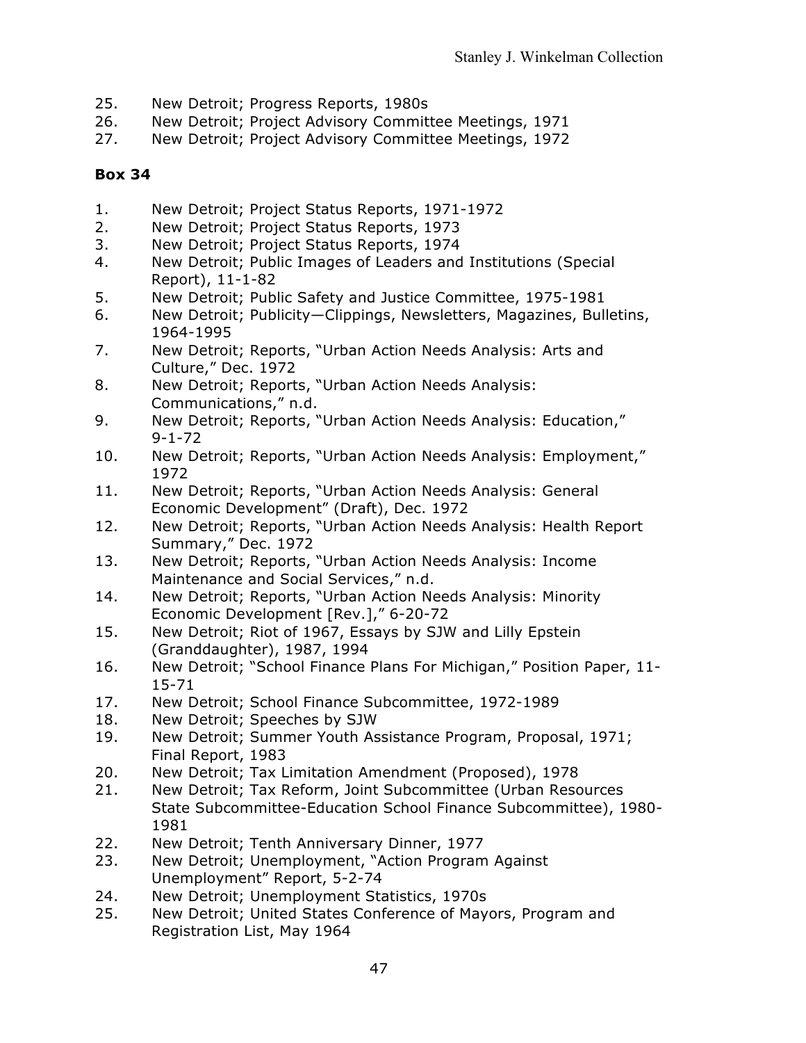25. New Detroit; Progress Reports, 1980s
26. New Detroit; Project Advisory Committee Meetings, 1971
27. New Detroit; Project Advisory Committee Meetings, 1972

**Box 34**

1. New Detroit; Project Status Reports, 1971-1972
2. New Detroit; Project Status Reports, 1973
3. New Detroit; Project Status Reports, 1974
4. New Detroit; Public Images of Leaders and Institutions (Special Report), 11-1-82
5. New Detroit; Public Safety and Justice Committee, 1975-1981
6. New Detroit; Publicity—Clippings, Newsletters, Magazines, Bulletins, 1964-1995
7. New Detroit; Reports, "Urban Action Needs Analysis: Arts and Culture," Dec. 1972
8. New Detroit; Reports, "Urban Action Needs Analysis: Communications," n.d.
9. New Detroit; Reports, "Urban Action Needs Analysis: Education," 9-1-72
10. New Detroit; Reports, "Urban Action Needs Analysis: Employment," 1972
11. New Detroit; Reports, "Urban Action Needs Analysis: General Economic Development" (Draft), Dec. 1972
12. New Detroit; Reports, "Urban Action Needs Analysis: Health Report Summary," Dec. 1972
13. New Detroit; Reports, "Urban Action Needs Analysis: Income Maintenance and Social Services," n.d.
14. New Detroit; Reports, "Urban Action Needs Analysis: Minority Economic Development [Rev.]," 6-20-72
15. New Detroit; Riot of 1967, Essays by SJW and Lilly Epstein (Granddaughter), 1987, 1994
16. New Detroit; "School Finance Plans For Michigan," Position Paper, 11-15-71
17. New Detroit; School Finance Subcommittee, 1972-1989
18. New Detroit; Speeches by SJW
19. New Detroit; Summer Youth Assistance Program, Proposal, 1971; Final Report, 1983
20. New Detroit; Tax Limitation Amendment (Proposed), 1978
21. New Detroit; Tax Reform, Joint Subcommittee (Urban Resources State Subcommittee-Education School Finance Subcommittee), 1980-1981
22. New Detroit; Tenth Anniversary Dinner, 1977
23. New Detroit; Unemployment, "Action Program Against Unemployment" Report, 5-2-74
24. New Detroit; Unemployment Statistics, 1970s
25. New Detroit; United States Conference of Mayors, Program and Registration List, May 1964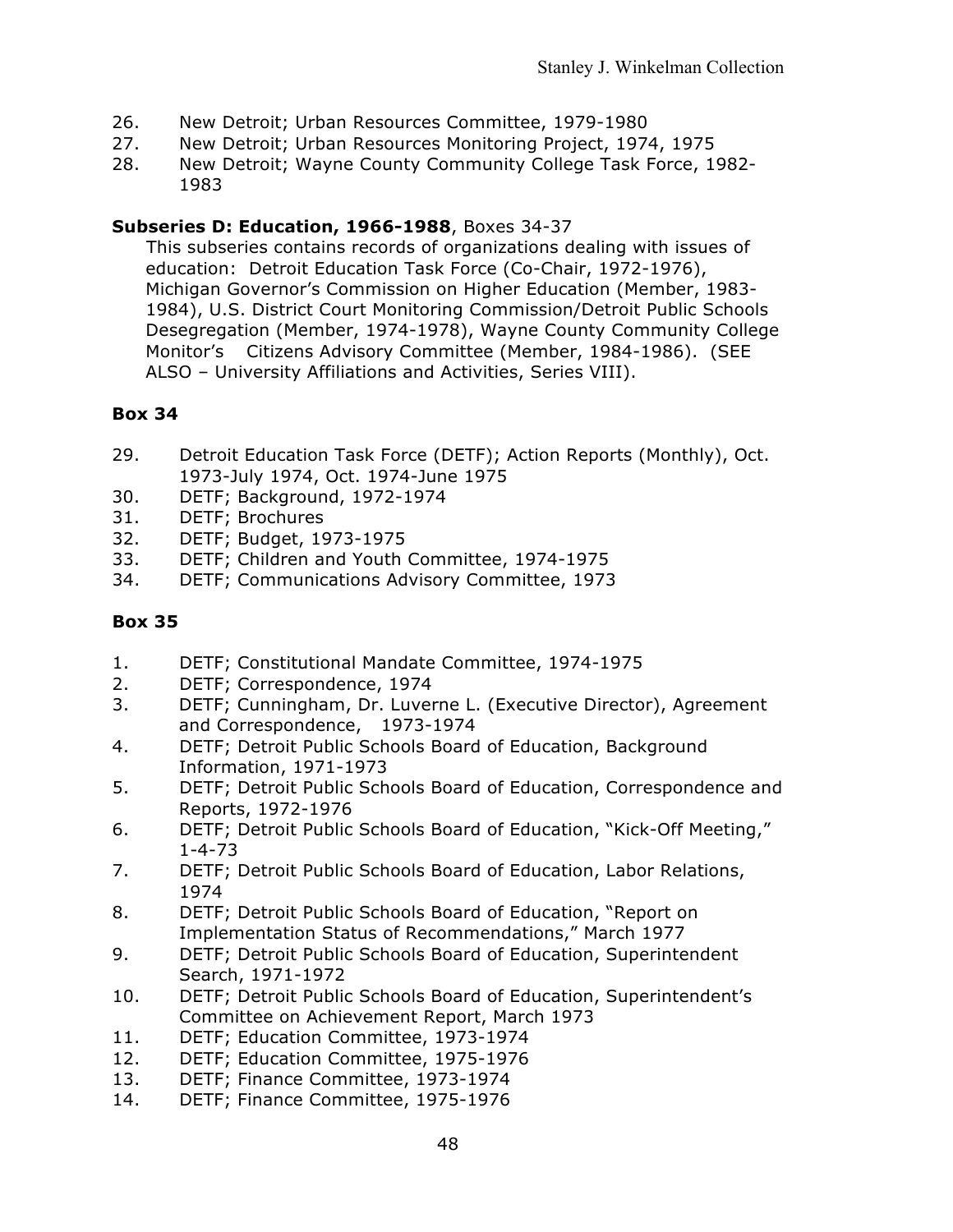26. New Detroit; Urban Resources Committee, 1979-1980
27. New Detroit; Urban Resources Monitoring Project, 1974, 1975
28. New Detroit; Wayne County Community College Task Force, 1982-1983

**Subseries D: Education, 1966-1988**, Boxes 34-37

This subseries contains records of organizations dealing with issues of education: Detroit Education Task Force (Co-Chair, 1972-1976), Michigan Governor's Commission on Higher Education (Member, 1983-1984), U.S. District Court Monitoring Commission/Detroit Public Schools Desegregation (Member, 1974-1978), Wayne County Community College Monitor's Citizens Advisory Committee (Member, 1984-1986). (SEE ALSO – University Affiliations and Activities, Series VIII).

### Box 34

29. Detroit Education Task Force (DETF); Action Reports (Monthly), Oct. 1973-July 1974, Oct. 1974-June 1975
30. DETF; Background, 1972-1974
31. DETF; Brochures
32. DETF; Budget, 1973-1975
33. DETF; Children and Youth Committee, 1974-1975
34. DETF; Communications Advisory Committee, 1973

### Box 35

1. DETF; Constitutional Mandate Committee, 1974-1975
2. DETF; Correspondence, 1974
3. DETF; Cunningham, Dr. Luverne L. (Executive Director), Agreement and Correspondence, 1973-1974
4. DETF; Detroit Public Schools Board of Education, Background Information, 1971-1973
5. DETF; Detroit Public Schools Board of Education, Correspondence and Reports, 1972-1976
6. DETF; Detroit Public Schools Board of Education, "Kick-Off Meeting," 1-4-73
7. DETF; Detroit Public Schools Board of Education, Labor Relations, 1974
8. DETF; Detroit Public Schools Board of Education, "Report on Implementation Status of Recommendations," March 1977
9. DETF; Detroit Public Schools Board of Education, Superintendent Search, 1971-1972
10. DETF; Detroit Public Schools Board of Education, Superintendent's Committee on Achievement Report, March 1973
11. DETF; Education Committee, 1973-1974
12. DETF; Education Committee, 1975-1976
13. DETF; Finance Committee, 1973-1974
14. DETF; Finance Committee, 1975-1976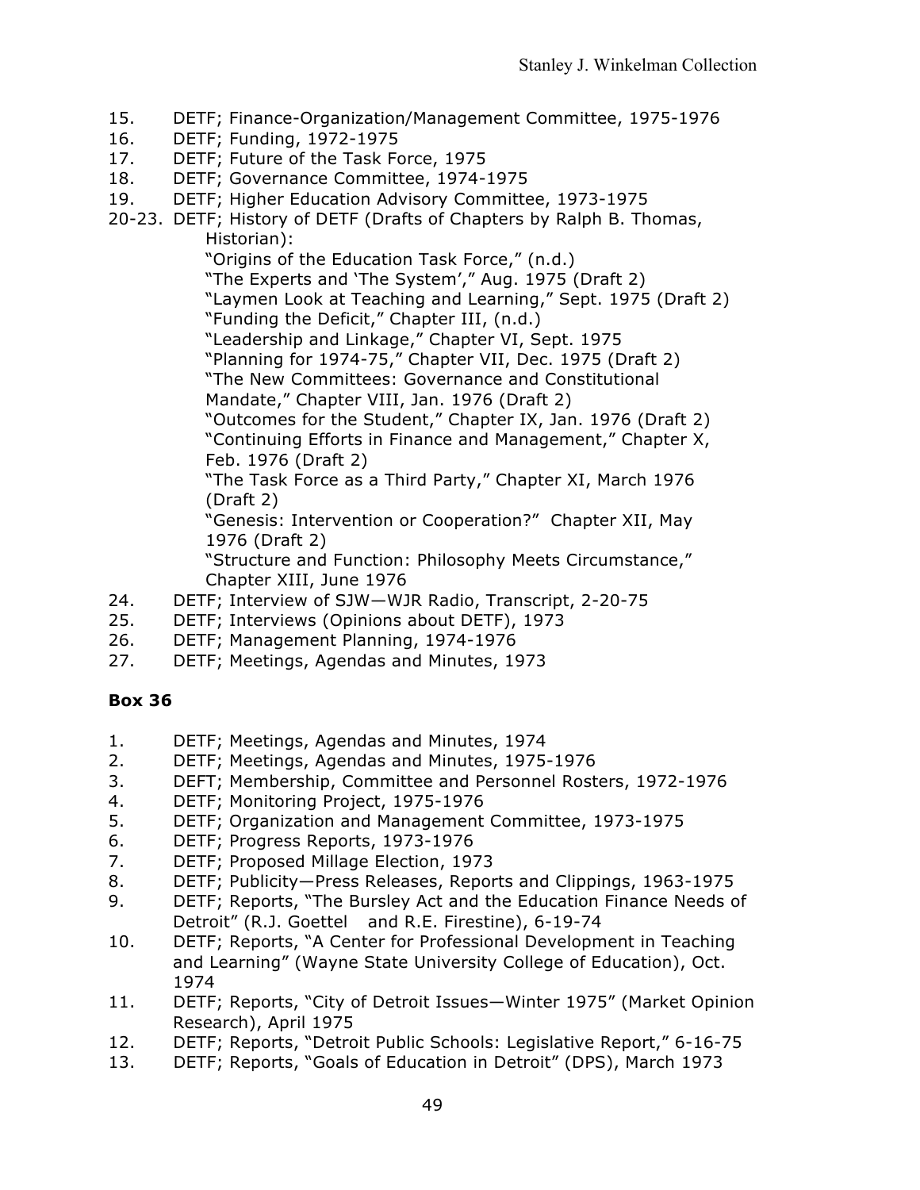15. DETF; Finance-Organization/Management Committee, 1975-1976
16. DETF; Funding, 1972-1975
17. DETF; Future of the Task Force, 1975
18. DETF; Governance Committee, 1974-1975
19. DETF; Higher Education Advisory Committee, 1973-1975
20-23. DETF; History of DETF (Drafts of Chapters by Ralph B. Thomas, Historian):
    "Origins of the Education Task Force," (n.d.)
    "The Experts and 'The System'," Aug. 1975 (Draft 2)
    "Laymen Look at Teaching and Learning," Sept. 1975 (Draft 2)
    "Funding the Deficit," Chapter III, (n.d.)
    "Leadership and Linkage," Chapter VI, Sept. 1975
    "Planning for 1974-75," Chapter VII, Dec. 1975 (Draft 2)
    "The New Committees: Governance and Constitutional Mandate," Chapter VIII, Jan. 1976 (Draft 2)
    "Outcomes for the Student," Chapter IX, Jan. 1976 (Draft 2)
    "Continuing Efforts in Finance and Management," Chapter X, Feb. 1976 (Draft 2)
    "The Task Force as a Third Party," Chapter XI, March 1976 (Draft 2)
    "Genesis: Intervention or Cooperation?" Chapter XII, May 1976 (Draft 2)
    "Structure and Function: Philosophy Meets Circumstance," Chapter XIII, June 1976
24. DETF; Interview of SJW—WJR Radio, Transcript, 2-20-75
25. DETF; Interviews (Opinions about DETF), 1973
26. DETF; Management Planning, 1974-1976
27. DETF; Meetings, Agendas and Minutes, 1973

**Box 36**

1. DETF; Meetings, Agendas and Minutes, 1974
2. DETF; Meetings, Agendas and Minutes, 1975-1976
3. DEFT; Membership, Committee and Personnel Rosters, 1972-1976
4. DETF; Monitoring Project, 1975-1976
5. DETF; Organization and Management Committee, 1973-1975
6. DETF; Progress Reports, 1973-1976
7. DETF; Proposed Millage Election, 1973
8. DETF; Publicity—Press Releases, Reports and Clippings, 1963-1975
9. DETF; Reports, "The Bursley Act and the Education Finance Needs of Detroit" (R.J. Goettel and R.E. Firestine), 6-19-74
10. DETF; Reports, "A Center for Professional Development in Teaching and Learning" (Wayne State University College of Education), Oct. 1974
11. DETF; Reports, "City of Detroit Issues—Winter 1975" (Market Opinion Research), April 1975
12. DETF; Reports, "Detroit Public Schools: Legislative Report," 6-16-75
13. DETF; Reports, "Goals of Education in Detroit" (DPS), March 1973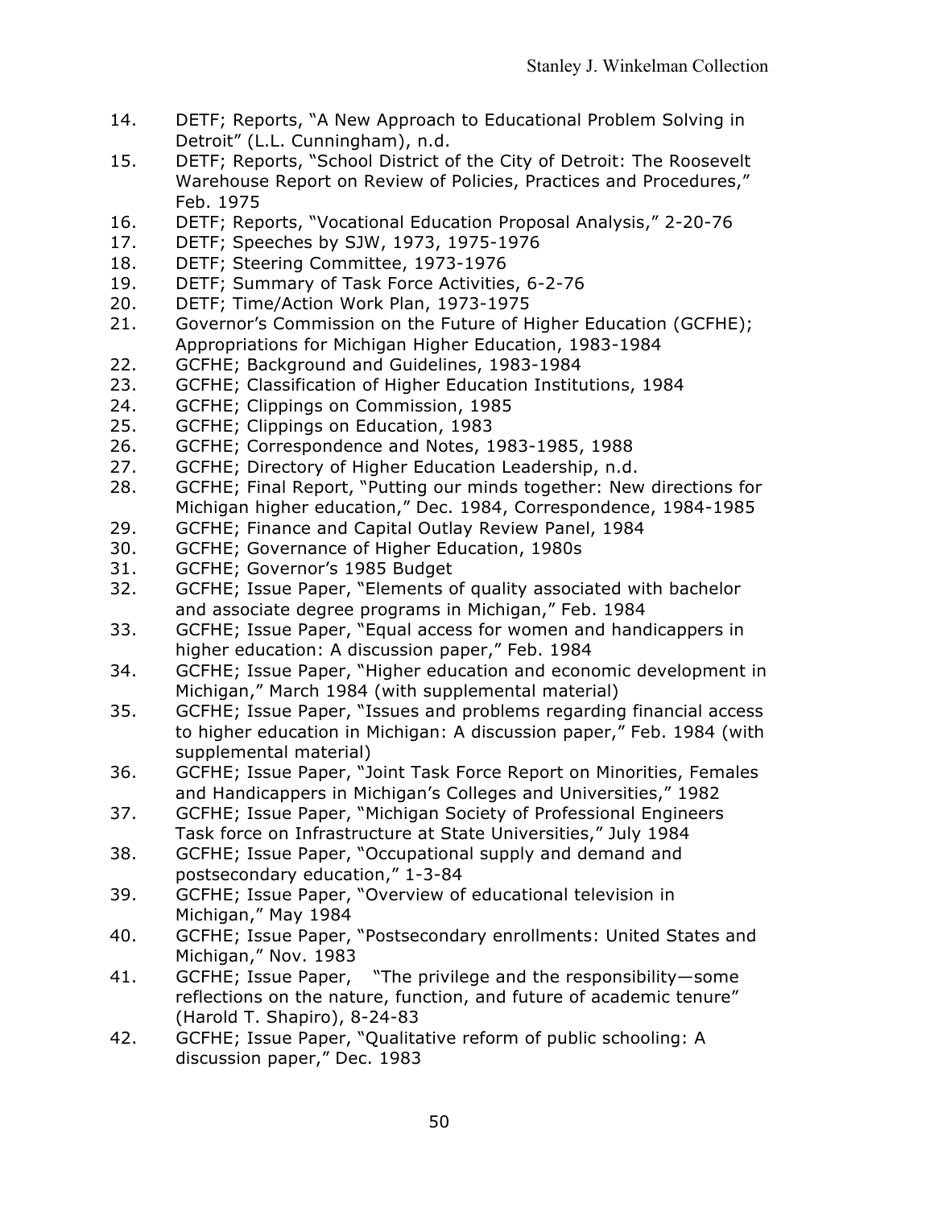14. DETF; Reports, "A New Approach to Educational Problem Solving in Detroit" (L.L. Cunningham), n.d.
15. DETF; Reports, "School District of the City of Detroit: The Roosevelt Warehouse Report on Review of Policies, Practices and Procedures," Feb. 1975
16. DETF; Reports, "Vocational Education Proposal Analysis," 2-20-76
17. DETF; Speeches by SJW, 1973, 1975-1976
18. DETF; Steering Committee, 1973-1976
19. DETF; Summary of Task Force Activities, 6-2-76
20. DETF; Time/Action Work Plan, 1973-1975
21. Governor's Commission on the Future of Higher Education (GCFHE); Appropriations for Michigan Higher Education, 1983-1984
22. GCFHE; Background and Guidelines, 1983-1984
23. GCFHE; Classification of Higher Education Institutions, 1984
24. GCFHE; Clippings on Commission, 1985
25. GCFHE; Clippings on Education, 1983
26. GCFHE; Correspondence and Notes, 1983-1985, 1988
27. GCFHE; Directory of Higher Education Leadership, n.d.
28. GCFHE; Final Report, "Putting our minds together: New directions for Michigan higher education," Dec. 1984, Correspondence, 1984-1985
29. GCFHE; Finance and Capital Outlay Review Panel, 1984
30. GCFHE; Governance of Higher Education, 1980s
31. GCFHE; Governor's 1985 Budget
32. GCFHE; Issue Paper, "Elements of quality associated with bachelor and associate degree programs in Michigan," Feb. 1984
33. GCFHE; Issue Paper, "Equal access for women and handicappers in higher education: A discussion paper," Feb. 1984
34. GCFHE; Issue Paper, "Higher education and economic development in Michigan," March 1984 (with supplemental material)
35. GCFHE; Issue Paper, "Issues and problems regarding financial access to higher education in Michigan: A discussion paper," Feb. 1984 (with supplemental material)
36. GCFHE; Issue Paper, "Joint Task Force Report on Minorities, Females and Handicappers in Michigan's Colleges and Universities," 1982
37. GCFHE; Issue Paper, "Michigan Society of Professional Engineers Task force on Infrastructure at State Universities," July 1984
38. GCFHE; Issue Paper, "Occupational supply and demand and postsecondary education," 1-3-84
39. GCFHE; Issue Paper, "Overview of educational television in Michigan," May 1984
40. GCFHE; Issue Paper, "Postsecondary enrollments: United States and Michigan," Nov. 1983
41. GCFHE; Issue Paper, "The privilege and the responsibility—some reflections on the nature, function, and future of academic tenure" (Harold T. Shapiro), 8-24-83
42. GCFHE; Issue Paper, "Qualitative reform of public schooling: A discussion paper," Dec. 1983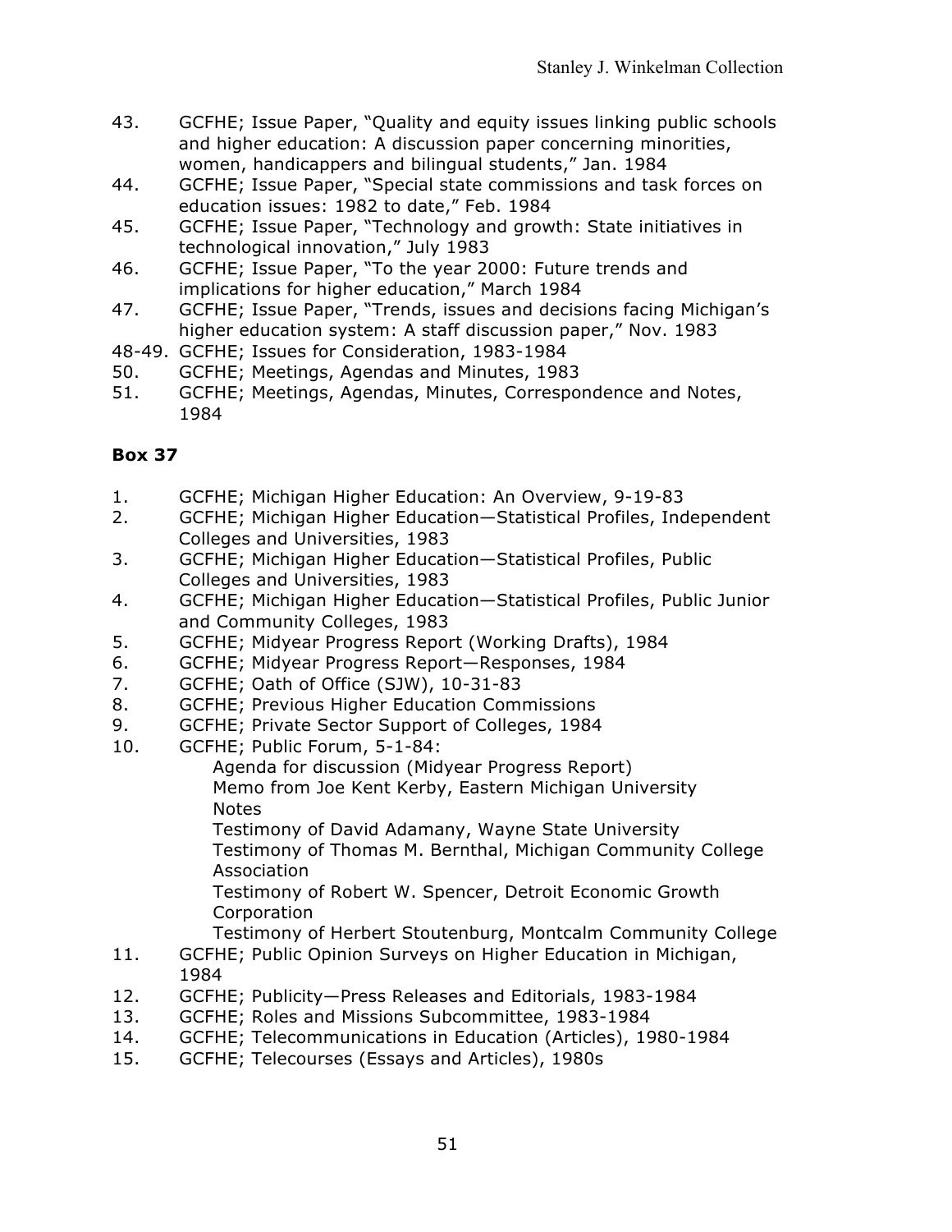43. GCFHE; Issue Paper, "Quality and equity issues linking public schools and higher education: A discussion paper concerning minorities, women, handicappers and bilingual students," Jan. 1984
44. GCFHE; Issue Paper, "Special state commissions and task forces on education issues: 1982 to date," Feb. 1984
45. GCFHE; Issue Paper, "Technology and growth: State initiatives in technological innovation," July 1983
46. GCFHE; Issue Paper, "To the year 2000: Future trends and implications for higher education," March 1984
47. GCFHE; Issue Paper, "Trends, issues and decisions facing Michigan's higher education system: A staff discussion paper," Nov. 1983

48-49. GCFHE; Issues for Consideration, 1983-1984

50. GCFHE; Meetings, Agendas and Minutes, 1983
51. GCFHE; Meetings, Agendas, Minutes, Correspondence and Notes, 1984

**Box 37**

1. GCFHE; Michigan Higher Education: An Overview, 9-19-83
2. GCFHE; Michigan Higher Education—Statistical Profiles, Independent Colleges and Universities, 1983
3. GCFHE; Michigan Higher Education—Statistical Profiles, Public Colleges and Universities, 1983
4. GCFHE; Michigan Higher Education—Statistical Profiles, Public Junior and Community Colleges, 1983
5. GCFHE; Midyear Progress Report (Working Drafts), 1984
6. GCFHE; Midyear Progress Report—Responses, 1984
7. GCFHE; Oath of Office (SJW), 10-31-83
8. GCFHE; Previous Higher Education Commissions
9. GCFHE; Private Sector Support of Colleges, 1984
10. GCFHE; Public Forum, 5-1-84:
    - Agenda for discussion (Midyear Progress Report)
    - Memo from Joe Kent Kerby, Eastern Michigan University
    - Notes
    - Testimony of David Adamany, Wayne State University
    - Testimony of Thomas M. Bernthal, Michigan Community College Association
    - Testimony of Robert W. Spencer, Detroit Economic Growth Corporation
    - Testimony of Herbert Stoutenburg, Montcalm Community College
11. GCFHE; Public Opinion Surveys on Higher Education in Michigan, 1984
12. GCFHE; Publicity—Press Releases and Editorials, 1983-1984
13. GCFHE; Roles and Missions Subcommittee, 1983-1984
14. GCFHE; Telecommunications in Education (Articles), 1980-1984
15. GCFHE; Telecourses (Essays and Articles), 1980s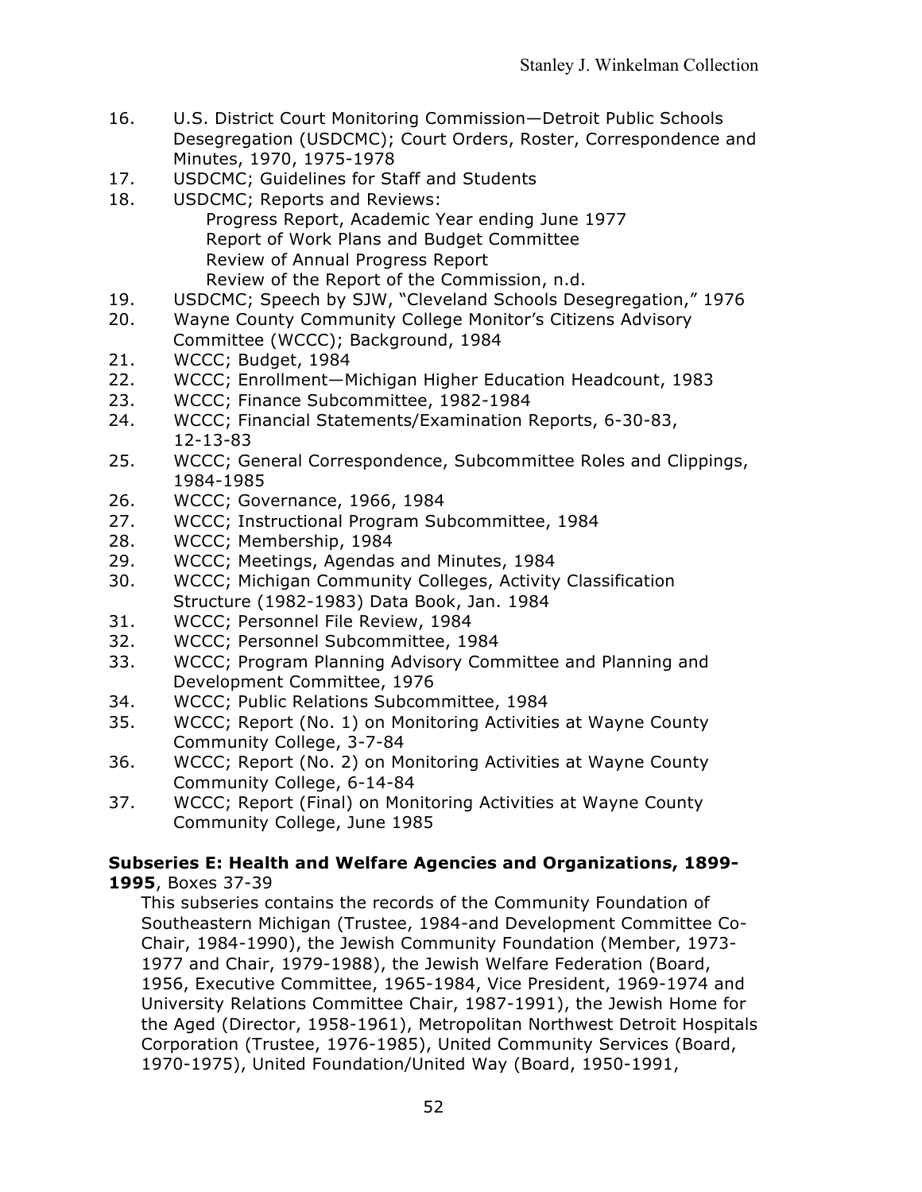16. U.S. District Court Monitoring Commission—Detroit Public Schools Desegregation (USDCMC); Court Orders, Roster, Correspondence and Minutes, 1970, 1975-1978
17. USDCMC; Guidelines for Staff and Students
18. USDCMC; Reports and Reviews:
    - Progress Report, Academic Year ending June 1977
    - Report of Work Plans and Budget Committee
    - Review of Annual Progress Report
    - Review of the Report of the Commission, n.d.
19. USDCMC; Speech by SJW, "Cleveland Schools Desegregation," 1976
20. Wayne County Community College Monitor's Citizens Advisory Committee (WCCC); Background, 1984
21. WCCC; Budget, 1984
22. WCCC; Enrollment—Michigan Higher Education Headcount, 1983
23. WCCC; Finance Subcommittee, 1982-1984
24. WCCC; Financial Statements/Examination Reports, 6-30-83, 12-13-83
25. WCCC; General Correspondence, Subcommittee Roles and Clippings, 1984-1985
26. WCCC; Governance, 1966, 1984
27. WCCC; Instructional Program Subcommittee, 1984
28. WCCC; Membership, 1984
29. WCCC; Meetings, Agendas and Minutes, 1984
30. WCCC; Michigan Community Colleges, Activity Classification Structure (1982-1983) Data Book, Jan. 1984
31. WCCC; Personnel File Review, 1984
32. WCCC; Personnel Subcommittee, 1984
33. WCCC; Program Planning Advisory Committee and Planning and Development Committee, 1976
34. WCCC; Public Relations Subcommittee, 1984
35. WCCC; Report (No. 1) on Monitoring Activities at Wayne County Community College, 3-7-84
36. WCCC; Report (No. 2) on Monitoring Activities at Wayne County Community College, 6-14-84
37. WCCC; Report (Final) on Monitoring Activities at Wayne County Community College, June 1985

**Subseries E: Health and Welfare Agencies and Organizations, 1899-1995**, Boxes 37-39

This subseries contains the records of the Community Foundation of Southeastern Michigan (Trustee, 1984-and Development Committee Co-Chair, 1984-1990), the Jewish Community Foundation (Member, 1973-1977 and Chair, 1979-1988), the Jewish Welfare Federation (Board, 1956, Executive Committee, 1965-1984, Vice President, 1969-1974 and University Relations Committee Chair, 1987-1991), the Jewish Home for the Aged (Director, 1958-1961), Metropolitan Northwest Detroit Hospitals Corporation (Trustee, 1976-1985), United Community Services (Board, 1970-1975), United Foundation/United Way (Board, 1950-1991,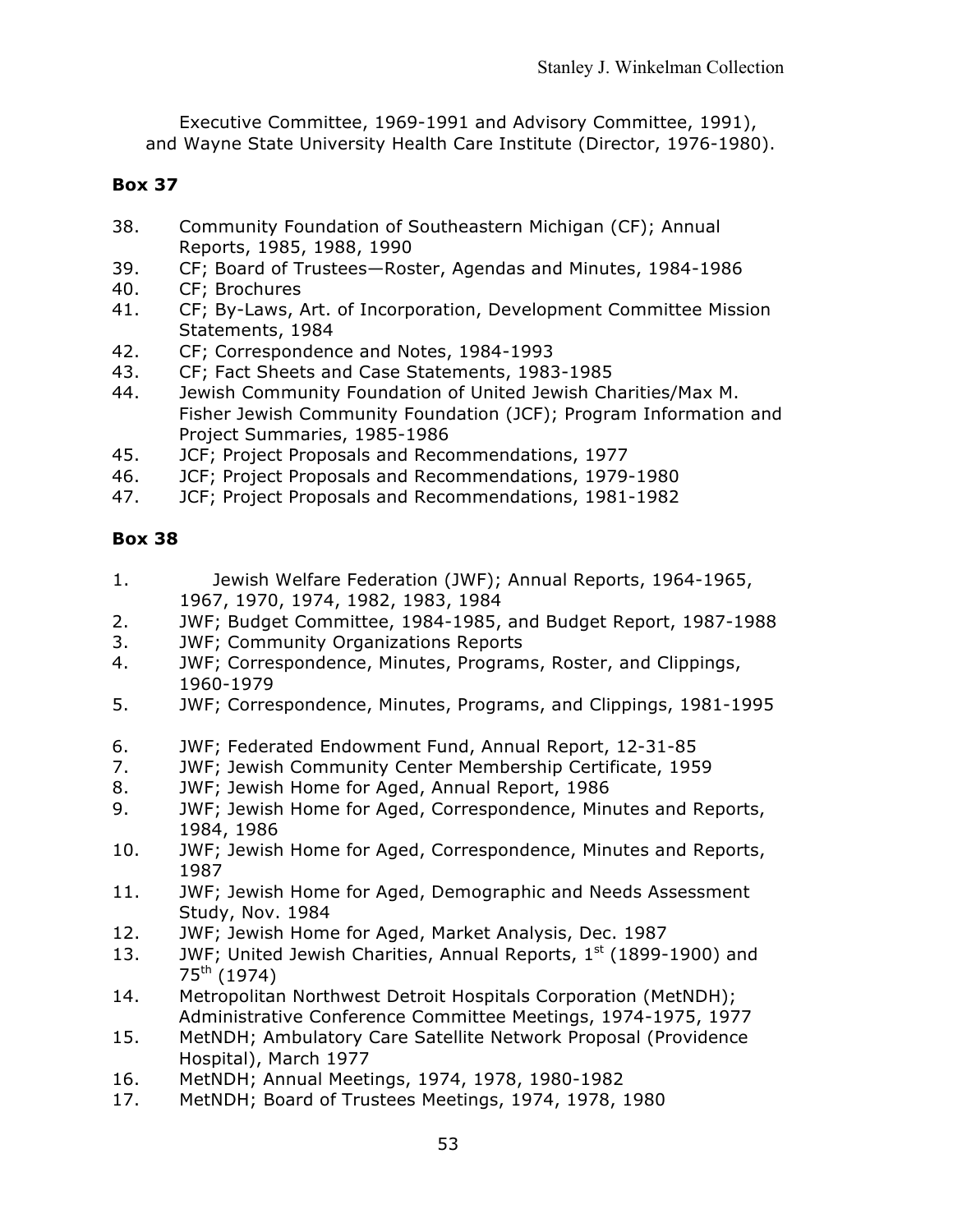Executive Committee, 1969-1991 and Advisory Committee, 1991), and Wayne State University Health Care Institute (Director, 1976-1980).

**Box 37**

38. Community Foundation of Southeastern Michigan (CF); Annual Reports, 1985, 1988, 1990
39. CF; Board of Trustees—Roster, Agendas and Minutes, 1984-1986
40. CF; Brochures
41. CF; By-Laws, Art. of Incorporation, Development Committee Mission Statements, 1984
42. CF; Correspondence and Notes, 1984-1993
43. CF; Fact Sheets and Case Statements, 1983-1985
44. Jewish Community Foundation of United Jewish Charities/Max M. Fisher Jewish Community Foundation (JCF); Program Information and Project Summaries, 1985-1986
45. JCF; Project Proposals and Recommendations, 1977
46. JCF; Project Proposals and Recommendations, 1979-1980
47. JCF; Project Proposals and Recommendations, 1981-1982

**Box 38**

1. Jewish Welfare Federation (JWF); Annual Reports, 1964-1965, 1967, 1970, 1974, 1982, 1983, 1984
2. JWF; Budget Committee, 1984-1985, and Budget Report, 1987-1988
3. JWF; Community Organizations Reports
4. JWF; Correspondence, Minutes, Programs, Roster, and Clippings, 1960-1979
5. JWF; Correspondence, Minutes, Programs, and Clippings, 1981-1995
6. JWF; Federated Endowment Fund, Annual Report, 12-31-85
7. JWF; Jewish Community Center Membership Certificate, 1959
8. JWF; Jewish Home for Aged, Annual Report, 1986
9. JWF; Jewish Home for Aged, Correspondence, Minutes and Reports, 1984, 1986
10. JWF; Jewish Home for Aged, Correspondence, Minutes and Reports, 1987
11. JWF; Jewish Home for Aged, Demographic and Needs Assessment Study, Nov. 1984
12. JWF; Jewish Home for Aged, Market Analysis, Dec. 1987
13. JWF; United Jewish Charities, Annual Reports, 1st (1899-1900) and 75th (1974)
14. Metropolitan Northwest Detroit Hospitals Corporation (MetNDH); Administrative Conference Committee Meetings, 1974-1975, 1977
15. MetNDH; Ambulatory Care Satellite Network Proposal (Providence Hospital), March 1977
16. MetNDH; Annual Meetings, 1974, 1978, 1980-1982
17. MetNDH; Board of Trustees Meetings, 1974, 1978, 1980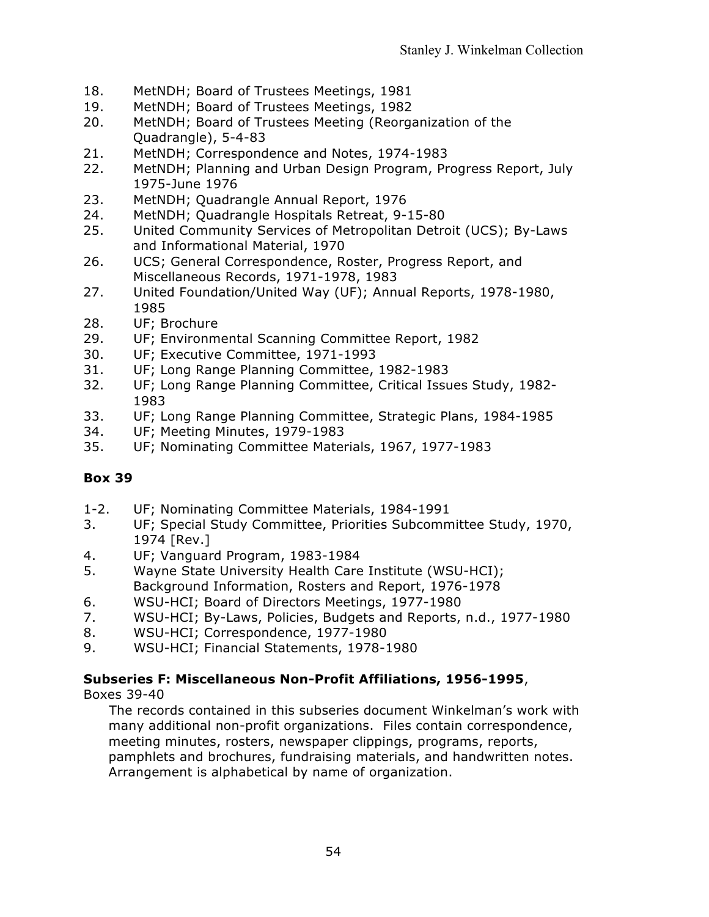18. MetNDH; Board of Trustees Meetings, 1981
19. MetNDH; Board of Trustees Meetings, 1982
20. MetNDH; Board of Trustees Meeting (Reorganization of the Quadrangle), 5-4-83
21. MetNDH; Correspondence and Notes, 1974-1983
22. MetNDH; Planning and Urban Design Program, Progress Report, July 1975-June 1976
23. MetNDH; Quadrangle Annual Report, 1976
24. MetNDH; Quadrangle Hospitals Retreat, 9-15-80
25. United Community Services of Metropolitan Detroit (UCS); By-Laws and Informational Material, 1970
26. UCS; General Correspondence, Roster, Progress Report, and Miscellaneous Records, 1971-1978, 1983
27. United Foundation/United Way (UF); Annual Reports, 1978-1980, 1985
28. UF; Brochure
29. UF; Environmental Scanning Committee Report, 1982
30. UF; Executive Committee, 1971-1993
31. UF; Long Range Planning Committee, 1982-1983
32. UF; Long Range Planning Committee, Critical Issues Study, 1982-1983
33. UF; Long Range Planning Committee, Strategic Plans, 1984-1985
34. UF; Meeting Minutes, 1979-1983
35. UF; Nominating Committee Materials, 1967, 1977-1983

**Box 39**

1-2. UF; Nominating Committee Materials, 1984-1991
3. UF; Special Study Committee, Priorities Subcommittee Study, 1970, 1974 [Rev.]
4. UF; Vanguard Program, 1983-1984
5. Wayne State University Health Care Institute (WSU-HCI); Background Information, Rosters and Report, 1976-1978
6. WSU-HCI; Board of Directors Meetings, 1977-1980
7. WSU-HCI; By-Laws, Policies, Budgets and Reports, n.d., 1977-1980
8. WSU-HCI; Correspondence, 1977-1980
9. WSU-HCI; Financial Statements, 1978-1980

**Subseries F: Miscellaneous Non-Profit Affiliations, 1956-1995**, Boxes 39-40

The records contained in this subseries document Winkelman's work with many additional non-profit organizations. Files contain correspondence, meeting minutes, rosters, newspaper clippings, programs, reports, pamphlets and brochures, fundraising materials, and handwritten notes. Arrangement is alphabetical by name of organization.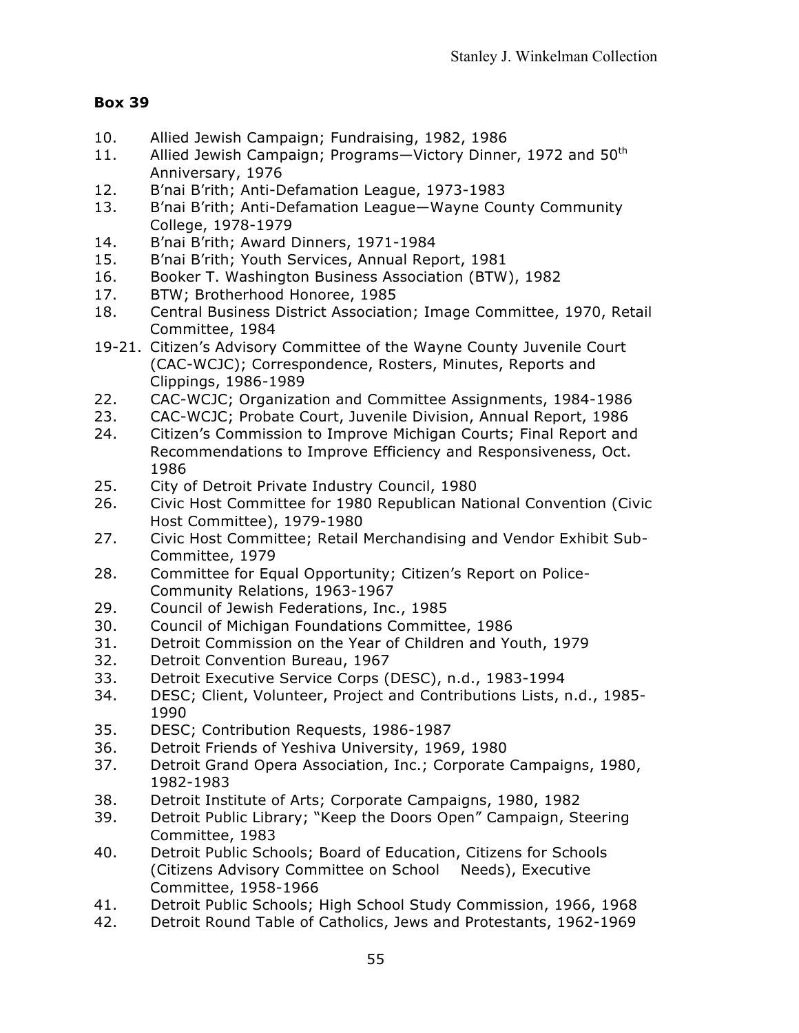**Box 39**

10. Allied Jewish Campaign; Fundraising, 1982, 1986
11. Allied Jewish Campaign; Programs—Victory Dinner, 1972 and 50th Anniversary, 1976
12. B'nai B'rith; Anti-Defamation League, 1973-1983
13. B'nai B'rith; Anti-Defamation League—Wayne County Community College, 1978-1979
14. B'nai B'rith; Award Dinners, 1971-1984
15. B'nai B'rith; Youth Services, Annual Report, 1981
16. Booker T. Washington Business Association (BTW), 1982
17. BTW; Brotherhood Honoree, 1985
18. Central Business District Association; Image Committee, 1970, Retail Committee, 1984

19-21. Citizen's Advisory Committee of the Wayne County Juvenile Court (CAC-WCJC); Correspondence, Rosters, Minutes, Reports and Clippings, 1986-1989

22. CAC-WCJC; Organization and Committee Assignments, 1984-1986
23. CAC-WCJC; Probate Court, Juvenile Division, Annual Report, 1986
24. Citizen's Commission to Improve Michigan Courts; Final Report and Recommendations to Improve Efficiency and Responsiveness, Oct. 1986
25. City of Detroit Private Industry Council, 1980
26. Civic Host Committee for 1980 Republican National Convention (Civic Host Committee), 1979-1980
27. Civic Host Committee; Retail Merchandising and Vendor Exhibit Sub-Committee, 1979
28. Committee for Equal Opportunity; Citizen's Report on Police-Community Relations, 1963-1967
29. Council of Jewish Federations, Inc., 1985
30. Council of Michigan Foundations Committee, 1986
31. Detroit Commission on the Year of Children and Youth, 1979
32. Detroit Convention Bureau, 1967
33. Detroit Executive Service Corps (DESC), n.d., 1983-1994
34. DESC; Client, Volunteer, Project and Contributions Lists, n.d., 1985-1990
35. DESC; Contribution Requests, 1986-1987
36. Detroit Friends of Yeshiva University, 1969, 1980
37. Detroit Grand Opera Association, Inc.; Corporate Campaigns, 1980, 1982-1983
38. Detroit Institute of Arts; Corporate Campaigns, 1980, 1982
39. Detroit Public Library; "Keep the Doors Open" Campaign, Steering Committee, 1983
40. Detroit Public Schools; Board of Education, Citizens for Schools (Citizens Advisory Committee on School Needs), Executive Committee, 1958-1966
41. Detroit Public Schools; High School Study Commission, 1966, 1968
42. Detroit Round Table of Catholics, Jews and Protestants, 1962-1969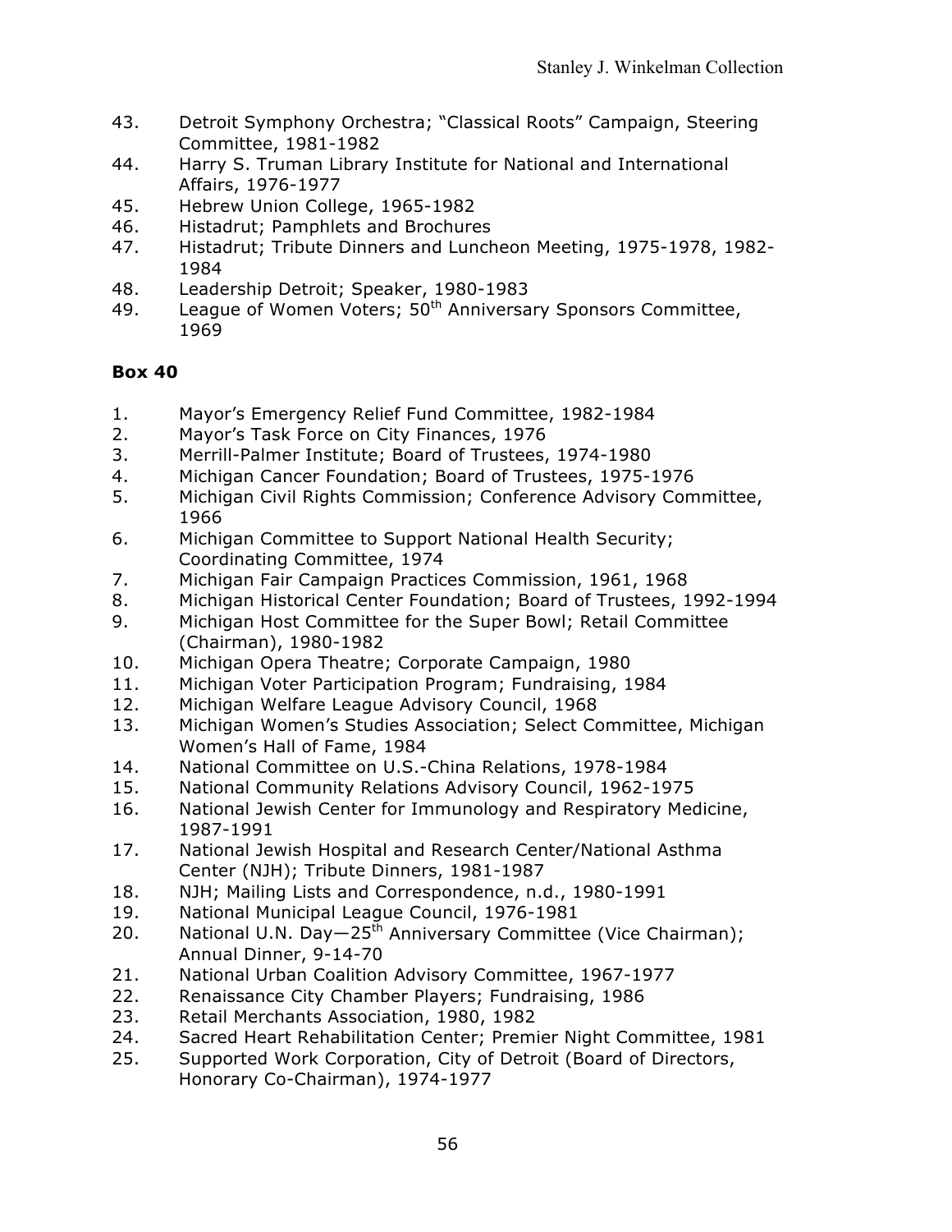43. Detroit Symphony Orchestra; "Classical Roots" Campaign, Steering Committee, 1981-1982
44. Harry S. Truman Library Institute for National and International Affairs, 1976-1977
45. Hebrew Union College, 1965-1982
46. Histadrut; Pamphlets and Brochures
47. Histadrut; Tribute Dinners and Luncheon Meeting, 1975-1978, 1982-1984
48. Leadership Detroit; Speaker, 1980-1983
49. League of Women Voters; 50th Anniversary Sponsors Committee, 1969

**Box 40**

1. Mayor's Emergency Relief Fund Committee, 1982-1984
2. Mayor's Task Force on City Finances, 1976
3. Merrill-Palmer Institute; Board of Trustees, 1974-1980
4. Michigan Cancer Foundation; Board of Trustees, 1975-1976
5. Michigan Civil Rights Commission; Conference Advisory Committee, 1966
6. Michigan Committee to Support National Health Security; Coordinating Committee, 1974
7. Michigan Fair Campaign Practices Commission, 1961, 1968
8. Michigan Historical Center Foundation; Board of Trustees, 1992-1994
9. Michigan Host Committee for the Super Bowl; Retail Committee (Chairman), 1980-1982
10. Michigan Opera Theatre; Corporate Campaign, 1980
11. Michigan Voter Participation Program; Fundraising, 1984
12. Michigan Welfare League Advisory Council, 1968
13. Michigan Women's Studies Association; Select Committee, Michigan Women's Hall of Fame, 1984
14. National Committee on U.S.-China Relations, 1978-1984
15. National Community Relations Advisory Council, 1962-1975
16. National Jewish Center for Immunology and Respiratory Medicine, 1987-1991
17. National Jewish Hospital and Research Center/National Asthma Center (NJH); Tribute Dinners, 1981-1987
18. NJH; Mailing Lists and Correspondence, n.d., 1980-1991
19. National Municipal League Council, 1976-1981
20. National U.N. Day—25th Anniversary Committee (Vice Chairman); Annual Dinner, 9-14-70
21. National Urban Coalition Advisory Committee, 1967-1977
22. Renaissance City Chamber Players; Fundraising, 1986
23. Retail Merchants Association, 1980, 1982
24. Sacred Heart Rehabilitation Center; Premier Night Committee, 1981
25. Supported Work Corporation, City of Detroit (Board of Directors, Honorary Co-Chairman), 1974-1977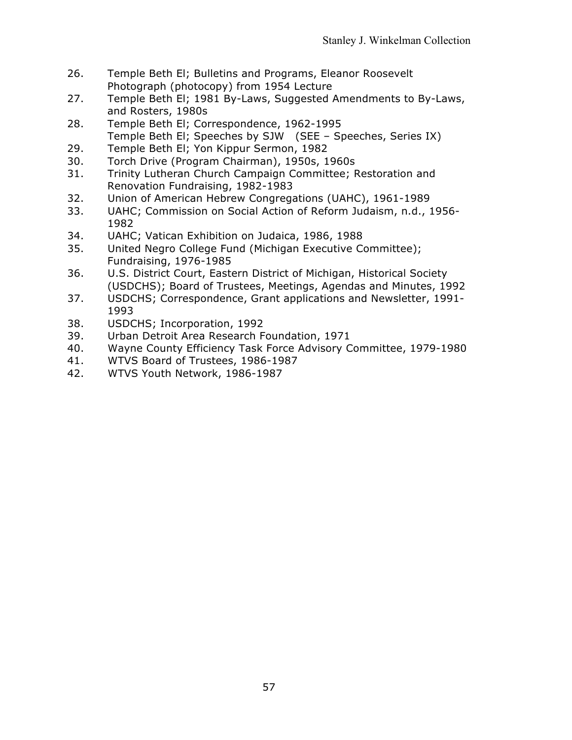26. Temple Beth El; Bulletins and Programs, Eleanor Roosevelt Photograph (photocopy) from 1954 Lecture
27. Temple Beth El; 1981 By-Laws, Suggested Amendments to By-Laws, and Rosters, 1980s
28. Temple Beth El; Correspondence, 1962-1995
    Temple Beth El; Speeches by SJW (SEE – Speeches, Series IX)
29. Temple Beth El; Yon Kippur Sermon, 1982
30. Torch Drive (Program Chairman), 1950s, 1960s
31. Trinity Lutheran Church Campaign Committee; Restoration and Renovation Fundraising, 1982-1983
32. Union of American Hebrew Congregations (UAHC), 1961-1989
33. UAHC; Commission on Social Action of Reform Judaism, n.d., 1956-1982
34. UAHC; Vatican Exhibition on Judaica, 1986, 1988
35. United Negro College Fund (Michigan Executive Committee); Fundraising, 1976-1985
36. U.S. District Court, Eastern District of Michigan, Historical Society (USDCHS); Board of Trustees, Meetings, Agendas and Minutes, 1992
37. USDCHS; Correspondence, Grant applications and Newsletter, 1991-1993
38. USDCHS; Incorporation, 1992
39. Urban Detroit Area Research Foundation, 1971
40. Wayne County Efficiency Task Force Advisory Committee, 1979-1980
41. WTVS Board of Trustees, 1986-1987
42. WTVS Youth Network, 1986-1987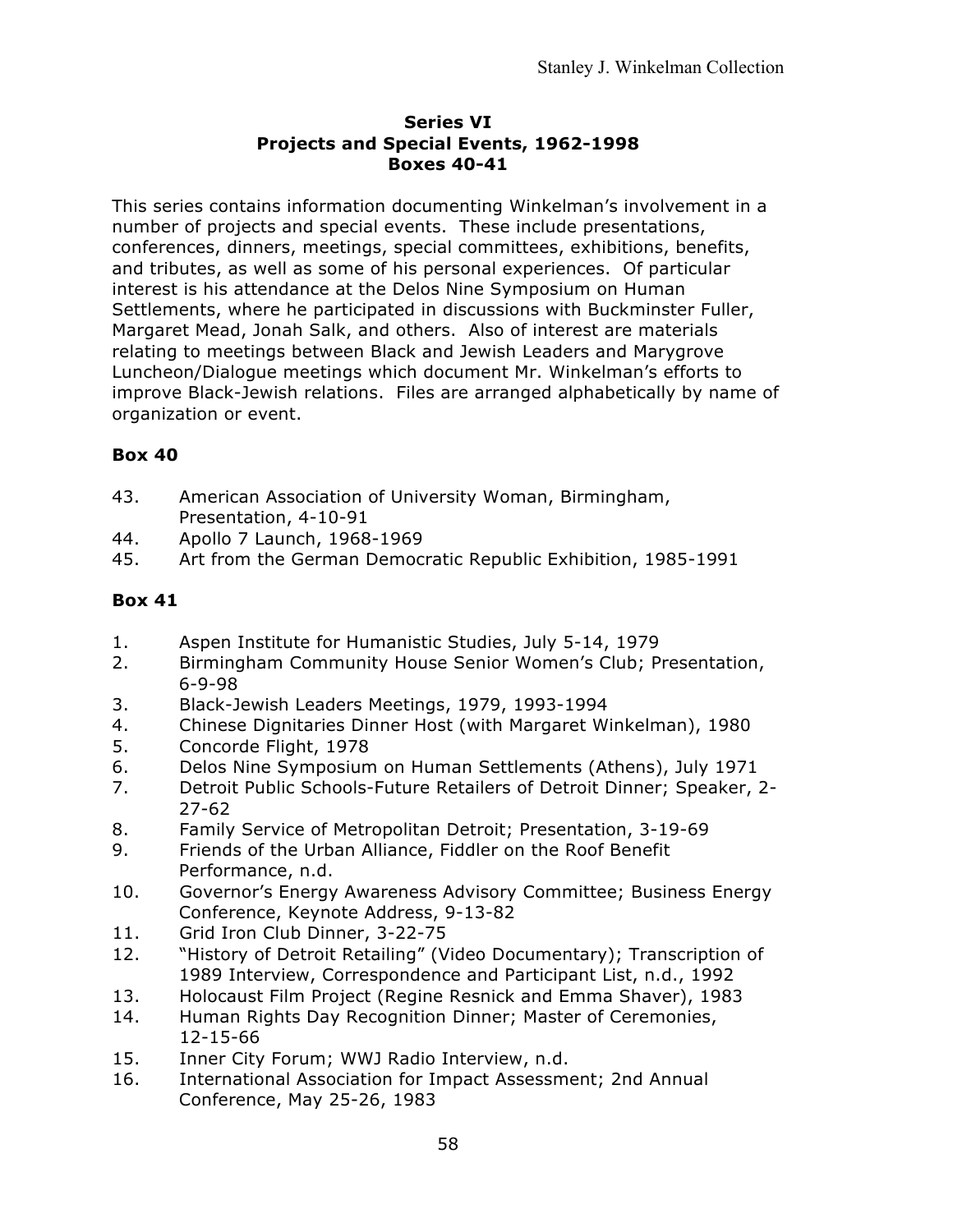## Series VI
## Projects and Special Events, 1962-1998
## Boxes 40-41

This series contains information documenting Winkelman's involvement in a number of projects and special events. These include presentations, conferences, dinners, meetings, special committees, exhibitions, benefits, and tributes, as well as some of his personal experiences. Of particular interest is his attendance at the Delos Nine Symposium on Human Settlements, where he participated in discussions with Buckminster Fuller, Margaret Mead, Jonah Salk, and others. Also of interest are materials relating to meetings between Black and Jewish Leaders and Marygrove Luncheon/Dialogue meetings which document Mr. Winkelman's efforts to improve Black-Jewish relations. Files are arranged alphabetically by name of organization or event.

### Box 40

43. American Association of University Woman, Birmingham, Presentation, 4-10-91
44. Apollo 7 Launch, 1968-1969
45. Art from the German Democratic Republic Exhibition, 1985-1991

### Box 41

1. Aspen Institute for Humanistic Studies, July 5-14, 1979
2. Birmingham Community House Senior Women's Club; Presentation, 6-9-98
3. Black-Jewish Leaders Meetings, 1979, 1993-1994
4. Chinese Dignitaries Dinner Host (with Margaret Winkelman), 1980
5. Concorde Flight, 1978
6. Delos Nine Symposium on Human Settlements (Athens), July 1971
7. Detroit Public Schools-Future Retailers of Detroit Dinner; Speaker, 2-27-62
8. Family Service of Metropolitan Detroit; Presentation, 3-19-69
9. Friends of the Urban Alliance, Fiddler on the Roof Benefit Performance, n.d.
10. Governor's Energy Awareness Advisory Committee; Business Energy Conference, Keynote Address, 9-13-82
11. Grid Iron Club Dinner, 3-22-75
12. "History of Detroit Retailing" (Video Documentary); Transcription of 1989 Interview, Correspondence and Participant List, n.d., 1992
13. Holocaust Film Project (Regine Resnick and Emma Shaver), 1983
14. Human Rights Day Recognition Dinner; Master of Ceremonies, 12-15-66
15. Inner City Forum; WWJ Radio Interview, n.d.
16. International Association for Impact Assessment; 2nd Annual Conference, May 25-26, 1983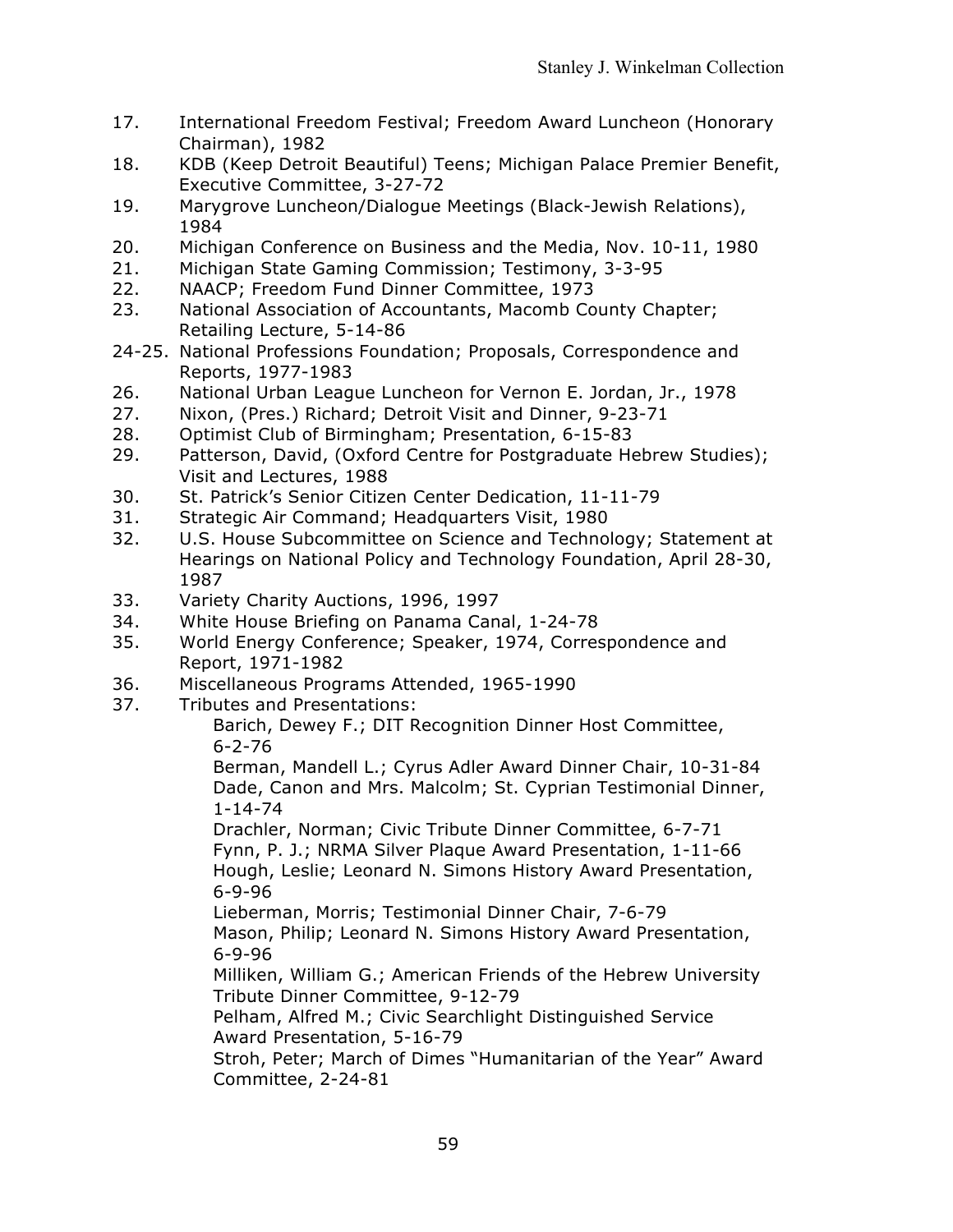17. International Freedom Festival; Freedom Award Luncheon (Honorary Chairman), 1982
18. KDB (Keep Detroit Beautiful) Teens; Michigan Palace Premier Benefit, Executive Committee, 3-27-72
19. Marygrove Luncheon/Dialogue Meetings (Black-Jewish Relations), 1984
20. Michigan Conference on Business and the Media, Nov. 10-11, 1980
21. Michigan State Gaming Commission; Testimony, 3-3-95
22. NAACP; Freedom Fund Dinner Committee, 1973
23. National Association of Accountants, Macomb County Chapter; Retailing Lecture, 5-14-86

24-25. National Professions Foundation; Proposals, Correspondence and Reports, 1977-1983

26. National Urban League Luncheon for Vernon E. Jordan, Jr., 1978
27. Nixon, (Pres.) Richard; Detroit Visit and Dinner, 9-23-71
28. Optimist Club of Birmingham; Presentation, 6-15-83
29. Patterson, David, (Oxford Centre for Postgraduate Hebrew Studies); Visit and Lectures, 1988
30. St. Patrick's Senior Citizen Center Dedication, 11-11-79
31. Strategic Air Command; Headquarters Visit, 1980
32. U.S. House Subcommittee on Science and Technology; Statement at Hearings on National Policy and Technology Foundation, April 28-30, 1987
33. Variety Charity Auctions, 1996, 1997
34. White House Briefing on Panama Canal, 1-24-78
35. World Energy Conference; Speaker, 1974, Correspondence and Report, 1971-1982
36. Miscellaneous Programs Attended, 1965-1990
37. Tributes and Presentations:
    - Barich, Dewey F.; DIT Recognition Dinner Host Committee, 6-2-76
    - Berman, Mandell L.; Cyrus Adler Award Dinner Chair, 10-31-84
    - Dade, Canon and Mrs. Malcolm; St. Cyprian Testimonial Dinner, 1-14-74
    - Drachler, Norman; Civic Tribute Dinner Committee, 6-7-71
    - Fynn, P. J.; NRMA Silver Plaque Award Presentation, 1-11-66
    - Hough, Leslie; Leonard N. Simons History Award Presentation, 6-9-96
    - Lieberman, Morris; Testimonial Dinner Chair, 7-6-79
    - Mason, Philip; Leonard N. Simons History Award Presentation, 6-9-96
    - Milliken, William G.; American Friends of the Hebrew University Tribute Dinner Committee, 9-12-79
    - Pelham, Alfred M.; Civic Searchlight Distinguished Service Award Presentation, 5-16-79
    - Stroh, Peter; March of Dimes "Humanitarian of the Year" Award Committee, 2-24-81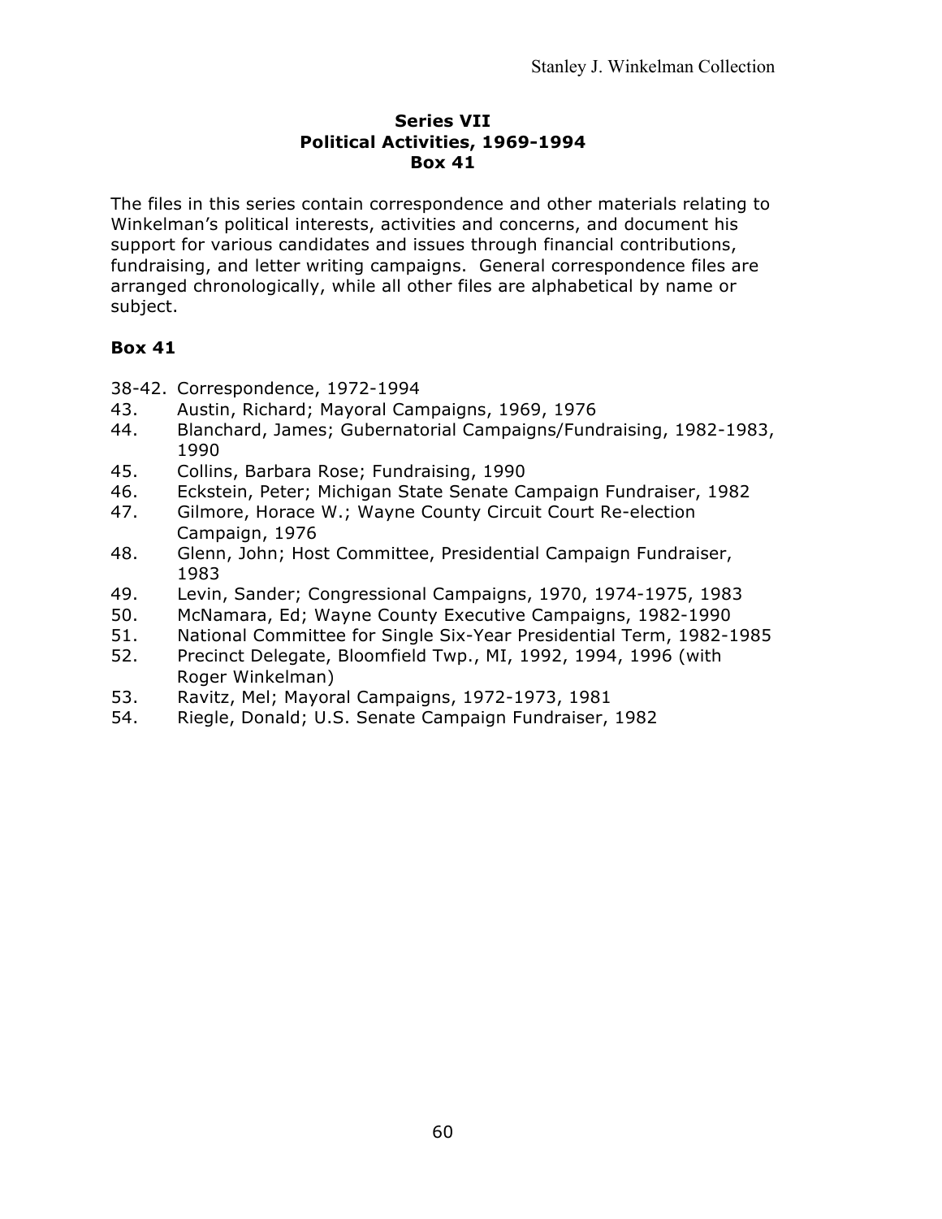**Series VII**
**Political Activities, 1969-1994**
**Box 41**

The files in this series contain correspondence and other materials relating to Winkelman's political interests, activities and concerns, and document his support for various candidates and issues through financial contributions, fundraising, and letter writing campaigns. General correspondence files are arranged chronologically, while all other files are alphabetical by name or subject.

**Box 41**

38-42. Correspondence, 1972-1994
43. Austin, Richard; Mayoral Campaigns, 1969, 1976
44. Blanchard, James; Gubernatorial Campaigns/Fundraising, 1982-1983, 1990
45. Collins, Barbara Rose; Fundraising, 1990
46. Eckstein, Peter; Michigan State Senate Campaign Fundraiser, 1982
47. Gilmore, Horace W.; Wayne County Circuit Court Re-election Campaign, 1976
48. Glenn, John; Host Committee, Presidential Campaign Fundraiser, 1983
49. Levin, Sander; Congressional Campaigns, 1970, 1974-1975, 1983
50. McNamara, Ed; Wayne County Executive Campaigns, 1982-1990
51. National Committee for Single Six-Year Presidential Term, 1982-1985
52. Precinct Delegate, Bloomfield Twp., MI, 1992, 1994, 1996 (with Roger Winkelman)
53. Ravitz, Mel; Mayoral Campaigns, 1972-1973, 1981
54. Riegle, Donald; U.S. Senate Campaign Fundraiser, 1982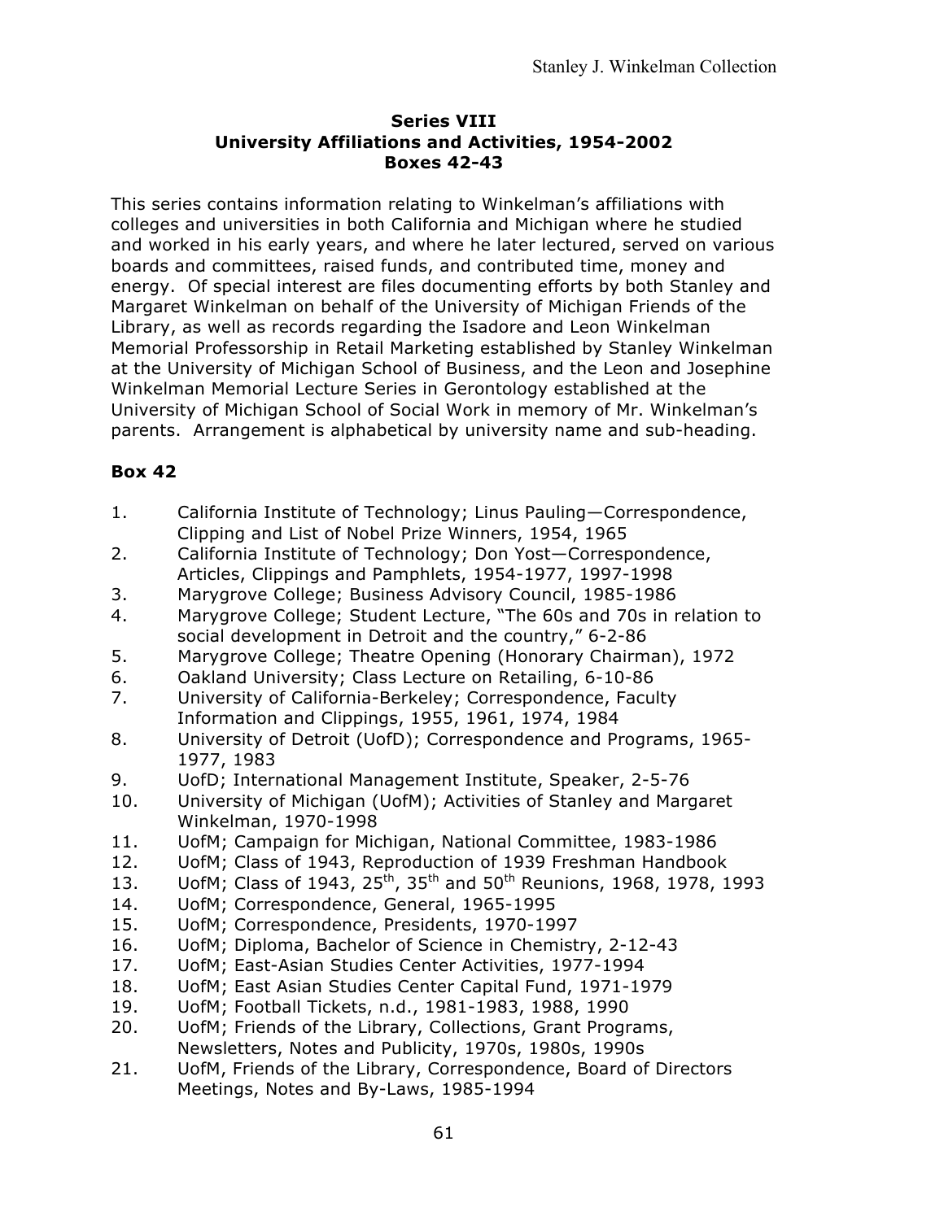## Series VIII
## University Affiliations and Activities, 1954-2002
## Boxes 42-43

This series contains information relating to Winkelman's affiliations with colleges and universities in both California and Michigan where he studied and worked in his early years, and where he later lectured, served on various boards and committees, raised funds, and contributed time, money and energy. Of special interest are files documenting efforts by both Stanley and Margaret Winkelman on behalf of the University of Michigan Friends of the Library, as well as records regarding the Isadore and Leon Winkelman Memorial Professorship in Retail Marketing established by Stanley Winkelman at the University of Michigan School of Business, and the Leon and Josephine Winkelman Memorial Lecture Series in Gerontology established at the University of Michigan School of Social Work in memory of Mr. Winkelman's parents. Arrangement is alphabetical by university name and sub-heading.

### Box 42

1. California Institute of Technology; Linus Pauling—Correspondence, Clipping and List of Nobel Prize Winners, 1954, 1965
2. California Institute of Technology; Don Yost—Correspondence, Articles, Clippings and Pamphlets, 1954-1977, 1997-1998
3. Marygrove College; Business Advisory Council, 1985-1986
4. Marygrove College; Student Lecture, "The 60s and 70s in relation to social development in Detroit and the country," 6-2-86
5. Marygrove College; Theatre Opening (Honorary Chairman), 1972
6. Oakland University; Class Lecture on Retailing, 6-10-86
7. University of California-Berkeley; Correspondence, Faculty Information and Clippings, 1955, 1961, 1974, 1984
8. University of Detroit (UofD); Correspondence and Programs, 1965-1977, 1983
9. UofD; International Management Institute, Speaker, 2-5-76
10. University of Michigan (UofM); Activities of Stanley and Margaret Winkelman, 1970-1998
11. UofM; Campaign for Michigan, National Committee, 1983-1986
12. UofM; Class of 1943, Reproduction of 1939 Freshman Handbook
13. UofM; Class of 1943, 25th, 35th and 50th Reunions, 1968, 1978, 1993
14. UofM; Correspondence, General, 1965-1995
15. UofM; Correspondence, Presidents, 1970-1997
16. UofM; Diploma, Bachelor of Science in Chemistry, 2-12-43
17. UofM; East-Asian Studies Center Activities, 1977-1994
18. UofM; East Asian Studies Center Capital Fund, 1971-1979
19. UofM; Football Tickets, n.d., 1981-1983, 1988, 1990
20. UofM; Friends of the Library, Collections, Grant Programs, Newsletters, Notes and Publicity, 1970s, 1980s, 1990s
21. UofM, Friends of the Library, Correspondence, Board of Directors Meetings, Notes and By-Laws, 1985-1994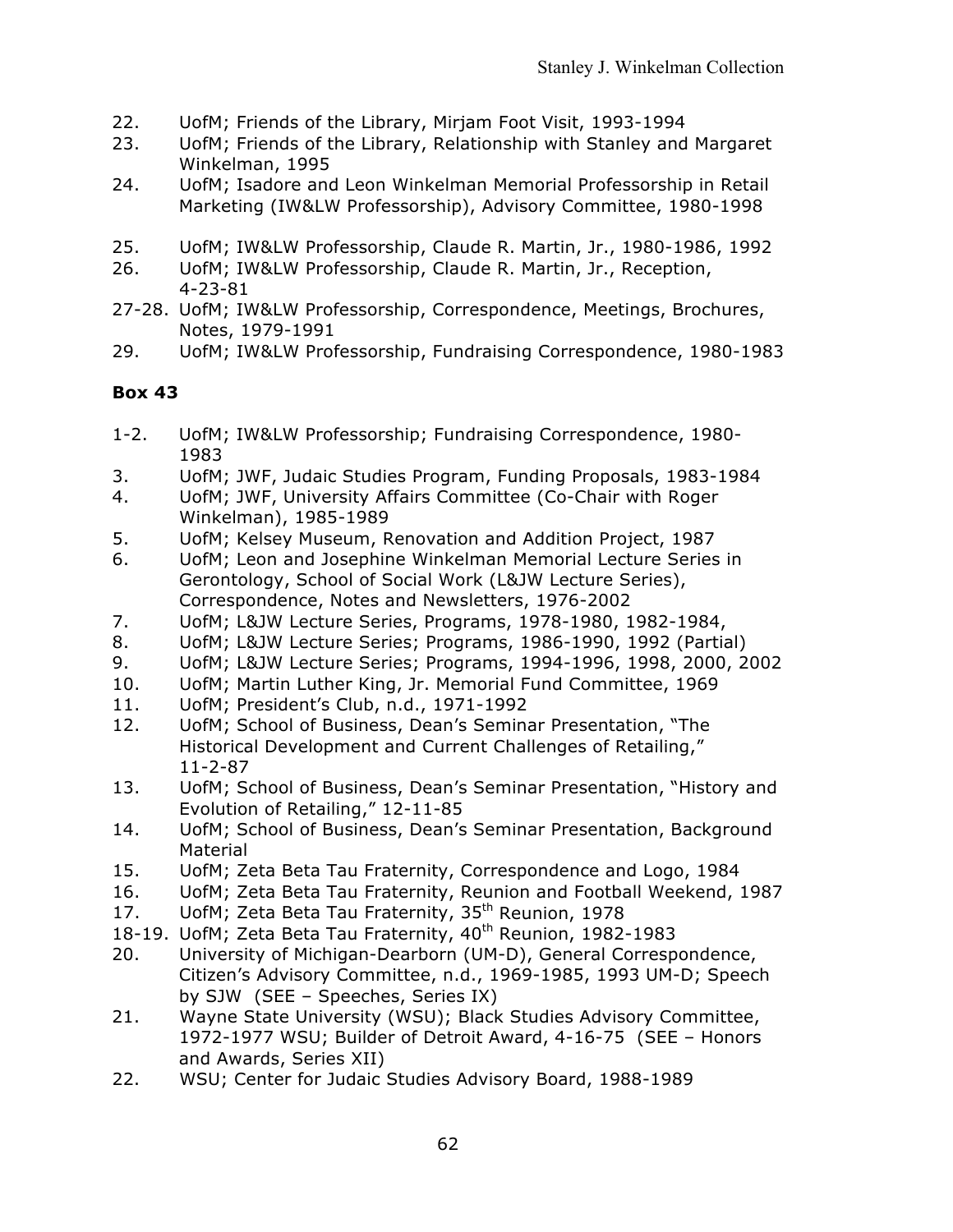22. UofM; Friends of the Library, Mirjam Foot Visit, 1993-1994
23. UofM; Friends of the Library, Relationship with Stanley and Margaret Winkelman, 1995
24. UofM; Isadore and Leon Winkelman Memorial Professorship in Retail Marketing (IW&LW Professorship), Advisory Committee, 1980-1998
25. UofM; IW&LW Professorship, Claude R. Martin, Jr., 1980-1986, 1992
26. UofM; IW&LW Professorship, Claude R. Martin, Jr., Reception, 4-23-81
27-28. UofM; IW&LW Professorship, Correspondence, Meetings, Brochures, Notes, 1979-1991
29. UofM; IW&LW Professorship, Fundraising Correspondence, 1980-1983

**Box 43**

1-2. UofM; IW&LW Professorship; Fundraising Correspondence, 1980-1983
3. UofM; JWF, Judaic Studies Program, Funding Proposals, 1983-1984
4. UofM; JWF, University Affairs Committee (Co-Chair with Roger Winkelman), 1985-1989
5. UofM; Kelsey Museum, Renovation and Addition Project, 1987
6. UofM; Leon and Josephine Winkelman Memorial Lecture Series in Gerontology, School of Social Work (L&JW Lecture Series), Correspondence, Notes and Newsletters, 1976-2002
7. UofM; L&JW Lecture Series, Programs, 1978-1980, 1982-1984,
8. UofM; L&JW Lecture Series; Programs, 1986-1990, 1992 (Partial)
9. UofM; L&JW Lecture Series; Programs, 1994-1996, 1998, 2000, 2002
10. UofM; Martin Luther King, Jr. Memorial Fund Committee, 1969
11. UofM; President's Club, n.d., 1971-1992
12. UofM; School of Business, Dean's Seminar Presentation, "The Historical Development and Current Challenges of Retailing," 11-2-87
13. UofM; School of Business, Dean's Seminar Presentation, "History and Evolution of Retailing," 12-11-85
14. UofM; School of Business, Dean's Seminar Presentation, Background Material
15. UofM; Zeta Beta Tau Fraternity, Correspondence and Logo, 1984
16. UofM; Zeta Beta Tau Fraternity, Reunion and Football Weekend, 1987
17. UofM; Zeta Beta Tau Fraternity, 35th Reunion, 1978
18-19. UofM; Zeta Beta Tau Fraternity, 40th Reunion, 1982-1983
20. University of Michigan-Dearborn (UM-D), General Correspondence, Citizen's Advisory Committee, n.d., 1969-1985, 1993 UM-D; Speech by SJW (SEE – Speeches, Series IX)
21. Wayne State University (WSU); Black Studies Advisory Committee, 1972-1977 WSU; Builder of Detroit Award, 4-16-75 (SEE – Honors and Awards, Series XII)
22. WSU; Center for Judaic Studies Advisory Board, 1988-1989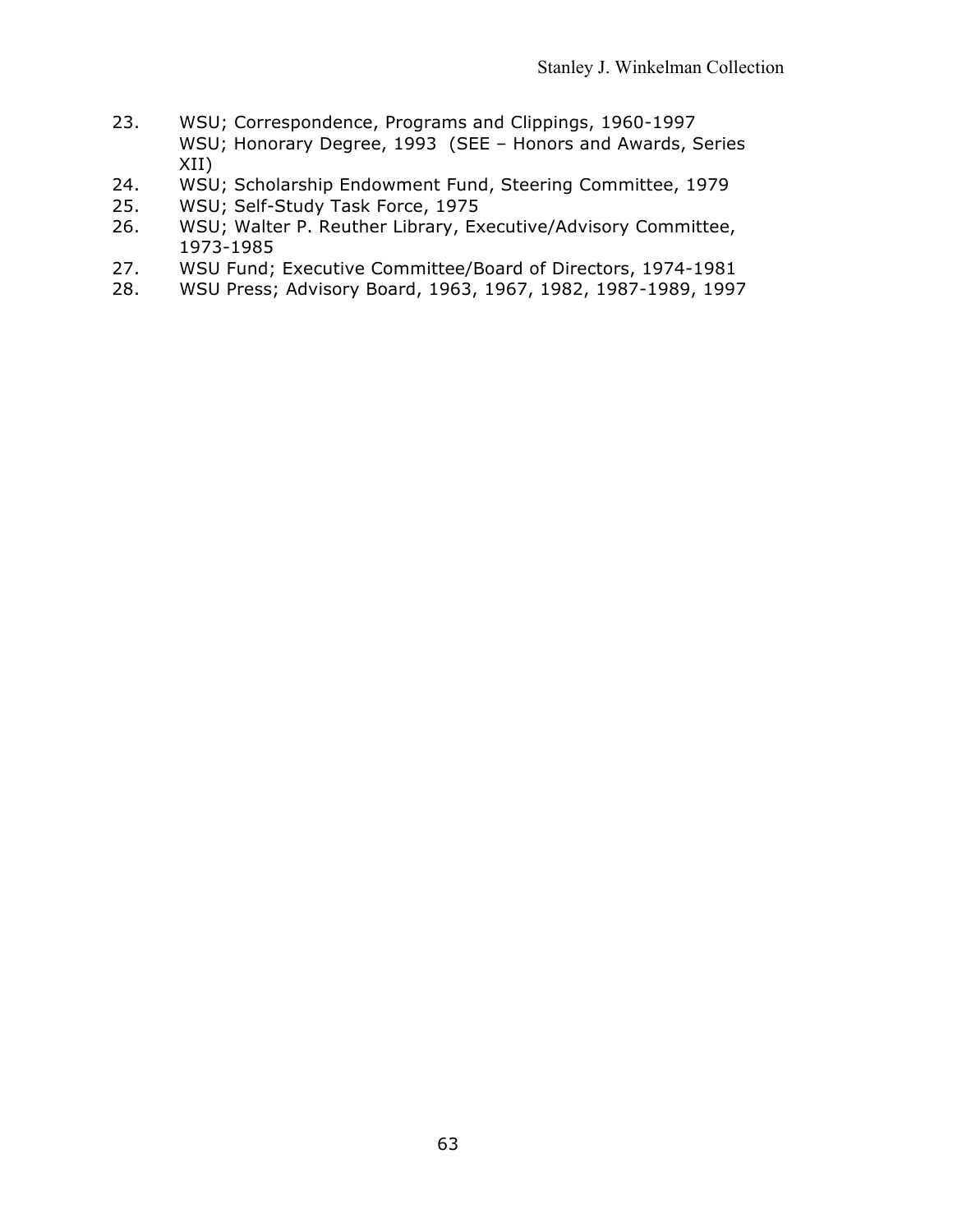23. WSU; Correspondence, Programs and Clippings, 1960-1997
    WSU; Honorary Degree, 1993 (SEE – Honors and Awards, Series XII)
24. WSU; Scholarship Endowment Fund, Steering Committee, 1979
25. WSU; Self-Study Task Force, 1975
26. WSU; Walter P. Reuther Library, Executive/Advisory Committee, 1973-1985
27. WSU Fund; Executive Committee/Board of Directors, 1974-1981
28. WSU Press; Advisory Board, 1963, 1967, 1982, 1987-1989, 1997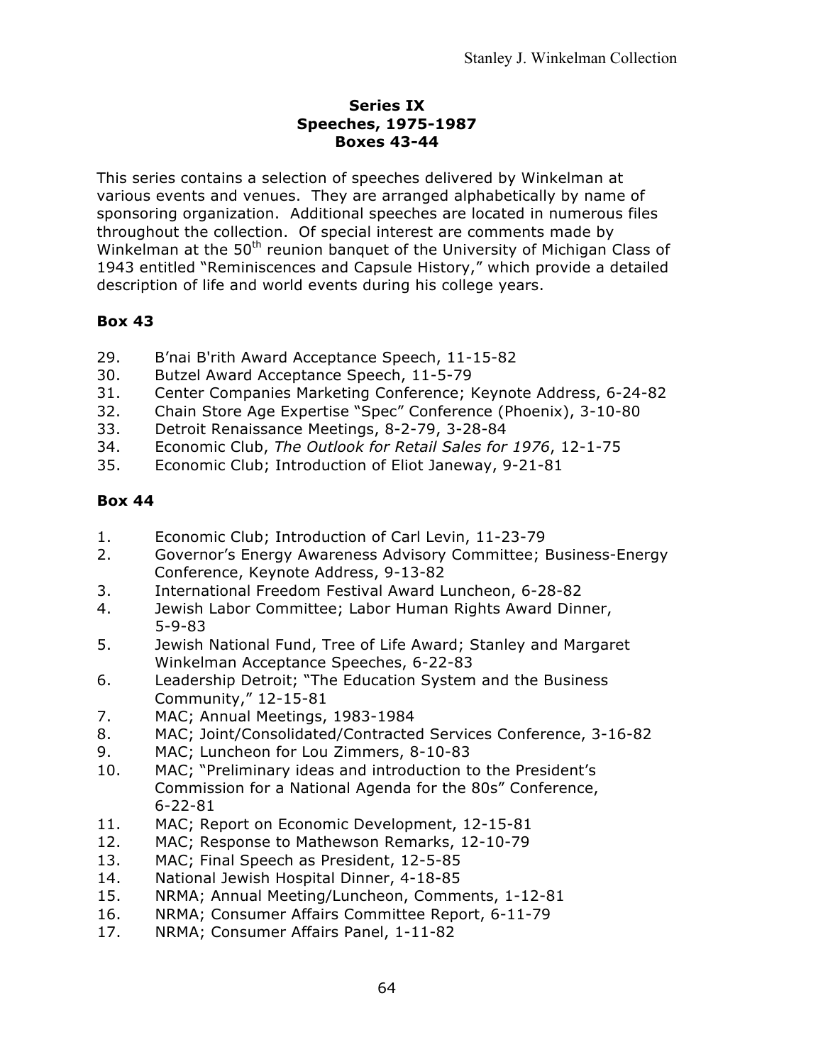**Series IX**
**Speeches, 1975-1987**
**Boxes 43-44**

This series contains a selection of speeches delivered by Winkelman at various events and venues. They are arranged alphabetically by name of sponsoring organization. Additional speeches are located in numerous files throughout the collection. Of special interest are comments made by Winkelman at the 50th reunion banquet of the University of Michigan Class of 1943 entitled "Reminiscences and Capsule History," which provide a detailed description of life and world events during his college years.

**Box 43**

29. B'nai B'rith Award Acceptance Speech, 11-15-82
30. Butzel Award Acceptance Speech, 11-5-79
31. Center Companies Marketing Conference; Keynote Address, 6-24-82
32. Chain Store Age Expertise "Spec" Conference (Phoenix), 3-10-80
33. Detroit Renaissance Meetings, 8-2-79, 3-28-84
34. Economic Club, *The Outlook for Retail Sales for 1976*, 12-1-75
35. Economic Club; Introduction of Eliot Janeway, 9-21-81

**Box 44**

1. Economic Club; Introduction of Carl Levin, 11-23-79
2. Governor's Energy Awareness Advisory Committee; Business-Energy Conference, Keynote Address, 9-13-82
3. International Freedom Festival Award Luncheon, 6-28-82
4. Jewish Labor Committee; Labor Human Rights Award Dinner, 5-9-83
5. Jewish National Fund, Tree of Life Award; Stanley and Margaret Winkelman Acceptance Speeches, 6-22-83
6. Leadership Detroit; "The Education System and the Business Community," 12-15-81
7. MAC; Annual Meetings, 1983-1984
8. MAC; Joint/Consolidated/Contracted Services Conference, 3-16-82
9. MAC; Luncheon for Lou Zimmers, 8-10-83
10. MAC; "Preliminary ideas and introduction to the President's Commission for a National Agenda for the 80s" Conference, 6-22-81
11. MAC; Report on Economic Development, 12-15-81
12. MAC; Response to Mathewson Remarks, 12-10-79
13. MAC; Final Speech as President, 12-5-85
14. National Jewish Hospital Dinner, 4-18-85
15. NRMA; Annual Meeting/Luncheon, Comments, 1-12-81
16. NRMA; Consumer Affairs Committee Report, 6-11-79
17. NRMA; Consumer Affairs Panel, 1-11-82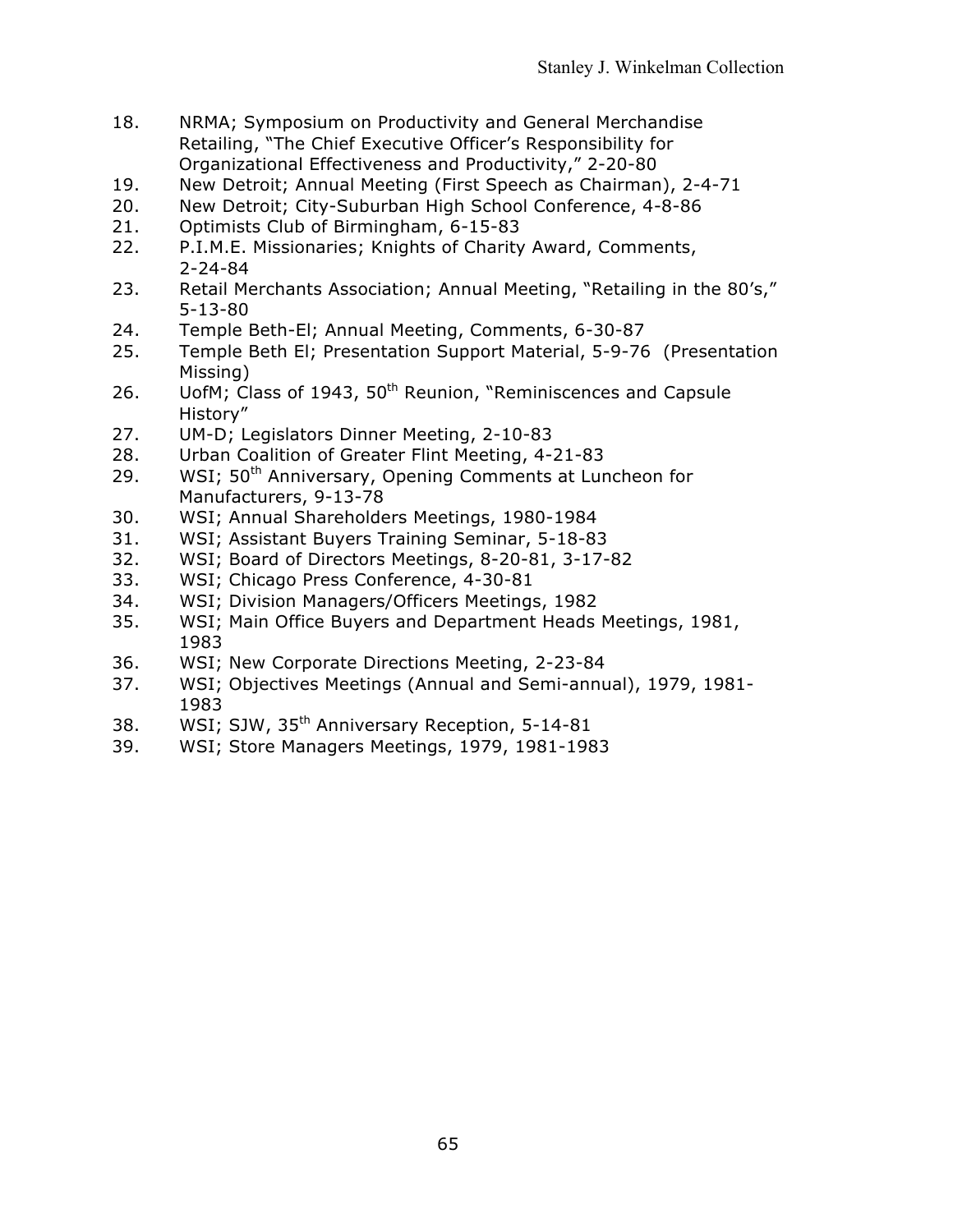18. NRMA; Symposium on Productivity and General Merchandise Retailing, "The Chief Executive Officer's Responsibility for Organizational Effectiveness and Productivity," 2-20-80
19. New Detroit; Annual Meeting (First Speech as Chairman), 2-4-71
20. New Detroit; City-Suburban High School Conference, 4-8-86
21. Optimists Club of Birmingham, 6-15-83
22. P.I.M.E. Missionaries; Knights of Charity Award, Comments, 2-24-84
23. Retail Merchants Association; Annual Meeting, "Retailing in the 80's," 5-13-80
24. Temple Beth-El; Annual Meeting, Comments, 6-30-87
25. Temple Beth El; Presentation Support Material, 5-9-76 (Presentation Missing)
26. UofM; Class of 1943, 50th Reunion, "Reminiscences and Capsule History"
27. UM-D; Legislators Dinner Meeting, 2-10-83
28. Urban Coalition of Greater Flint Meeting, 4-21-83
29. WSI; 50th Anniversary, Opening Comments at Luncheon for Manufacturers, 9-13-78
30. WSI; Annual Shareholders Meetings, 1980-1984
31. WSI; Assistant Buyers Training Seminar, 5-18-83
32. WSI; Board of Directors Meetings, 8-20-81, 3-17-82
33. WSI; Chicago Press Conference, 4-30-81
34. WSI; Division Managers/Officers Meetings, 1982
35. WSI; Main Office Buyers and Department Heads Meetings, 1981, 1983
36. WSI; New Corporate Directions Meeting, 2-23-84
37. WSI; Objectives Meetings (Annual and Semi-annual), 1979, 1981-1983
38. WSI; SJW, 35th Anniversary Reception, 5-14-81
39. WSI; Store Managers Meetings, 1979, 1981-1983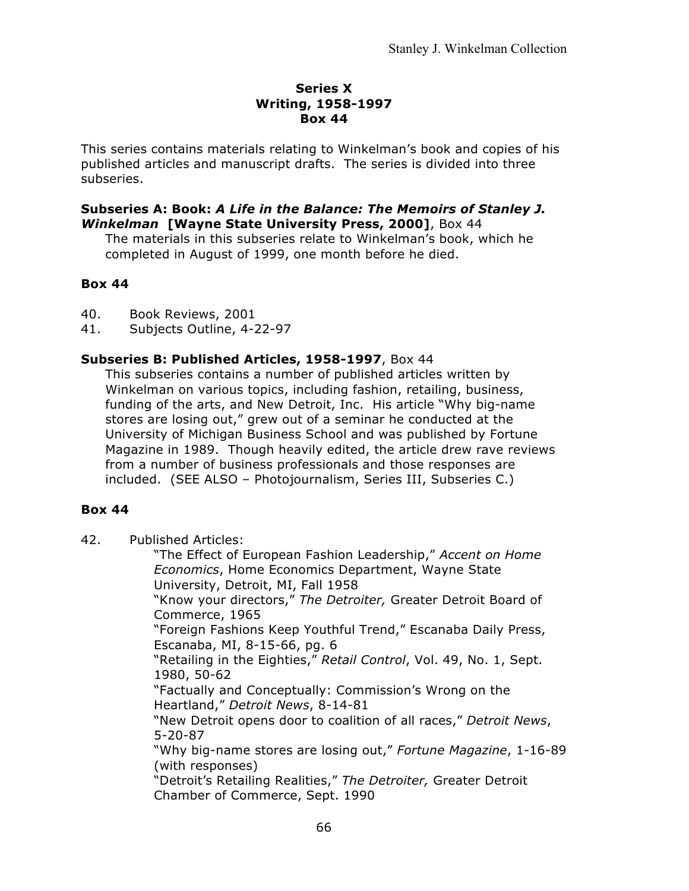### Series X
### Writing, 1958-1997
### Box 44

This series contains materials relating to Winkelman's book and copies of his published articles and manuscript drafts. The series is divided into three subseries.

**Subseries A: Book: *A Life in the Balance: The Memoirs of Stanley J. Winkelman* [Wayne State University Press, 2000]**, Box 44

The materials in this subseries relate to Winkelman's book, which he completed in August of 1999, one month before he died.

**Box 44**

40. Book Reviews, 2001
41. Subjects Outline, 4-22-97

**Subseries B: Published Articles, 1958-1997**, Box 44

This subseries contains a number of published articles written by Winkelman on various topics, including fashion, retailing, business, funding of the arts, and New Detroit, Inc. His article "Why big-name stores are losing out," grew out of a seminar he conducted at the University of Michigan Business School and was published by Fortune Magazine in 1989. Though heavily edited, the article drew rave reviews from a number of business professionals and those responses are included. (SEE ALSO – Photojournalism, Series III, Subseries C.)

**Box 44**

42. Published Articles:
    - "The Effect of European Fashion Leadership," *Accent on Home Economics*, Home Economics Department, Wayne State University, Detroit, MI, Fall 1958
    - "Know your directors," *The Detroiter,* Greater Detroit Board of Commerce, 1965
    - "Foreign Fashions Keep Youthful Trend," Escanaba Daily Press, Escanaba, MI, 8-15-66, pg. 6
    - "Retailing in the Eighties," *Retail Control*, Vol. 49, No. 1, Sept. 1980, 50-62
    - "Factually and Conceptually: Commission's Wrong on the Heartland," *Detroit News*, 8-14-81
    - "New Detroit opens door to coalition of all races," *Detroit News*, 5-20-87
    - "Why big-name stores are losing out," *Fortune Magazine*, 1-16-89 (with responses)
    - "Detroit's Retailing Realities," *The Detroiter,* Greater Detroit Chamber of Commerce, Sept. 1990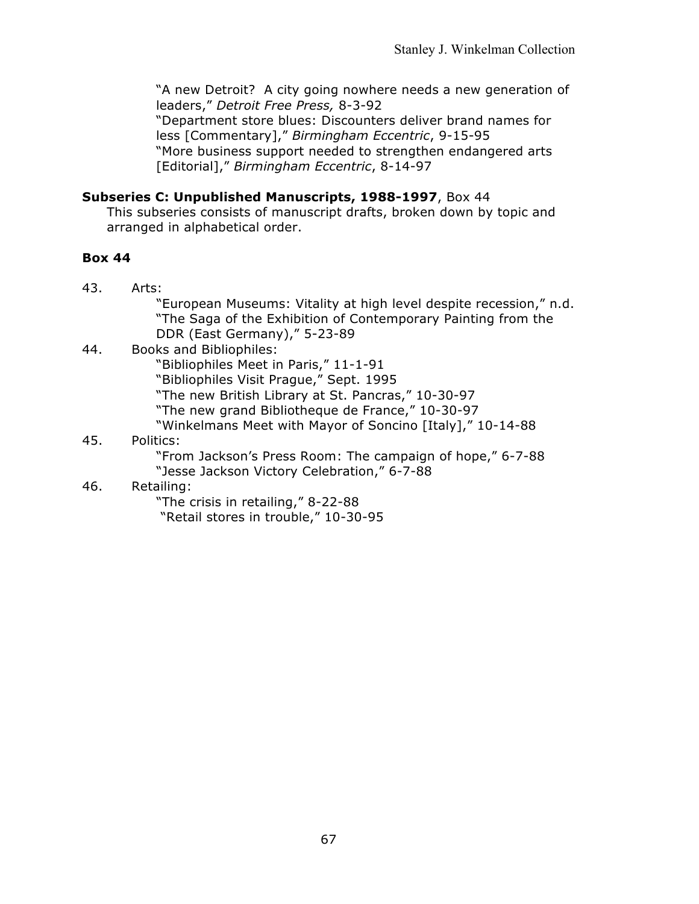"A new Detroit? A city going nowhere needs a new generation of leaders," *Detroit Free Press,* 8-3-92
"Department store blues: Discounters deliver brand names for less [Commentary]," *Birmingham Eccentric*, 9-15-95
"More business support needed to strengthen endangered arts [Editorial]," *Birmingham Eccentric*, 8-14-97

**Subseries C: Unpublished Manuscripts, 1988-1997**, Box 44

This subseries consists of manuscript drafts, broken down by topic and arranged in alphabetical order.

**Box 44**

43. Arts:
    "European Museums: Vitality at high level despite recession," n.d.
    "The Saga of the Exhibition of Contemporary Painting from the DDR (East Germany)," 5-23-89
44. Books and Bibliophiles:
    "Bibliophiles Meet in Paris," 11-1-91
    "Bibliophiles Visit Prague," Sept. 1995
    "The new British Library at St. Pancras," 10-30-97
    "The new grand Bibliotheque de France," 10-30-97
    "Winkelmans Meet with Mayor of Soncino [Italy]," 10-14-88
45. Politics:
    "From Jackson's Press Room: The campaign of hope," 6-7-88
    "Jesse Jackson Victory Celebration," 6-7-88
46. Retailing:
    "The crisis in retailing," 8-22-88
    "Retail stores in trouble," 10-30-95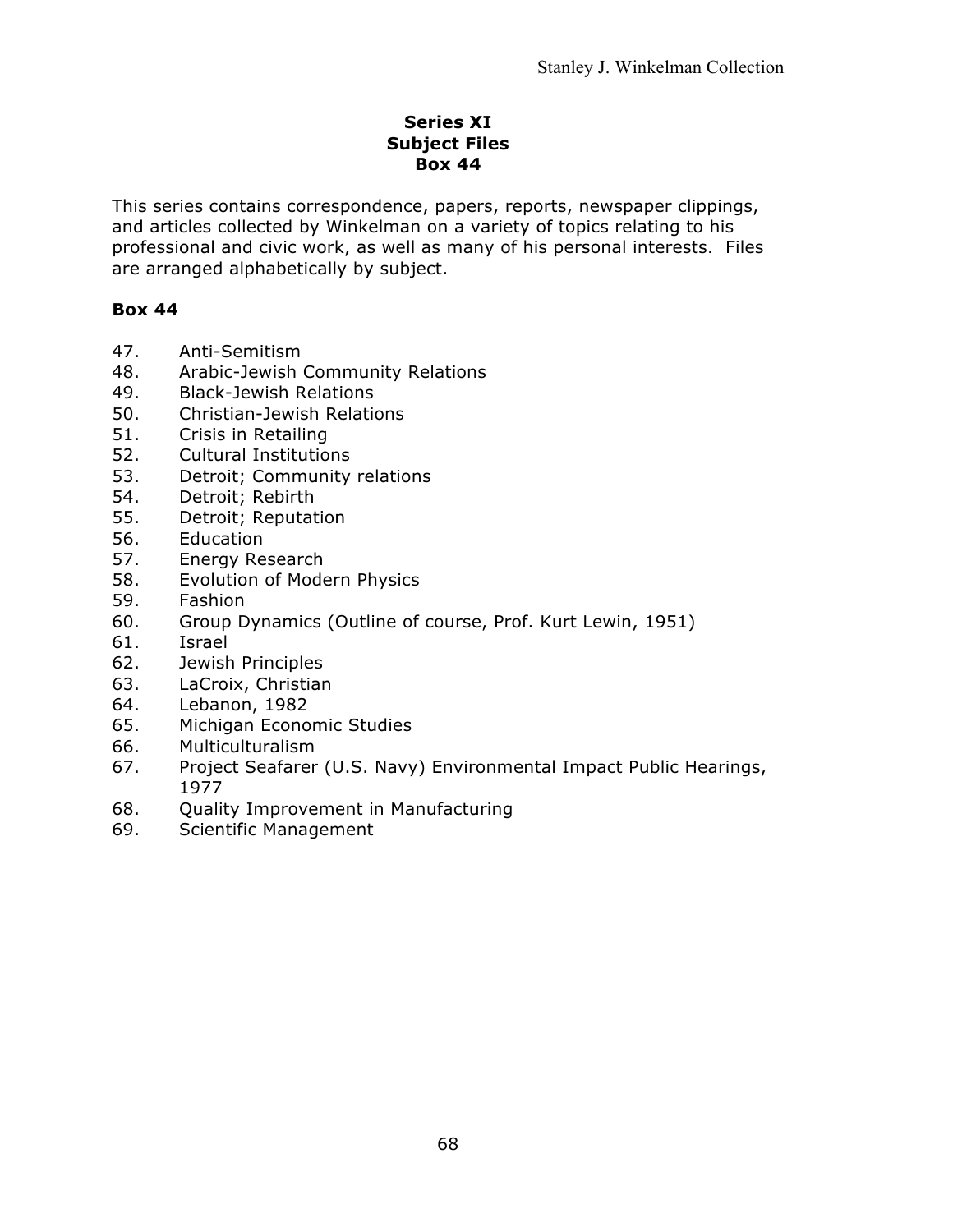**Series XI**
**Subject Files**
**Box 44**

This series contains correspondence, papers, reports, newspaper clippings, and articles collected by Winkelman on a variety of topics relating to his professional and civic work, as well as many of his personal interests. Files are arranged alphabetically by subject.

**Box 44**

47. Anti-Semitism
48. Arabic-Jewish Community Relations
49. Black-Jewish Relations
50. Christian-Jewish Relations
51. Crisis in Retailing
52. Cultural Institutions
53. Detroit; Community relations
54. Detroit; Rebirth
55. Detroit; Reputation
56. Education
57. Energy Research
58. Evolution of Modern Physics
59. Fashion
60. Group Dynamics (Outline of course, Prof. Kurt Lewin, 1951)
61. Israel
62. Jewish Principles
63. LaCroix, Christian
64. Lebanon, 1982
65. Michigan Economic Studies
66. Multiculturalism
67. Project Seafarer (U.S. Navy) Environmental Impact Public Hearings, 1977
68. Quality Improvement in Manufacturing
69. Scientific Management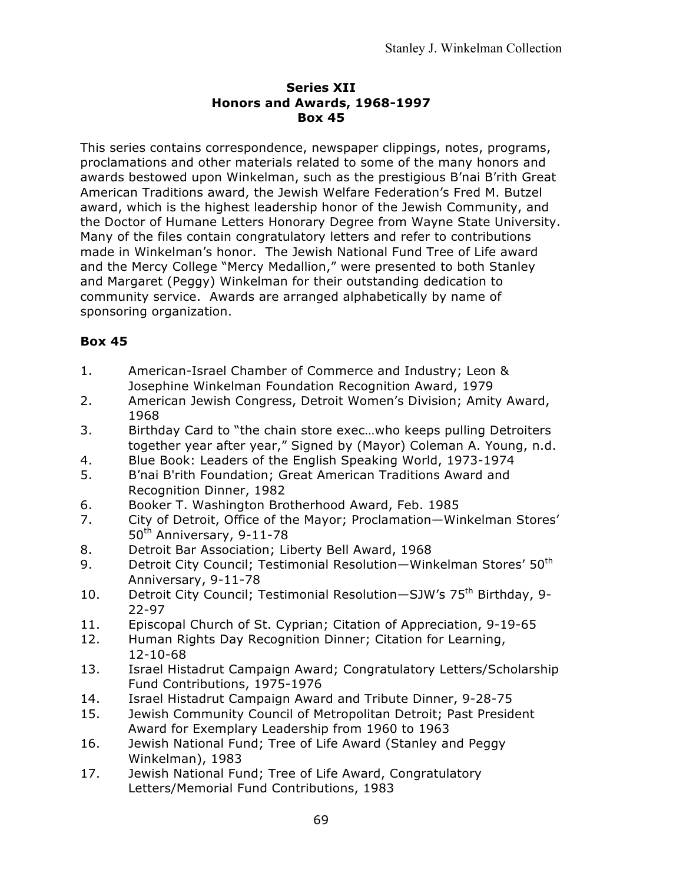**Series XII**
**Honors and Awards, 1968-1997**
**Box 45**

This series contains correspondence, newspaper clippings, notes, programs, proclamations and other materials related to some of the many honors and awards bestowed upon Winkelman, such as the prestigious B'nai B'rith Great American Traditions award, the Jewish Welfare Federation's Fred M. Butzel award, which is the highest leadership honor of the Jewish Community, and the Doctor of Humane Letters Honorary Degree from Wayne State University. Many of the files contain congratulatory letters and refer to contributions made in Winkelman's honor. The Jewish National Fund Tree of Life award and the Mercy College "Mercy Medallion," were presented to both Stanley and Margaret (Peggy) Winkelman for their outstanding dedication to community service. Awards are arranged alphabetically by name of sponsoring organization.

### Box 45

1. American-Israel Chamber of Commerce and Industry; Leon & Josephine Winkelman Foundation Recognition Award, 1979
2. American Jewish Congress, Detroit Women's Division; Amity Award, 1968
3. Birthday Card to "the chain store exec…who keeps pulling Detroiters together year after year," Signed by (Mayor) Coleman A. Young, n.d.
4. Blue Book: Leaders of the English Speaking World, 1973-1974
5. B'nai B'rith Foundation; Great American Traditions Award and Recognition Dinner, 1982
6. Booker T. Washington Brotherhood Award, Feb. 1985
7. City of Detroit, Office of the Mayor; Proclamation—Winkelman Stores' 50th Anniversary, 9-11-78
8. Detroit Bar Association; Liberty Bell Award, 1968
9. Detroit City Council; Testimonial Resolution—Winkelman Stores' 50th Anniversary, 9-11-78
10. Detroit City Council; Testimonial Resolution—SJW's 75th Birthday, 9-22-97
11. Episcopal Church of St. Cyprian; Citation of Appreciation, 9-19-65
12. Human Rights Day Recognition Dinner; Citation for Learning, 12-10-68
13. Israel Histadrut Campaign Award; Congratulatory Letters/Scholarship Fund Contributions, 1975-1976
14. Israel Histadrut Campaign Award and Tribute Dinner, 9-28-75
15. Jewish Community Council of Metropolitan Detroit; Past President Award for Exemplary Leadership from 1960 to 1963
16. Jewish National Fund; Tree of Life Award (Stanley and Peggy Winkelman), 1983
17. Jewish National Fund; Tree of Life Award, Congratulatory Letters/Memorial Fund Contributions, 1983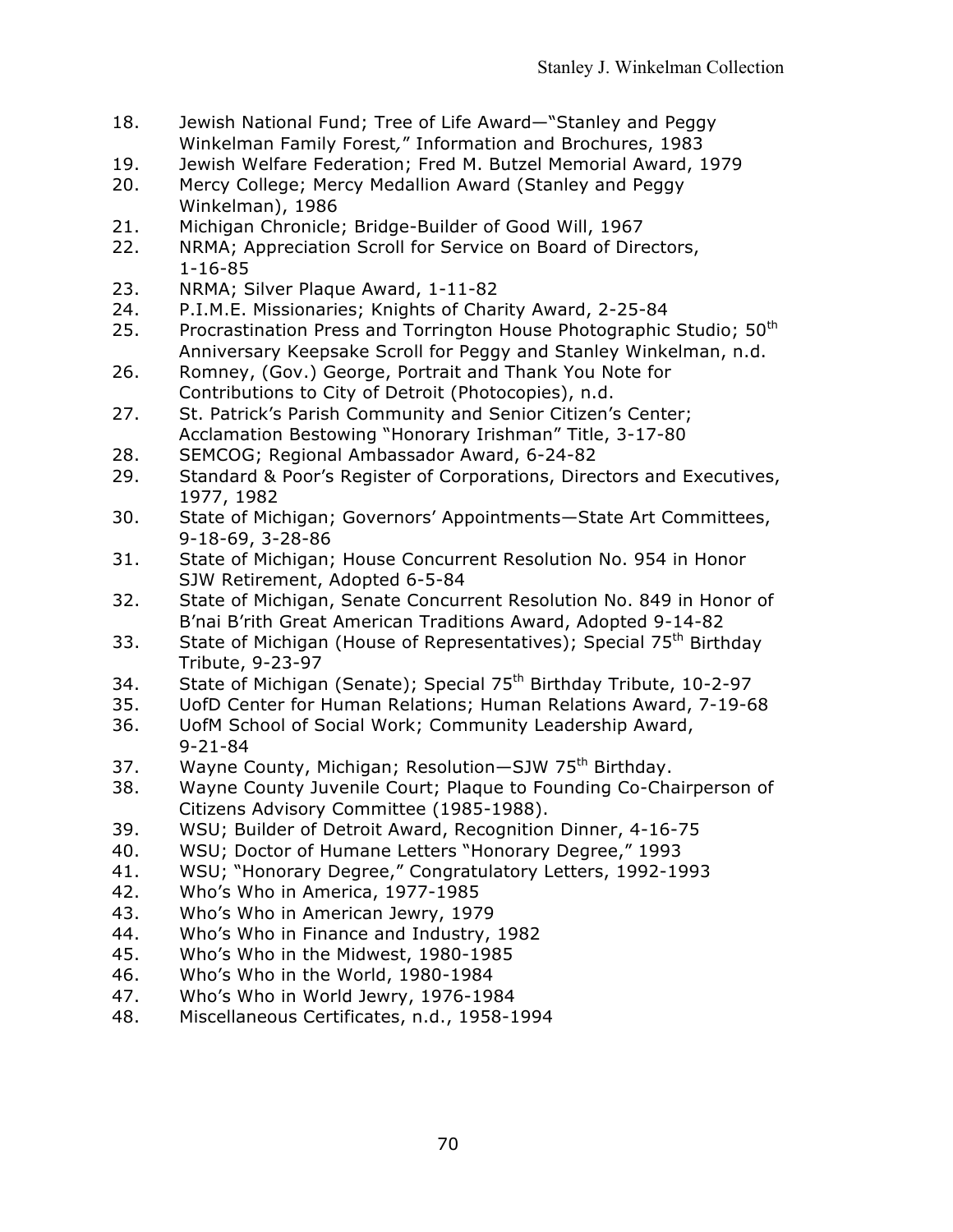18. Jewish National Fund; Tree of Life Award—"Stanley and Peggy Winkelman Family Forest," Information and Brochures, 1983
19. Jewish Welfare Federation; Fred M. Butzel Memorial Award, 1979
20. Mercy College; Mercy Medallion Award (Stanley and Peggy Winkelman), 1986
21. Michigan Chronicle; Bridge-Builder of Good Will, 1967
22. NRMA; Appreciation Scroll for Service on Board of Directors, 1-16-85
23. NRMA; Silver Plaque Award, 1-11-82
24. P.I.M.E. Missionaries; Knights of Charity Award, 2-25-84
25. Procrastination Press and Torrington House Photographic Studio; 50th Anniversary Keepsake Scroll for Peggy and Stanley Winkelman, n.d.
26. Romney, (Gov.) George, Portrait and Thank You Note for Contributions to City of Detroit (Photocopies), n.d.
27. St. Patrick's Parish Community and Senior Citizen's Center; Acclamation Bestowing "Honorary Irishman" Title, 3-17-80
28. SEMCOG; Regional Ambassador Award, 6-24-82
29. Standard & Poor's Register of Corporations, Directors and Executives, 1977, 1982
30. State of Michigan; Governors' Appointments—State Art Committees, 9-18-69, 3-28-86
31. State of Michigan; House Concurrent Resolution No. 954 in Honor SJW Retirement, Adopted 6-5-84
32. State of Michigan, Senate Concurrent Resolution No. 849 in Honor of B'nai B'rith Great American Traditions Award, Adopted 9-14-82
33. State of Michigan (House of Representatives); Special 75th Birthday Tribute, 9-23-97
34. State of Michigan (Senate); Special 75th Birthday Tribute, 10-2-97
35. UofD Center for Human Relations; Human Relations Award, 7-19-68
36. UofM School of Social Work; Community Leadership Award, 9-21-84
37. Wayne County, Michigan; Resolution—SJW 75th Birthday.
38. Wayne County Juvenile Court; Plaque to Founding Co-Chairperson of Citizens Advisory Committee (1985-1988).
39. WSU; Builder of Detroit Award, Recognition Dinner, 4-16-75
40. WSU; Doctor of Humane Letters "Honorary Degree," 1993
41. WSU; "Honorary Degree," Congratulatory Letters, 1992-1993
42. Who's Who in America, 1977-1985
43. Who's Who in American Jewry, 1979
44. Who's Who in Finance and Industry, 1982
45. Who's Who in the Midwest, 1980-1985
46. Who's Who in the World, 1980-1984
47. Who's Who in World Jewry, 1976-1984
48. Miscellaneous Certificates, n.d., 1958-1994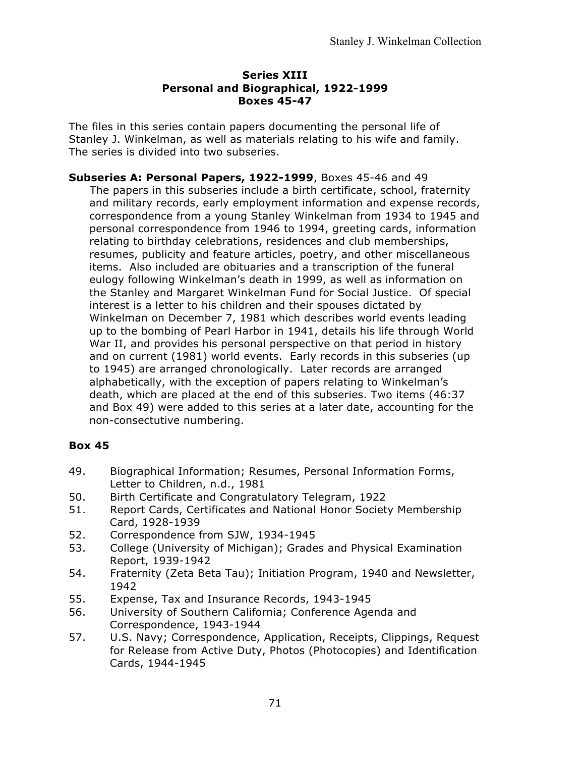## Series XIII
## Personal and Biographical, 1922-1999
## Boxes 45-47

The files in this series contain papers documenting the personal life of Stanley J. Winkelman, as well as materials relating to his wife and family. The series is divided into two subseries.

**Subseries A: Personal Papers, 1922-1999**, Boxes 45-46 and 49

The papers in this subseries include a birth certificate, school, fraternity and military records, early employment information and expense records, correspondence from a young Stanley Winkelman from 1934 to 1945 and personal correspondence from 1946 to 1994, greeting cards, information relating to birthday celebrations, residences and club memberships, resumes, publicity and feature articles, poetry, and other miscellaneous items. Also included are obituaries and a transcription of the funeral eulogy following Winkelman's death in 1999, as well as information on the Stanley and Margaret Winkelman Fund for Social Justice. Of special interest is a letter to his children and their spouses dictated by Winkelman on December 7, 1981 which describes world events leading up to the bombing of Pearl Harbor in 1941, details his life through World War II, and provides his personal perspective on that period in history and on current (1981) world events. Early records in this subseries (up to 1945) are arranged chronologically. Later records are arranged alphabetically, with the exception of papers relating to Winkelman's death, which are placed at the end of this subseries. Two items (46:37 and Box 49) were added to this series at a later date, accounting for the non-consecutive numbering.

### Box 45

49. Biographical Information; Resumes, Personal Information Forms, Letter to Children, n.d., 1981
50. Birth Certificate and Congratulatory Telegram, 1922
51. Report Cards, Certificates and National Honor Society Membership Card, 1928-1939
52. Correspondence from SJW, 1934-1945
53. College (University of Michigan); Grades and Physical Examination Report, 1939-1942
54. Fraternity (Zeta Beta Tau); Initiation Program, 1940 and Newsletter, 1942
55. Expense, Tax and Insurance Records, 1943-1945
56. University of Southern California; Conference Agenda and Correspondence, 1943-1944
57. U.S. Navy; Correspondence, Application, Receipts, Clippings, Request for Release from Active Duty, Photos (Photocopies) and Identification Cards, 1944-1945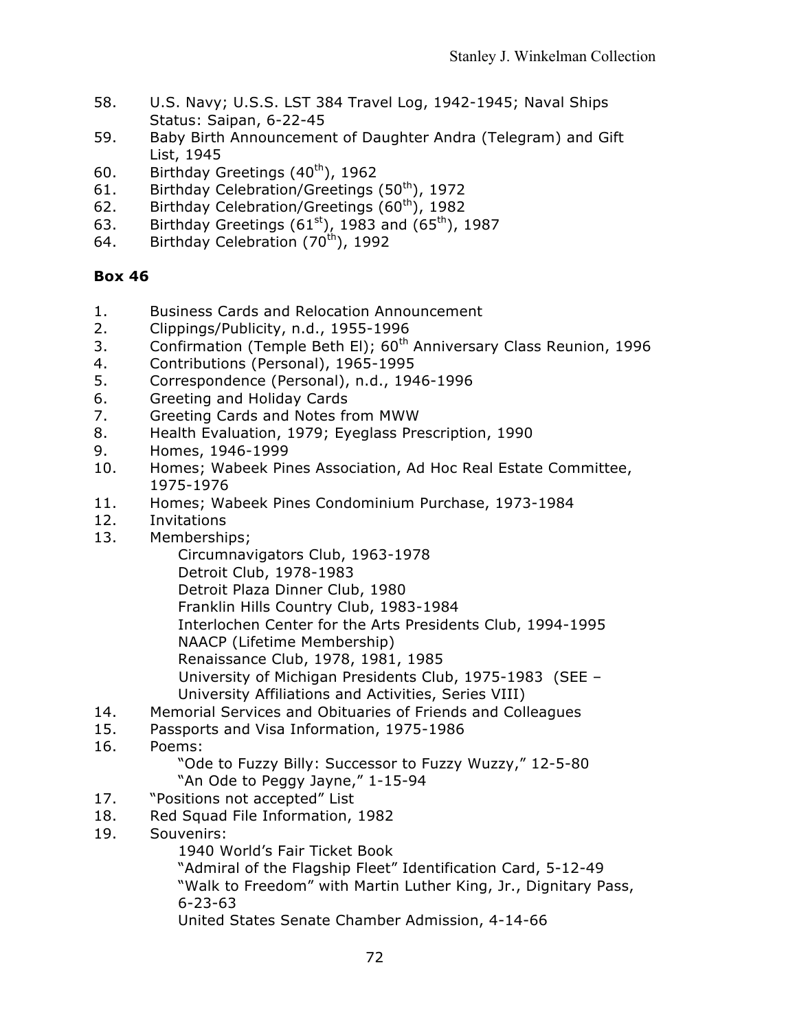58. U.S. Navy; U.S.S. LST 384 Travel Log, 1942-1945; Naval Ships Status: Saipan, 6-22-45
59. Baby Birth Announcement of Daughter Andra (Telegram) and Gift List, 1945
60. Birthday Greetings (40th), 1962
61. Birthday Celebration/Greetings (50th), 1972
62. Birthday Celebration/Greetings (60th), 1982
63. Birthday Greetings (61st), 1983 and (65th), 1987
64. Birthday Celebration (70th), 1992

**Box 46**

1. Business Cards and Relocation Announcement
2. Clippings/Publicity, n.d., 1955-1996
3. Confirmation (Temple Beth El); 60th Anniversary Class Reunion, 1996
4. Contributions (Personal), 1965-1995
5. Correspondence (Personal), n.d., 1946-1996
6. Greeting and Holiday Cards
7. Greeting Cards and Notes from MWW
8. Health Evaluation, 1979; Eyeglass Prescription, 1990
9. Homes, 1946-1999
10. Homes; Wabeek Pines Association, Ad Hoc Real Estate Committee, 1975-1976
11. Homes; Wabeek Pines Condominium Purchase, 1973-1984
12. Invitations
13. Memberships;
    - Circumnavigators Club, 1963-1978
    - Detroit Club, 1978-1983
    - Detroit Plaza Dinner Club, 1980
    - Franklin Hills Country Club, 1983-1984
    - Interlochen Center for the Arts Presidents Club, 1994-1995
    - NAACP (Lifetime Membership)
    - Renaissance Club, 1978, 1981, 1985
    - University of Michigan Presidents Club, 1975-1983 (SEE – University Affiliations and Activities, Series VIII)
14. Memorial Services and Obituaries of Friends and Colleagues
15. Passports and Visa Information, 1975-1986
16. Poems:
    - "Ode to Fuzzy Billy: Successor to Fuzzy Wuzzy," 12-5-80
    - "An Ode to Peggy Jayne," 1-15-94
17. "Positions not accepted" List
18. Red Squad File Information, 1982
19. Souvenirs:
    - 1940 World's Fair Ticket Book
    - "Admiral of the Flagship Fleet" Identification Card, 5-12-49
    - "Walk to Freedom" with Martin Luther King, Jr., Dignitary Pass, 6-23-63
    - United States Senate Chamber Admission, 4-14-66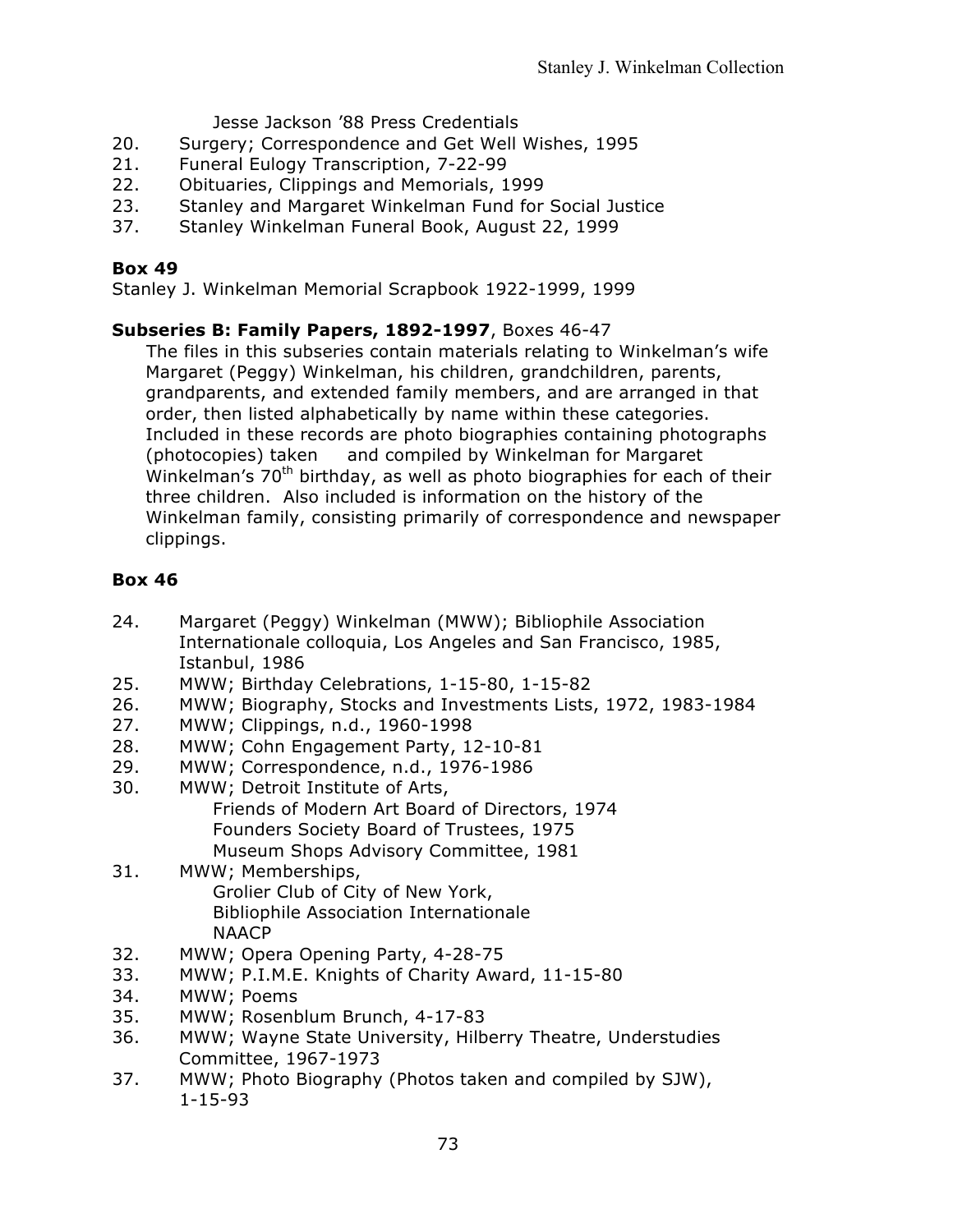Jesse Jackson '88 Press Credentials

20. Surgery; Correspondence and Get Well Wishes, 1995
21. Funeral Eulogy Transcription, 7-22-99
22. Obituaries, Clippings and Memorials, 1999
23. Stanley and Margaret Winkelman Fund for Social Justice
37. Stanley Winkelman Funeral Book, August 22, 1999

**Box 49**

Stanley J. Winkelman Memorial Scrapbook 1922-1999, 1999

**Subseries B: Family Papers, 1892-1997**, Boxes 46-47

The files in this subseries contain materials relating to Winkelman's wife Margaret (Peggy) Winkelman, his children, grandchildren, parents, grandparents, and extended family members, and are arranged in that order, then listed alphabetically by name within these categories. Included in these records are photo biographies containing photographs (photocopies) taken and compiled by Winkelman for Margaret Winkelman's 70th birthday, as well as photo biographies for each of their three children. Also included is information on the history of the Winkelman family, consisting primarily of correspondence and newspaper clippings.

**Box 46**

24. Margaret (Peggy) Winkelman (MWW); Bibliophile Association Internationale colloquia, Los Angeles and San Francisco, 1985, Istanbul, 1986
25. MWW; Birthday Celebrations, 1-15-80, 1-15-82
26. MWW; Biography, Stocks and Investments Lists, 1972, 1983-1984
27. MWW; Clippings, n.d., 1960-1998
28. MWW; Cohn Engagement Party, 12-10-81
29. MWW; Correspondence, n.d., 1976-1986
30. MWW; Detroit Institute of Arts,
    Friends of Modern Art Board of Directors, 1974
    Founders Society Board of Trustees, 1975
    Museum Shops Advisory Committee, 1981
31. MWW; Memberships,
    Grolier Club of City of New York,
    Bibliophile Association Internationale
    NAACP
32. MWW; Opera Opening Party, 4-28-75
33. MWW; P.I.M.E. Knights of Charity Award, 11-15-80
34. MWW; Poems
35. MWW; Rosenblum Brunch, 4-17-83
36. MWW; Wayne State University, Hilberry Theatre, Understudies Committee, 1967-1973
37. MWW; Photo Biography (Photos taken and compiled by SJW), 1-15-93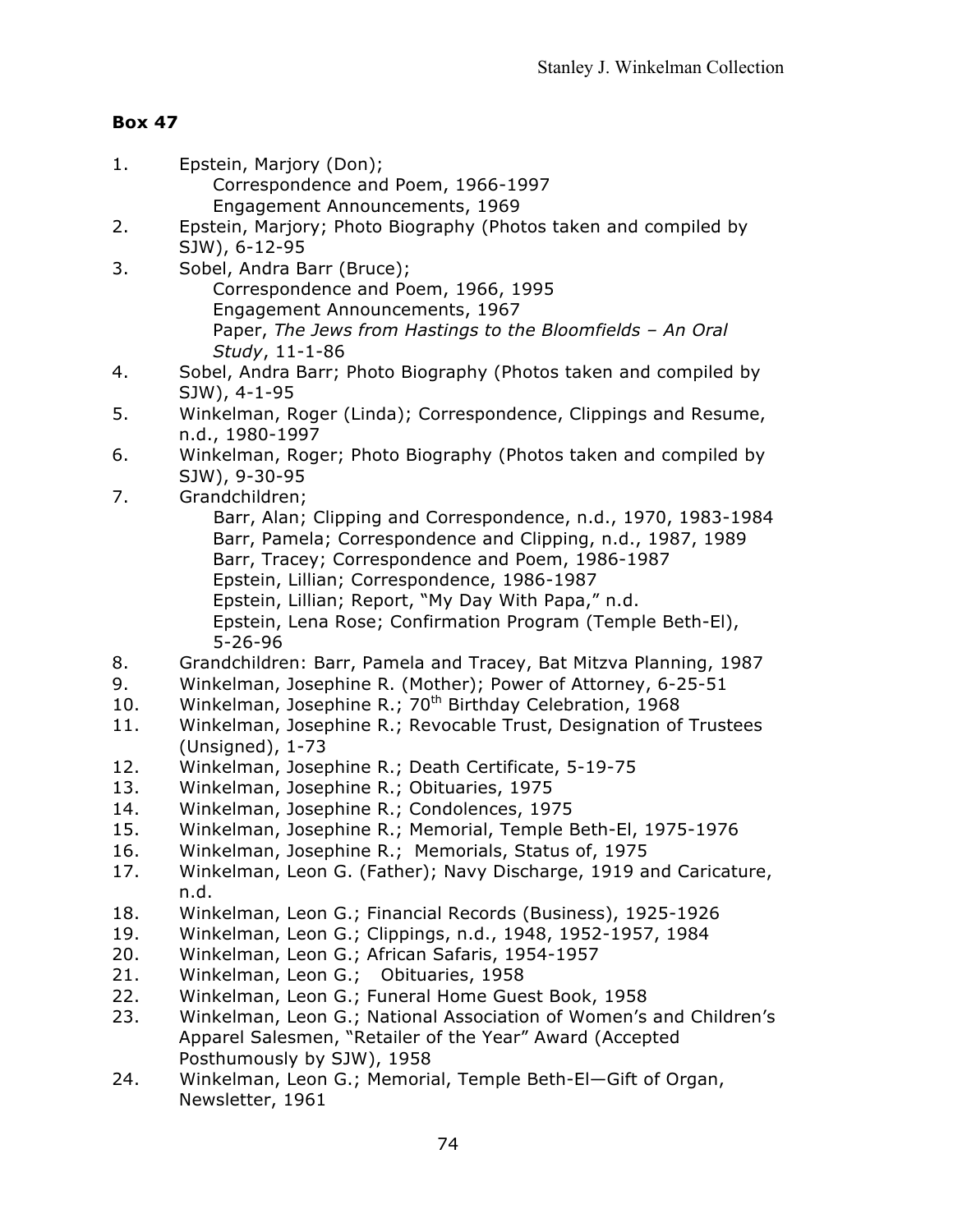**Box 47**

1. Epstein, Marjory (Don);
   - Correspondence and Poem, 1966-1997
   - Engagement Announcements, 1969
2. Epstein, Marjory; Photo Biography (Photos taken and compiled by SJW), 6-12-95
3. Sobel, Andra Barr (Bruce);
   - Correspondence and Poem, 1966, 1995
   - Engagement Announcements, 1967
   - Paper, *The Jews from Hastings to the Bloomfields – An Oral Study*, 11-1-86
4. Sobel, Andra Barr; Photo Biography (Photos taken and compiled by SJW), 4-1-95
5. Winkelman, Roger (Linda); Correspondence, Clippings and Resume, n.d., 1980-1997
6. Winkelman, Roger; Photo Biography (Photos taken and compiled by SJW), 9-30-95
7. Grandchildren;
   - Barr, Alan; Clipping and Correspondence, n.d., 1970, 1983-1984
   - Barr, Pamela; Correspondence and Clipping, n.d., 1987, 1989
   - Barr, Tracey; Correspondence and Poem, 1986-1987
   - Epstein, Lillian; Correspondence, 1986-1987
   - Epstein, Lillian; Report, "My Day With Papa," n.d.
   - Epstein, Lena Rose; Confirmation Program (Temple Beth-El), 5-26-96
8. Grandchildren: Barr, Pamela and Tracey, Bat Mitzva Planning, 1987
9. Winkelman, Josephine R. (Mother); Power of Attorney, 6-25-51
10. Winkelman, Josephine R.; 70th Birthday Celebration, 1968
11. Winkelman, Josephine R.; Revocable Trust, Designation of Trustees (Unsigned), 1-73
12. Winkelman, Josephine R.; Death Certificate, 5-19-75
13. Winkelman, Josephine R.; Obituaries, 1975
14. Winkelman, Josephine R.; Condolences, 1975
15. Winkelman, Josephine R.; Memorial, Temple Beth-El, 1975-1976
16. Winkelman, Josephine R.; Memorials, Status of, 1975
17. Winkelman, Leon G. (Father); Navy Discharge, 1919 and Caricature, n.d.
18. Winkelman, Leon G.; Financial Records (Business), 1925-1926
19. Winkelman, Leon G.; Clippings, n.d., 1948, 1952-1957, 1984
20. Winkelman, Leon G.; African Safaris, 1954-1957
21. Winkelman, Leon G.; Obituaries, 1958
22. Winkelman, Leon G.; Funeral Home Guest Book, 1958
23. Winkelman, Leon G.; National Association of Women's and Children's Apparel Salesmen, "Retailer of the Year" Award (Accepted Posthumously by SJW), 1958
24. Winkelman, Leon G.; Memorial, Temple Beth-El—Gift of Organ, Newsletter, 1961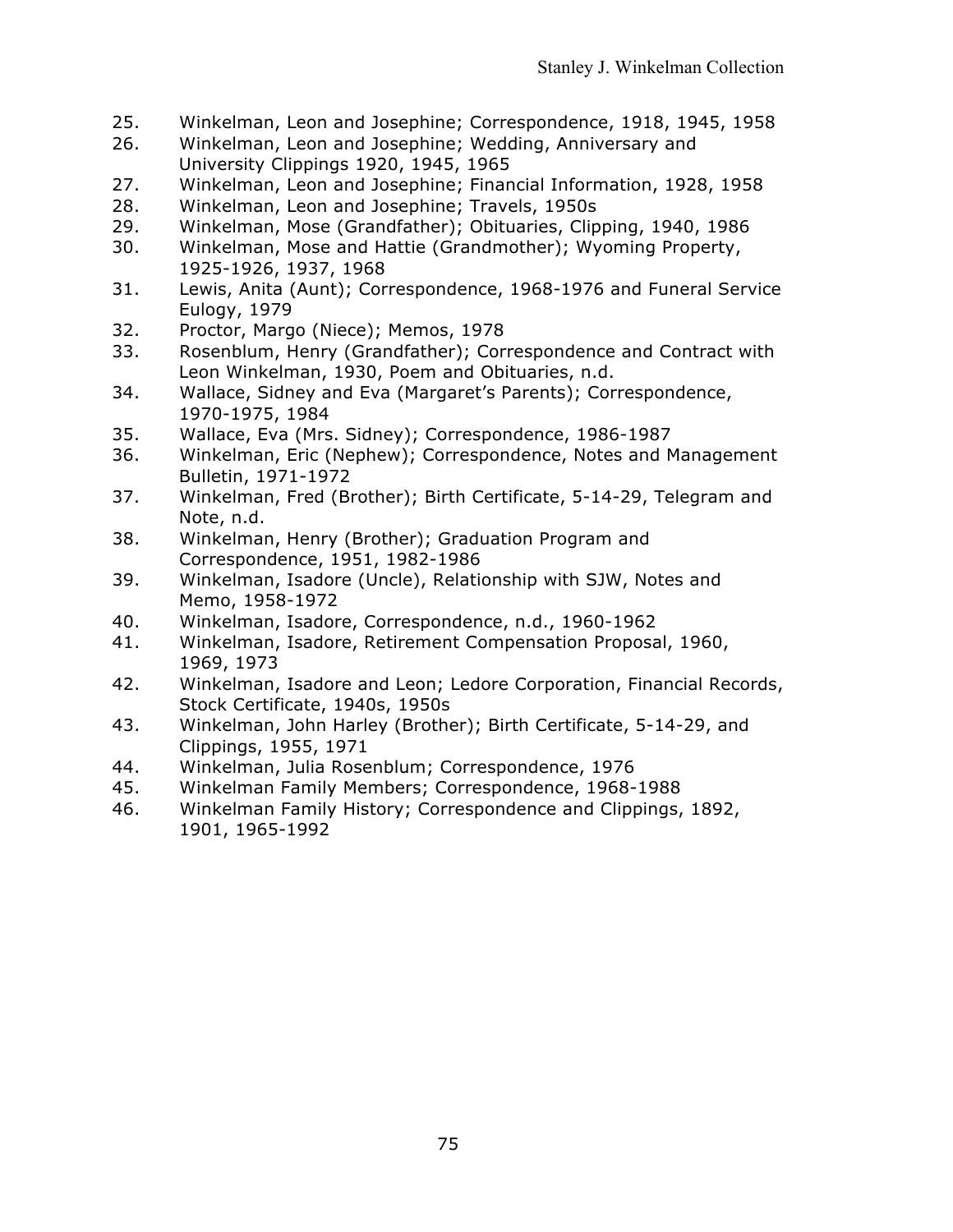25. Winkelman, Leon and Josephine; Correspondence, 1918, 1945, 1958
26. Winkelman, Leon and Josephine; Wedding, Anniversary and University Clippings 1920, 1945, 1965
27. Winkelman, Leon and Josephine; Financial Information, 1928, 1958
28. Winkelman, Leon and Josephine; Travels, 1950s
29. Winkelman, Mose (Grandfather); Obituaries, Clipping, 1940, 1986
30. Winkelman, Mose and Hattie (Grandmother); Wyoming Property, 1925-1926, 1937, 1968
31. Lewis, Anita (Aunt); Correspondence, 1968-1976 and Funeral Service Eulogy, 1979
32. Proctor, Margo (Niece); Memos, 1978
33. Rosenblum, Henry (Grandfather); Correspondence and Contract with Leon Winkelman, 1930, Poem and Obituaries, n.d.
34. Wallace, Sidney and Eva (Margaret's Parents); Correspondence, 1970-1975, 1984
35. Wallace, Eva (Mrs. Sidney); Correspondence, 1986-1987
36. Winkelman, Eric (Nephew); Correspondence, Notes and Management Bulletin, 1971-1972
37. Winkelman, Fred (Brother); Birth Certificate, 5-14-29, Telegram and Note, n.d.
38. Winkelman, Henry (Brother); Graduation Program and Correspondence, 1951, 1982-1986
39. Winkelman, Isadore (Uncle), Relationship with SJW, Notes and Memo, 1958-1972
40. Winkelman, Isadore, Correspondence, n.d., 1960-1962
41. Winkelman, Isadore, Retirement Compensation Proposal, 1960, 1969, 1973
42. Winkelman, Isadore and Leon; Ledore Corporation, Financial Records, Stock Certificate, 1940s, 1950s
43. Winkelman, John Harley (Brother); Birth Certificate, 5-14-29, and Clippings, 1955, 1971
44. Winkelman, Julia Rosenblum; Correspondence, 1976
45. Winkelman Family Members; Correspondence, 1968-1988
46. Winkelman Family History; Correspondence and Clippings, 1892, 1901, 1965-1992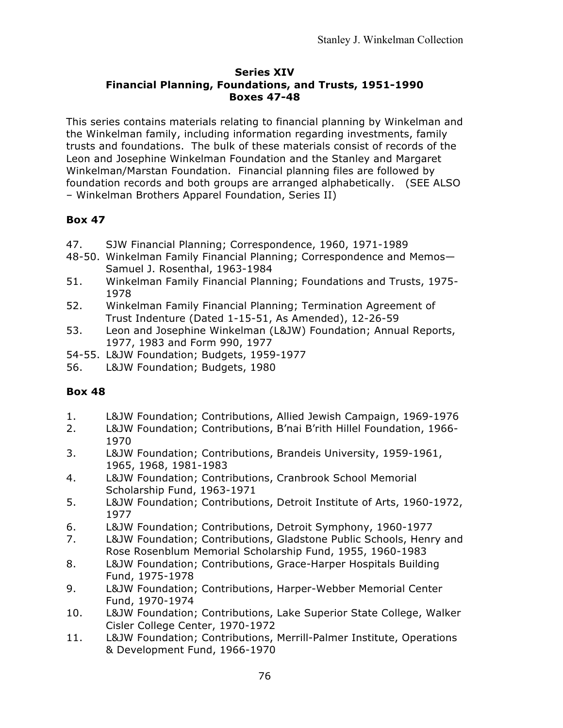**Series XIV**
**Financial Planning, Foundations, and Trusts, 1951-1990**
**Boxes 47-48**

This series contains materials relating to financial planning by Winkelman and the Winkelman family, including information regarding investments, family trusts and foundations. The bulk of these materials consist of records of the Leon and Josephine Winkelman Foundation and the Stanley and Margaret Winkelman/Marstan Foundation. Financial planning files are followed by foundation records and both groups are arranged alphabetically. (SEE ALSO – Winkelman Brothers Apparel Foundation, Series II)

**Box 47**

47. SJW Financial Planning; Correspondence, 1960, 1971-1989
48-50. Winkelman Family Financial Planning; Correspondence and Memos—Samuel J. Rosenthal, 1963-1984
51. Winkelman Family Financial Planning; Foundations and Trusts, 1975-1978
52. Winkelman Family Financial Planning; Termination Agreement of Trust Indenture (Dated 1-15-51, As Amended), 12-26-59
53. Leon and Josephine Winkelman (L&JW) Foundation; Annual Reports, 1977, 1983 and Form 990, 1977
54-55. L&JW Foundation; Budgets, 1959-1977
56. L&JW Foundation; Budgets, 1980

**Box 48**

1. L&JW Foundation; Contributions, Allied Jewish Campaign, 1969-1976
2. L&JW Foundation; Contributions, B'nai B'rith Hillel Foundation, 1966-1970
3. L&JW Foundation; Contributions, Brandeis University, 1959-1961, 1965, 1968, 1981-1983
4. L&JW Foundation; Contributions, Cranbrook School Memorial Scholarship Fund, 1963-1971
5. L&JW Foundation; Contributions, Detroit Institute of Arts, 1960-1972, 1977
6. L&JW Foundation; Contributions, Detroit Symphony, 1960-1977
7. L&JW Foundation; Contributions, Gladstone Public Schools, Henry and Rose Rosenblum Memorial Scholarship Fund, 1955, 1960-1983
8. L&JW Foundation; Contributions, Grace-Harper Hospitals Building Fund, 1975-1978
9. L&JW Foundation; Contributions, Harper-Webber Memorial Center Fund, 1970-1974
10. L&JW Foundation; Contributions, Lake Superior State College, Walker Cisler College Center, 1970-1972
11. L&JW Foundation; Contributions, Merrill-Palmer Institute, Operations & Development Fund, 1966-1970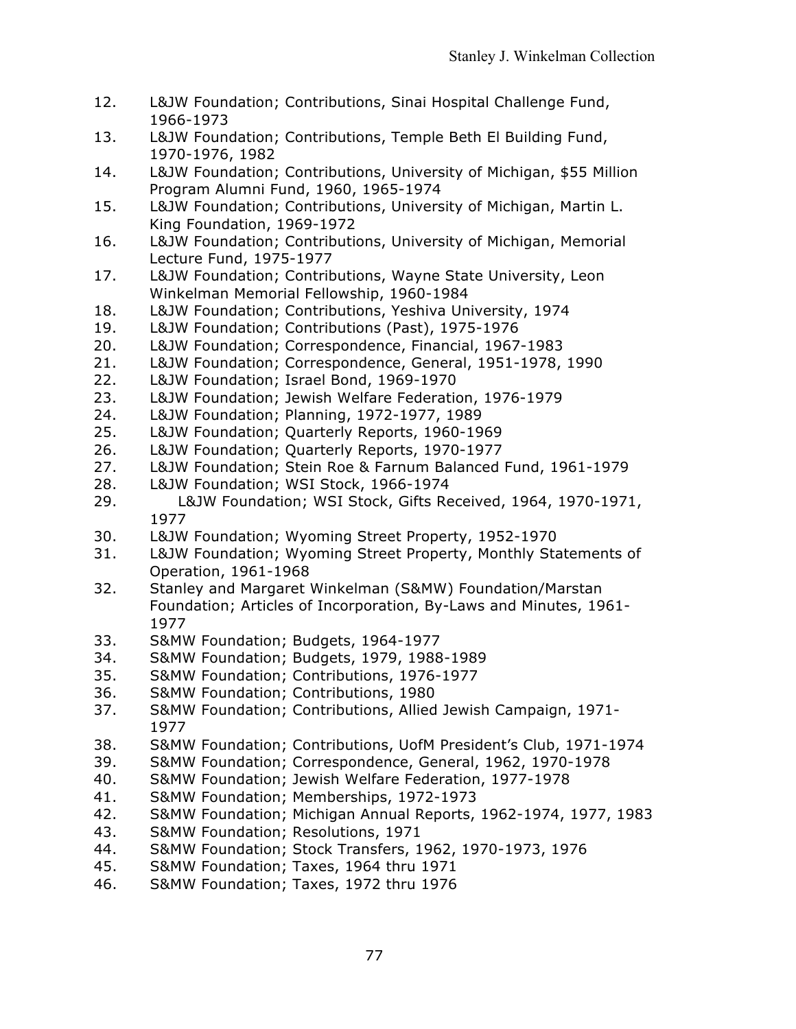12. L&JW Foundation; Contributions, Sinai Hospital Challenge Fund, 1966-1973
13. L&JW Foundation; Contributions, Temple Beth El Building Fund, 1970-1976, 1982
14. L&JW Foundation; Contributions, University of Michigan, $55 Million Program Alumni Fund, 1960, 1965-1974
15. L&JW Foundation; Contributions, University of Michigan, Martin L. King Foundation, 1969-1972
16. L&JW Foundation; Contributions, University of Michigan, Memorial Lecture Fund, 1975-1977
17. L&JW Foundation; Contributions, Wayne State University, Leon Winkelman Memorial Fellowship, 1960-1984
18. L&JW Foundation; Contributions, Yeshiva University, 1974
19. L&JW Foundation; Contributions (Past), 1975-1976
20. L&JW Foundation; Correspondence, Financial, 1967-1983
21. L&JW Foundation; Correspondence, General, 1951-1978, 1990
22. L&JW Foundation; Israel Bond, 1969-1970
23. L&JW Foundation; Jewish Welfare Federation, 1976-1979
24. L&JW Foundation; Planning, 1972-1977, 1989
25. L&JW Foundation; Quarterly Reports, 1960-1969
26. L&JW Foundation; Quarterly Reports, 1970-1977
27. L&JW Foundation; Stein Roe & Farnum Balanced Fund, 1961-1979
28. L&JW Foundation; WSI Stock, 1966-1974
29. L&JW Foundation; WSI Stock, Gifts Received, 1964, 1970-1971, 1977
30. L&JW Foundation; Wyoming Street Property, 1952-1970
31. L&JW Foundation; Wyoming Street Property, Monthly Statements of Operation, 1961-1968
32. Stanley and Margaret Winkelman (S&MW) Foundation/Marstan Foundation; Articles of Incorporation, By-Laws and Minutes, 1961-1977
33. S&MW Foundation; Budgets, 1964-1977
34. S&MW Foundation; Budgets, 1979, 1988-1989
35. S&MW Foundation; Contributions, 1976-1977
36. S&MW Foundation; Contributions, 1980
37. S&MW Foundation; Contributions, Allied Jewish Campaign, 1971-1977
38. S&MW Foundation; Contributions, UofM President's Club, 1971-1974
39. S&MW Foundation; Correspondence, General, 1962, 1970-1978
40. S&MW Foundation; Jewish Welfare Federation, 1977-1978
41. S&MW Foundation; Memberships, 1972-1973
42. S&MW Foundation; Michigan Annual Reports, 1962-1974, 1977, 1983
43. S&MW Foundation; Resolutions, 1971
44. S&MW Foundation; Stock Transfers, 1962, 1970-1973, 1976
45. S&MW Foundation; Taxes, 1964 thru 1971
46. S&MW Foundation; Taxes, 1972 thru 1976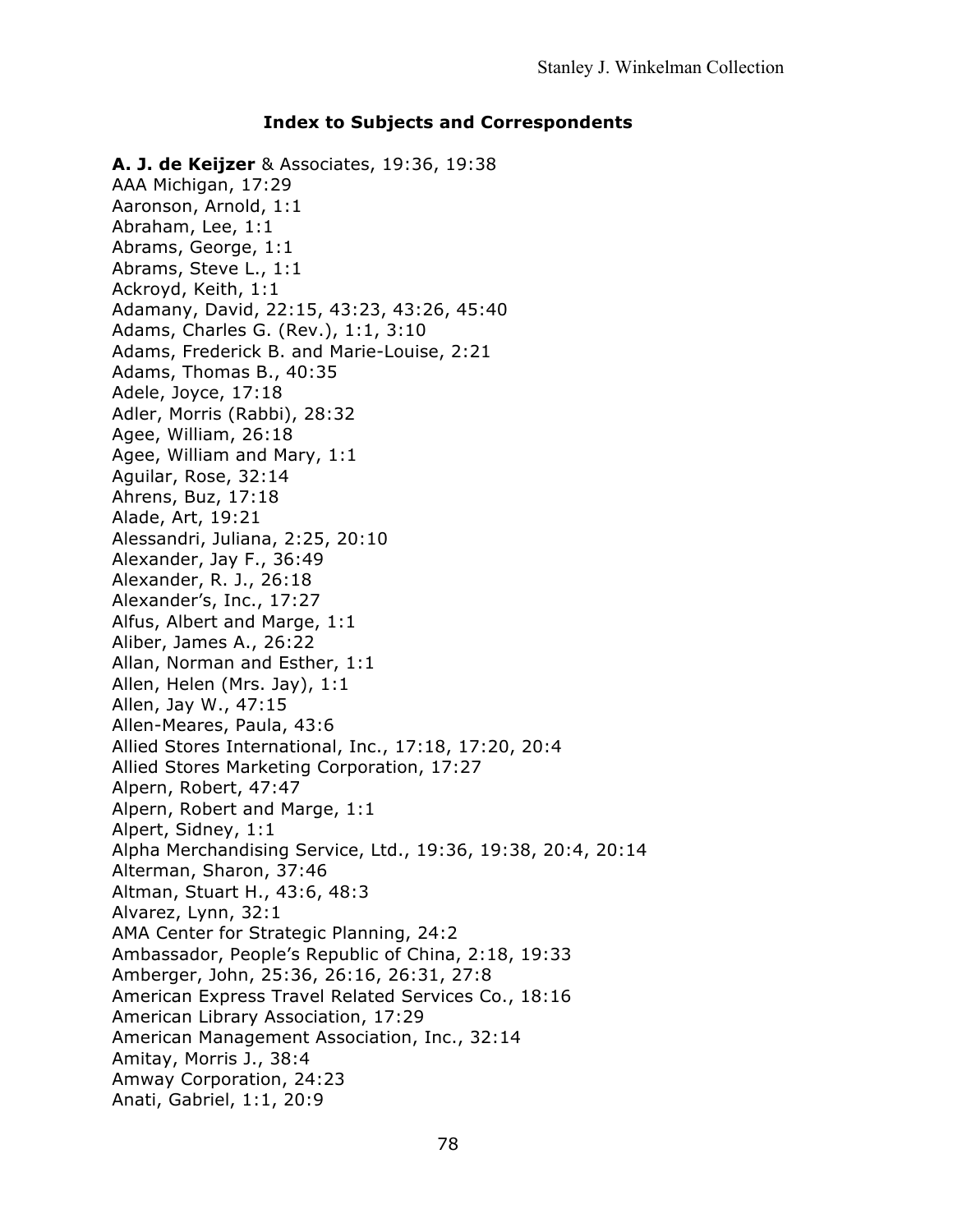## Index to Subjects and Correspondents

**A. J. de Keijzer** & Associates, 19:36, 19:38
AAA Michigan, 17:29
Aaronson, Arnold, 1:1
Abraham, Lee, 1:1
Abrams, George, 1:1
Abrams, Steve L., 1:1
Ackroyd, Keith, 1:1
Adamany, David, 22:15, 43:23, 43:26, 45:40
Adams, Charles G. (Rev.), 1:1, 3:10
Adams, Frederick B. and Marie-Louise, 2:21
Adams, Thomas B., 40:35
Adele, Joyce, 17:18
Adler, Morris (Rabbi), 28:32
Agee, William, 26:18
Agee, William and Mary, 1:1
Aguilar, Rose, 32:14
Ahrens, Buz, 17:18
Alade, Art, 19:21
Alessandri, Juliana, 2:25, 20:10
Alexander, Jay F., 36:49
Alexander, R. J., 26:18
Alexander's, Inc., 17:27
Alfus, Albert and Marge, 1:1
Aliber, James A., 26:22
Allan, Norman and Esther, 1:1
Allen, Helen (Mrs. Jay), 1:1
Allen, Jay W., 47:15
Allen-Meares, Paula, 43:6
Allied Stores International, Inc., 17:18, 17:20, 20:4
Allied Stores Marketing Corporation, 17:27
Alpern, Robert, 47:47
Alpern, Robert and Marge, 1:1
Alpert, Sidney, 1:1
Alpha Merchandising Service, Ltd., 19:36, 19:38, 20:4, 20:14
Alterman, Sharon, 37:46
Altman, Stuart H., 43:6, 48:3
Alvarez, Lynn, 32:1
AMA Center for Strategic Planning, 24:2
Ambassador, People's Republic of China, 2:18, 19:33
Amberger, John, 25:36, 26:16, 26:31, 27:8
American Express Travel Related Services Co., 18:16
American Library Association, 17:29
American Management Association, Inc., 32:14
Amitay, Morris J., 38:4
Amway Corporation, 24:23
Anati, Gabriel, 1:1, 20:9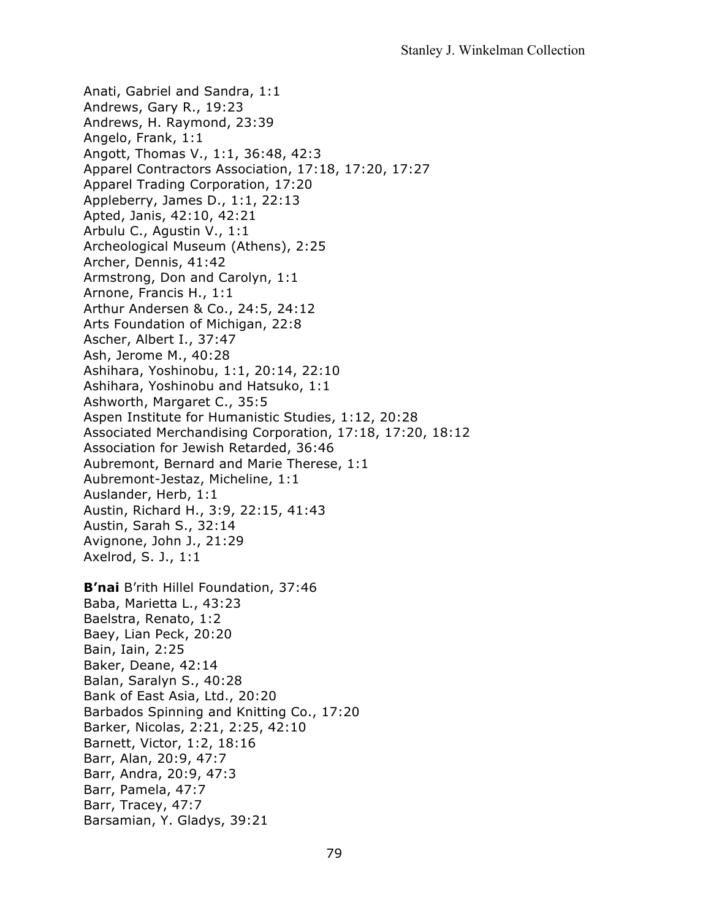Anati, Gabriel and Sandra, 1:1
Andrews, Gary R., 19:23
Andrews, H. Raymond, 23:39
Angelo, Frank, 1:1
Angott, Thomas V., 1:1, 36:48, 42:3
Apparel Contractors Association, 17:18, 17:20, 17:27
Apparel Trading Corporation, 17:20
Appleberry, James D., 1:1, 22:13
Apted, Janis, 42:10, 42:21
Arbulu C., Agustin V., 1:1
Archeological Museum (Athens), 2:25
Archer, Dennis, 41:42
Armstrong, Don and Carolyn, 1:1
Arnone, Francis H., 1:1
Arthur Andersen & Co., 24:5, 24:12
Arts Foundation of Michigan, 22:8
Ascher, Albert I., 37:47
Ash, Jerome M., 40:28
Ashihara, Yoshinobu, 1:1, 20:14, 22:10
Ashihara, Yoshinobu and Hatsuko, 1:1
Ashworth, Margaret C., 35:5
Aspen Institute for Humanistic Studies, 1:12, 20:28
Associated Merchandising Corporation, 17:18, 17:20, 18:12
Association for Jewish Retarded, 36:46
Aubremont, Bernard and Marie Therese, 1:1
Aubremont-Jestaz, Micheline, 1:1
Auslander, Herb, 1:1
Austin, Richard H., 3:9, 22:15, 41:43
Austin, Sarah S., 32:14
Avignone, John J., 21:29
Axelrod, S. J., 1:1

**B'nai** B'rith Hillel Foundation, 37:46
Baba, Marietta L., 43:23
Baelstra, Renato, 1:2
Baey, Lian Peck, 20:20
Bain, Iain, 2:25
Baker, Deane, 42:14
Balan, Saralyn S., 40:28
Bank of East Asia, Ltd., 20:20
Barbados Spinning and Knitting Co., 17:20
Barker, Nicolas, 2:21, 2:25, 42:10
Barnett, Victor, 1:2, 18:16
Barr, Alan, 20:9, 47:7
Barr, Andra, 20:9, 47:3
Barr, Pamela, 47:7
Barr, Tracey, 47:7
Barsamian, Y. Gladys, 39:21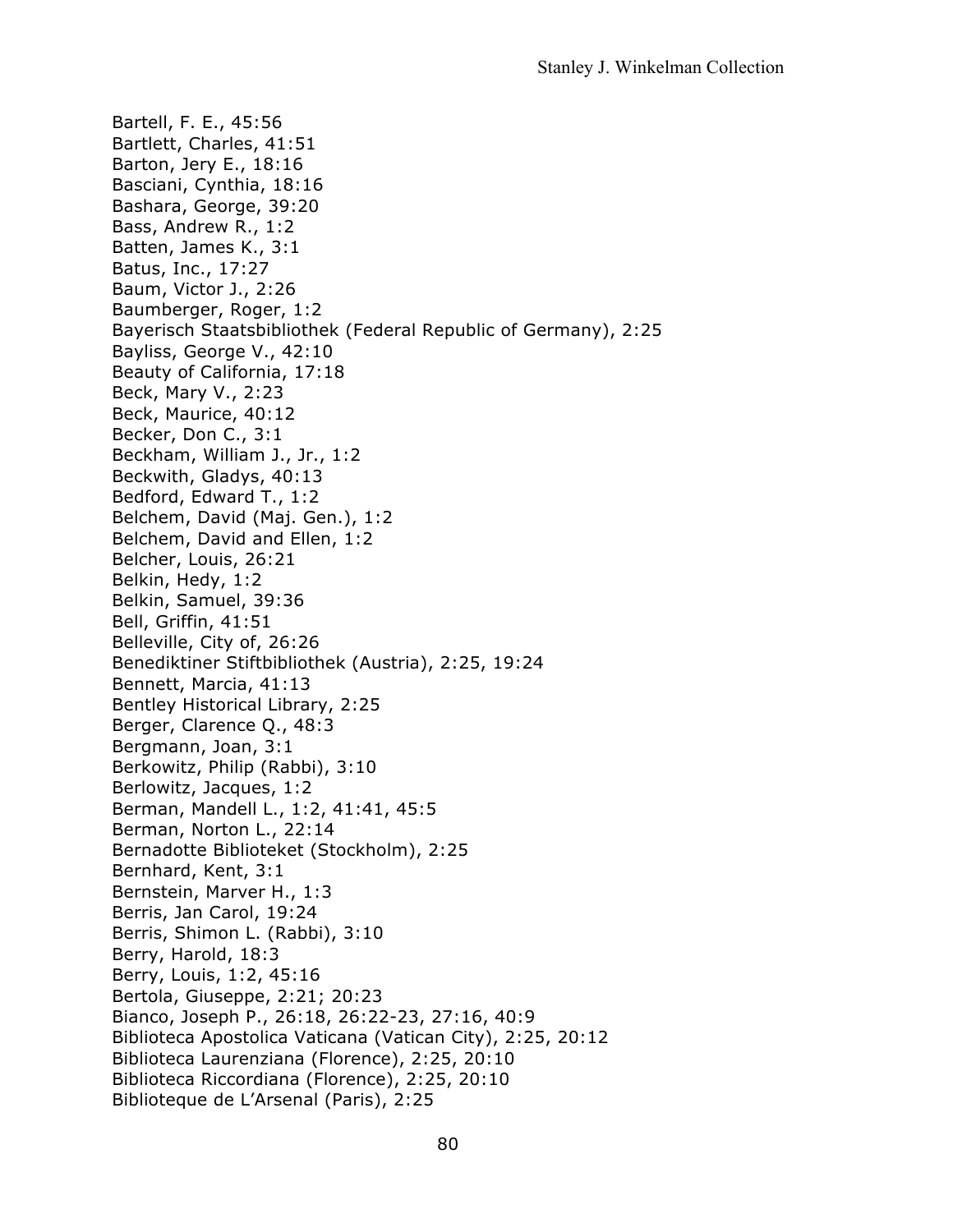Bartell, F. E., 45:56
Bartlett, Charles, 41:51
Barton, Jery E., 18:16
Basciani, Cynthia, 18:16
Bashara, George, 39:20
Bass, Andrew R., 1:2
Batten, James K., 3:1
Batus, Inc., 17:27
Baum, Victor J., 2:26
Baumberger, Roger, 1:2
Bayerisch Staatsbibliothek (Federal Republic of Germany), 2:25
Bayliss, George V., 42:10
Beauty of California, 17:18
Beck, Mary V., 2:23
Beck, Maurice, 40:12
Becker, Don C., 3:1
Beckham, William J., Jr., 1:2
Beckwith, Gladys, 40:13
Bedford, Edward T., 1:2
Belchem, David (Maj. Gen.), 1:2
Belchem, David and Ellen, 1:2
Belcher, Louis, 26:21
Belkin, Hedy, 1:2
Belkin, Samuel, 39:36
Bell, Griffin, 41:51
Belleville, City of, 26:26
Benediktiner Stiftbibliothek (Austria), 2:25, 19:24
Bennett, Marcia, 41:13
Bentley Historical Library, 2:25
Berger, Clarence Q., 48:3
Bergmann, Joan, 3:1
Berkowitz, Philip (Rabbi), 3:10
Berlowitz, Jacques, 1:2
Berman, Mandell L., 1:2, 41:41, 45:5
Berman, Norton L., 22:14
Bernadotte Biblioteket (Stockholm), 2:25
Bernhard, Kent, 3:1
Bernstein, Marver H., 1:3
Berris, Jan Carol, 19:24
Berris, Shimon L. (Rabbi), 3:10
Berry, Harold, 18:3
Berry, Louis, 1:2, 45:16
Bertola, Giuseppe, 2:21; 20:23
Bianco, Joseph P., 26:18, 26:22-23, 27:16, 40:9
Biblioteca Apostolica Vaticana (Vatican City), 2:25, 20:12
Biblioteca Laurenziana (Florence), 2:25, 20:10
Biblioteca Riccordiana (Florence), 2:25, 20:10
Biblioteque de L'Arsenal (Paris), 2:25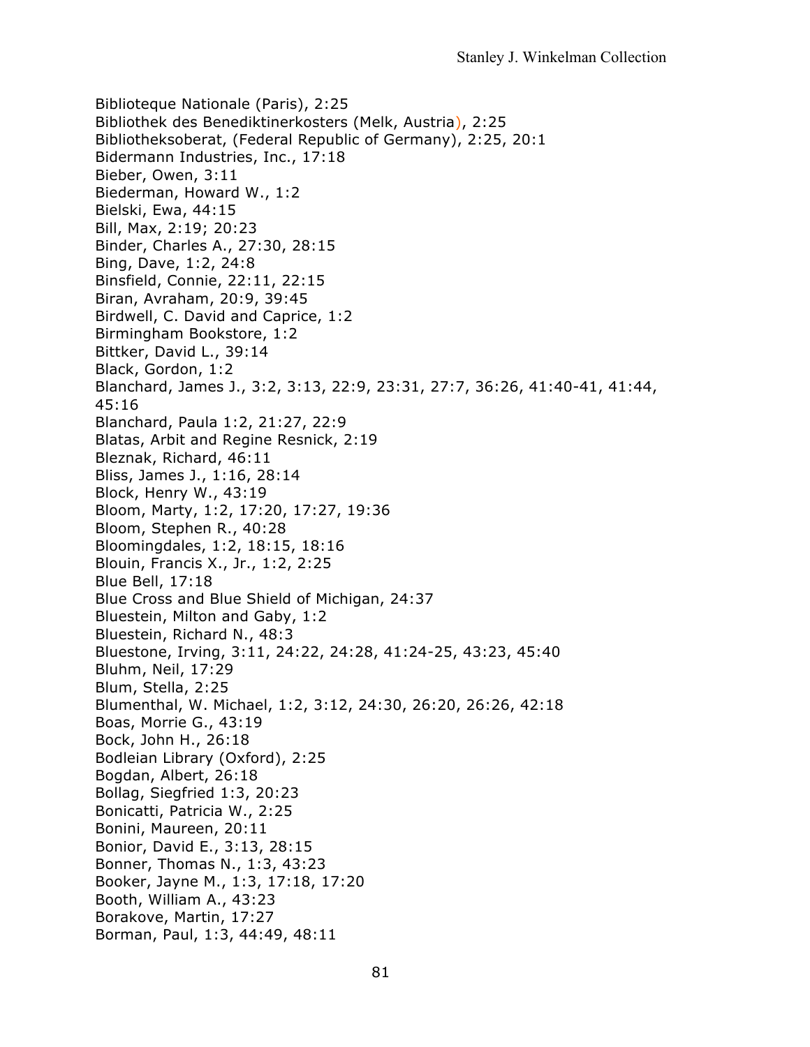Biblioteque Nationale (Paris), 2:25
Bibliothek des Benediktinerkosters (Melk, Austria), 2:25
Bibliotheksoberat, (Federal Republic of Germany), 2:25, 20:1
Bidermann Industries, Inc., 17:18
Bieber, Owen, 3:11
Biederman, Howard W., 1:2
Bielski, Ewa, 44:15
Bill, Max, 2:19; 20:23
Binder, Charles A., 27:30, 28:15
Bing, Dave, 1:2, 24:8
Binsfield, Connie, 22:11, 22:15
Biran, Avraham, 20:9, 39:45
Birdwell, C. David and Caprice, 1:2
Birmingham Bookstore, 1:2
Bittker, David L., 39:14
Black, Gordon, 1:2
Blanchard, James J., 3:2, 3:13, 22:9, 23:31, 27:7, 36:26, 41:40-41, 41:44, 45:16
Blanchard, Paula 1:2, 21:27, 22:9
Blatas, Arbit and Regine Resnick, 2:19
Bleznak, Richard, 46:11
Bliss, James J., 1:16, 28:14
Block, Henry W., 43:19
Bloom, Marty, 1:2, 17:20, 17:27, 19:36
Bloom, Stephen R., 40:28
Bloomingdales, 1:2, 18:15, 18:16
Blouin, Francis X., Jr., 1:2, 2:25
Blue Bell, 17:18
Blue Cross and Blue Shield of Michigan, 24:37
Bluestein, Milton and Gaby, 1:2
Bluestein, Richard N., 48:3
Bluestone, Irving, 3:11, 24:22, 24:28, 41:24-25, 43:23, 45:40
Bluhm, Neil, 17:29
Blum, Stella, 2:25
Blumenthal, W. Michael, 1:2, 3:12, 24:30, 26:20, 26:26, 42:18
Boas, Morrie G., 43:19
Bock, John H., 26:18
Bodleian Library (Oxford), 2:25
Bogdan, Albert, 26:18
Bollag, Siegfried 1:3, 20:23
Bonicatti, Patricia W., 2:25
Bonini, Maureen, 20:11
Bonior, David E., 3:13, 28:15
Bonner, Thomas N., 1:3, 43:23
Booker, Jayne M., 1:3, 17:18, 17:20
Booth, William A., 43:23
Borakove, Martin, 17:27
Borman, Paul, 1:3, 44:49, 48:11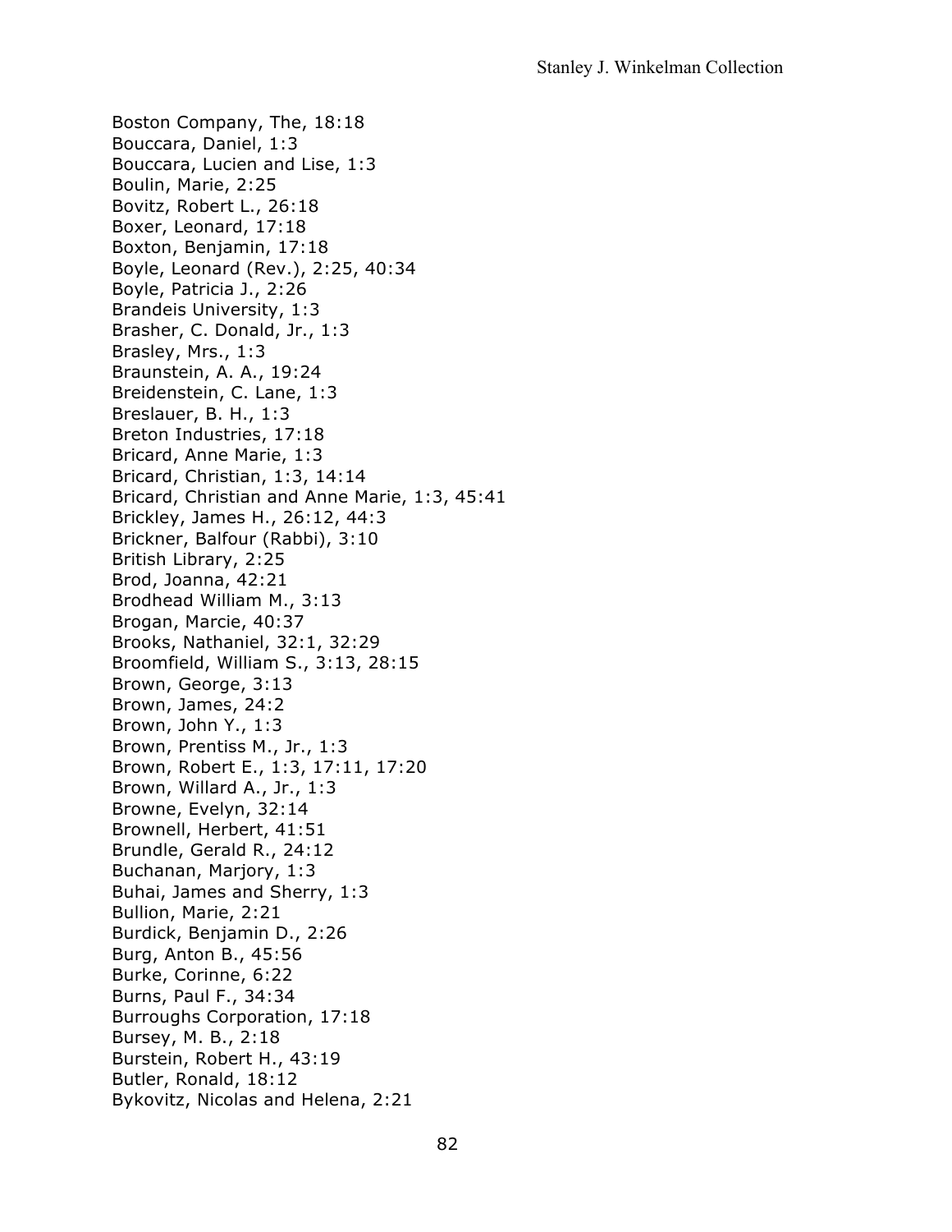Boston Company, The, 18:18
Bouccara, Daniel, 1:3
Bouccara, Lucien and Lise, 1:3
Boulin, Marie, 2:25
Bovitz, Robert L., 26:18
Boxer, Leonard, 17:18
Boxton, Benjamin, 17:18
Boyle, Leonard (Rev.), 2:25, 40:34
Boyle, Patricia J., 2:26
Brandeis University, 1:3
Brasher, C. Donald, Jr., 1:3
Brasley, Mrs., 1:3
Braunstein, A. A., 19:24
Breidenstein, C. Lane, 1:3
Breslauer, B. H., 1:3
Breton Industries, 17:18
Bricard, Anne Marie, 1:3
Bricard, Christian, 1:3, 14:14
Bricard, Christian and Anne Marie, 1:3, 45:41
Brickley, James H., 26:12, 44:3
Brickner, Balfour (Rabbi), 3:10
British Library, 2:25
Brod, Joanna, 42:21
Brodhead William M., 3:13
Brogan, Marcie, 40:37
Brooks, Nathaniel, 32:1, 32:29
Broomfield, William S., 3:13, 28:15
Brown, George, 3:13
Brown, James, 24:2
Brown, John Y., 1:3
Brown, Prentiss M., Jr., 1:3
Brown, Robert E., 1:3, 17:11, 17:20
Brown, Willard A., Jr., 1:3
Browne, Evelyn, 32:14
Brownell, Herbert, 41:51
Brundle, Gerald R., 24:12
Buchanan, Marjory, 1:3
Buhai, James and Sherry, 1:3
Bullion, Marie, 2:21
Burdick, Benjamin D., 2:26
Burg, Anton B., 45:56
Burke, Corinne, 6:22
Burns, Paul F., 34:34
Burroughs Corporation, 17:18
Bursey, M. B., 2:18
Burstein, Robert H., 43:19
Butler, Ronald, 18:12
Bykovitz, Nicolas and Helena, 2:21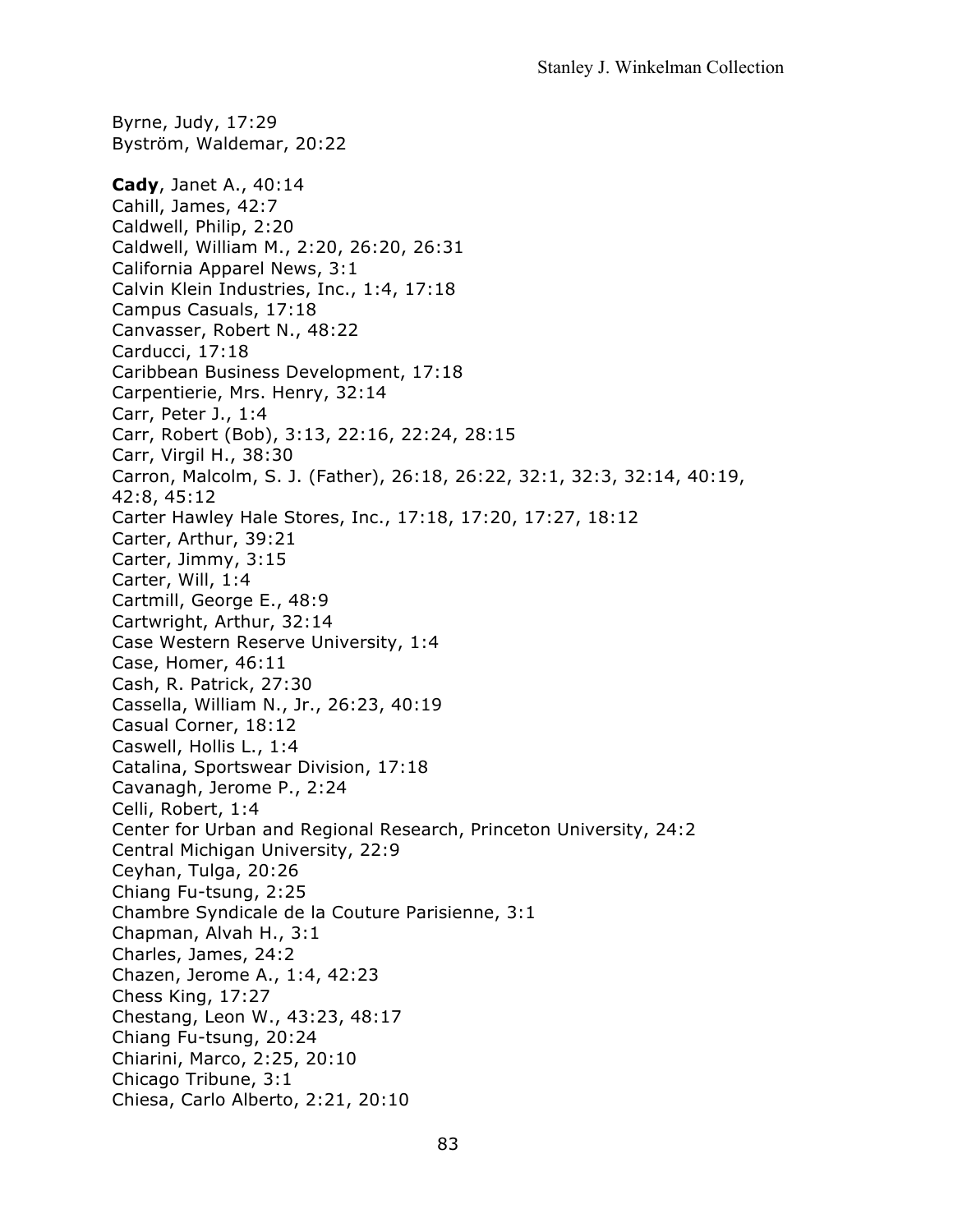Byrne, Judy, 17:29
Byström, Waldemar, 20:22

**Cady**, Janet A., 40:14
Cahill, James, 42:7
Caldwell, Philip, 2:20
Caldwell, William M., 2:20, 26:20, 26:31
California Apparel News, 3:1
Calvin Klein Industries, Inc., 1:4, 17:18
Campus Casuals, 17:18
Canvasser, Robert N., 48:22
Carducci, 17:18
Caribbean Business Development, 17:18
Carpentierie, Mrs. Henry, 32:14
Carr, Peter J., 1:4
Carr, Robert (Bob), 3:13, 22:16, 22:24, 28:15
Carr, Virgil H., 38:30
Carron, Malcolm, S. J. (Father), 26:18, 26:22, 32:1, 32:3, 32:14, 40:19, 42:8, 45:12
Carter Hawley Hale Stores, Inc., 17:18, 17:20, 17:27, 18:12
Carter, Arthur, 39:21
Carter, Jimmy, 3:15
Carter, Will, 1:4
Cartmill, George E., 48:9
Cartwright, Arthur, 32:14
Case Western Reserve University, 1:4
Case, Homer, 46:11
Cash, R. Patrick, 27:30
Cassella, William N., Jr., 26:23, 40:19
Casual Corner, 18:12
Caswell, Hollis L., 1:4
Catalina, Sportswear Division, 17:18
Cavanagh, Jerome P., 2:24
Celli, Robert, 1:4
Center for Urban and Regional Research, Princeton University, 24:2
Central Michigan University, 22:9
Ceyhan, Tulga, 20:26
Chiang Fu-tsung, 2:25
Chambre Syndicale de la Couture Parisienne, 3:1
Chapman, Alvah H., 3:1
Charles, James, 24:2
Chazen, Jerome A., 1:4, 42:23
Chess King, 17:27
Chestang, Leon W., 43:23, 48:17
Chiang Fu-tsung, 20:24
Chiarini, Marco, 2:25, 20:10
Chicago Tribune, 3:1
Chiesa, Carlo Alberto, 2:21, 20:10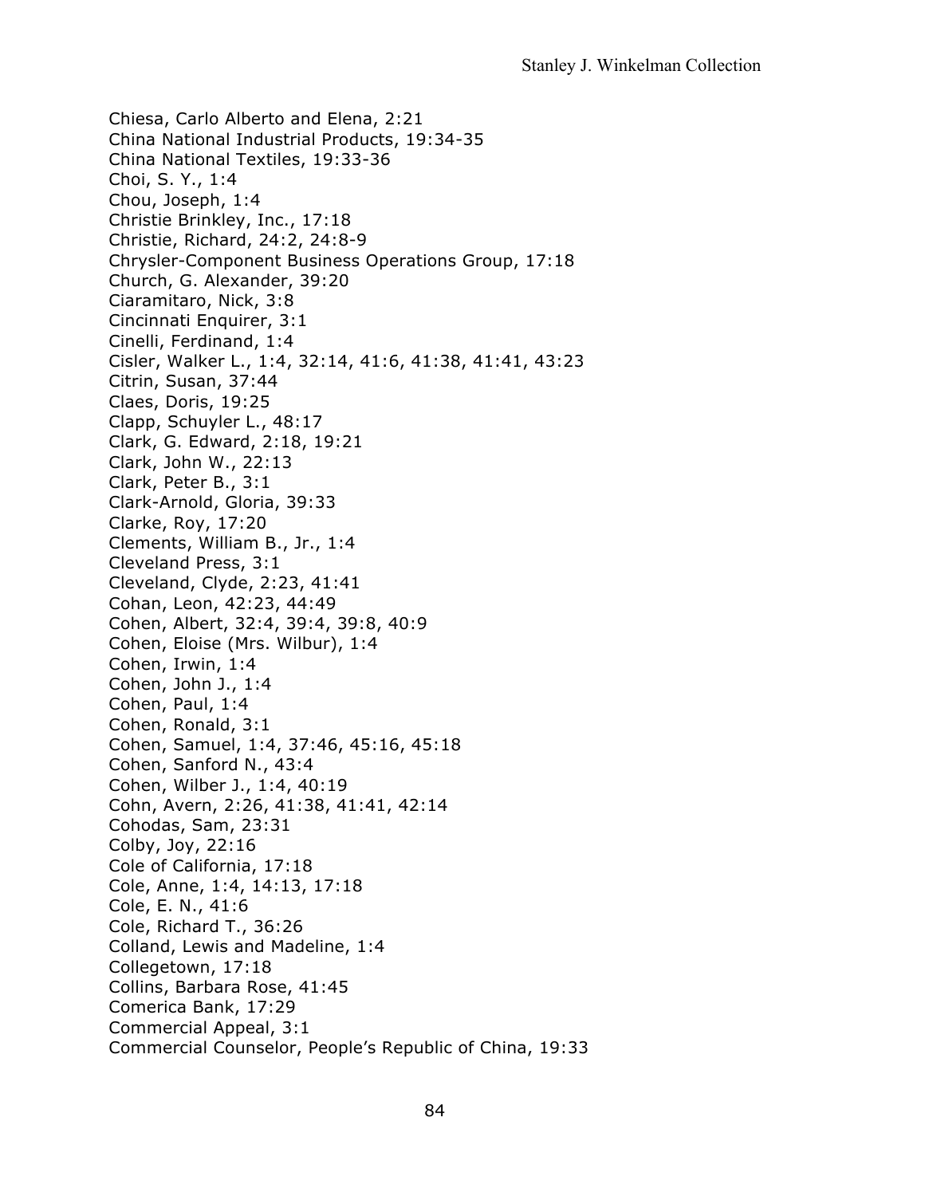Chiesa, Carlo Alberto and Elena, 2:21
China National Industrial Products, 19:34-35
China National Textiles, 19:33-36
Choi, S. Y., 1:4
Chou, Joseph, 1:4
Christie Brinkley, Inc., 17:18
Christie, Richard, 24:2, 24:8-9
Chrysler-Component Business Operations Group, 17:18
Church, G. Alexander, 39:20
Ciaramitaro, Nick, 3:8
Cincinnati Enquirer, 3:1
Cinelli, Ferdinand, 1:4
Cisler, Walker L., 1:4, 32:14, 41:6, 41:38, 41:41, 43:23
Citrin, Susan, 37:44
Claes, Doris, 19:25
Clapp, Schuyler L., 48:17
Clark, G. Edward, 2:18, 19:21
Clark, John W., 22:13
Clark, Peter B., 3:1
Clark-Arnold, Gloria, 39:33
Clarke, Roy, 17:20
Clements, William B., Jr., 1:4
Cleveland Press, 3:1
Cleveland, Clyde, 2:23, 41:41
Cohan, Leon, 42:23, 44:49
Cohen, Albert, 32:4, 39:4, 39:8, 40:9
Cohen, Eloise (Mrs. Wilbur), 1:4
Cohen, Irwin, 1:4
Cohen, John J., 1:4
Cohen, Paul, 1:4
Cohen, Ronald, 3:1
Cohen, Samuel, 1:4, 37:46, 45:16, 45:18
Cohen, Sanford N., 43:4
Cohen, Wilber J., 1:4, 40:19
Cohn, Avern, 2:26, 41:38, 41:41, 42:14
Cohodas, Sam, 23:31
Colby, Joy, 22:16
Cole of California, 17:18
Cole, Anne, 1:4, 14:13, 17:18
Cole, E. N., 41:6
Cole, Richard T., 36:26
Colland, Lewis and Madeline, 1:4
Collegetown, 17:18
Collins, Barbara Rose, 41:45
Comerica Bank, 17:29
Commercial Appeal, 3:1
Commercial Counselor, People's Republic of China, 19:33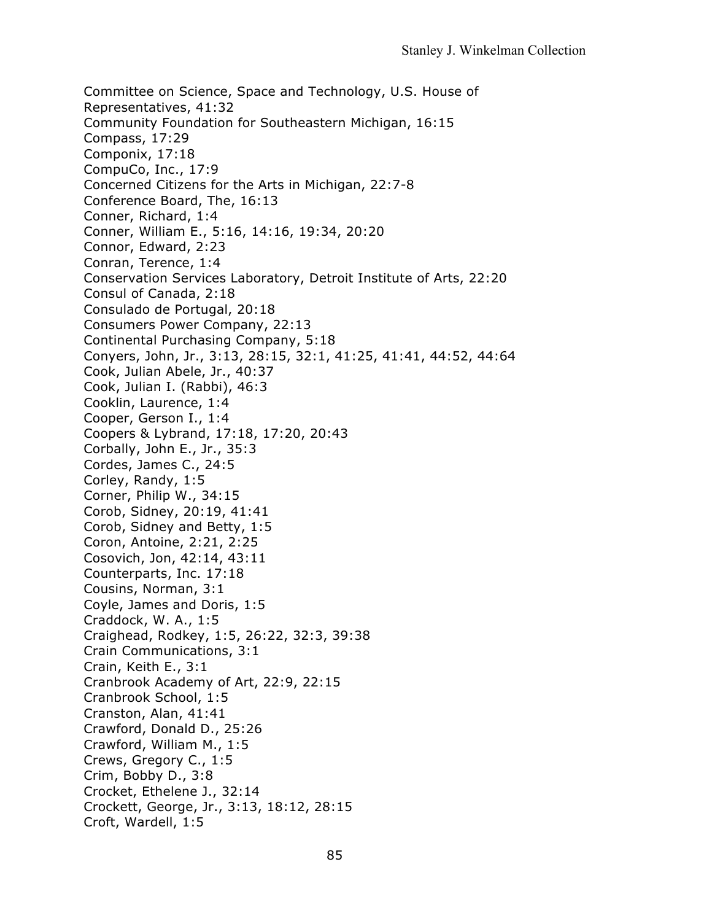Committee on Science, Space and Technology, U.S. House of Representatives, 41:32
Community Foundation for Southeastern Michigan, 16:15
Compass, 17:29
Componix, 17:18
CompuCo, Inc., 17:9
Concerned Citizens for the Arts in Michigan, 22:7-8
Conference Board, The, 16:13
Conner, Richard, 1:4
Conner, William E., 5:16, 14:16, 19:34, 20:20
Connor, Edward, 2:23
Conran, Terence, 1:4
Conservation Services Laboratory, Detroit Institute of Arts, 22:20
Consul of Canada, 2:18
Consulado de Portugal, 20:18
Consumers Power Company, 22:13
Continental Purchasing Company, 5:18
Conyers, John, Jr., 3:13, 28:15, 32:1, 41:25, 41:41, 44:52, 44:64
Cook, Julian Abele, Jr., 40:37
Cook, Julian I. (Rabbi), 46:3
Cooklin, Laurence, 1:4
Cooper, Gerson I., 1:4
Coopers & Lybrand, 17:18, 17:20, 20:43
Corbally, John E., Jr., 35:3
Cordes, James C., 24:5
Corley, Randy, 1:5
Corner, Philip W., 34:15
Corob, Sidney, 20:19, 41:41
Corob, Sidney and Betty, 1:5
Coron, Antoine, 2:21, 2:25
Cosovich, Jon, 42:14, 43:11
Counterparts, Inc. 17:18
Cousins, Norman, 3:1
Coyle, James and Doris, 1:5
Craddock, W. A., 1:5
Craighead, Rodkey, 1:5, 26:22, 32:3, 39:38
Crain Communications, 3:1
Crain, Keith E., 3:1
Cranbrook Academy of Art, 22:9, 22:15
Cranbrook School, 1:5
Cranston, Alan, 41:41
Crawford, Donald D., 25:26
Crawford, William M., 1:5
Crews, Gregory C., 1:5
Crim, Bobby D., 3:8
Crocket, Ethelene J., 32:14
Crockett, George, Jr., 3:13, 18:12, 28:15
Croft, Wardell, 1:5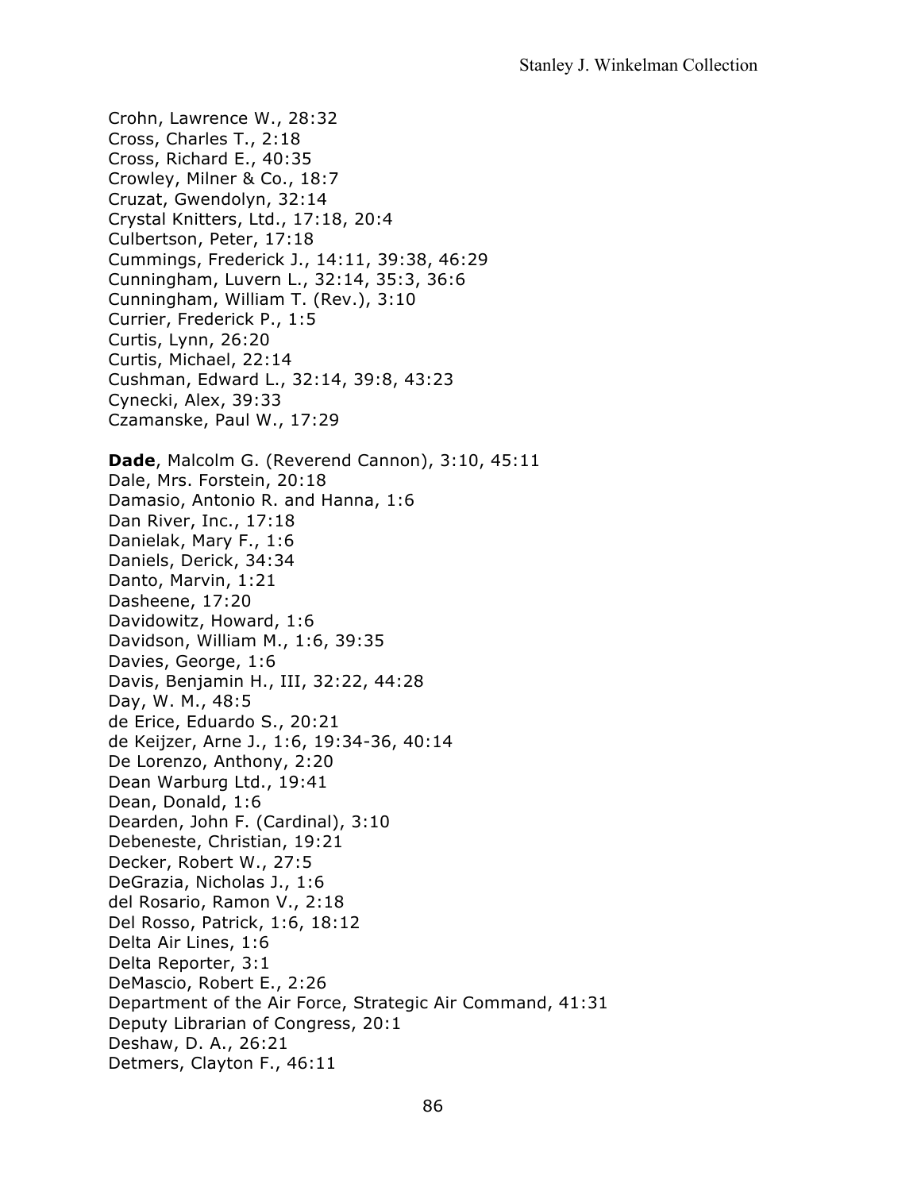Crohn, Lawrence W., 28:32
Cross, Charles T., 2:18
Cross, Richard E., 40:35
Crowley, Milner & Co., 18:7
Cruzat, Gwendolyn, 32:14
Crystal Knitters, Ltd., 17:18, 20:4
Culbertson, Peter, 17:18
Cummings, Frederick J., 14:11, 39:38, 46:29
Cunningham, Luvern L., 32:14, 35:3, 36:6
Cunningham, William T. (Rev.), 3:10
Currier, Frederick P., 1:5
Curtis, Lynn, 26:20
Curtis, Michael, 22:14
Cushman, Edward L., 32:14, 39:8, 43:23
Cynecki, Alex, 39:33
Czamanske, Paul W., 17:29

**Dade**, Malcolm G. (Reverend Cannon), 3:10, 45:11
Dale, Mrs. Forstein, 20:18
Damasio, Antonio R. and Hanna, 1:6
Dan River, Inc., 17:18
Danielak, Mary F., 1:6
Daniels, Derick, 34:34
Danto, Marvin, 1:21
Dasheene, 17:20
Davidowitz, Howard, 1:6
Davidson, William M., 1:6, 39:35
Davies, George, 1:6
Davis, Benjamin H., III, 32:22, 44:28
Day, W. M., 48:5
de Erice, Eduardo S., 20:21
de Keijzer, Arne J., 1:6, 19:34-36, 40:14
De Lorenzo, Anthony, 2:20
Dean Warburg Ltd., 19:41
Dean, Donald, 1:6
Dearden, John F. (Cardinal), 3:10
Debeneste, Christian, 19:21
Decker, Robert W., 27:5
DeGrazia, Nicholas J., 1:6
del Rosario, Ramon V., 2:18
Del Rosso, Patrick, 1:6, 18:12
Delta Air Lines, 1:6
Delta Reporter, 3:1
DeMascio, Robert E., 2:26
Department of the Air Force, Strategic Air Command, 41:31
Deputy Librarian of Congress, 20:1
Deshaw, D. A., 26:21
Detmers, Clayton F., 46:11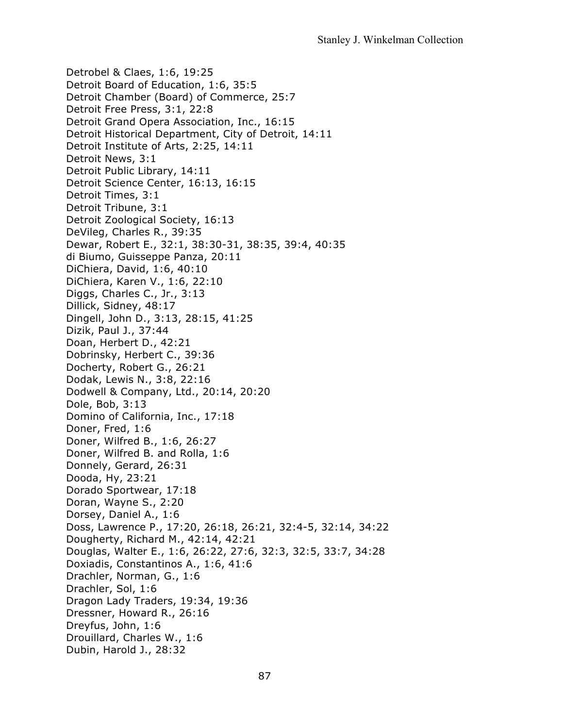Detrobel & Claes, 1:6, 19:25  
Detroit Board of Education, 1:6, 35:5  
Detroit Chamber (Board) of Commerce, 25:7  
Detroit Free Press, 3:1, 22:8  
Detroit Grand Opera Association, Inc., 16:15  
Detroit Historical Department, City of Detroit, 14:11  
Detroit Institute of Arts, 2:25, 14:11  
Detroit News, 3:1  
Detroit Public Library, 14:11  
Detroit Science Center, 16:13, 16:15  
Detroit Times, 3:1  
Detroit Tribune, 3:1  
Detroit Zoological Society, 16:13  
DeVileg, Charles R., 39:35  
Dewar, Robert E., 32:1, 38:30-31, 38:35, 39:4, 40:35  
di Biumo, Guisseppe Panza, 20:11  
DiChiera, David, 1:6, 40:10  
DiChiera, Karen V., 1:6, 22:10  
Diggs, Charles C., Jr., 3:13  
Dillick, Sidney, 48:17  
Dingell, John D., 3:13, 28:15, 41:25  
Dizik, Paul J., 37:44  
Doan, Herbert D., 42:21  
Dobrinsky, Herbert C., 39:36  
Docherty, Robert G., 26:21  
Dodak, Lewis N., 3:8, 22:16  
Dodwell & Company, Ltd., 20:14, 20:20  
Dole, Bob, 3:13  
Domino of California, Inc., 17:18  
Doner, Fred, 1:6  
Doner, Wilfred B., 1:6, 26:27  
Doner, Wilfred B. and Rolla, 1:6  
Donnely, Gerard, 26:31  
Dooda, Hy, 23:21  
Dorado Sportwear, 17:18  
Doran, Wayne S., 2:20  
Dorsey, Daniel A., 1:6  
Doss, Lawrence P., 17:20, 26:18, 26:21, 32:4-5, 32:14, 34:22  
Dougherty, Richard M., 42:14, 42:21  
Douglas, Walter E., 1:6, 26:22, 27:6, 32:3, 32:5, 33:7, 34:28  
Doxiadis, Constantinos A., 1:6, 41:6  
Drachler, Norman, G., 1:6  
Drachler, Sol, 1:6  
Dragon Lady Traders, 19:34, 19:36  
Dressner, Howard R., 26:16  
Dreyfus, John, 1:6  
Drouillard, Charles W., 1:6  
Dubin, Harold J., 28:32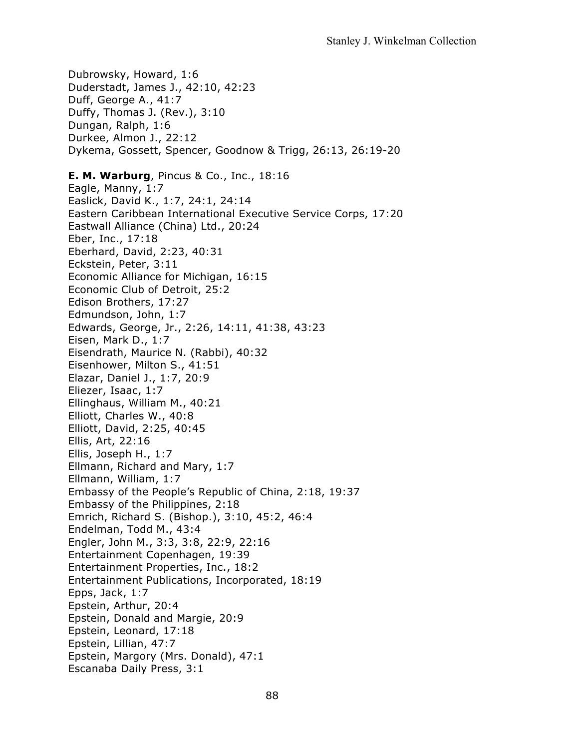Dubrowsky, Howard, 1:6
Duderstadt, James J., 42:10, 42:23
Duff, George A., 41:7
Duffy, Thomas J. (Rev.), 3:10
Dungan, Ralph, 1:6
Durkee, Almon J., 22:12
Dykema, Gossett, Spencer, Goodnow & Trigg, 26:13, 26:19-20

**E. M. Warburg**, Pincus & Co., Inc., 18:16
Eagle, Manny, 1:7
Easlick, David K., 1:7, 24:1, 24:14
Eastern Caribbean International Executive Service Corps, 17:20
Eastwall Alliance (China) Ltd., 20:24
Eber, Inc., 17:18
Eberhard, David, 2:23, 40:31
Eckstein, Peter, 3:11
Economic Alliance for Michigan, 16:15
Economic Club of Detroit, 25:2
Edison Brothers, 17:27
Edmundson, John, 1:7
Edwards, George, Jr., 2:26, 14:11, 41:38, 43:23
Eisen, Mark D., 1:7
Eisendrath, Maurice N. (Rabbi), 40:32
Eisenhower, Milton S., 41:51
Elazar, Daniel J., 1:7, 20:9
Eliezer, Isaac, 1:7
Ellinghaus, William M., 40:21
Elliott, Charles W., 40:8
Elliott, David, 2:25, 40:45
Ellis, Art, 22:16
Ellis, Joseph H., 1:7
Ellmann, Richard and Mary, 1:7
Ellmann, William, 1:7
Embassy of the People's Republic of China, 2:18, 19:37
Embassy of the Philippines, 2:18
Emrich, Richard S. (Bishop.), 3:10, 45:2, 46:4
Endelman, Todd M., 43:4
Engler, John M., 3:3, 3:8, 22:9, 22:16
Entertainment Copenhagen, 19:39
Entertainment Properties, Inc., 18:2
Entertainment Publications, Incorporated, 18:19
Epps, Jack, 1:7
Epstein, Arthur, 20:4
Epstein, Donald and Margie, 20:9
Epstein, Leonard, 17:18
Epstein, Lillian, 47:7
Epstein, Margory (Mrs. Donald), 47:1
Escanaba Daily Press, 3:1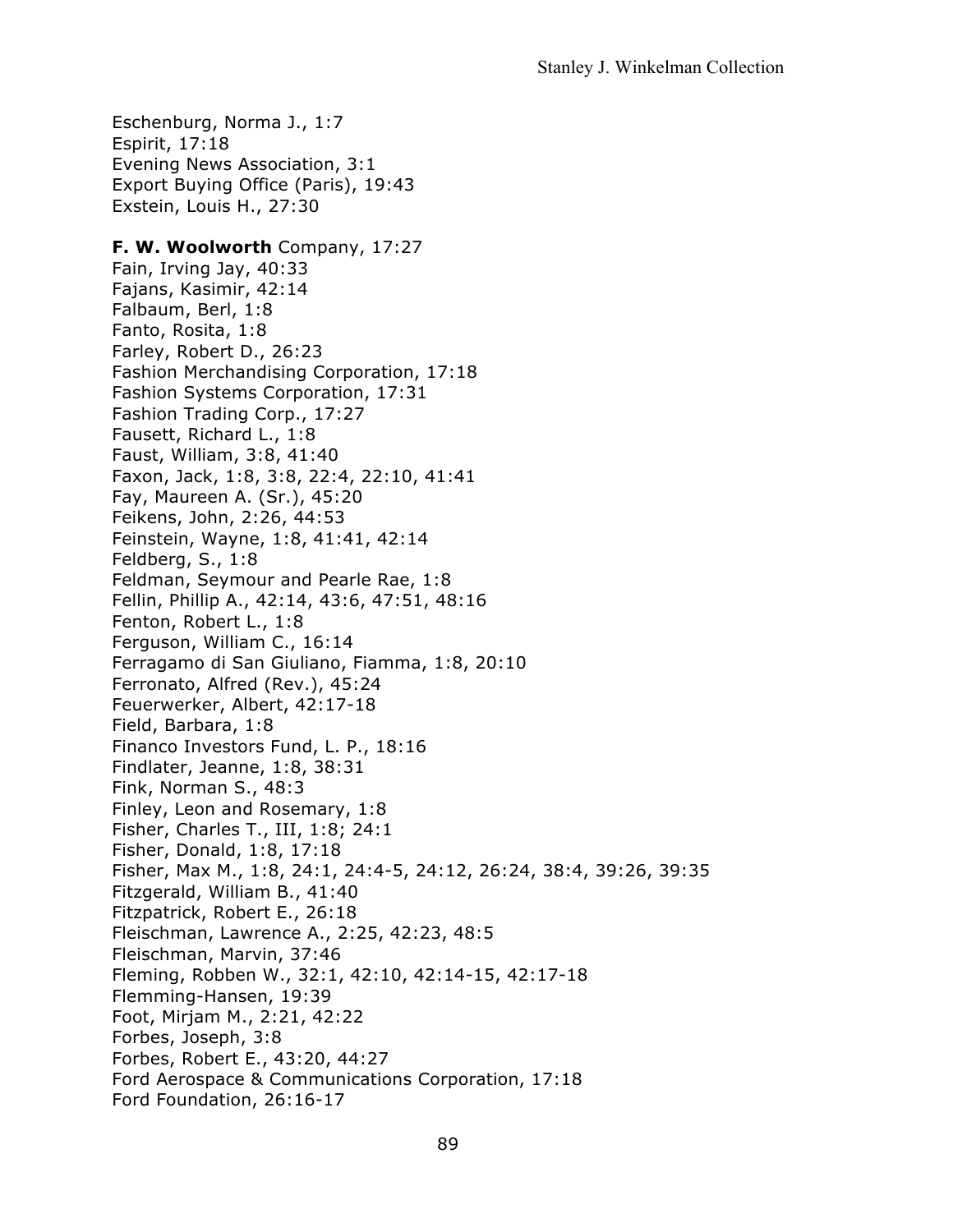Eschenburg, Norma J., 1:7
Espirit, 17:18
Evening News Association, 3:1
Export Buying Office (Paris), 19:43
Exstein, Louis H., 27:30

**F. W. Woolworth** Company, 17:27
Fain, Irving Jay, 40:33
Fajans, Kasimir, 42:14
Falbaum, Berl, 1:8
Fanto, Rosita, 1:8
Farley, Robert D., 26:23
Fashion Merchandising Corporation, 17:18
Fashion Systems Corporation, 17:31
Fashion Trading Corp., 17:27
Fausett, Richard L., 1:8
Faust, William, 3:8, 41:40
Faxon, Jack, 1:8, 3:8, 22:4, 22:10, 41:41
Fay, Maureen A. (Sr.), 45:20
Feikens, John, 2:26, 44:53
Feinstein, Wayne, 1:8, 41:41, 42:14
Feldberg, S., 1:8
Feldman, Seymour and Pearle Rae, 1:8
Fellin, Phillip A., 42:14, 43:6, 47:51, 48:16
Fenton, Robert L., 1:8
Ferguson, William C., 16:14
Ferragamo di San Giuliano, Fiamma, 1:8, 20:10
Ferronato, Alfred (Rev.), 45:24
Feuerwerker, Albert, 42:17-18
Field, Barbara, 1:8
Financo Investors Fund, L. P., 18:16
Findlater, Jeanne, 1:8, 38:31
Fink, Norman S., 48:3
Finley, Leon and Rosemary, 1:8
Fisher, Charles T., III, 1:8; 24:1
Fisher, Donald, 1:8, 17:18
Fisher, Max M., 1:8, 24:1, 24:4-5, 24:12, 26:24, 38:4, 39:26, 39:35
Fitzgerald, William B., 41:40
Fitzpatrick, Robert E., 26:18
Fleischman, Lawrence A., 2:25, 42:23, 48:5
Fleischman, Marvin, 37:46
Fleming, Robben W., 32:1, 42:10, 42:14-15, 42:17-18
Flemming-Hansen, 19:39
Foot, Mirjam M., 2:21, 42:22
Forbes, Joseph, 3:8
Forbes, Robert E., 43:20, 44:27
Ford Aerospace & Communications Corporation, 17:18
Ford Foundation, 26:16-17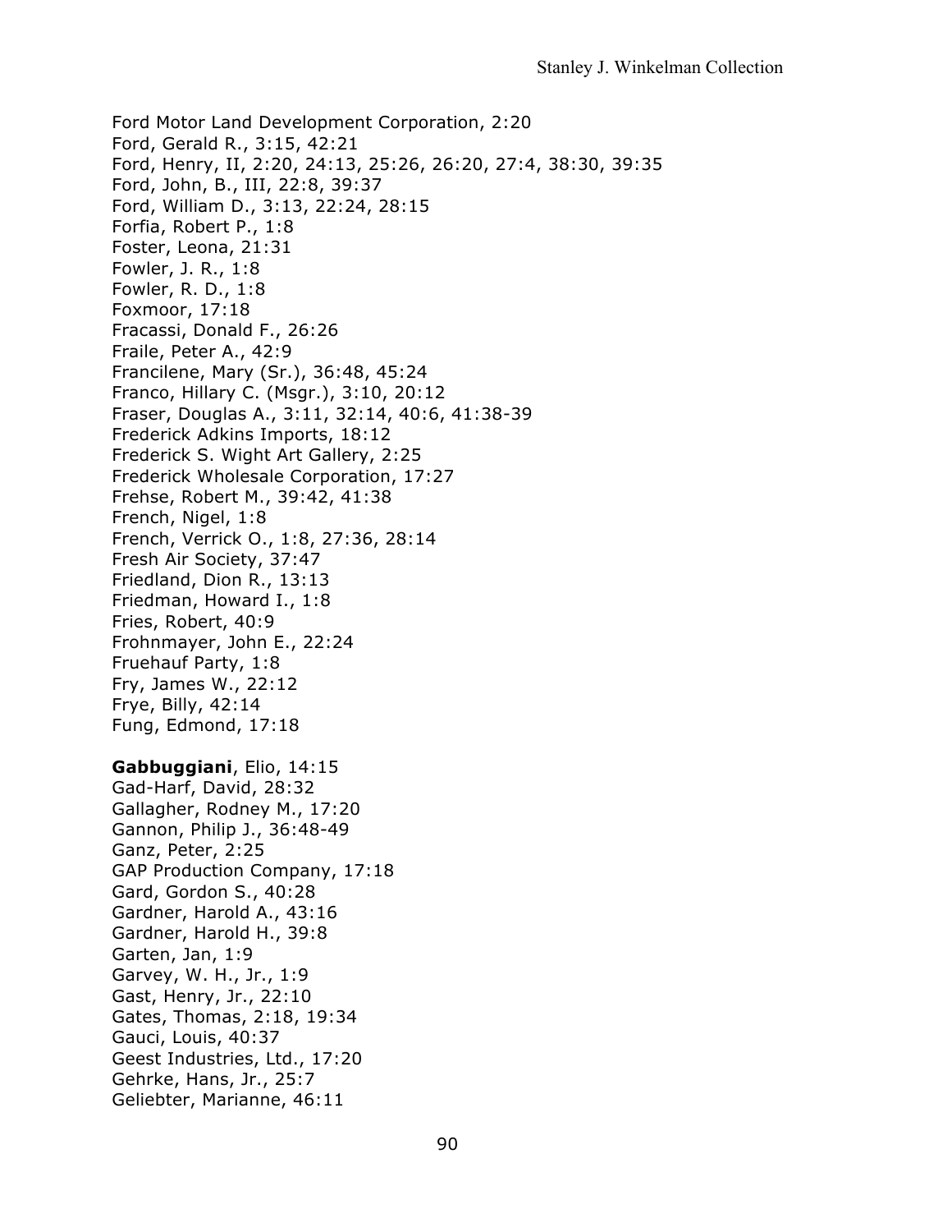Ford Motor Land Development Corporation, 2:20
Ford, Gerald R., 3:15, 42:21
Ford, Henry, II, 2:20, 24:13, 25:26, 26:20, 27:4, 38:30, 39:35
Ford, John, B., III, 22:8, 39:37
Ford, William D., 3:13, 22:24, 28:15
Forfia, Robert P., 1:8
Foster, Leona, 21:31
Fowler, J. R., 1:8
Fowler, R. D., 1:8
Foxmoor, 17:18
Fracassi, Donald F., 26:26
Fraile, Peter A., 42:9
Francilene, Mary (Sr.), 36:48, 45:24
Franco, Hillary C. (Msgr.), 3:10, 20:12
Fraser, Douglas A., 3:11, 32:14, 40:6, 41:38-39
Frederick Adkins Imports, 18:12
Frederick S. Wight Art Gallery, 2:25
Frederick Wholesale Corporation, 17:27
Frehse, Robert M., 39:42, 41:38
French, Nigel, 1:8
French, Verrick O., 1:8, 27:36, 28:14
Fresh Air Society, 37:47
Friedland, Dion R., 13:13
Friedman, Howard I., 1:8
Fries, Robert, 40:9
Frohnmayer, John E., 22:24
Fruehauf Party, 1:8
Fry, James W., 22:12
Frye, Billy, 42:14
Fung, Edmond, 17:18

**Gabbuggiani**, Elio, 14:15
Gad-Harf, David, 28:32
Gallagher, Rodney M., 17:20
Gannon, Philip J., 36:48-49
Ganz, Peter, 2:25
GAP Production Company, 17:18
Gard, Gordon S., 40:28
Gardner, Harold A., 43:16
Gardner, Harold H., 39:8
Garten, Jan, 1:9
Garvey, W. H., Jr., 1:9
Gast, Henry, Jr., 22:10
Gates, Thomas, 2:18, 19:34
Gauci, Louis, 40:37
Geest Industries, Ltd., 17:20
Gehrke, Hans, Jr., 25:7
Geliebter, Marianne, 46:11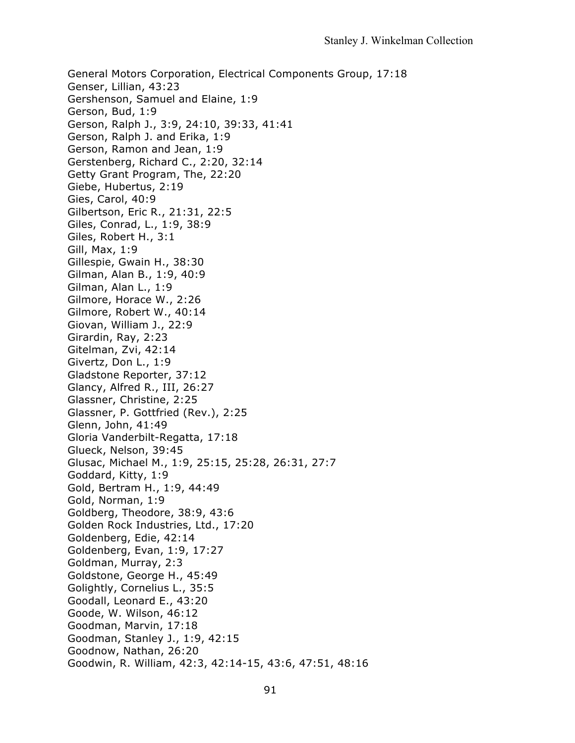General Motors Corporation, Electrical Components Group, 17:18
Genser, Lillian, 43:23
Gershenson, Samuel and Elaine, 1:9
Gerson, Bud, 1:9
Gerson, Ralph J., 3:9, 24:10, 39:33, 41:41
Gerson, Ralph J. and Erika, 1:9
Gerson, Ramon and Jean, 1:9
Gerstenberg, Richard C., 2:20, 32:14
Getty Grant Program, The, 22:20
Giebe, Hubertus, 2:19
Gies, Carol, 40:9
Gilbertson, Eric R., 21:31, 22:5
Giles, Conrad, L., 1:9, 38:9
Giles, Robert H., 3:1
Gill, Max, 1:9
Gillespie, Gwain H., 38:30
Gilman, Alan B., 1:9, 40:9
Gilman, Alan L., 1:9
Gilmore, Horace W., 2:26
Gilmore, Robert W., 40:14
Giovan, William J., 22:9
Girardin, Ray, 2:23
Gitelman, Zvi, 42:14
Givertz, Don L., 1:9
Gladstone Reporter, 37:12
Glancy, Alfred R., III, 26:27
Glassner, Christine, 2:25
Glassner, P. Gottfried (Rev.), 2:25
Glenn, John, 41:49
Gloria Vanderbilt-Regatta, 17:18
Glueck, Nelson, 39:45
Glusac, Michael M., 1:9, 25:15, 25:28, 26:31, 27:7
Goddard, Kitty, 1:9
Gold, Bertram H., 1:9, 44:49
Gold, Norman, 1:9
Goldberg, Theodore, 38:9, 43:6
Golden Rock Industries, Ltd., 17:20
Goldenberg, Edie, 42:14
Goldenberg, Evan, 1:9, 17:27
Goldman, Murray, 2:3
Goldstone, George H., 45:49
Golightly, Cornelius L., 35:5
Goodall, Leonard E., 43:20
Goode, W. Wilson, 46:12
Goodman, Marvin, 17:18
Goodman, Stanley J., 1:9, 42:15
Goodnow, Nathan, 26:20
Goodwin, R. William, 42:3, 42:14-15, 43:6, 47:51, 48:16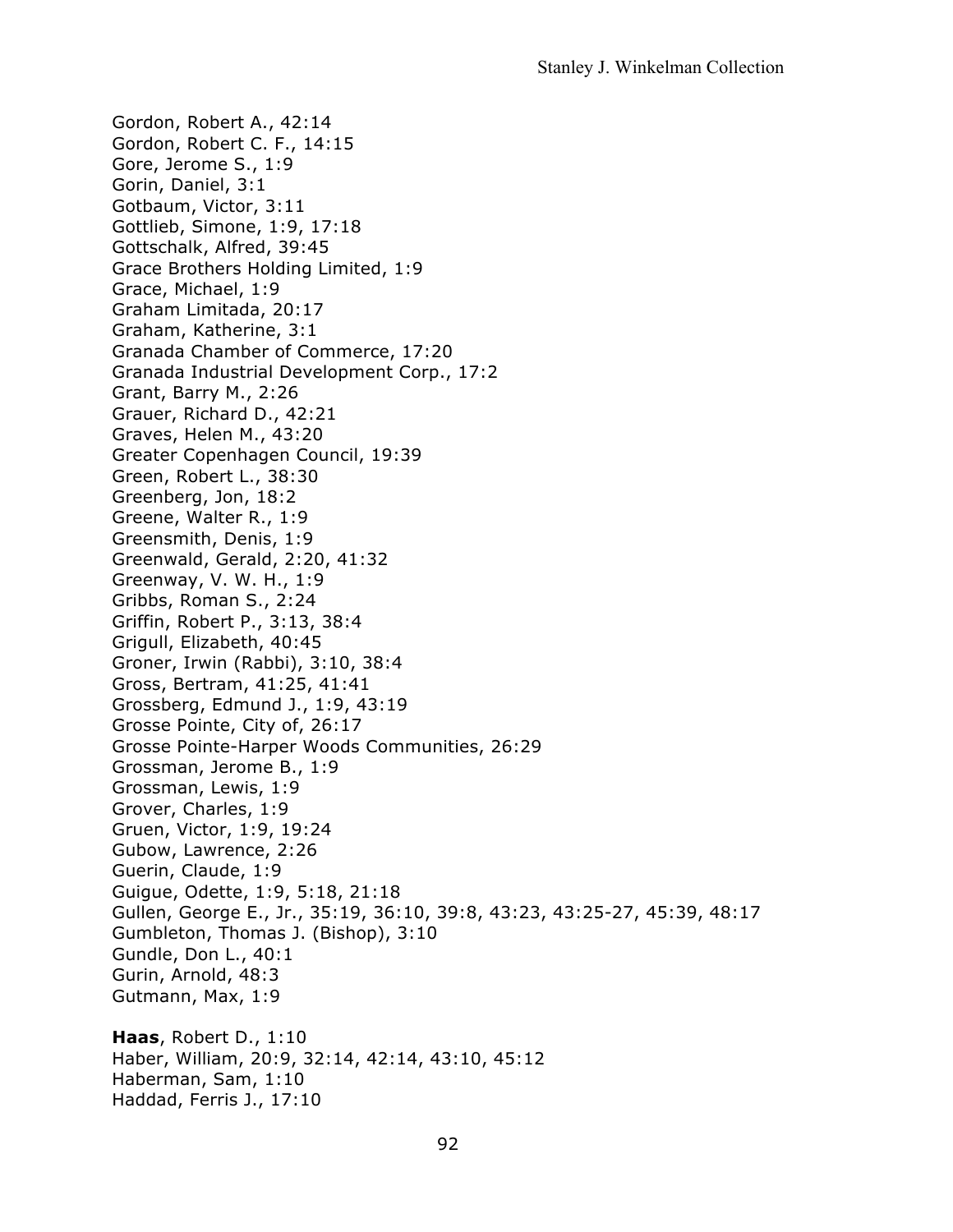Gordon, Robert A., 42:14
Gordon, Robert C. F., 14:15
Gore, Jerome S., 1:9
Gorin, Daniel, 3:1
Gotbaum, Victor, 3:11
Gottlieb, Simone, 1:9, 17:18
Gottschalk, Alfred, 39:45
Grace Brothers Holding Limited, 1:9
Grace, Michael, 1:9
Graham Limitada, 20:17
Graham, Katherine, 3:1
Granada Chamber of Commerce, 17:20
Granada Industrial Development Corp., 17:2
Grant, Barry M., 2:26
Grauer, Richard D., 42:21
Graves, Helen M., 43:20
Greater Copenhagen Council, 19:39
Green, Robert L., 38:30
Greenberg, Jon, 18:2
Greene, Walter R., 1:9
Greensmith, Denis, 1:9
Greenwald, Gerald, 2:20, 41:32
Greenway, V. W. H., 1:9
Gribbs, Roman S., 2:24
Griffin, Robert P., 3:13, 38:4
Grigull, Elizabeth, 40:45
Groner, Irwin (Rabbi), 3:10, 38:4
Gross, Bertram, 41:25, 41:41
Grossberg, Edmund J., 1:9, 43:19
Grosse Pointe, City of, 26:17
Grosse Pointe-Harper Woods Communities, 26:29
Grossman, Jerome B., 1:9
Grossman, Lewis, 1:9
Grover, Charles, 1:9
Gruen, Victor, 1:9, 19:24
Gubow, Lawrence, 2:26
Guerin, Claude, 1:9
Guigue, Odette, 1:9, 5:18, 21:18
Gullen, George E., Jr., 35:19, 36:10, 39:8, 43:23, 43:25-27, 45:39, 48:17
Gumbleton, Thomas J. (Bishop), 3:10
Gundle, Don L., 40:1
Gurin, Arnold, 48:3
Gutmann, Max, 1:9

**Haas**, Robert D., 1:10
Haber, William, 20:9, 32:14, 42:14, 43:10, 45:12
Haberman, Sam, 1:10
Haddad, Ferris J., 17:10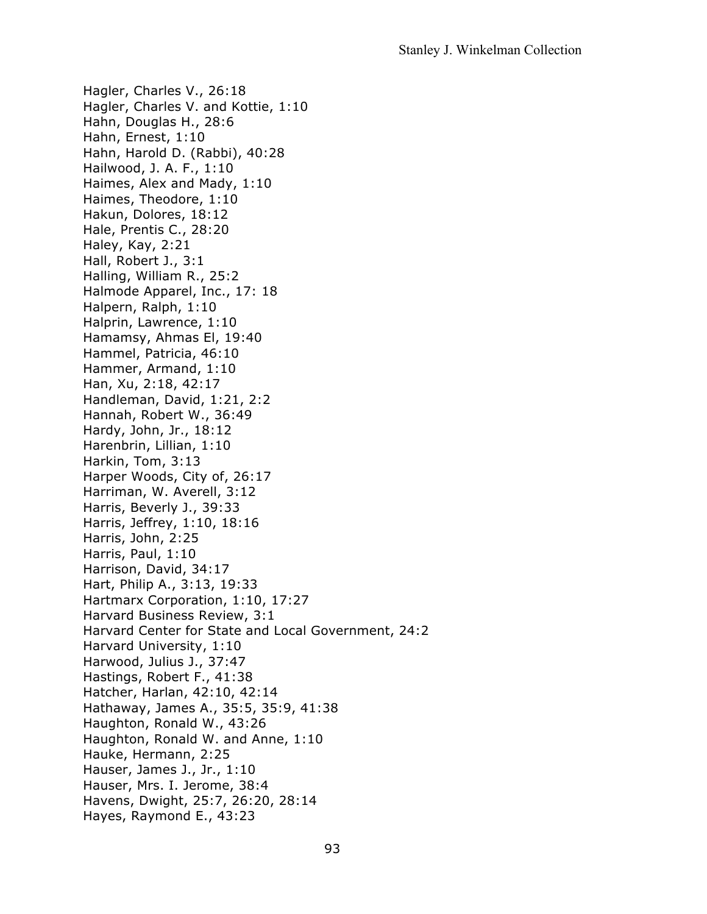Hagler, Charles V., 26:18
Hagler, Charles V. and Kottie, 1:10
Hahn, Douglas H., 28:6
Hahn, Ernest, 1:10
Hahn, Harold D. (Rabbi), 40:28
Hailwood, J. A. F., 1:10
Haimes, Alex and Mady, 1:10
Haimes, Theodore, 1:10
Hakun, Dolores, 18:12
Hale, Prentis C., 28:20
Haley, Kay, 2:21
Hall, Robert J., 3:1
Halling, William R., 25:2
Halmode Apparel, Inc., 17: 18
Halpern, Ralph, 1:10
Halprin, Lawrence, 1:10
Hamamsy, Ahmas El, 19:40
Hammel, Patricia, 46:10
Hammer, Armand, 1:10
Han, Xu, 2:18, 42:17
Handleman, David, 1:21, 2:2
Hannah, Robert W., 36:49
Hardy, John, Jr., 18:12
Harenbrin, Lillian, 1:10
Harkin, Tom, 3:13
Harper Woods, City of, 26:17
Harriman, W. Averell, 3:12
Harris, Beverly J., 39:33
Harris, Jeffrey, 1:10, 18:16
Harris, John, 2:25
Harris, Paul, 1:10
Harrison, David, 34:17
Hart, Philip A., 3:13, 19:33
Hartmarx Corporation, 1:10, 17:27
Harvard Business Review, 3:1
Harvard Center for State and Local Government, 24:2
Harvard University, 1:10
Harwood, Julius J., 37:47
Hastings, Robert F., 41:38
Hatcher, Harlan, 42:10, 42:14
Hathaway, James A., 35:5, 35:9, 41:38
Haughton, Ronald W., 43:26
Haughton, Ronald W. and Anne, 1:10
Hauke, Hermann, 2:25
Hauser, James J., Jr., 1:10
Hauser, Mrs. I. Jerome, 38:4
Havens, Dwight, 25:7, 26:20, 28:14
Hayes, Raymond E., 43:23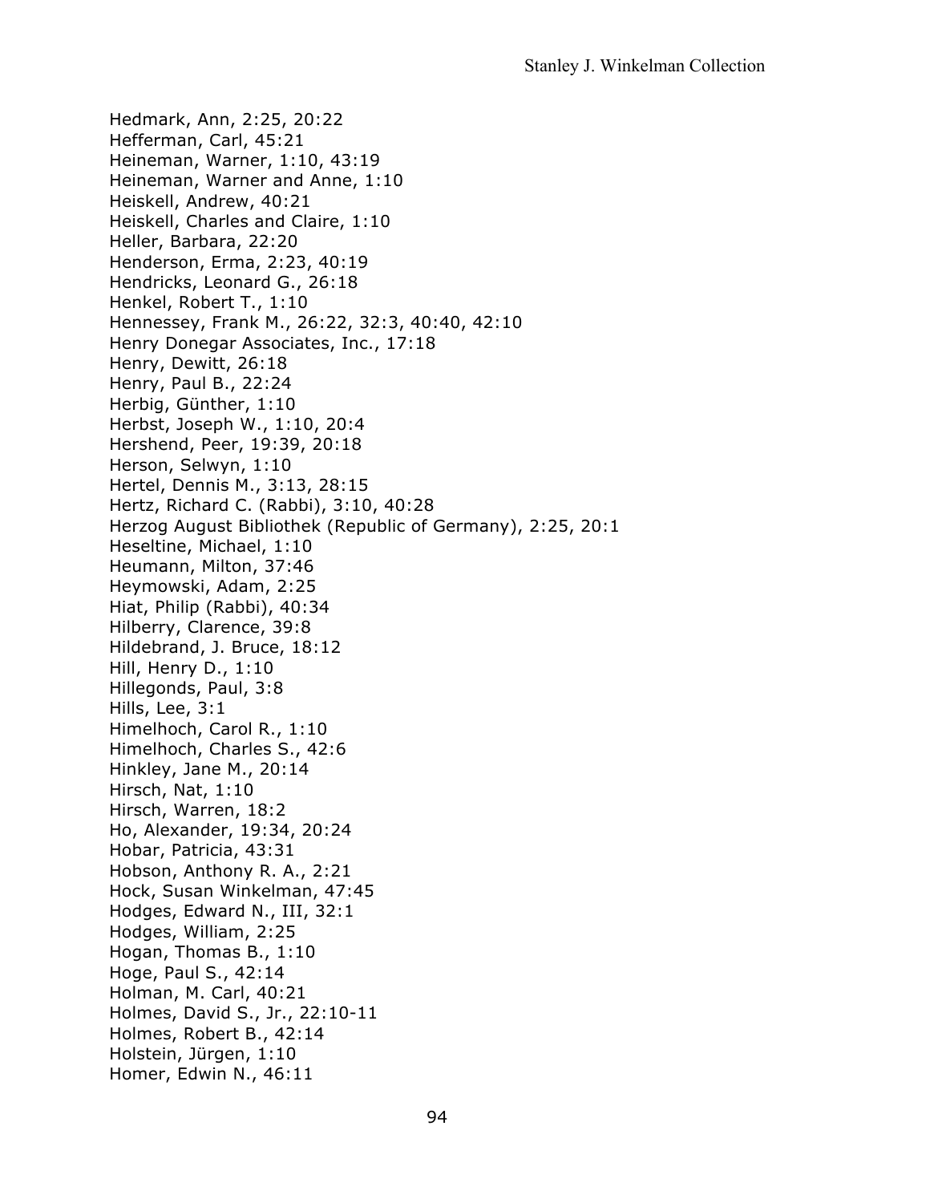Hedmark, Ann, 2:25, 20:22
Hefferman, Carl, 45:21
Heineman, Warner, 1:10, 43:19
Heineman, Warner and Anne, 1:10
Heiskell, Andrew, 40:21
Heiskell, Charles and Claire, 1:10
Heller, Barbara, 22:20
Henderson, Erma, 2:23, 40:19
Hendricks, Leonard G., 26:18
Henkel, Robert T., 1:10
Hennessey, Frank M., 26:22, 32:3, 40:40, 42:10
Henry Donegar Associates, Inc., 17:18
Henry, Dewitt, 26:18
Henry, Paul B., 22:24
Herbig, Günther, 1:10
Herbst, Joseph W., 1:10, 20:4
Hershend, Peer, 19:39, 20:18
Herson, Selwyn, 1:10
Hertel, Dennis M., 3:13, 28:15
Hertz, Richard C. (Rabbi), 3:10, 40:28
Herzog August Bibliothek (Republic of Germany), 2:25, 20:1
Heseltine, Michael, 1:10
Heumann, Milton, 37:46
Heymowski, Adam, 2:25
Hiat, Philip (Rabbi), 40:34
Hilberry, Clarence, 39:8
Hildebrand, J. Bruce, 18:12
Hill, Henry D., 1:10
Hillegonds, Paul, 3:8
Hills, Lee, 3:1
Himelhoch, Carol R., 1:10
Himelhoch, Charles S., 42:6
Hinkley, Jane M., 20:14
Hirsch, Nat, 1:10
Hirsch, Warren, 18:2
Ho, Alexander, 19:34, 20:24
Hobar, Patricia, 43:31
Hobson, Anthony R. A., 2:21
Hock, Susan Winkelman, 47:45
Hodges, Edward N., III, 32:1
Hodges, William, 2:25
Hogan, Thomas B., 1:10
Hoge, Paul S., 42:14
Holman, M. Carl, 40:21
Holmes, David S., Jr., 22:10-11
Holmes, Robert B., 42:14
Holstein, Jürgen, 1:10
Homer, Edwin N., 46:11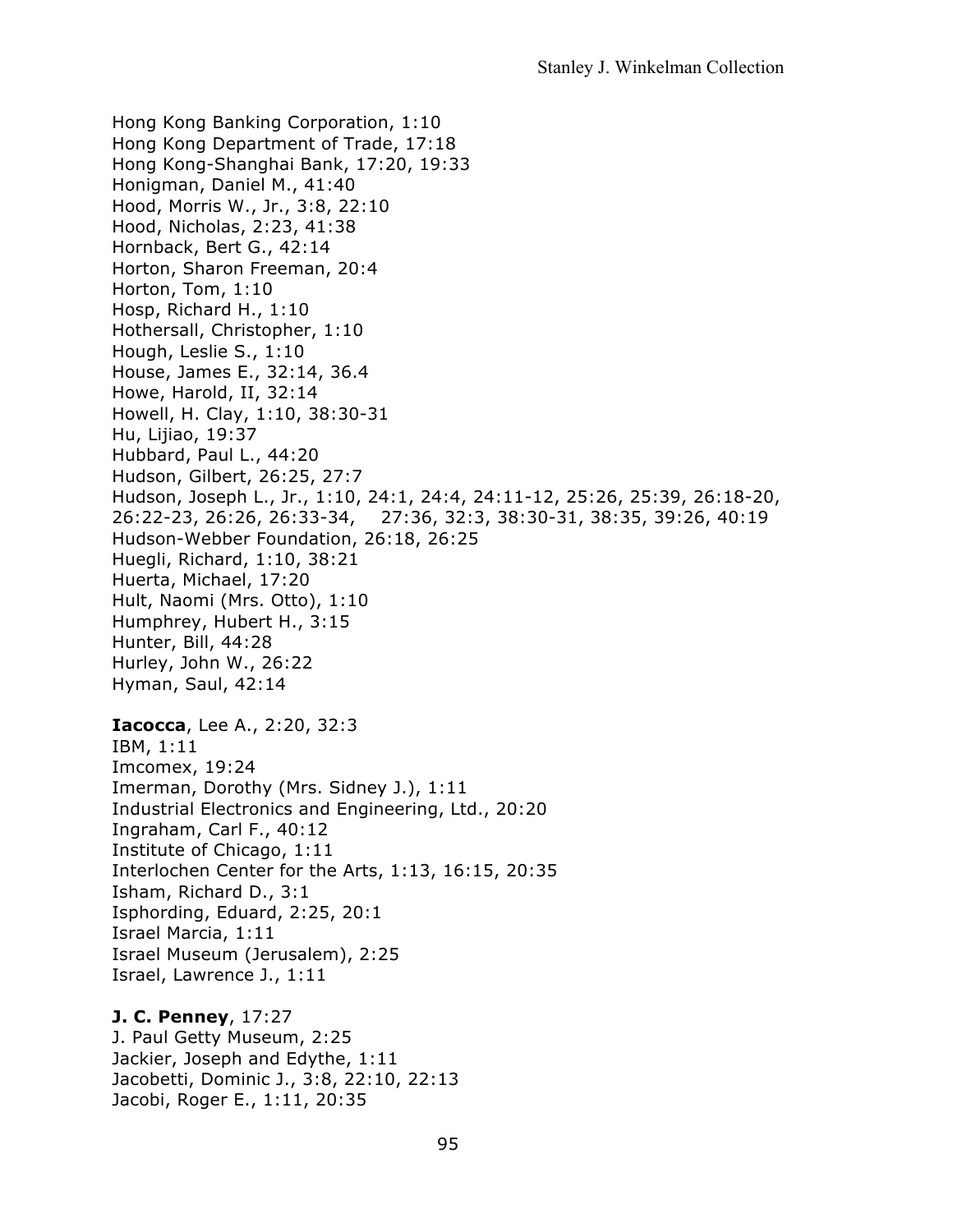Hong Kong Banking Corporation, 1:10
Hong Kong Department of Trade, 17:18
Hong Kong-Shanghai Bank, 17:20, 19:33
Honigman, Daniel M., 41:40
Hood, Morris W., Jr., 3:8, 22:10
Hood, Nicholas, 2:23, 41:38
Hornback, Bert G., 42:14
Horton, Sharon Freeman, 20:4
Horton, Tom, 1:10
Hosp, Richard H., 1:10
Hothersall, Christopher, 1:10
Hough, Leslie S., 1:10
House, James E., 32:14, 36.4
Howe, Harold, II, 32:14
Howell, H. Clay, 1:10, 38:30-31
Hu, Lijiao, 19:37
Hubbard, Paul L., 44:20
Hudson, Gilbert, 26:25, 27:7
Hudson, Joseph L., Jr., 1:10, 24:1, 24:4, 24:11-12, 25:26, 25:39, 26:18-20, 26:22-23, 26:26, 26:33-34, 27:36, 32:3, 38:30-31, 38:35, 39:26, 40:19
Hudson-Webber Foundation, 26:18, 26:25
Huegli, Richard, 1:10, 38:21
Huerta, Michael, 17:20
Hult, Naomi (Mrs. Otto), 1:10
Humphrey, Hubert H., 3:15
Hunter, Bill, 44:28
Hurley, John W., 26:22
Hyman, Saul, 42:14

**Iacocca**, Lee A., 2:20, 32:3
IBM, 1:11
Imcomex, 19:24
Imerman, Dorothy (Mrs. Sidney J.), 1:11
Industrial Electronics and Engineering, Ltd., 20:20
Ingraham, Carl F., 40:12
Institute of Chicago, 1:11
Interlochen Center for the Arts, 1:13, 16:15, 20:35
Isham, Richard D., 3:1
Isphording, Eduard, 2:25, 20:1
Israel Marcia, 1:11
Israel Museum (Jerusalem), 2:25
Israel, Lawrence J., 1:11

**J. C. Penney**, 17:27
J. Paul Getty Museum, 2:25
Jackier, Joseph and Edythe, 1:11
Jacobetti, Dominic J., 3:8, 22:10, 22:13
Jacobi, Roger E., 1:11, 20:35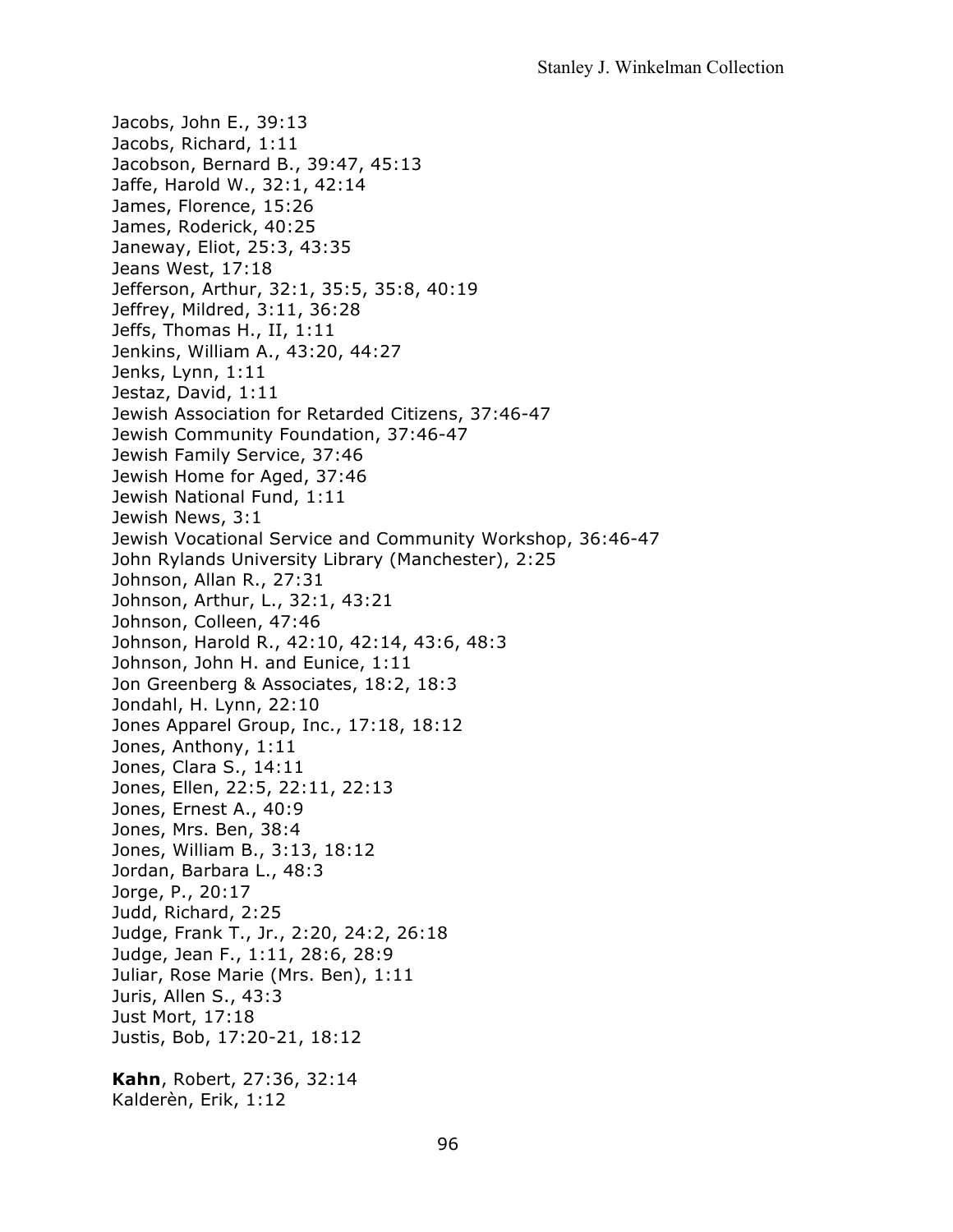Jacobs, John E., 39:13
Jacobs, Richard, 1:11
Jacobson, Bernard B., 39:47, 45:13
Jaffe, Harold W., 32:1, 42:14
James, Florence, 15:26
James, Roderick, 40:25
Janeway, Eliot, 25:3, 43:35
Jeans West, 17:18
Jefferson, Arthur, 32:1, 35:5, 35:8, 40:19
Jeffrey, Mildred, 3:11, 36:28
Jeffs, Thomas H., II, 1:11
Jenkins, William A., 43:20, 44:27
Jenks, Lynn, 1:11
Jestaz, David, 1:11
Jewish Association for Retarded Citizens, 37:46-47
Jewish Community Foundation, 37:46-47
Jewish Family Service, 37:46
Jewish Home for Aged, 37:46
Jewish National Fund, 1:11
Jewish News, 3:1
Jewish Vocational Service and Community Workshop, 36:46-47
John Rylands University Library (Manchester), 2:25
Johnson, Allan R., 27:31
Johnson, Arthur, L., 32:1, 43:21
Johnson, Colleen, 47:46
Johnson, Harold R., 42:10, 42:14, 43:6, 48:3
Johnson, John H. and Eunice, 1:11
Jon Greenberg & Associates, 18:2, 18:3
Jondahl, H. Lynn, 22:10
Jones Apparel Group, Inc., 17:18, 18:12
Jones, Anthony, 1:11
Jones, Clara S., 14:11
Jones, Ellen, 22:5, 22:11, 22:13
Jones, Ernest A., 40:9
Jones, Mrs. Ben, 38:4
Jones, William B., 3:13, 18:12
Jordan, Barbara L., 48:3
Jorge, P., 20:17
Judd, Richard, 2:25
Judge, Frank T., Jr., 2:20, 24:2, 26:18
Judge, Jean F., 1:11, 28:6, 28:9
Juliar, Rose Marie (Mrs. Ben), 1:11
Juris, Allen S., 43:3
Just Mort, 17:18
Justis, Bob, 17:20-21, 18:12

**Kahn**, Robert, 27:36, 32:14
Kalderèn, Erik, 1:12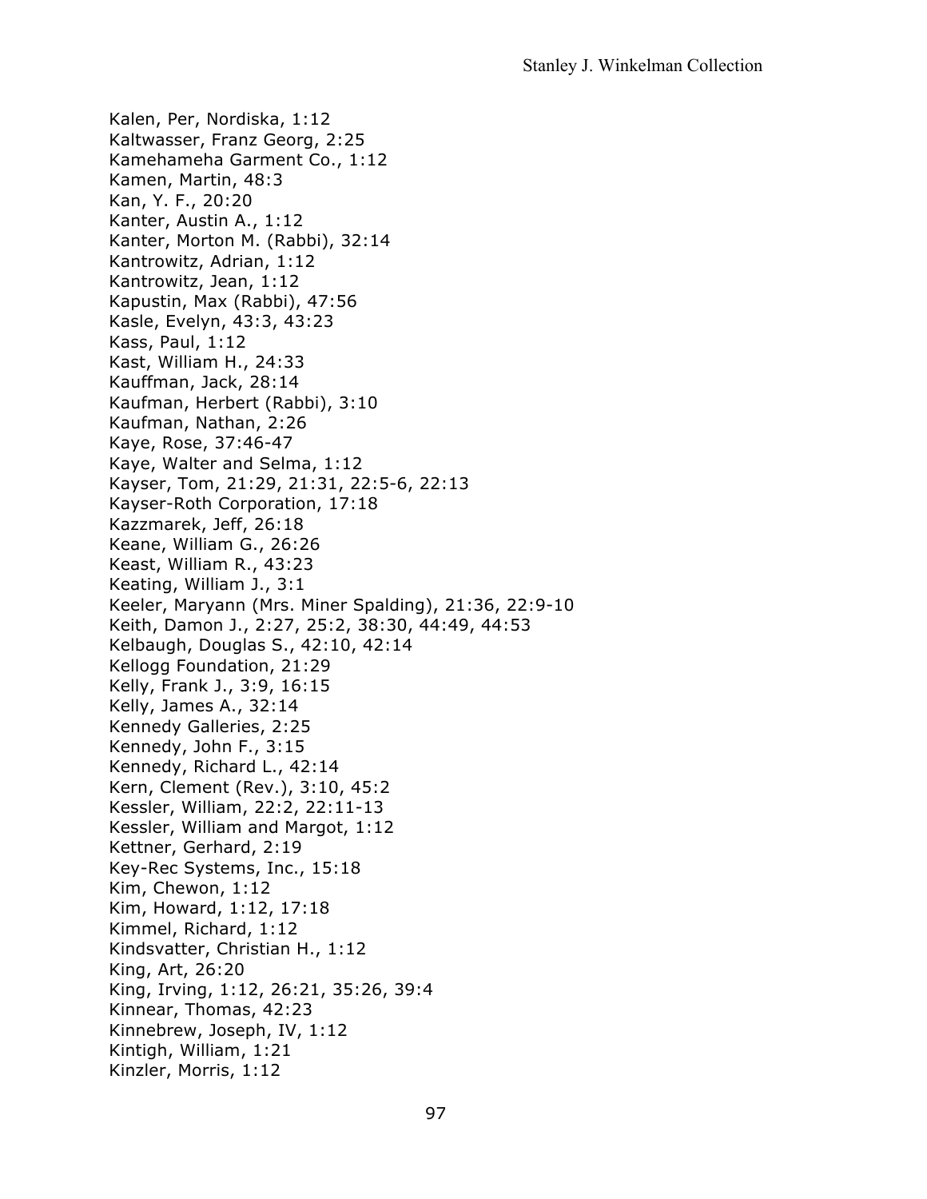Kalen, Per, Nordiska, 1:12
Kaltwasser, Franz Georg, 2:25
Kamehameha Garment Co., 1:12
Kamen, Martin, 48:3
Kan, Y. F., 20:20
Kanter, Austin A., 1:12
Kanter, Morton M. (Rabbi), 32:14
Kantrowitz, Adrian, 1:12
Kantrowitz, Jean, 1:12
Kapustin, Max (Rabbi), 47:56
Kasle, Evelyn, 43:3, 43:23
Kass, Paul, 1:12
Kast, William H., 24:33
Kauffman, Jack, 28:14
Kaufman, Herbert (Rabbi), 3:10
Kaufman, Nathan, 2:26
Kaye, Rose, 37:46-47
Kaye, Walter and Selma, 1:12
Kayser, Tom, 21:29, 21:31, 22:5-6, 22:13
Kayser-Roth Corporation, 17:18
Kazzmarek, Jeff, 26:18
Keane, William G., 26:26
Keast, William R., 43:23
Keating, William J., 3:1
Keeler, Maryann (Mrs. Miner Spalding), 21:36, 22:9-10
Keith, Damon J., 2:27, 25:2, 38:30, 44:49, 44:53
Kelbaugh, Douglas S., 42:10, 42:14
Kellogg Foundation, 21:29
Kelly, Frank J., 3:9, 16:15
Kelly, James A., 32:14
Kennedy Galleries, 2:25
Kennedy, John F., 3:15
Kennedy, Richard L., 42:14
Kern, Clement (Rev.), 3:10, 45:2
Kessler, William, 22:2, 22:11-13
Kessler, William and Margot, 1:12
Kettner, Gerhard, 2:19
Key-Rec Systems, Inc., 15:18
Kim, Chewon, 1:12
Kim, Howard, 1:12, 17:18
Kimmel, Richard, 1:12
Kindsvatter, Christian H., 1:12
King, Art, 26:20
King, Irving, 1:12, 26:21, 35:26, 39:4
Kinnear, Thomas, 42:23
Kinnebrew, Joseph, IV, 1:12
Kintigh, William, 1:21
Kinzler, Morris, 1:12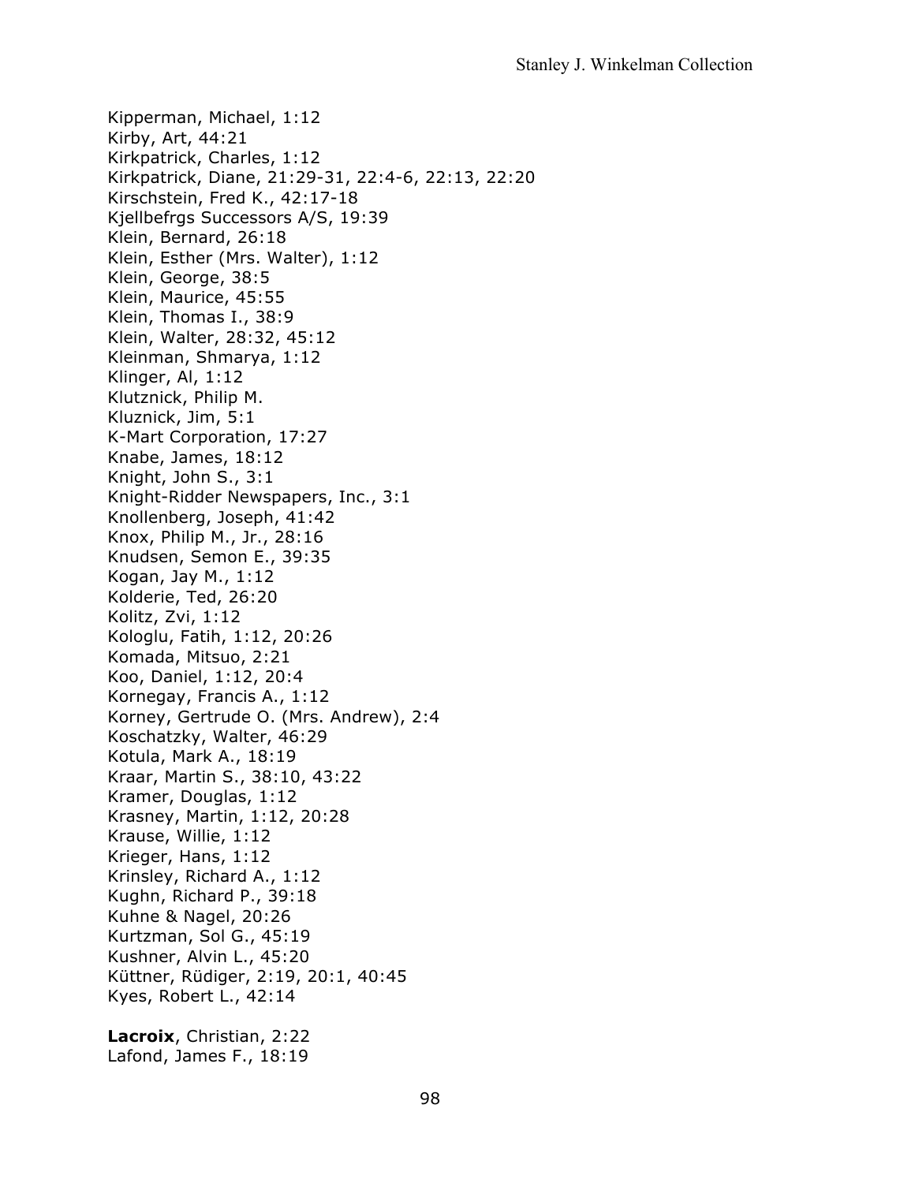Kipperman, Michael, 1:12  
Kirby, Art, 44:21  
Kirkpatrick, Charles, 1:12  
Kirkpatrick, Diane, 21:29-31, 22:4-6, 22:13, 22:20  
Kirschstein, Fred K., 42:17-18  
Kjellbefrgs Successors A/S, 19:39  
Klein, Bernard, 26:18  
Klein, Esther (Mrs. Walter), 1:12  
Klein, George, 38:5  
Klein, Maurice, 45:55  
Klein, Thomas I., 38:9  
Klein, Walter, 28:32, 45:12  
Kleinman, Shmarya, 1:12  
Klinger, Al, 1:12  
Klutznick, Philip M.  
Kluznick, Jim, 5:1  
K-Mart Corporation, 17:27  
Knabe, James, 18:12  
Knight, John S., 3:1  
Knight-Ridder Newspapers, Inc., 3:1  
Knollenberg, Joseph, 41:42  
Knox, Philip M., Jr., 28:16  
Knudsen, Semon E., 39:35  
Kogan, Jay M., 1:12  
Kolderie, Ted, 26:20  
Kolitz, Zvi, 1:12  
Kologlu, Fatih, 1:12, 20:26  
Komada, Mitsuo, 2:21  
Koo, Daniel, 1:12, 20:4  
Kornegay, Francis A., 1:12  
Korney, Gertrude O. (Mrs. Andrew), 2:4  
Koschatzky, Walter, 46:29  
Kotula, Mark A., 18:19  
Kraar, Martin S., 38:10, 43:22  
Kramer, Douglas, 1:12  
Krasney, Martin, 1:12, 20:28  
Krause, Willie, 1:12  
Krieger, Hans, 1:12  
Krinsley, Richard A., 1:12  
Kughn, Richard P., 39:18  
Kuhne & Nagel, 20:26  
Kurtzman, Sol G., 45:19  
Kushner, Alvin L., 45:20  
Küttner, Rüdiger, 2:19, 20:1, 40:45  
Kyes, Robert L., 42:14

**Lacroix**, Christian, 2:22  
Lafond, James F., 18:19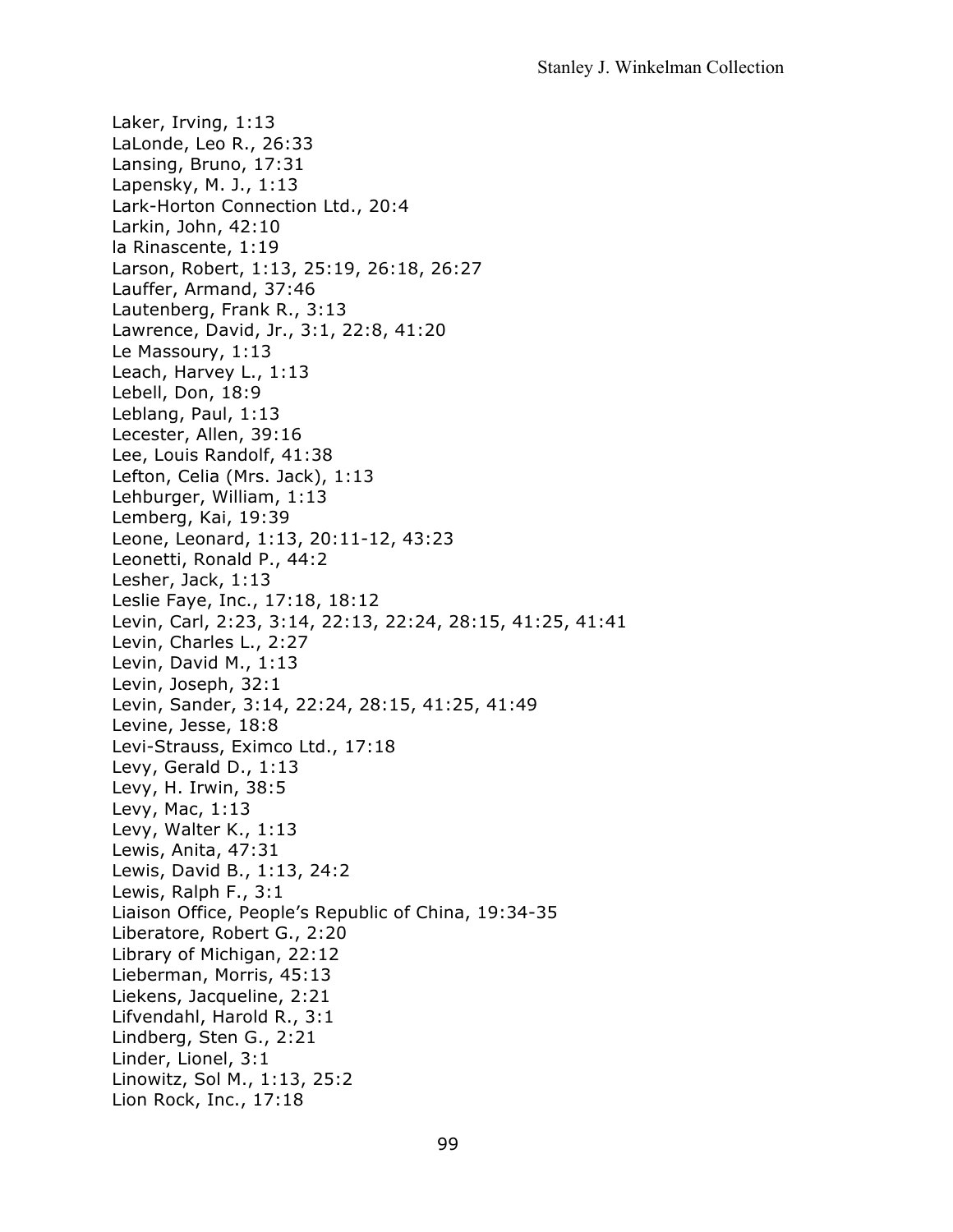Laker, Irving, 1:13
LaLonde, Leo R., 26:33
Lansing, Bruno, 17:31
Lapensky, M. J., 1:13
Lark-Horton Connection Ltd., 20:4
Larkin, John, 42:10
la Rinascente, 1:19
Larson, Robert, 1:13, 25:19, 26:18, 26:27
Lauffer, Armand, 37:46
Lautenberg, Frank R., 3:13
Lawrence, David, Jr., 3:1, 22:8, 41:20
Le Massoury, 1:13
Leach, Harvey L., 1:13
Lebell, Don, 18:9
Leblang, Paul, 1:13
Lecester, Allen, 39:16
Lee, Louis Randolf, 41:38
Lefton, Celia (Mrs. Jack), 1:13
Lehburger, William, 1:13
Lemberg, Kai, 19:39
Leone, Leonard, 1:13, 20:11-12, 43:23
Leonetti, Ronald P., 44:2
Lesher, Jack, 1:13
Leslie Faye, Inc., 17:18, 18:12
Levin, Carl, 2:23, 3:14, 22:13, 22:24, 28:15, 41:25, 41:41
Levin, Charles L., 2:27
Levin, David M., 1:13
Levin, Joseph, 32:1
Levin, Sander, 3:14, 22:24, 28:15, 41:25, 41:49
Levine, Jesse, 18:8
Levi-Strauss, Eximco Ltd., 17:18
Levy, Gerald D., 1:13
Levy, H. Irwin, 38:5
Levy, Mac, 1:13
Levy, Walter K., 1:13
Lewis, Anita, 47:31
Lewis, David B., 1:13, 24:2
Lewis, Ralph F., 3:1
Liaison Office, People's Republic of China, 19:34-35
Liberatore, Robert G., 2:20
Library of Michigan, 22:12
Lieberman, Morris, 45:13
Liekens, Jacqueline, 2:21
Lifvendahl, Harold R., 3:1
Lindberg, Sten G., 2:21
Linder, Lionel, 3:1
Linowitz, Sol M., 1:13, 25:2
Lion Rock, Inc., 17:18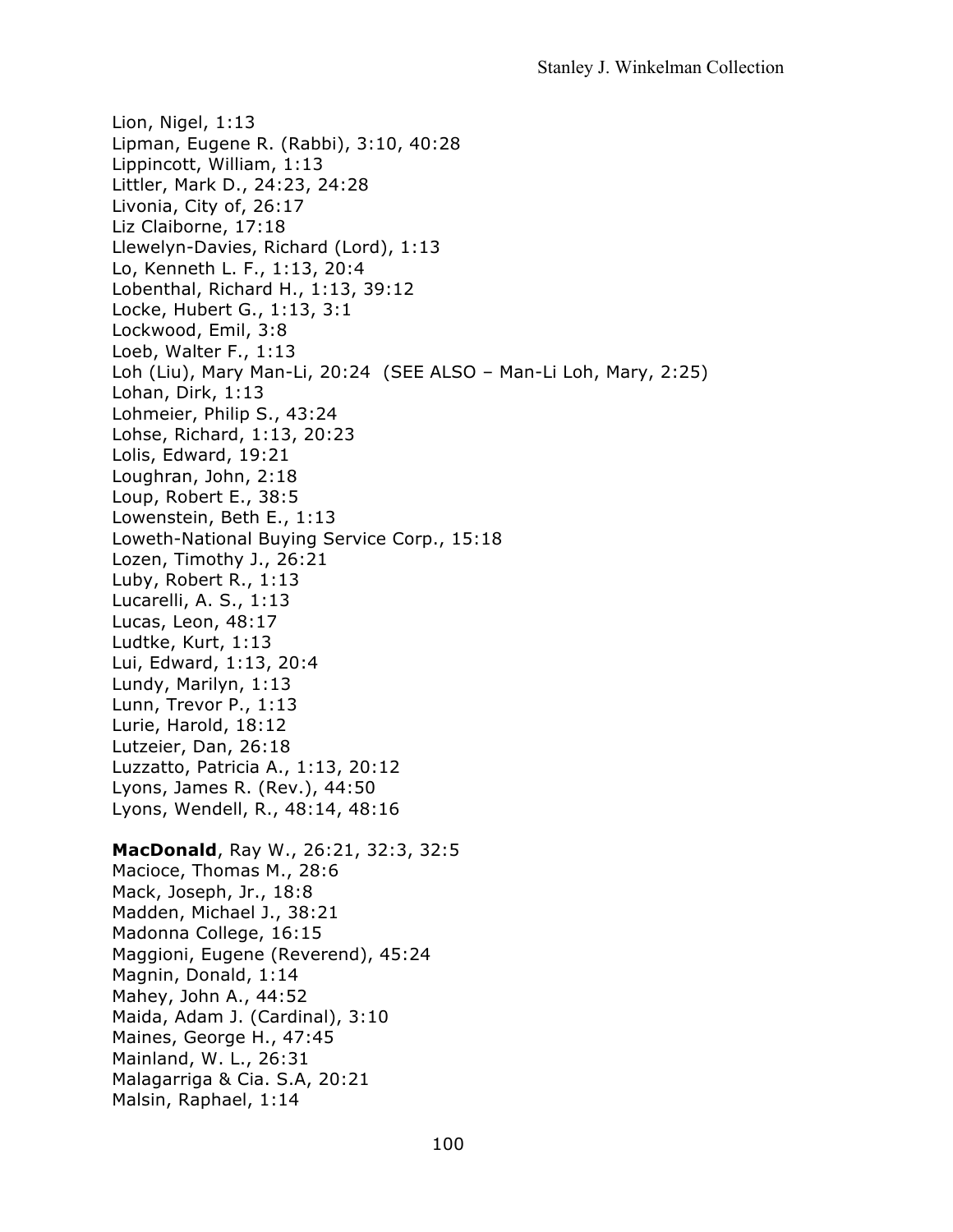Lion, Nigel, 1:13
Lipman, Eugene R. (Rabbi), 3:10, 40:28
Lippincott, William, 1:13
Littler, Mark D., 24:23, 24:28
Livonia, City of, 26:17
Liz Claiborne, 17:18
Llewelyn-Davies, Richard (Lord), 1:13
Lo, Kenneth L. F., 1:13, 20:4
Lobenthal, Richard H., 1:13, 39:12
Locke, Hubert G., 1:13, 3:1
Lockwood, Emil, 3:8
Loeb, Walter F., 1:13
Loh (Liu), Mary Man-Li, 20:24 (SEE ALSO – Man-Li Loh, Mary, 2:25)
Lohan, Dirk, 1:13
Lohmeier, Philip S., 43:24
Lohse, Richard, 1:13, 20:23
Lolis, Edward, 19:21
Loughran, John, 2:18
Loup, Robert E., 38:5
Lowenstein, Beth E., 1:13
Loweth-National Buying Service Corp., 15:18
Lozen, Timothy J., 26:21
Luby, Robert R., 1:13
Lucarelli, A. S., 1:13
Lucas, Leon, 48:17
Ludtke, Kurt, 1:13
Lui, Edward, 1:13, 20:4
Lundy, Marilyn, 1:13
Lunn, Trevor P., 1:13
Lurie, Harold, 18:12
Lutzeier, Dan, 26:18
Luzzatto, Patricia A., 1:13, 20:12
Lyons, James R. (Rev.), 44:50
Lyons, Wendell, R., 48:14, 48:16

**MacDonald**, Ray W., 26:21, 32:3, 32:5
Macioce, Thomas M., 28:6
Mack, Joseph, Jr., 18:8
Madden, Michael J., 38:21
Madonna College, 16:15
Maggioni, Eugene (Reverend), 45:24
Magnin, Donald, 1:14
Mahey, John A., 44:52
Maida, Adam J. (Cardinal), 3:10
Maines, George H., 47:45
Mainland, W. L., 26:31
Malagarriga & Cia. S.A, 20:21
Malsin, Raphael, 1:14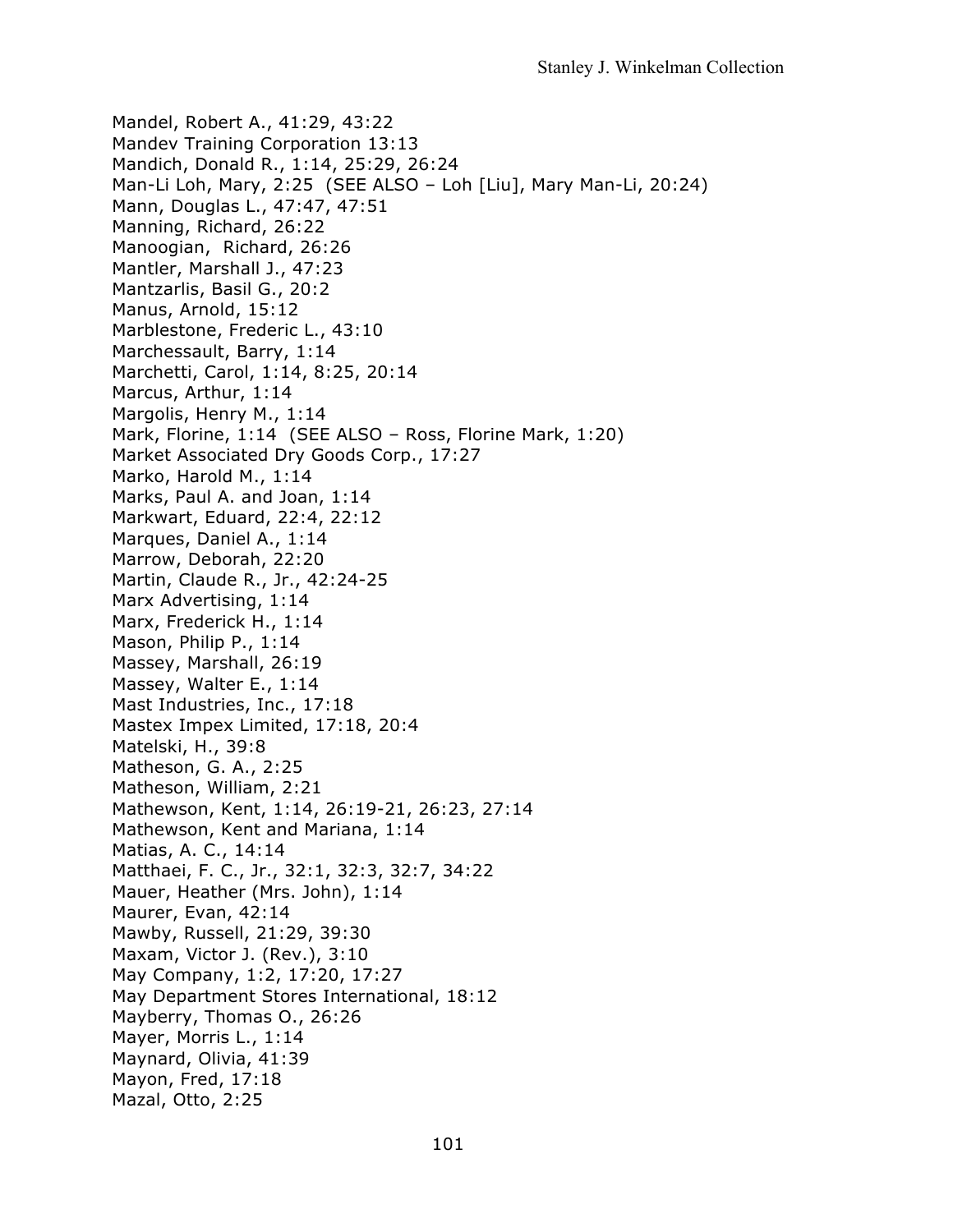Mandel, Robert A., 41:29, 43:22  
Mandev Training Corporation 13:13  
Mandich, Donald R., 1:14, 25:29, 26:24  
Man-Li Loh, Mary, 2:25 (SEE ALSO – Loh [Liu], Mary Man-Li, 20:24)  
Mann, Douglas L., 47:47, 47:51  
Manning, Richard, 26:22  
Manoogian, Richard, 26:26  
Mantler, Marshall J., 47:23  
Mantzarlis, Basil G., 20:2  
Manus, Arnold, 15:12  
Marblestone, Frederic L., 43:10  
Marchessault, Barry, 1:14  
Marchetti, Carol, 1:14, 8:25, 20:14  
Marcus, Arthur, 1:14  
Margolis, Henry M., 1:14  
Mark, Florine, 1:14 (SEE ALSO – Ross, Florine Mark, 1:20)  
Market Associated Dry Goods Corp., 17:27  
Marko, Harold M., 1:14  
Marks, Paul A. and Joan, 1:14  
Markwart, Eduard, 22:4, 22:12  
Marques, Daniel A., 1:14  
Marrow, Deborah, 22:20  
Martin, Claude R., Jr., 42:24-25  
Marx Advertising, 1:14  
Marx, Frederick H., 1:14  
Mason, Philip P., 1:14  
Massey, Marshall, 26:19  
Massey, Walter E., 1:14  
Mast Industries, Inc., 17:18  
Mastex Impex Limited, 17:18, 20:4  
Matelski, H., 39:8  
Matheson, G. A., 2:25  
Matheson, William, 2:21  
Mathewson, Kent, 1:14, 26:19-21, 26:23, 27:14  
Mathewson, Kent and Mariana, 1:14  
Matias, A. C., 14:14  
Matthaei, F. C., Jr., 32:1, 32:3, 32:7, 34:22  
Mauer, Heather (Mrs. John), 1:14  
Maurer, Evan, 42:14  
Mawby, Russell, 21:29, 39:30  
Maxam, Victor J. (Rev.), 3:10  
May Company, 1:2, 17:20, 17:27  
May Department Stores International, 18:12  
Mayberry, Thomas O., 26:26  
Mayer, Morris L., 1:14  
Maynard, Olivia, 41:39  
Mayon, Fred, 17:18  
Mazal, Otto, 2:25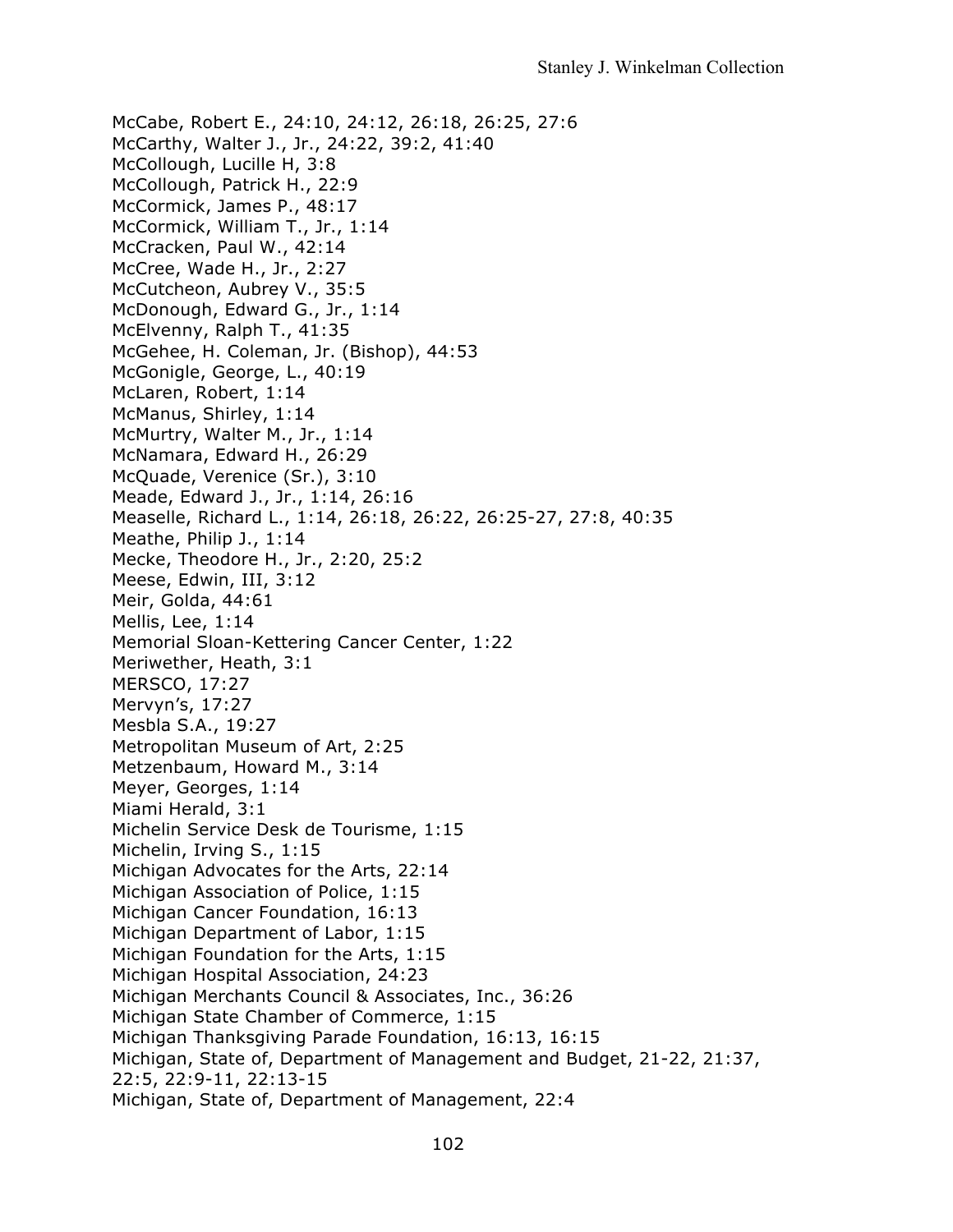McCabe, Robert E., 24:10, 24:12, 26:18, 26:25, 27:6
McCarthy, Walter J., Jr., 24:22, 39:2, 41:40
McCollough, Lucille H, 3:8
McCollough, Patrick H., 22:9
McCormick, James P., 48:17
McCormick, William T., Jr., 1:14
McCracken, Paul W., 42:14
McCree, Wade H., Jr., 2:27
McCutcheon, Aubrey V., 35:5
McDonough, Edward G., Jr., 1:14
McElvenny, Ralph T., 41:35
McGehee, H. Coleman, Jr. (Bishop), 44:53
McGonigle, George, L., 40:19
McLaren, Robert, 1:14
McManus, Shirley, 1:14
McMurtry, Walter M., Jr., 1:14
McNamara, Edward H., 26:29
McQuade, Verenice (Sr.), 3:10
Meade, Edward J., Jr., 1:14, 26:16
Measelle, Richard L., 1:14, 26:18, 26:22, 26:25-27, 27:8, 40:35
Meathe, Philip J., 1:14
Mecke, Theodore H., Jr., 2:20, 25:2
Meese, Edwin, III, 3:12
Meir, Golda, 44:61
Mellis, Lee, 1:14
Memorial Sloan-Kettering Cancer Center, 1:22
Meriwether, Heath, 3:1
MERSCO, 17:27
Mervyn's, 17:27
Mesbla S.A., 19:27
Metropolitan Museum of Art, 2:25
Metzenbaum, Howard M., 3:14
Meyer, Georges, 1:14
Miami Herald, 3:1
Michelin Service Desk de Tourisme, 1:15
Michelin, Irving S., 1:15
Michigan Advocates for the Arts, 22:14
Michigan Association of Police, 1:15
Michigan Cancer Foundation, 16:13
Michigan Department of Labor, 1:15
Michigan Foundation for the Arts, 1:15
Michigan Hospital Association, 24:23
Michigan Merchants Council & Associates, Inc., 36:26
Michigan State Chamber of Commerce, 1:15
Michigan Thanksgiving Parade Foundation, 16:13, 16:15
Michigan, State of, Department of Management and Budget, 21-22, 21:37, 22:5, 22:9-11, 22:13-15
Michigan, State of, Department of Management, 22:4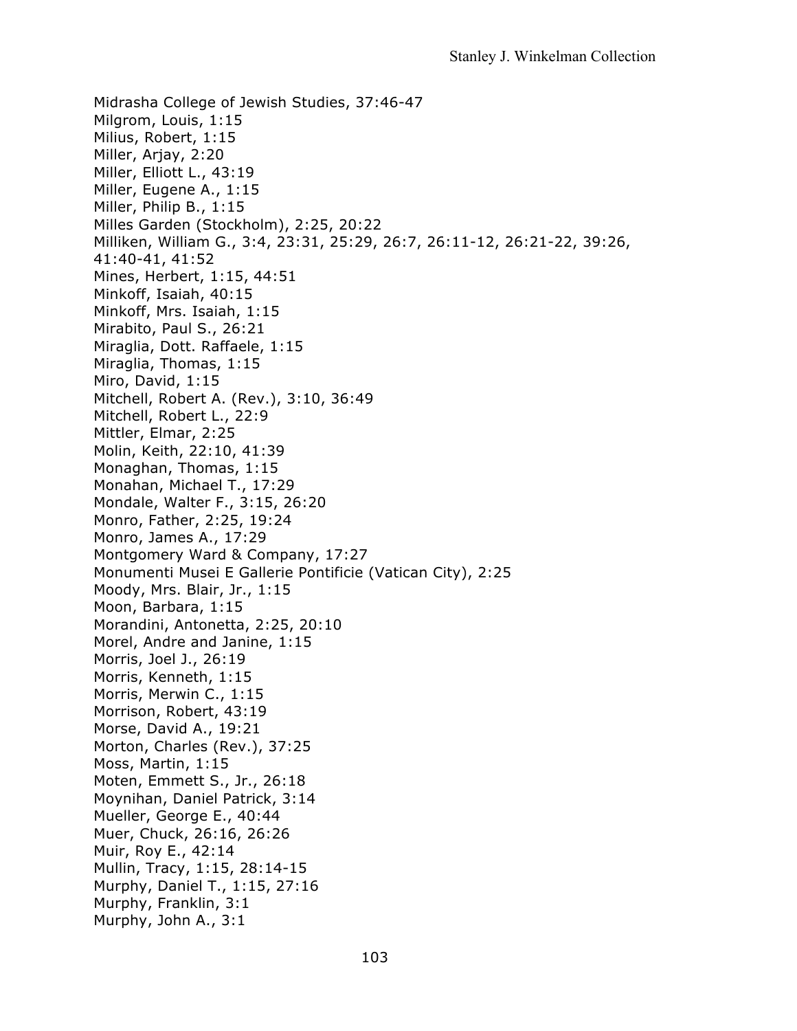Midrasha College of Jewish Studies, 37:46-47
Milgrom, Louis, 1:15
Milius, Robert, 1:15
Miller, Arjay, 2:20
Miller, Elliott L., 43:19
Miller, Eugene A., 1:15
Miller, Philip B., 1:15
Milles Garden (Stockholm), 2:25, 20:22
Milliken, William G., 3:4, 23:31, 25:29, 26:7, 26:11-12, 26:21-22, 39:26, 41:40-41, 41:52
Mines, Herbert, 1:15, 44:51
Minkoff, Isaiah, 40:15
Minkoff, Mrs. Isaiah, 1:15
Mirabito, Paul S., 26:21
Miraglia, Dott. Raffaele, 1:15
Miraglia, Thomas, 1:15
Miro, David, 1:15
Mitchell, Robert A. (Rev.), 3:10, 36:49
Mitchell, Robert L., 22:9
Mittler, Elmar, 2:25
Molin, Keith, 22:10, 41:39
Monaghan, Thomas, 1:15
Monahan, Michael T., 17:29
Mondale, Walter F., 3:15, 26:20
Monro, Father, 2:25, 19:24
Monro, James A., 17:29
Montgomery Ward & Company, 17:27
Monumenti Musei E Gallerie Pontificie (Vatican City), 2:25
Moody, Mrs. Blair, Jr., 1:15
Moon, Barbara, 1:15
Morandini, Antonetta, 2:25, 20:10
Morel, Andre and Janine, 1:15
Morris, Joel J., 26:19
Morris, Kenneth, 1:15
Morris, Merwin C., 1:15
Morrison, Robert, 43:19
Morse, David A., 19:21
Morton, Charles (Rev.), 37:25
Moss, Martin, 1:15
Moten, Emmett S., Jr., 26:18
Moynihan, Daniel Patrick, 3:14
Mueller, George E., 40:44
Muer, Chuck, 26:16, 26:26
Muir, Roy E., 42:14
Mullin, Tracy, 1:15, 28:14-15
Murphy, Daniel T., 1:15, 27:16
Murphy, Franklin, 3:1
Murphy, John A., 3:1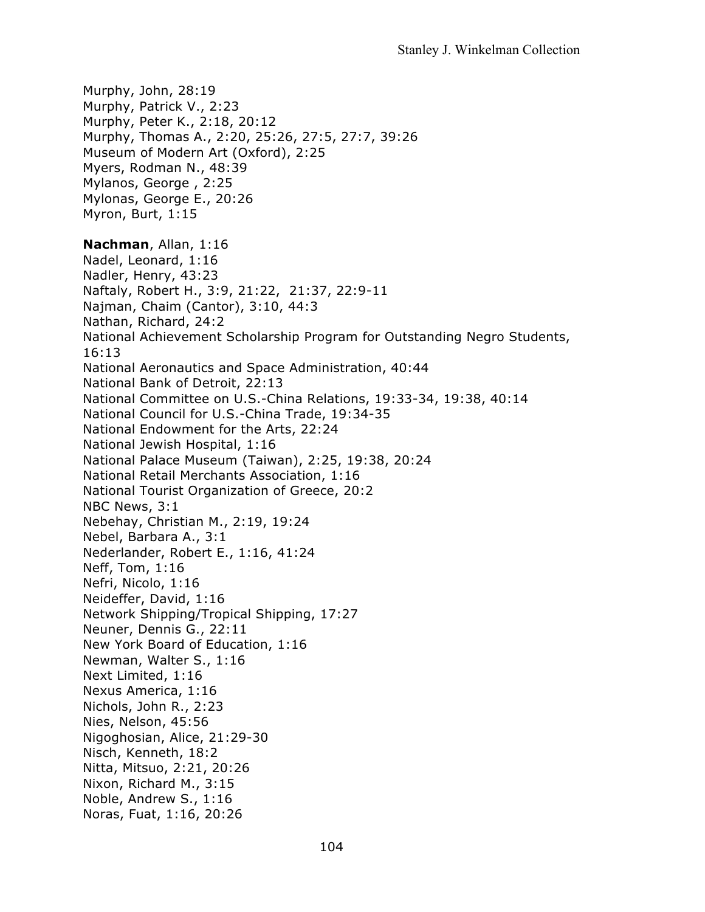Murphy, John, 28:19
Murphy, Patrick V., 2:23
Murphy, Peter K., 2:18, 20:12
Murphy, Thomas A., 2:20, 25:26, 27:5, 27:7, 39:26
Museum of Modern Art (Oxford), 2:25
Myers, Rodman N., 48:39
Mylanos, George , 2:25
Mylonas, George E., 20:26
Myron, Burt, 1:15

**Nachman**, Allan, 1:16
Nadel, Leonard, 1:16
Nadler, Henry, 43:23
Naftaly, Robert H., 3:9, 21:22, 21:37, 22:9-11
Najman, Chaim (Cantor), 3:10, 44:3
Nathan, Richard, 24:2
National Achievement Scholarship Program for Outstanding Negro Students, 16:13
National Aeronautics and Space Administration, 40:44
National Bank of Detroit, 22:13
National Committee on U.S.-China Relations, 19:33-34, 19:38, 40:14
National Council for U.S.-China Trade, 19:34-35
National Endowment for the Arts, 22:24
National Jewish Hospital, 1:16
National Palace Museum (Taiwan), 2:25, 19:38, 20:24
National Retail Merchants Association, 1:16
National Tourist Organization of Greece, 20:2
NBC News, 3:1
Nebehay, Christian M., 2:19, 19:24
Nebel, Barbara A., 3:1
Nederlander, Robert E., 1:16, 41:24
Neff, Tom, 1:16
Nefri, Nicolo, 1:16
Neideffer, David, 1:16
Network Shipping/Tropical Shipping, 17:27
Neuner, Dennis G., 22:11
New York Board of Education, 1:16
Newman, Walter S., 1:16
Next Limited, 1:16
Nexus America, 1:16
Nichols, John R., 2:23
Nies, Nelson, 45:56
Nigoghosian, Alice, 21:29-30
Nisch, Kenneth, 18:2
Nitta, Mitsuo, 2:21, 20:26
Nixon, Richard M., 3:15
Noble, Andrew S., 1:16
Noras, Fuat, 1:16, 20:26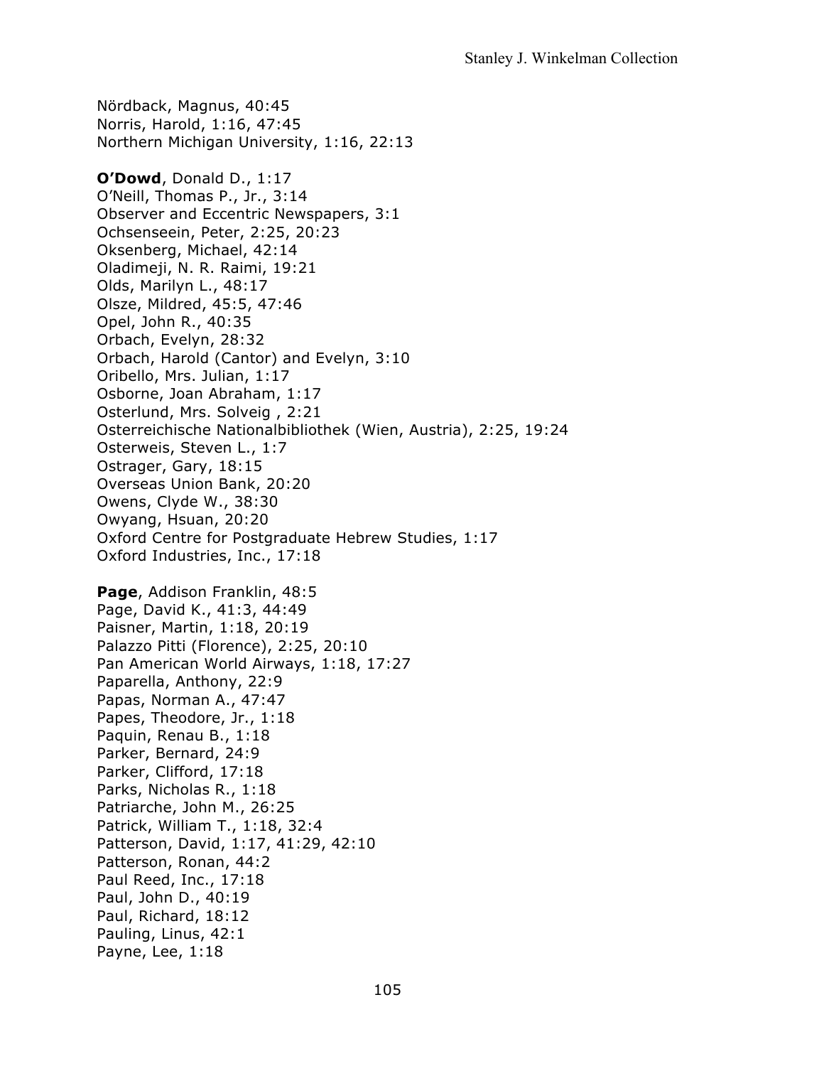Nördback, Magnus, 40:45
Norris, Harold, 1:16, 47:45
Northern Michigan University, 1:16, 22:13

**O'Dowd**, Donald D., 1:17
O'Neill, Thomas P., Jr., 3:14
Observer and Eccentric Newspapers, 3:1
Ochsenseein, Peter, 2:25, 20:23
Oksenberg, Michael, 42:14
Oladimeji, N. R. Raimi, 19:21
Olds, Marilyn L., 48:17
Olsze, Mildred, 45:5, 47:46
Opel, John R., 40:35
Orbach, Evelyn, 28:32
Orbach, Harold (Cantor) and Evelyn, 3:10
Oribello, Mrs. Julian, 1:17
Osborne, Joan Abraham, 1:17
Osterlund, Mrs. Solveig , 2:21
Osterreichische Nationalbibliothek (Wien, Austria), 2:25, 19:24
Osterweis, Steven L., 1:7
Ostrager, Gary, 18:15
Overseas Union Bank, 20:20
Owens, Clyde W., 38:30
Owyang, Hsuan, 20:20
Oxford Centre for Postgraduate Hebrew Studies, 1:17
Oxford Industries, Inc., 17:18

**Page**, Addison Franklin, 48:5
Page, David K., 41:3, 44:49
Paisner, Martin, 1:18, 20:19
Palazzo Pitti (Florence), 2:25, 20:10
Pan American World Airways, 1:18, 17:27
Paparella, Anthony, 22:9
Papas, Norman A., 47:47
Papes, Theodore, Jr., 1:18
Paquin, Renau B., 1:18
Parker, Bernard, 24:9
Parker, Clifford, 17:18
Parks, Nicholas R., 1:18
Patriarche, John M., 26:25
Patrick, William T., 1:18, 32:4
Patterson, David, 1:17, 41:29, 42:10
Patterson, Ronan, 44:2
Paul Reed, Inc., 17:18
Paul, John D., 40:19
Paul, Richard, 18:12
Pauling, Linus, 42:1
Payne, Lee, 1:18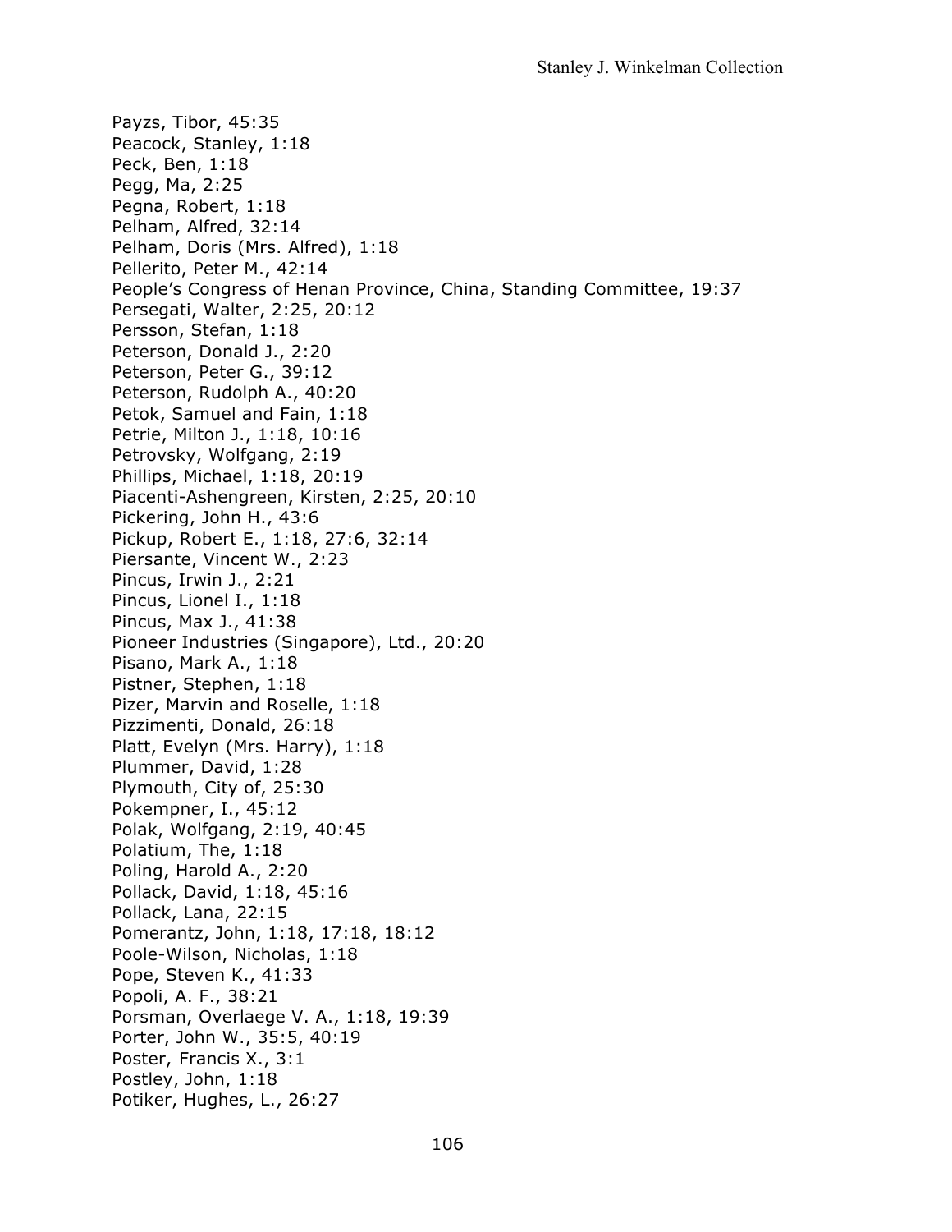Payzs, Tibor, 45:35
Peacock, Stanley, 1:18
Peck, Ben, 1:18
Pegg, Ma, 2:25
Pegna, Robert, 1:18
Pelham, Alfred, 32:14
Pelham, Doris (Mrs. Alfred), 1:18
Pellerito, Peter M., 42:14
People's Congress of Henan Province, China, Standing Committee, 19:37
Persegati, Walter, 2:25, 20:12
Persson, Stefan, 1:18
Peterson, Donald J., 2:20
Peterson, Peter G., 39:12
Peterson, Rudolph A., 40:20
Petok, Samuel and Fain, 1:18
Petrie, Milton J., 1:18, 10:16
Petrovsky, Wolfgang, 2:19
Phillips, Michael, 1:18, 20:19
Piacenti-Ashengreen, Kirsten, 2:25, 20:10
Pickering, John H., 43:6
Pickup, Robert E., 1:18, 27:6, 32:14
Piersante, Vincent W., 2:23
Pincus, Irwin J., 2:21
Pincus, Lionel I., 1:18
Pincus, Max J., 41:38
Pioneer Industries (Singapore), Ltd., 20:20
Pisano, Mark A., 1:18
Pistner, Stephen, 1:18
Pizer, Marvin and Roselle, 1:18
Pizzimenti, Donald, 26:18
Platt, Evelyn (Mrs. Harry), 1:18
Plummer, David, 1:28
Plymouth, City of, 25:30
Pokempner, I., 45:12
Polak, Wolfgang, 2:19, 40:45
Polatium, The, 1:18
Poling, Harold A., 2:20
Pollack, David, 1:18, 45:16
Pollack, Lana, 22:15
Pomerantz, John, 1:18, 17:18, 18:12
Poole-Wilson, Nicholas, 1:18
Pope, Steven K., 41:33
Popoli, A. F., 38:21
Porsman, Overlaege V. A., 1:18, 19:39
Porter, John W., 35:5, 40:19
Poster, Francis X., 3:1
Postley, John, 1:18
Potiker, Hughes, L., 26:27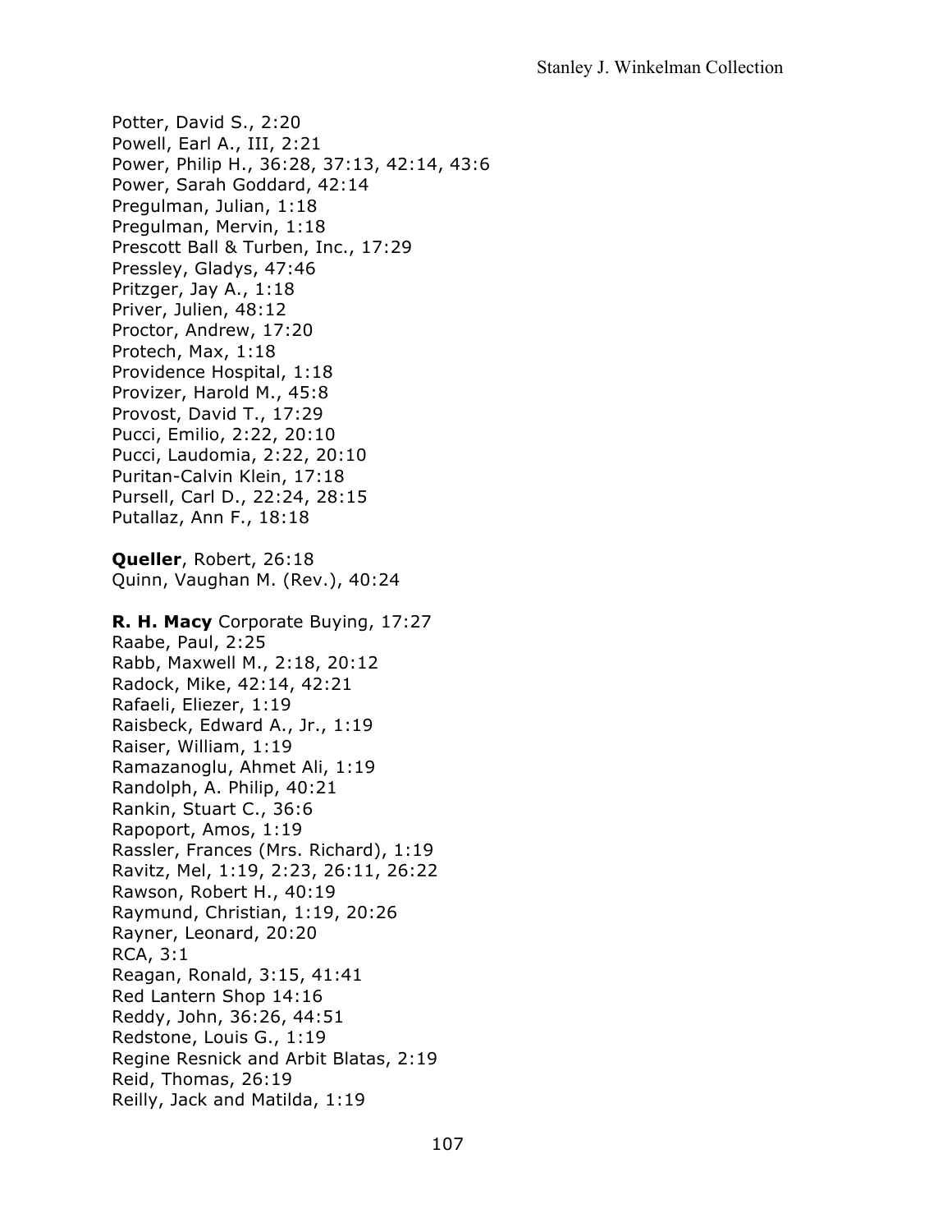Potter, David S., 2:20
Powell, Earl A., III, 2:21
Power, Philip H., 36:28, 37:13, 42:14, 43:6
Power, Sarah Goddard, 42:14
Pregulman, Julian, 1:18
Pregulman, Mervin, 1:18
Prescott Ball & Turben, Inc., 17:29
Pressley, Gladys, 47:46
Pritzger, Jay A., 1:18
Priver, Julien, 48:12
Proctor, Andrew, 17:20
Protech, Max, 1:18
Providence Hospital, 1:18
Provizer, Harold M., 45:8
Provost, David T., 17:29
Pucci, Emilio, 2:22, 20:10
Pucci, Laudomia, 2:22, 20:10
Puritan-Calvin Klein, 17:18
Pursell, Carl D., 22:24, 28:15
Putallaz, Ann F., 18:18

**Queller**, Robert, 26:18
Quinn, Vaughan M. (Rev.), 40:24

**R. H. Macy** Corporate Buying, 17:27
Raabe, Paul, 2:25
Rabb, Maxwell M., 2:18, 20:12
Radock, Mike, 42:14, 42:21
Rafaeli, Eliezer, 1:19
Raisbeck, Edward A., Jr., 1:19
Raiser, William, 1:19
Ramazanoglu, Ahmet Ali, 1:19
Randolph, A. Philip, 40:21
Rankin, Stuart C., 36:6
Rapoport, Amos, 1:19
Rassler, Frances (Mrs. Richard), 1:19
Ravitz, Mel, 1:19, 2:23, 26:11, 26:22
Rawson, Robert H., 40:19
Raymund, Christian, 1:19, 20:26
Rayner, Leonard, 20:20
RCA, 3:1
Reagan, Ronald, 3:15, 41:41
Red Lantern Shop 14:16
Reddy, John, 36:26, 44:51
Redstone, Louis G., 1:19
Regine Resnick and Arbit Blatas, 2:19
Reid, Thomas, 26:19
Reilly, Jack and Matilda, 1:19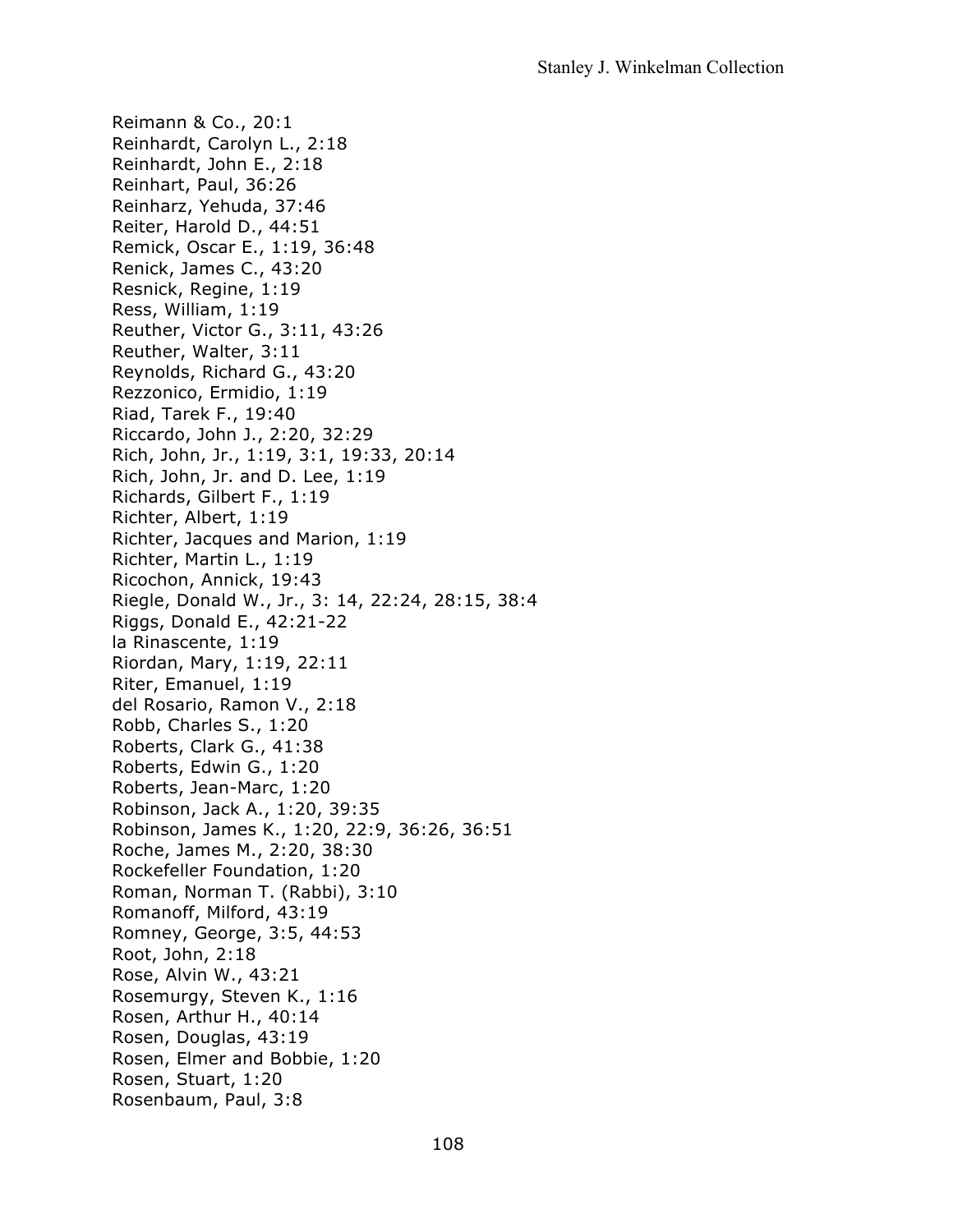Reimann & Co., 20:1
Reinhardt, Carolyn L., 2:18
Reinhardt, John E., 2:18
Reinhart, Paul, 36:26
Reinharz, Yehuda, 37:46
Reiter, Harold D., 44:51
Remick, Oscar E., 1:19, 36:48
Renick, James C., 43:20
Resnick, Regine, 1:19
Ress, William, 1:19
Reuther, Victor G., 3:11, 43:26
Reuther, Walter, 3:11
Reynolds, Richard G., 43:20
Rezzonico, Ermidio, 1:19
Riad, Tarek F., 19:40
Riccardo, John J., 2:20, 32:29
Rich, John, Jr., 1:19, 3:1, 19:33, 20:14
Rich, John, Jr. and D. Lee, 1:19
Richards, Gilbert F., 1:19
Richter, Albert, 1:19
Richter, Jacques and Marion, 1:19
Richter, Martin L., 1:19
Ricochon, Annick, 19:43
Riegle, Donald W., Jr., 3: 14, 22:24, 28:15, 38:4
Riggs, Donald E., 42:21-22
la Rinascente, 1:19
Riordan, Mary, 1:19, 22:11
Riter, Emanuel, 1:19
del Rosario, Ramon V., 2:18
Robb, Charles S., 1:20
Roberts, Clark G., 41:38
Roberts, Edwin G., 1:20
Roberts, Jean-Marc, 1:20
Robinson, Jack A., 1:20, 39:35
Robinson, James K., 1:20, 22:9, 36:26, 36:51
Roche, James M., 2:20, 38:30
Rockefeller Foundation, 1:20
Roman, Norman T. (Rabbi), 3:10
Romanoff, Milford, 43:19
Romney, George, 3:5, 44:53
Root, John, 2:18
Rose, Alvin W., 43:21
Rosemurgy, Steven K., 1:16
Rosen, Arthur H., 40:14
Rosen, Douglas, 43:19
Rosen, Elmer and Bobbie, 1:20
Rosen, Stuart, 1:20
Rosenbaum, Paul, 3:8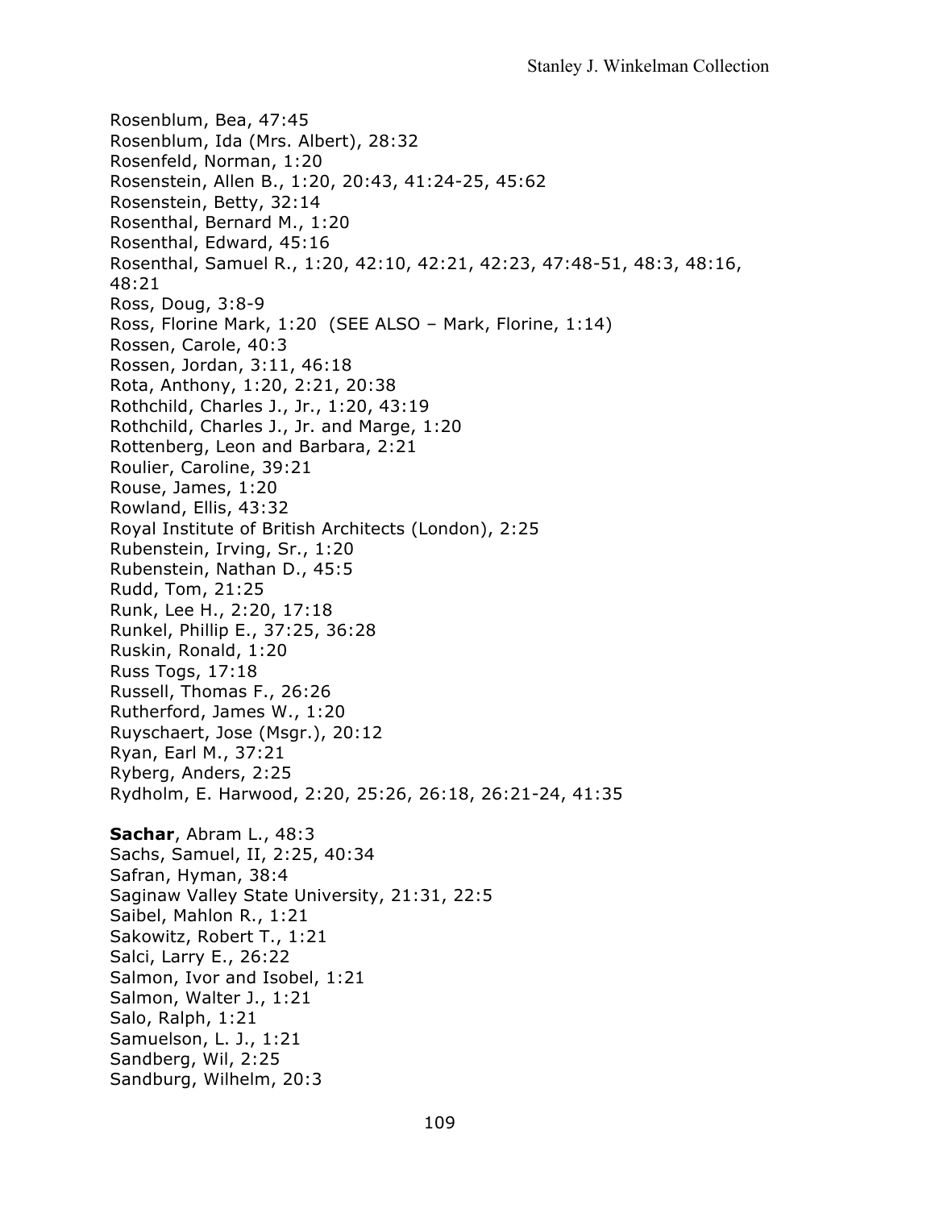Rosenblum, Bea, 47:45
Rosenblum, Ida (Mrs. Albert), 28:32
Rosenfeld, Norman, 1:20
Rosenstein, Allen B., 1:20, 20:43, 41:24-25, 45:62
Rosenstein, Betty, 32:14
Rosenthal, Bernard M., 1:20
Rosenthal, Edward, 45:16
Rosenthal, Samuel R., 1:20, 42:10, 42:21, 42:23, 47:48-51, 48:3, 48:16, 48:21
Ross, Doug, 3:8-9
Ross, Florine Mark, 1:20 (SEE ALSO – Mark, Florine, 1:14)
Rossen, Carole, 40:3
Rossen, Jordan, 3:11, 46:18
Rota, Anthony, 1:20, 2:21, 20:38
Rothchild, Charles J., Jr., 1:20, 43:19
Rothchild, Charles J., Jr. and Marge, 1:20
Rottenberg, Leon and Barbara, 2:21
Roulier, Caroline, 39:21
Rouse, James, 1:20
Rowland, Ellis, 43:32
Royal Institute of British Architects (London), 2:25
Rubenstein, Irving, Sr., 1:20
Rubenstein, Nathan D., 45:5
Rudd, Tom, 21:25
Runk, Lee H., 2:20, 17:18
Runkel, Phillip E., 37:25, 36:28
Ruskin, Ronald, 1:20
Russ Togs, 17:18
Russell, Thomas F., 26:26
Rutherford, James W., 1:20
Ruyschaert, Jose (Msgr.), 20:12
Ryan, Earl M., 37:21
Ryberg, Anders, 2:25
Rydholm, E. Harwood, 2:20, 25:26, 26:18, 26:21-24, 41:35

**Sachar**, Abram L., 48:3
Sachs, Samuel, II, 2:25, 40:34
Safran, Hyman, 38:4
Saginaw Valley State University, 21:31, 22:5
Saibel, Mahlon R., 1:21
Sakowitz, Robert T., 1:21
Salci, Larry E., 26:22
Salmon, Ivor and Isobel, 1:21
Salmon, Walter J., 1:21
Salo, Ralph, 1:21
Samuelson, L. J., 1:21
Sandberg, Wil, 2:25
Sandburg, Wilhelm, 20:3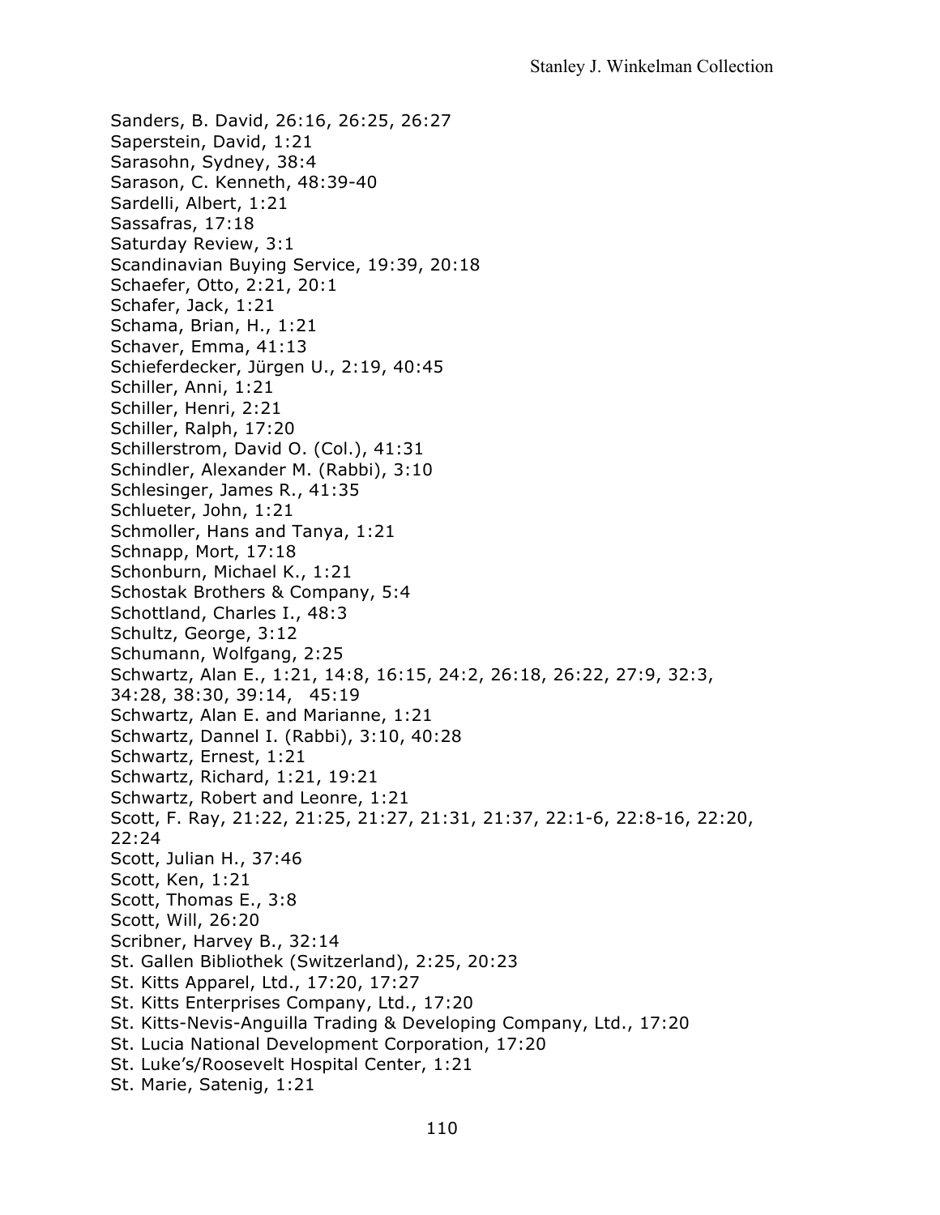Sanders, B. David, 26:16, 26:25, 26:27
Saperstein, David, 1:21
Sarasohn, Sydney, 38:4
Sarason, C. Kenneth, 48:39-40
Sardelli, Albert, 1:21
Sassafras, 17:18
Saturday Review, 3:1
Scandinavian Buying Service, 19:39, 20:18
Schaefer, Otto, 2:21, 20:1
Schafer, Jack, 1:21
Schama, Brian, H., 1:21
Schaver, Emma, 41:13
Schieferdecker, Jürgen U., 2:19, 40:45
Schiller, Anni, 1:21
Schiller, Henri, 2:21
Schiller, Ralph, 17:20
Schillerstrom, David O. (Col.), 41:31
Schindler, Alexander M. (Rabbi), 3:10
Schlesinger, James R., 41:35
Schlueter, John, 1:21
Schmoller, Hans and Tanya, 1:21
Schnapp, Mort, 17:18
Schonburn, Michael K., 1:21
Schostak Brothers & Company, 5:4
Schottland, Charles I., 48:3
Schultz, George, 3:12
Schumann, Wolfgang, 2:25
Schwartz, Alan E., 1:21, 14:8, 16:15, 24:2, 26:18, 26:22, 27:9, 32:3, 34:28, 38:30, 39:14, 45:19
Schwartz, Alan E. and Marianne, 1:21
Schwartz, Dannel I. (Rabbi), 3:10, 40:28
Schwartz, Ernest, 1:21
Schwartz, Richard, 1:21, 19:21
Schwartz, Robert and Leonre, 1:21
Scott, F. Ray, 21:22, 21:25, 21:27, 21:31, 21:37, 22:1-6, 22:8-16, 22:20, 22:24
Scott, Julian H., 37:46
Scott, Ken, 1:21
Scott, Thomas E., 3:8
Scott, Will, 26:20
Scribner, Harvey B., 32:14
St. Gallen Bibliothek (Switzerland), 2:25, 20:23
St. Kitts Apparel, Ltd., 17:20, 17:27
St. Kitts Enterprises Company, Ltd., 17:20
St. Kitts-Nevis-Anguilla Trading & Developing Company, Ltd., 17:20
St. Lucia National Development Corporation, 17:20
St. Luke's/Roosevelt Hospital Center, 1:21
St. Marie, Satenig, 1:21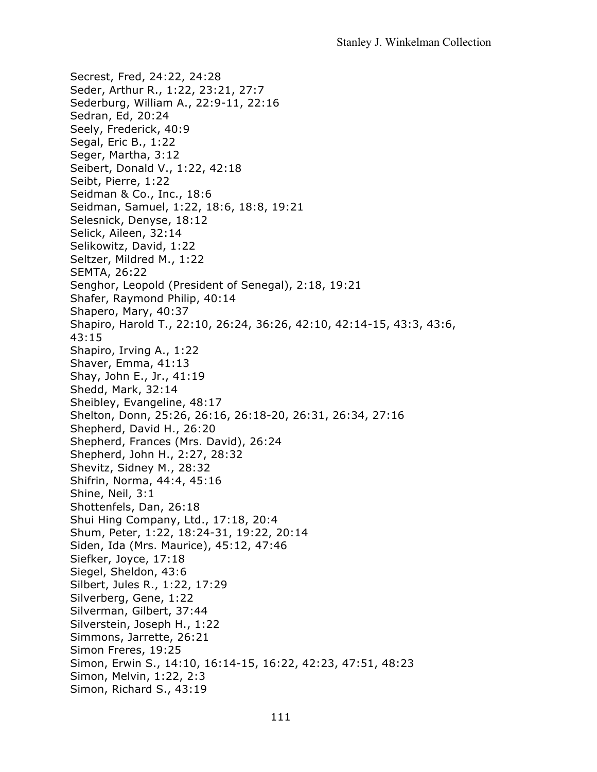Secrest, Fred, 24:22, 24:28
Seder, Arthur R., 1:22, 23:21, 27:7
Sederburg, William A., 22:9-11, 22:16
Sedran, Ed, 20:24
Seely, Frederick, 40:9
Segal, Eric B., 1:22
Seger, Martha, 3:12
Seibert, Donald V., 1:22, 42:18
Seibt, Pierre, 1:22
Seidman & Co., Inc., 18:6
Seidman, Samuel, 1:22, 18:6, 18:8, 19:21
Selesnick, Denyse, 18:12
Selick, Aileen, 32:14
Selikowitz, David, 1:22
Seltzer, Mildred M., 1:22
SEMTA, 26:22
Senghor, Leopold (President of Senegal), 2:18, 19:21
Shafer, Raymond Philip, 40:14
Shapero, Mary, 40:37
Shapiro, Harold T., 22:10, 26:24, 36:26, 42:10, 42:14-15, 43:3, 43:6, 43:15
Shapiro, Irving A., 1:22
Shaver, Emma, 41:13
Shay, John E., Jr., 41:19
Shedd, Mark, 32:14
Sheibley, Evangeline, 48:17
Shelton, Donn, 25:26, 26:16, 26:18-20, 26:31, 26:34, 27:16
Shepherd, David H., 26:20
Shepherd, Frances (Mrs. David), 26:24
Shepherd, John H., 2:27, 28:32
Shevitz, Sidney M., 28:32
Shifrin, Norma, 44:4, 45:16
Shine, Neil, 3:1
Shottenfels, Dan, 26:18
Shui Hing Company, Ltd., 17:18, 20:4
Shum, Peter, 1:22, 18:24-31, 19:22, 20:14
Siden, Ida (Mrs. Maurice), 45:12, 47:46
Siefker, Joyce, 17:18
Siegel, Sheldon, 43:6
Silbert, Jules R., 1:22, 17:29
Silverberg, Gene, 1:22
Silverman, Gilbert, 37:44
Silverstein, Joseph H., 1:22
Simmons, Jarrette, 26:21
Simon Freres, 19:25
Simon, Erwin S., 14:10, 16:14-15, 16:22, 42:23, 47:51, 48:23
Simon, Melvin, 1:22, 2:3
Simon, Richard S., 43:19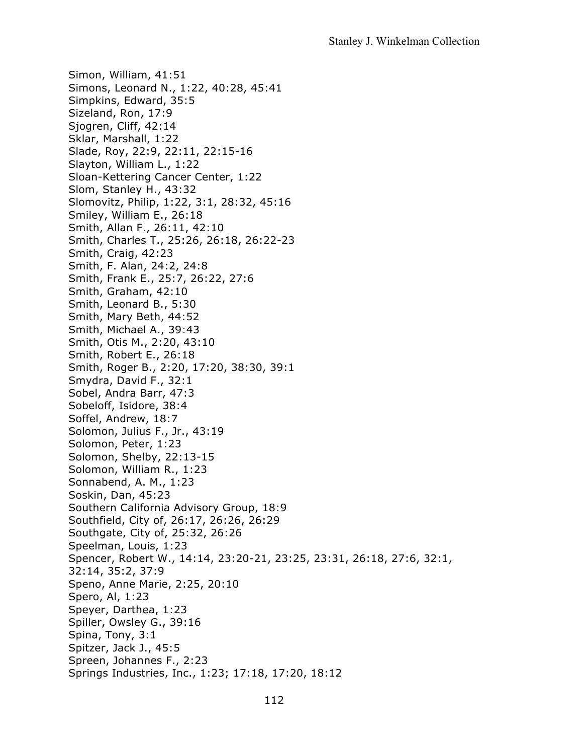Simon, William, 41:51  
Simons, Leonard N., 1:22, 40:28, 45:41  
Simpkins, Edward, 35:5  
Sizeland, Ron, 17:9  
Sjogren, Cliff, 42:14  
Sklar, Marshall, 1:22  
Slade, Roy, 22:9, 22:11, 22:15-16  
Slayton, William L., 1:22  
Sloan-Kettering Cancer Center, 1:22  
Slom, Stanley H., 43:32  
Slomovitz, Philip, 1:22, 3:1, 28:32, 45:16  
Smiley, William E., 26:18  
Smith, Allan F., 26:11, 42:10  
Smith, Charles T., 25:26, 26:18, 26:22-23  
Smith, Craig, 42:23  
Smith, F. Alan, 24:2, 24:8  
Smith, Frank E., 25:7, 26:22, 27:6  
Smith, Graham, 42:10  
Smith, Leonard B., 5:30  
Smith, Mary Beth, 44:52  
Smith, Michael A., 39:43  
Smith, Otis M., 2:20, 43:10  
Smith, Robert E., 26:18  
Smith, Roger B., 2:20, 17:20, 38:30, 39:1  
Smydra, David F., 32:1  
Sobel, Andra Barr, 47:3  
Sobeloff, Isidore, 38:4  
Soffel, Andrew, 18:7  
Solomon, Julius F., Jr., 43:19  
Solomon, Peter, 1:23  
Solomon, Shelby, 22:13-15  
Solomon, William R., 1:23  
Sonnabend, A. M., 1:23  
Soskin, Dan, 45:23  
Southern California Advisory Group, 18:9  
Southfield, City of, 26:17, 26:26, 26:29  
Southgate, City of, 25:32, 26:26  
Speelman, Louis, 1:23  
Spencer, Robert W., 14:14, 23:20-21, 23:25, 23:31, 26:18, 27:6, 32:1, 32:14, 35:2, 37:9  
Speno, Anne Marie, 2:25, 20:10  
Spero, Al, 1:23  
Speyer, Darthea, 1:23  
Spiller, Owsley G., 39:16  
Spina, Tony, 3:1  
Spitzer, Jack J., 45:5  
Spreen, Johannes F., 2:23  
Springs Industries, Inc., 1:23; 17:18, 17:20, 18:12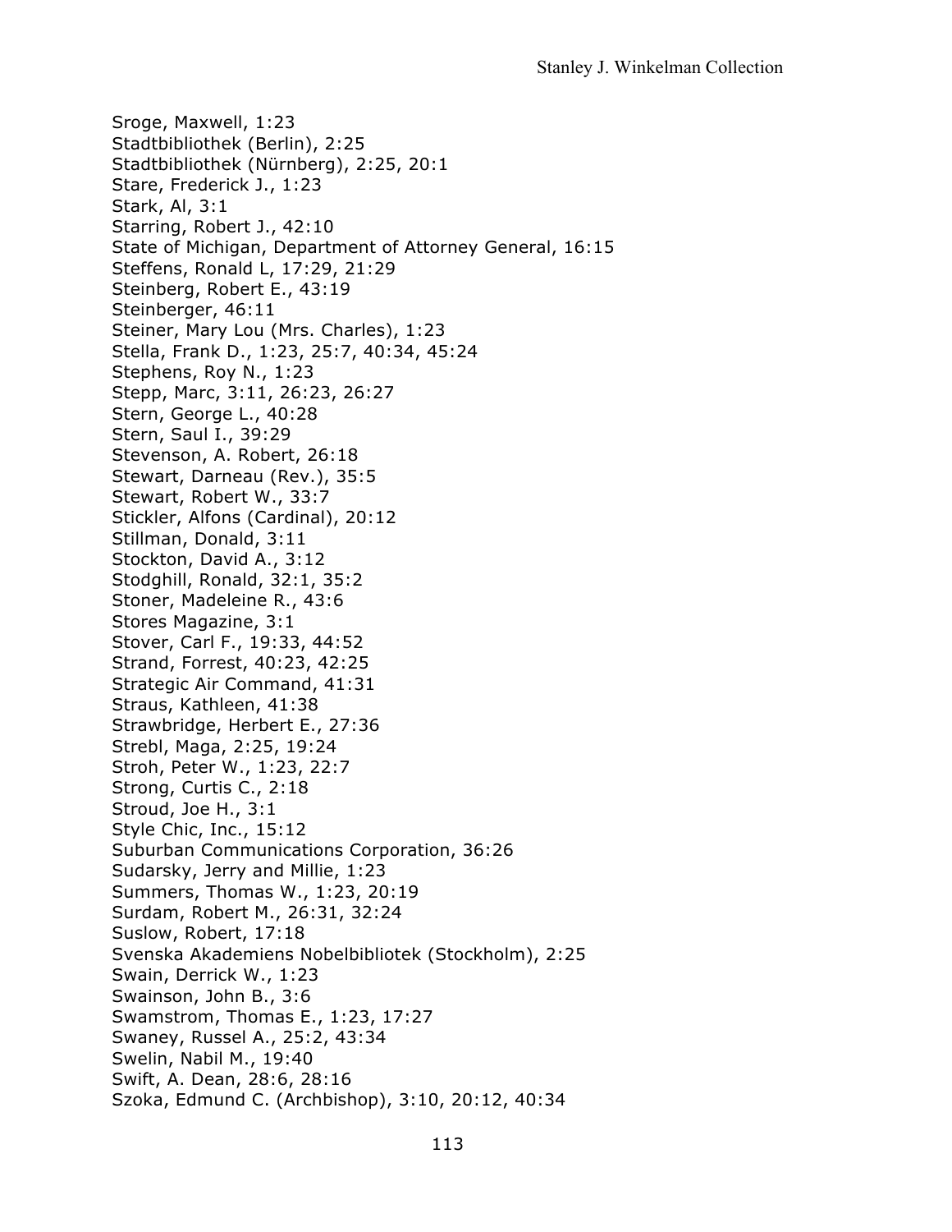Sroge, Maxwell, 1:23
Stadtbibliothek (Berlin), 2:25
Stadtbibliothek (Nürnberg), 2:25, 20:1
Stare, Frederick J., 1:23
Stark, Al, 3:1
Starring, Robert J., 42:10
State of Michigan, Department of Attorney General, 16:15
Steffens, Ronald L, 17:29, 21:29
Steinberg, Robert E., 43:19
Steinberger, 46:11
Steiner, Mary Lou (Mrs. Charles), 1:23
Stella, Frank D., 1:23, 25:7, 40:34, 45:24
Stephens, Roy N., 1:23
Stepp, Marc, 3:11, 26:23, 26:27
Stern, George L., 40:28
Stern, Saul I., 39:29
Stevenson, A. Robert, 26:18
Stewart, Darneau (Rev.), 35:5
Stewart, Robert W., 33:7
Stickler, Alfons (Cardinal), 20:12
Stillman, Donald, 3:11
Stockton, David A., 3:12
Stodghill, Ronald, 32:1, 35:2
Stoner, Madeleine R., 43:6
Stores Magazine, 3:1
Stover, Carl F., 19:33, 44:52
Strand, Forrest, 40:23, 42:25
Strategic Air Command, 41:31
Straus, Kathleen, 41:38
Strawbridge, Herbert E., 27:36
Strebl, Maga, 2:25, 19:24
Stroh, Peter W., 1:23, 22:7
Strong, Curtis C., 2:18
Stroud, Joe H., 3:1
Style Chic, Inc., 15:12
Suburban Communications Corporation, 36:26
Sudarsky, Jerry and Millie, 1:23
Summers, Thomas W., 1:23, 20:19
Surdam, Robert M., 26:31, 32:24
Suslow, Robert, 17:18
Svenska Akademiens Nobelbibliotek (Stockholm), 2:25
Swain, Derrick W., 1:23
Swainson, John B., 3:6
Swamstrom, Thomas E., 1:23, 17:27
Swaney, Russel A., 25:2, 43:34
Swelin, Nabil M., 19:40
Swift, A. Dean, 28:6, 28:16
Szoka, Edmund C. (Archbishop), 3:10, 20:12, 40:34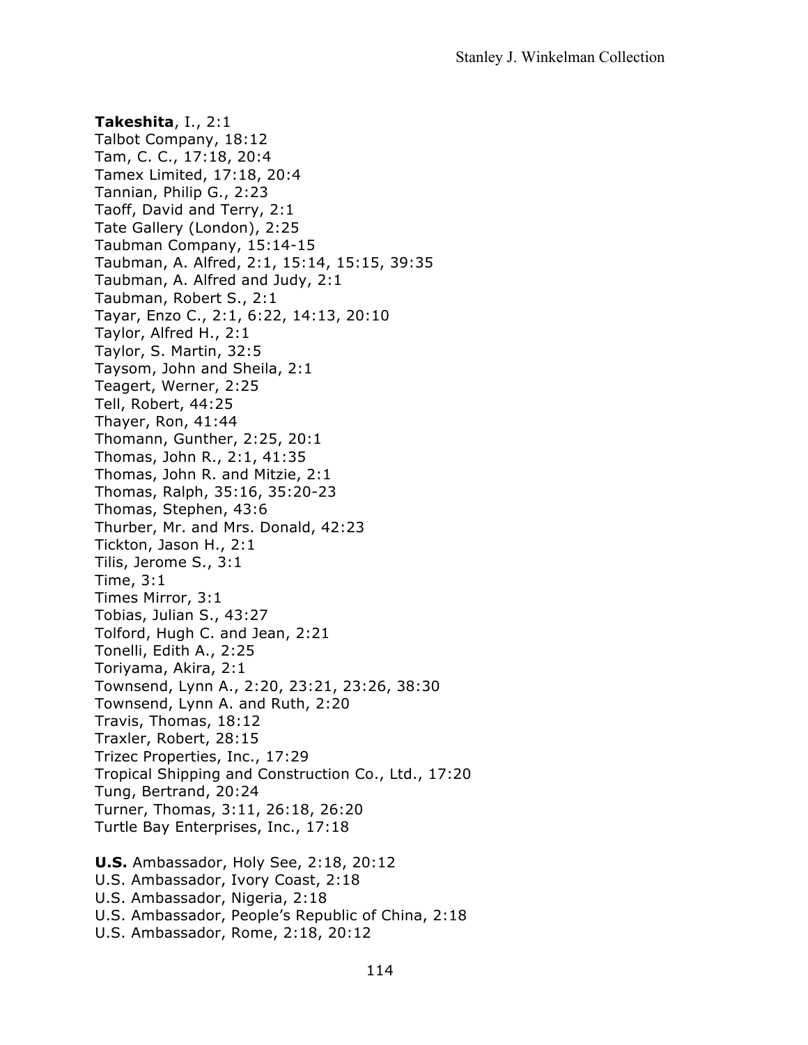**Takeshita**, I., 2:1
Talbot Company, 18:12
Tam, C. C., 17:18, 20:4
Tamex Limited, 17:18, 20:4
Tannian, Philip G., 2:23
Taoff, David and Terry, 2:1
Tate Gallery (London), 2:25
Taubman Company, 15:14-15
Taubman, A. Alfred, 2:1, 15:14, 15:15, 39:35
Taubman, A. Alfred and Judy, 2:1
Taubman, Robert S., 2:1
Tayar, Enzo C., 2:1, 6:22, 14:13, 20:10
Taylor, Alfred H., 2:1
Taylor, S. Martin, 32:5
Taysom, John and Sheila, 2:1
Teagert, Werner, 2:25
Tell, Robert, 44:25
Thayer, Ron, 41:44
Thomann, Gunther, 2:25, 20:1
Thomas, John R., 2:1, 41:35
Thomas, John R. and Mitzie, 2:1
Thomas, Ralph, 35:16, 35:20-23
Thomas, Stephen, 43:6
Thurber, Mr. and Mrs. Donald, 42:23
Tickton, Jason H., 2:1
Tilis, Jerome S., 3:1
Time, 3:1
Times Mirror, 3:1
Tobias, Julian S., 43:27
Tolford, Hugh C. and Jean, 2:21
Tonelli, Edith A., 2:25
Toriyama, Akira, 2:1
Townsend, Lynn A., 2:20, 23:21, 23:26, 38:30
Townsend, Lynn A. and Ruth, 2:20
Travis, Thomas, 18:12
Traxler, Robert, 28:15
Trizec Properties, Inc., 17:29
Tropical Shipping and Construction Co., Ltd., 17:20
Tung, Bertrand, 20:24
Turner, Thomas, 3:11, 26:18, 26:20
Turtle Bay Enterprises, Inc., 17:18

**U.S.** Ambassador, Holy See, 2:18, 20:12
U.S. Ambassador, Ivory Coast, 2:18
U.S. Ambassador, Nigeria, 2:18
U.S. Ambassador, People's Republic of China, 2:18
U.S. Ambassador, Rome, 2:18, 20:12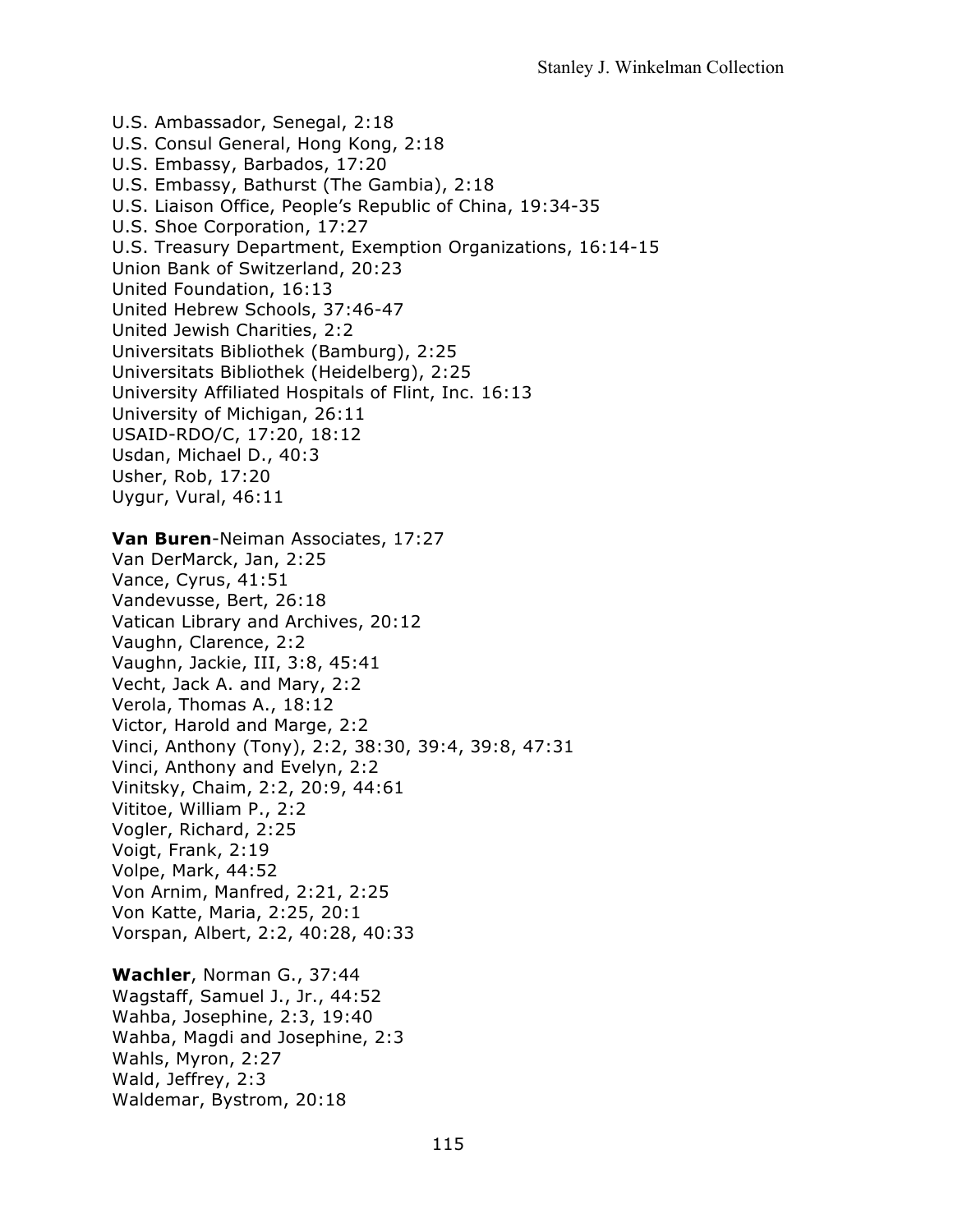U.S. Ambassador, Senegal, 2:18
U.S. Consul General, Hong Kong, 2:18
U.S. Embassy, Barbados, 17:20
U.S. Embassy, Bathurst (The Gambia), 2:18
U.S. Liaison Office, People's Republic of China, 19:34-35
U.S. Shoe Corporation, 17:27
U.S. Treasury Department, Exemption Organizations, 16:14-15
Union Bank of Switzerland, 20:23
United Foundation, 16:13
United Hebrew Schools, 37:46-47
United Jewish Charities, 2:2
Universitats Bibliothek (Bamburg), 2:25
Universitats Bibliothek (Heidelberg), 2:25
University Affiliated Hospitals of Flint, Inc. 16:13
University of Michigan, 26:11
USAID-RDO/C, 17:20, 18:12
Usdan, Michael D., 40:3
Usher, Rob, 17:20
Uygur, Vural, 46:11

**Van Buren**-Neiman Associates, 17:27
Van DerMarck, Jan, 2:25
Vance, Cyrus, 41:51
Vandevusse, Bert, 26:18
Vatican Library and Archives, 20:12
Vaughn, Clarence, 2:2
Vaughn, Jackie, III, 3:8, 45:41
Vecht, Jack A. and Mary, 2:2
Verola, Thomas A., 18:12
Victor, Harold and Marge, 2:2
Vinci, Anthony (Tony), 2:2, 38:30, 39:4, 39:8, 47:31
Vinci, Anthony and Evelyn, 2:2
Vinitsky, Chaim, 2:2, 20:9, 44:61
Vititoe, William P., 2:2
Vogler, Richard, 2:25
Voigt, Frank, 2:19
Volpe, Mark, 44:52
Von Arnim, Manfred, 2:21, 2:25
Von Katte, Maria, 2:25, 20:1
Vorspan, Albert, 2:2, 40:28, 40:33

**Wachler**, Norman G., 37:44
Wagstaff, Samuel J., Jr., 44:52
Wahba, Josephine, 2:3, 19:40
Wahba, Magdi and Josephine, 2:3
Wahls, Myron, 2:27
Wald, Jeffrey, 2:3
Waldemar, Bystrom, 20:18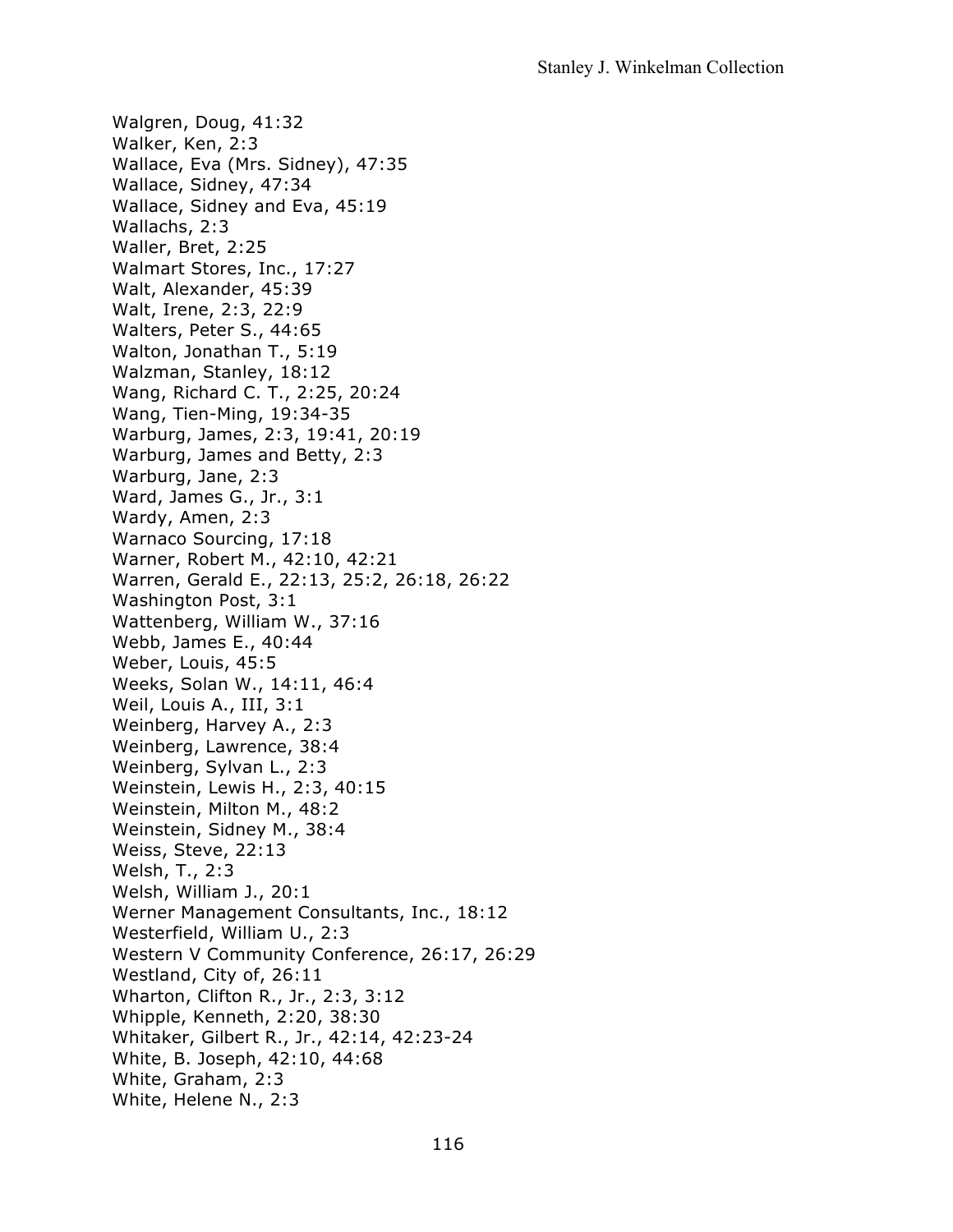Walgren, Doug, 41:32
Walker, Ken, 2:3
Wallace, Eva (Mrs. Sidney), 47:35
Wallace, Sidney, 47:34
Wallace, Sidney and Eva, 45:19
Wallachs, 2:3
Waller, Bret, 2:25
Walmart Stores, Inc., 17:27
Walt, Alexander, 45:39
Walt, Irene, 2:3, 22:9
Walters, Peter S., 44:65
Walton, Jonathan T., 5:19
Walzman, Stanley, 18:12
Wang, Richard C. T., 2:25, 20:24
Wang, Tien-Ming, 19:34-35
Warburg, James, 2:3, 19:41, 20:19
Warburg, James and Betty, 2:3
Warburg, Jane, 2:3
Ward, James G., Jr., 3:1
Wardy, Amen, 2:3
Warnaco Sourcing, 17:18
Warner, Robert M., 42:10, 42:21
Warren, Gerald E., 22:13, 25:2, 26:18, 26:22
Washington Post, 3:1
Wattenberg, William W., 37:16
Webb, James E., 40:44
Weber, Louis, 45:5
Weeks, Solan W., 14:11, 46:4
Weil, Louis A., III, 3:1
Weinberg, Harvey A., 2:3
Weinberg, Lawrence, 38:4
Weinberg, Sylvan L., 2:3
Weinstein, Lewis H., 2:3, 40:15
Weinstein, Milton M., 48:2
Weinstein, Sidney M., 38:4
Weiss, Steve, 22:13
Welsh, T., 2:3
Welsh, William J., 20:1
Werner Management Consultants, Inc., 18:12
Westerfield, William U., 2:3
Western V Community Conference, 26:17, 26:29
Westland, City of, 26:11
Wharton, Clifton R., Jr., 2:3, 3:12
Whipple, Kenneth, 2:20, 38:30
Whitaker, Gilbert R., Jr., 42:14, 42:23-24
White, B. Joseph, 42:10, 44:68
White, Graham, 2:3
White, Helene N., 2:3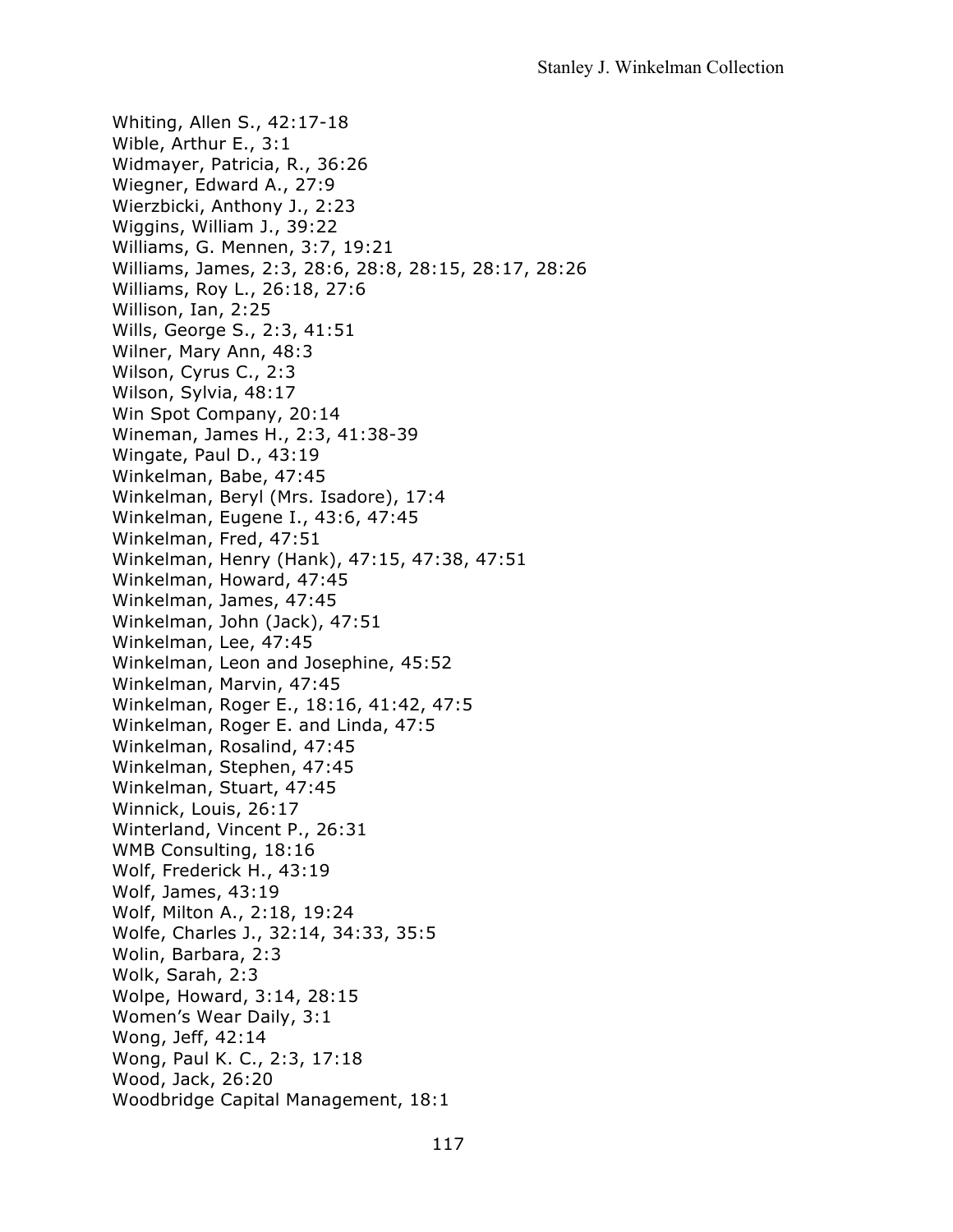Whiting, Allen S., 42:17-18
Wible, Arthur E., 3:1
Widmayer, Patricia, R., 36:26
Wiegner, Edward A., 27:9
Wierzbicki, Anthony J., 2:23
Wiggins, William J., 39:22
Williams, G. Mennen, 3:7, 19:21
Williams, James, 2:3, 28:6, 28:8, 28:15, 28:17, 28:26
Williams, Roy L., 26:18, 27:6
Willison, Ian, 2:25
Wills, George S., 2:3, 41:51
Wilner, Mary Ann, 48:3
Wilson, Cyrus C., 2:3
Wilson, Sylvia, 48:17
Win Spot Company, 20:14
Wineman, James H., 2:3, 41:38-39
Wingate, Paul D., 43:19
Winkelman, Babe, 47:45
Winkelman, Beryl (Mrs. Isadore), 17:4
Winkelman, Eugene I., 43:6, 47:45
Winkelman, Fred, 47:51
Winkelman, Henry (Hank), 47:15, 47:38, 47:51
Winkelman, Howard, 47:45
Winkelman, James, 47:45
Winkelman, John (Jack), 47:51
Winkelman, Lee, 47:45
Winkelman, Leon and Josephine, 45:52
Winkelman, Marvin, 47:45
Winkelman, Roger E., 18:16, 41:42, 47:5
Winkelman, Roger E. and Linda, 47:5
Winkelman, Rosalind, 47:45
Winkelman, Stephen, 47:45
Winkelman, Stuart, 47:45
Winnick, Louis, 26:17
Winterland, Vincent P., 26:31
WMB Consulting, 18:16
Wolf, Frederick H., 43:19
Wolf, James, 43:19
Wolf, Milton A., 2:18, 19:24
Wolfe, Charles J., 32:14, 34:33, 35:5
Wolin, Barbara, 2:3
Wolk, Sarah, 2:3
Wolpe, Howard, 3:14, 28:15
Women's Wear Daily, 3:1
Wong, Jeff, 42:14
Wong, Paul K. C., 2:3, 17:18
Wood, Jack, 26:20
Woodbridge Capital Management, 18:1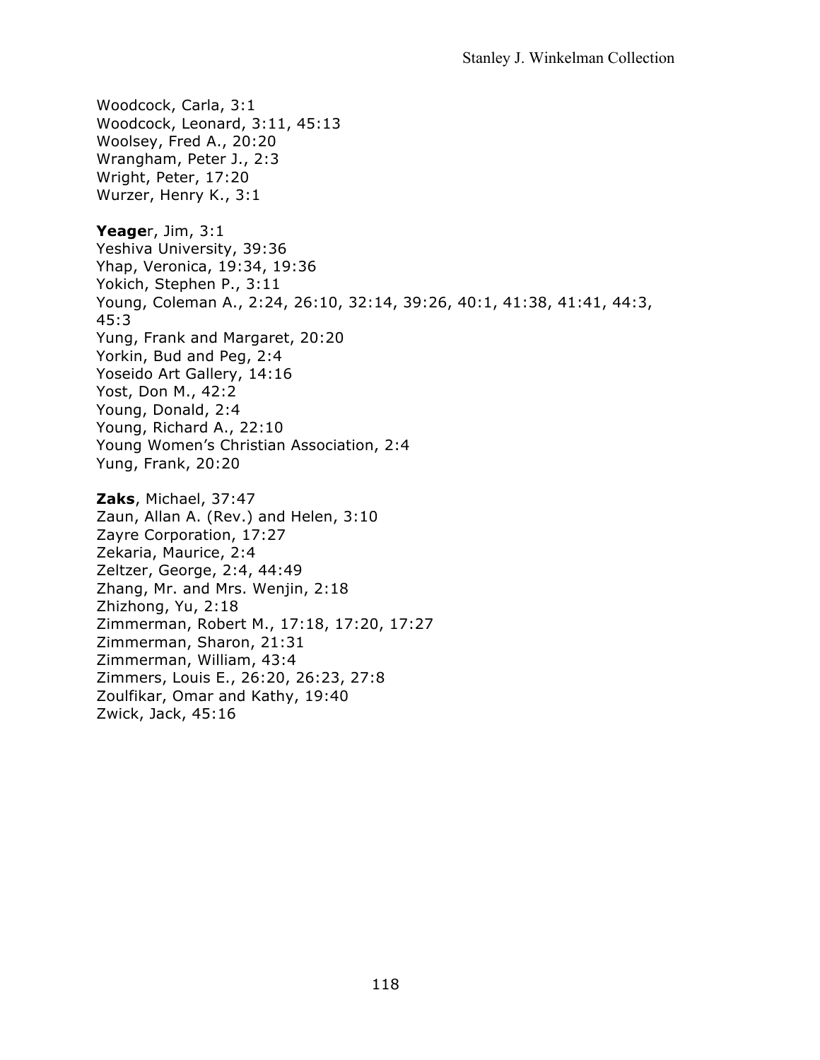Woodcock, Carla, 3:1
Woodcock, Leonard, 3:11, 45:13
Woolsey, Fred A., 20:20
Wrangham, Peter J., 2:3
Wright, Peter, 17:20
Wurzer, Henry K., 3:1

**Yeage**r, Jim, 3:1
Yeshiva University, 39:36
Yhap, Veronica, 19:34, 19:36
Yokich, Stephen P., 3:11
Young, Coleman A., 2:24, 26:10, 32:14, 39:26, 40:1, 41:38, 41:41, 44:3, 45:3
Yung, Frank and Margaret, 20:20
Yorkin, Bud and Peg, 2:4
Yoseido Art Gallery, 14:16
Yost, Don M., 42:2
Young, Donald, 2:4
Young, Richard A., 22:10
Young Women's Christian Association, 2:4
Yung, Frank, 20:20

**Zaks**, Michael, 37:47
Zaun, Allan A. (Rev.) and Helen, 3:10
Zayre Corporation, 17:27
Zekaria, Maurice, 2:4
Zeltzer, George, 2:4, 44:49
Zhang, Mr. and Mrs. Wenjin, 2:18
Zhizhong, Yu, 2:18
Zimmerman, Robert M., 17:18, 17:20, 17:27
Zimmerman, Sharon, 21:31
Zimmerman, William, 43:4
Zimmers, Louis E., 26:20, 26:23, 27:8
Zoulfikar, Omar and Kathy, 19:40
Zwick, Jack, 45:16